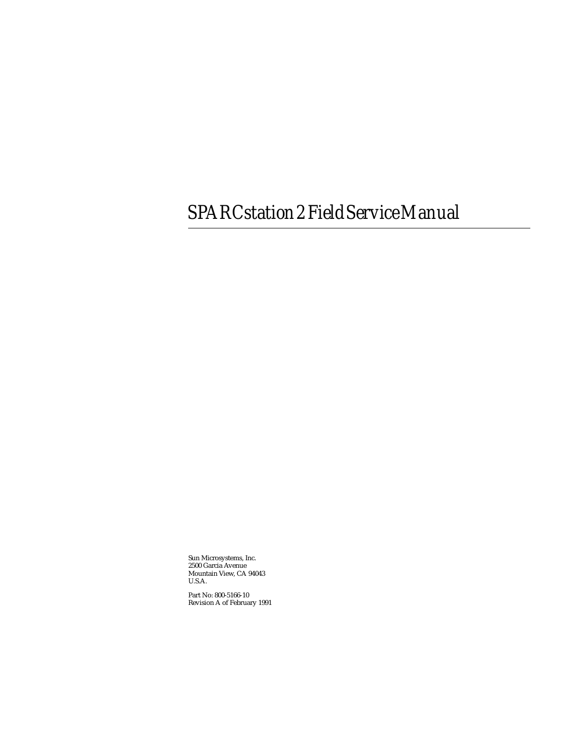# SPARCstation 2 Field Service Manual

Sun Microsystems, Inc.
2500 Garcia Avenue
Mountain View, CA 94043
U.S.A.

Part No: 800-5166-10
Revision A of February 1991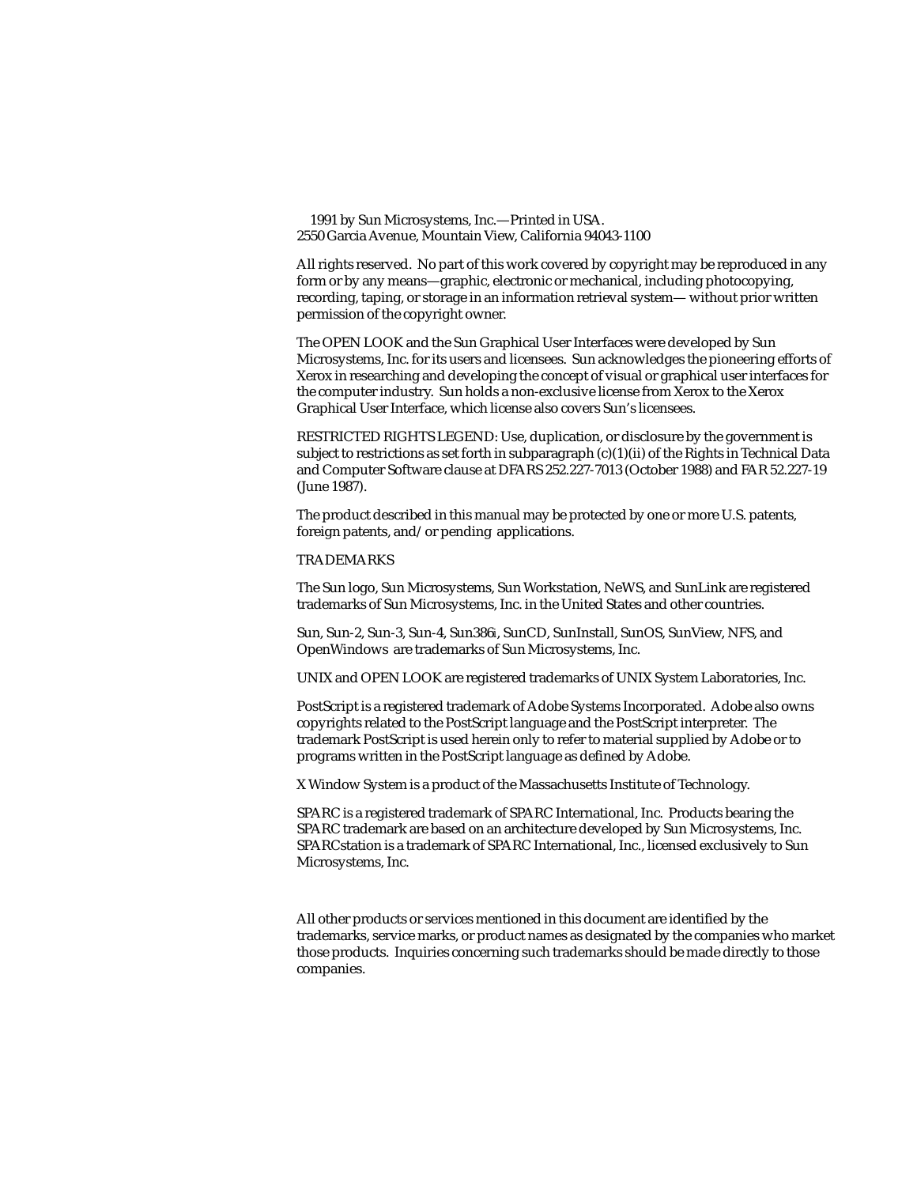1991 by Sun Microsystems, Inc.—Printed in USA.
2550 Garcia Avenue, Mountain View, California 94043-1100

All rights reserved. No part of this work covered by copyright may be reproduced in any form or by any means—graphic, electronic or mechanical, including photocopying, recording, taping, or storage in an information retrieval system— without prior written permission of the copyright owner.

The OPEN LOOK and the Sun Graphical User Interfaces were developed by Sun Microsystems, Inc. for its users and licensees. Sun acknowledges the pioneering efforts of Xerox in researching and developing the concept of visual or graphical user interfaces for the computer industry. Sun holds a non-exclusive license from Xerox to the Xerox Graphical User Interface, which license also covers Sun's licensees.

RESTRICTED RIGHTS LEGEND: Use, duplication, or disclosure by the government is subject to restrictions as set forth in subparagraph (c)(1)(ii) of the Rights in Technical Data and Computer Software clause at DFARS 252.227-7013 (October 1988) and FAR 52.227-19 (June 1987).

The product described in this manual may be protected by one or more U.S. patents, foreign patents, and/or pending applications.

TRADEMARKS

The Sun logo, Sun Microsystems, Sun Workstation, NeWS, and SunLink are registered trademarks of Sun Microsystems, Inc. in the United States and other countries.

Sun, Sun-2, Sun-3, Sun-4, Sun386i, SunCD, SunInstall, SunOS, SunView, NFS, and OpenWindows are trademarks of Sun Microsystems, Inc.

UNIX and OPEN LOOK are registered trademarks of UNIX System Laboratories, Inc.

PostScript is a registered trademark of Adobe Systems Incorporated. Adobe also owns copyrights related to the PostScript language and the PostScript interpreter. The trademark PostScript is used herein only to refer to material supplied by Adobe or to programs written in the PostScript language as defined by Adobe.

X Window System is a product of the Massachusetts Institute of Technology.

SPARC is a registered trademark of SPARC International, Inc. Products bearing the SPARC trademark are based on an architecture developed by Sun Microsystems, Inc. SPARCstation is a trademark of SPARC International, Inc., licensed exclusively to Sun Microsystems, Inc.

All other products or services mentioned in this document are identified by the trademarks, service marks, or product names as designated by the companies who market those products. Inquiries concerning such trademarks should be made directly to those companies.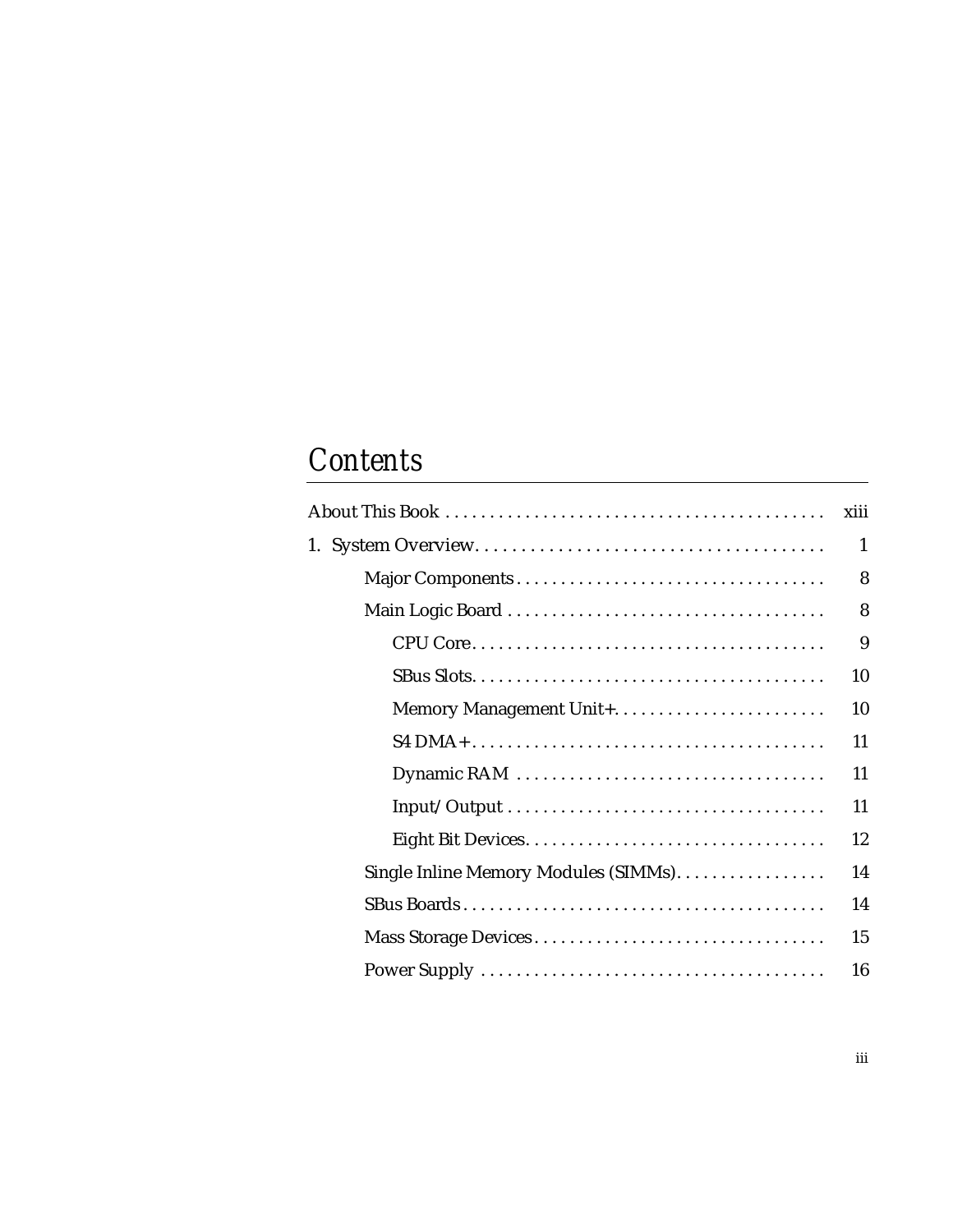# *Contents*

About This Book . . . . . . . . . . . . . . . . . . . . . . . . . . . . . . . . . . . . . . . . . . xiii

1. System Overview. . . . . . . . . . . . . . . . . . . . . . . . . . . . . . . . . . . . . . 1
    - Major Components . . . . . . . . . . . . . . . . . . . . . . . . . . . . . . . . . . 8
    - Main Logic Board . . . . . . . . . . . . . . . . . . . . . . . . . . . . . . . . . . . 8
        - CPU Core. . . . . . . . . . . . . . . . . . . . . . . . . . . . . . . . . . . . . . . 9
        - SBus Slots. . . . . . . . . . . . . . . . . . . . . . . . . . . . . . . . . . . . . . . 10
        - Memory Management Unit+. . . . . . . . . . . . . . . . . . . . . . . . 10
        - S4 DMA+ . . . . . . . . . . . . . . . . . . . . . . . . . . . . . . . . . . . . . . . 11
        - Dynamic RAM . . . . . . . . . . . . . . . . . . . . . . . . . . . . . . . . . . 11
        - Input/Output . . . . . . . . . . . . . . . . . . . . . . . . . . . . . . . . . . . 11
        - Eight Bit Devices. . . . . . . . . . . . . . . . . . . . . . . . . . . . . . . . . 12
    - Single Inline Memory Modules (SIMMs). . . . . . . . . . . . . . . . . 14
    - SBus Boards . . . . . . . . . . . . . . . . . . . . . . . . . . . . . . . . . . . . . . . . 14
    - Mass Storage Devices . . . . . . . . . . . . . . . . . . . . . . . . . . . . . . . . 15
    - Power Supply . . . . . . . . . . . . . . . . . . . . . . . . . . . . . . . . . . . . . . 16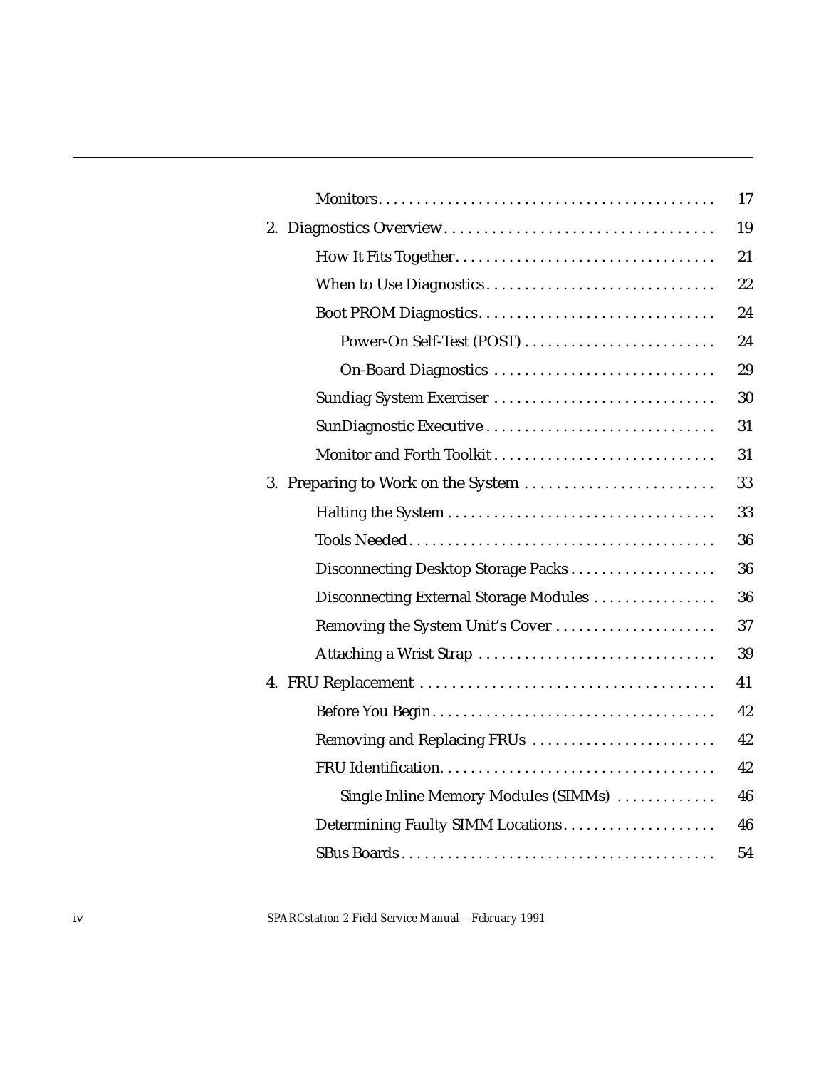| | |
|---|---|
| Monitors | 17 |
| 2. Diagnostics Overview | 19 |
| How It Fits Together | 21 |
| When to Use Diagnostics | 22 |
| Boot PROM Diagnostics | 24 |
| Power-On Self-Test (POST) | 24 |
| On-Board Diagnostics | 29 |
| Sundiag System Exerciser | 30 |
| SunDiagnostic Executive | 31 |
| Monitor and Forth Toolkit | 31 |
| 3. Preparing to Work on the System | 33 |
| Halting the System | 33 |
| Tools Needed | 36 |
| Disconnecting Desktop Storage Packs | 36 |
| Disconnecting External Storage Modules | 36 |
| Removing the System Unit's Cover | 37 |
| Attaching a Wrist Strap | 39 |
| 4. FRU Replacement | 41 |
| Before You Begin | 42 |
| Removing and Replacing FRUs | 42 |
| FRU Identification | 42 |
| Single Inline Memory Modules (SIMMs) | 46 |
| Determining Faulty SIMM Locations | 46 |
| SBus Boards | 54 |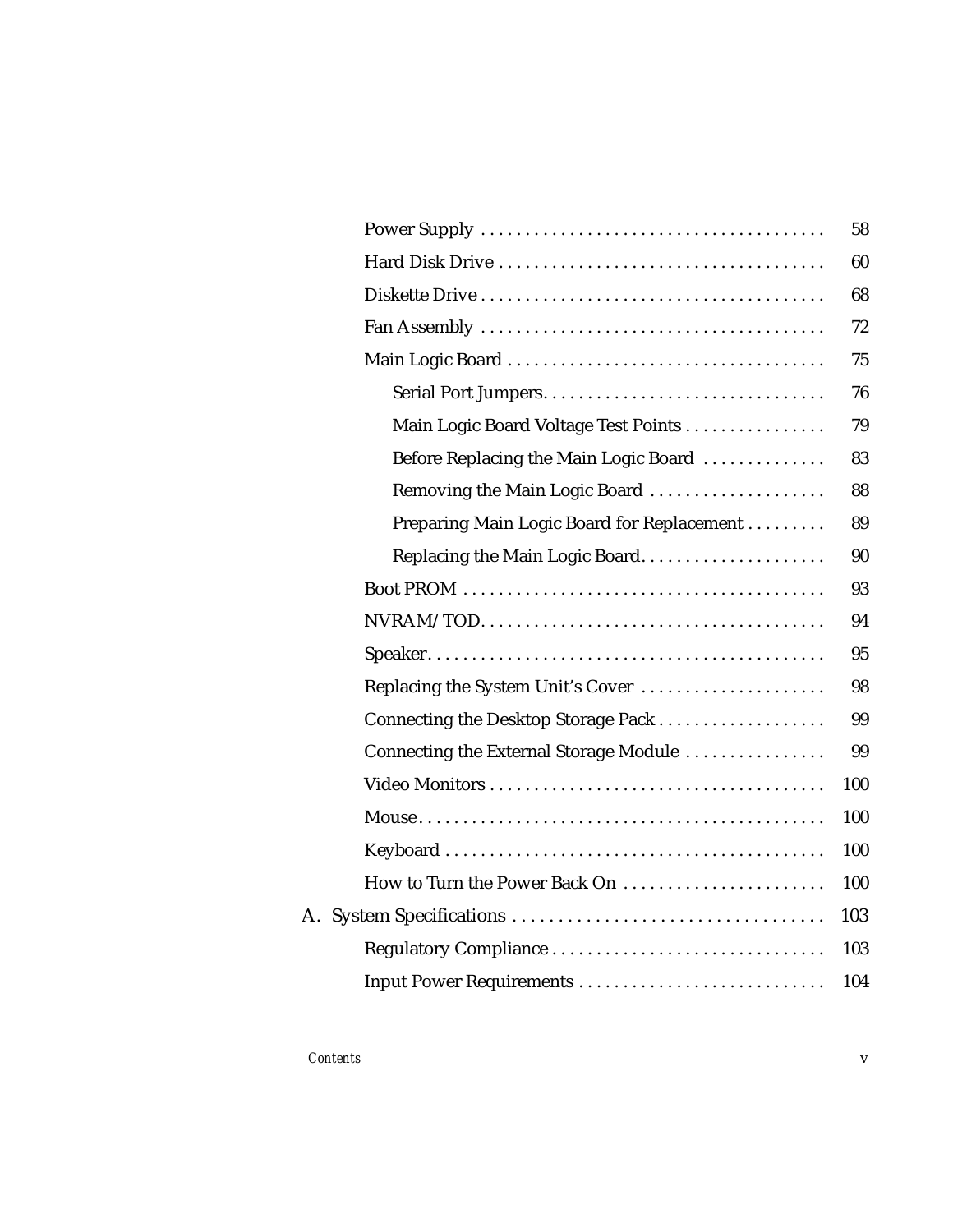- Power Supply ........................................ 58
- Hard Disk Drive ..................................... 60
- Diskette Drive ...................................... 68
- Fan Assembly ........................................ 72
- Main Logic Board .................................... 75
  - Serial Port Jumpers................................ 76
  - Main Logic Board Voltage Test Points ................ 79
  - Before Replacing the Main Logic Board .............. 83
  - Removing the Main Logic Board ..................... 88
  - Preparing Main Logic Board for Replacement ......... 89
  - Replacing the Main Logic Board..................... 90
- Boot PROM ........................................... 93
- NVRAM/TOD........................................... 94
- Speaker.............................................. 95
- Replacing the System Unit's Cover ..................... 98
- Connecting the Desktop Storage Pack ................... 99
- Connecting the External Storage Module ................ 99
- Video Monitors ...................................... 100
- Mouse................................................ 100
- Keyboard ............................................ 100
- How to Turn the Power Back On ....................... 100

A. System Specifications .................................. 103
- Regulatory Compliance ............................... 103
- Input Power Requirements ............................ 104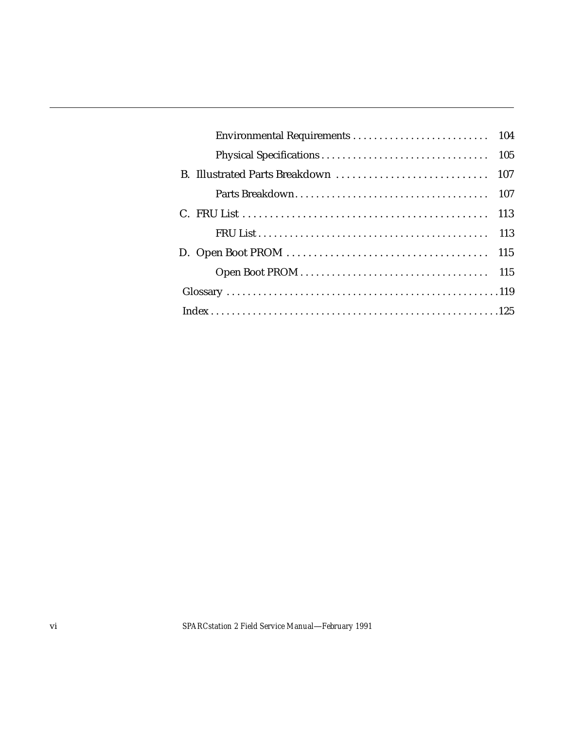Environmental Requirements .......................... 104

Physical Specifications ................................ 105

B. Illustrated Parts Breakdown ............................ 107

Parts Breakdown..................................... 107

C. FRU List ............................................. 113

FRU List ........................................... 113

D. Open Boot PROM ..................................... 115

Open Boot PROM .................................... 115

Glossary ...................................................119

Index .......................................................125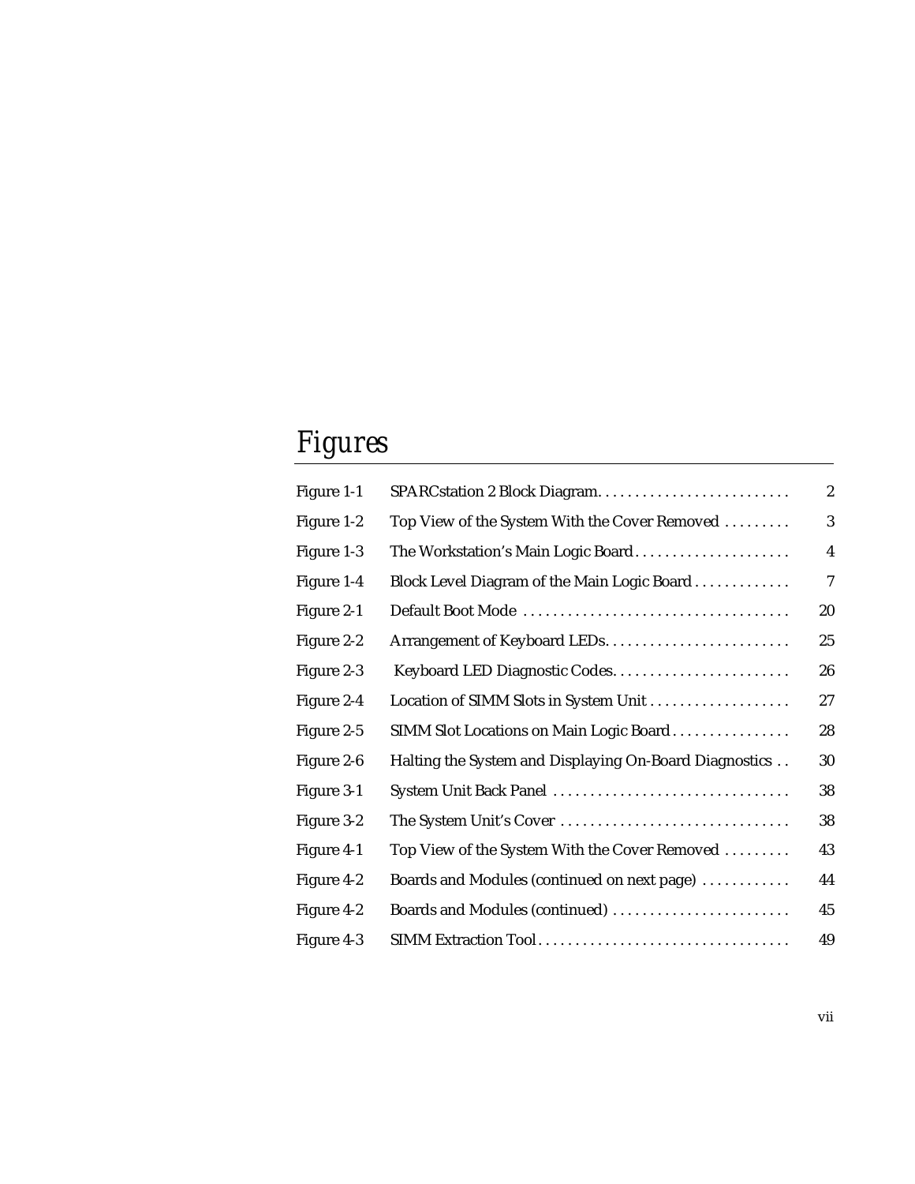# Figures

| | | |
|---|---|---|
| Figure 1-1 | SPARCstation 2 Block Diagram | 2 |
| Figure 1-2 | Top View of the System With the Cover Removed | 3 |
| Figure 1-3 | The Workstation's Main Logic Board | 4 |
| Figure 1-4 | Block Level Diagram of the Main Logic Board | 7 |
| Figure 2-1 | Default Boot Mode | 20 |
| Figure 2-2 | Arrangement of Keyboard LEDs | 25 |
| Figure 2-3 | Keyboard LED Diagnostic Codes | 26 |
| Figure 2-4 | Location of SIMM Slots in System Unit | 27 |
| Figure 2-5 | SIMM Slot Locations on Main Logic Board | 28 |
| Figure 2-6 | Halting the System and Displaying On-Board Diagnostics | 30 |
| Figure 3-1 | System Unit Back Panel | 38 |
| Figure 3-2 | The System Unit's Cover | 38 |
| Figure 4-1 | Top View of the System With the Cover Removed | 43 |
| Figure 4-2 | Boards and Modules (continued on next page) | 44 |
| Figure 4-2 | Boards and Modules (continued) | 45 |
| Figure 4-3 | SIMM Extraction Tool | 49 |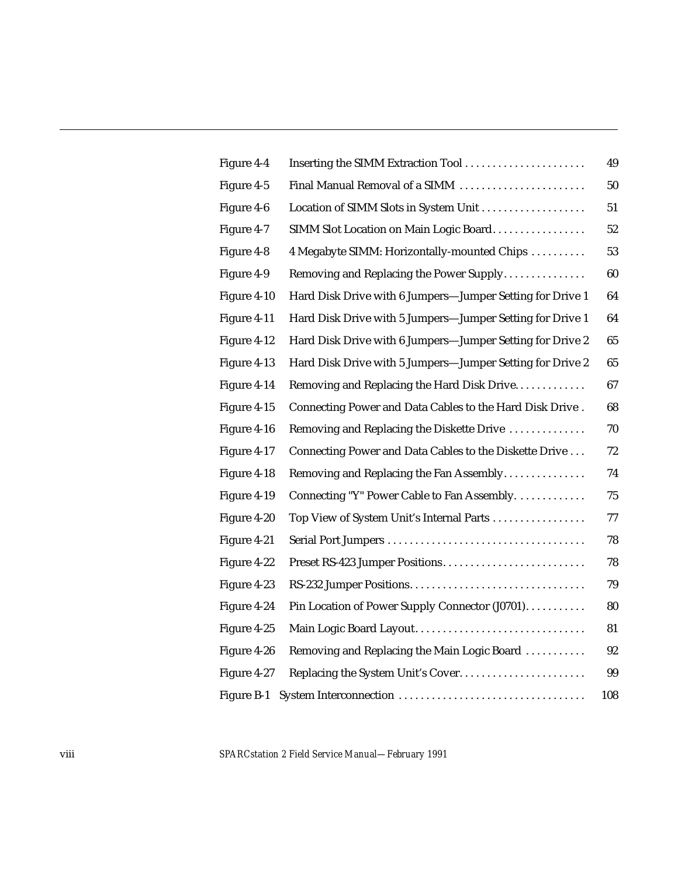| | | |
|---|---|---|
| Figure 4-4 | Inserting the SIMM Extraction Tool | 49 |
| Figure 4-5 | Final Manual Removal of a SIMM | 50 |
| Figure 4-6 | Location of SIMM Slots in System Unit | 51 |
| Figure 4-7 | SIMM Slot Location on Main Logic Board | 52 |
| Figure 4-8 | 4 Megabyte SIMM: Horizontally-mounted Chips | 53 |
| Figure 4-9 | Removing and Replacing the Power Supply | 60 |
| Figure 4-10 | Hard Disk Drive with 6 Jumpers—Jumper Setting for Drive 1 | 64 |
| Figure 4-11 | Hard Disk Drive with 5 Jumpers—Jumper Setting for Drive 1 | 64 |
| Figure 4-12 | Hard Disk Drive with 6 Jumpers—Jumper Setting for Drive 2 | 65 |
| Figure 4-13 | Hard Disk Drive with 5 Jumpers—Jumper Setting for Drive 2 | 65 |
| Figure 4-14 | Removing and Replacing the Hard Disk Drive | 67 |
| Figure 4-15 | Connecting Power and Data Cables to the Hard Disk Drive | 68 |
| Figure 4-16 | Removing and Replacing the Diskette Drive | 70 |
| Figure 4-17 | Connecting Power and Data Cables to the Diskette Drive | 72 |
| Figure 4-18 | Removing and Replacing the Fan Assembly | 74 |
| Figure 4-19 | Connecting "Y" Power Cable to Fan Assembly | 75 |
| Figure 4-20 | Top View of System Unit's Internal Parts | 77 |
| Figure 4-21 | Serial Port Jumpers | 78 |
| Figure 4-22 | Preset RS-423 Jumper Positions | 78 |
| Figure 4-23 | RS-232 Jumper Positions | 79 |
| Figure 4-24 | Pin Location of Power Supply Connector (J0701) | 80 |
| Figure 4-25 | Main Logic Board Layout | 81 |
| Figure 4-26 | Removing and Replacing the Main Logic Board | 92 |
| Figure 4-27 | Replacing the System Unit's Cover | 99 |
| Figure B-1 | System Interconnection | 108 |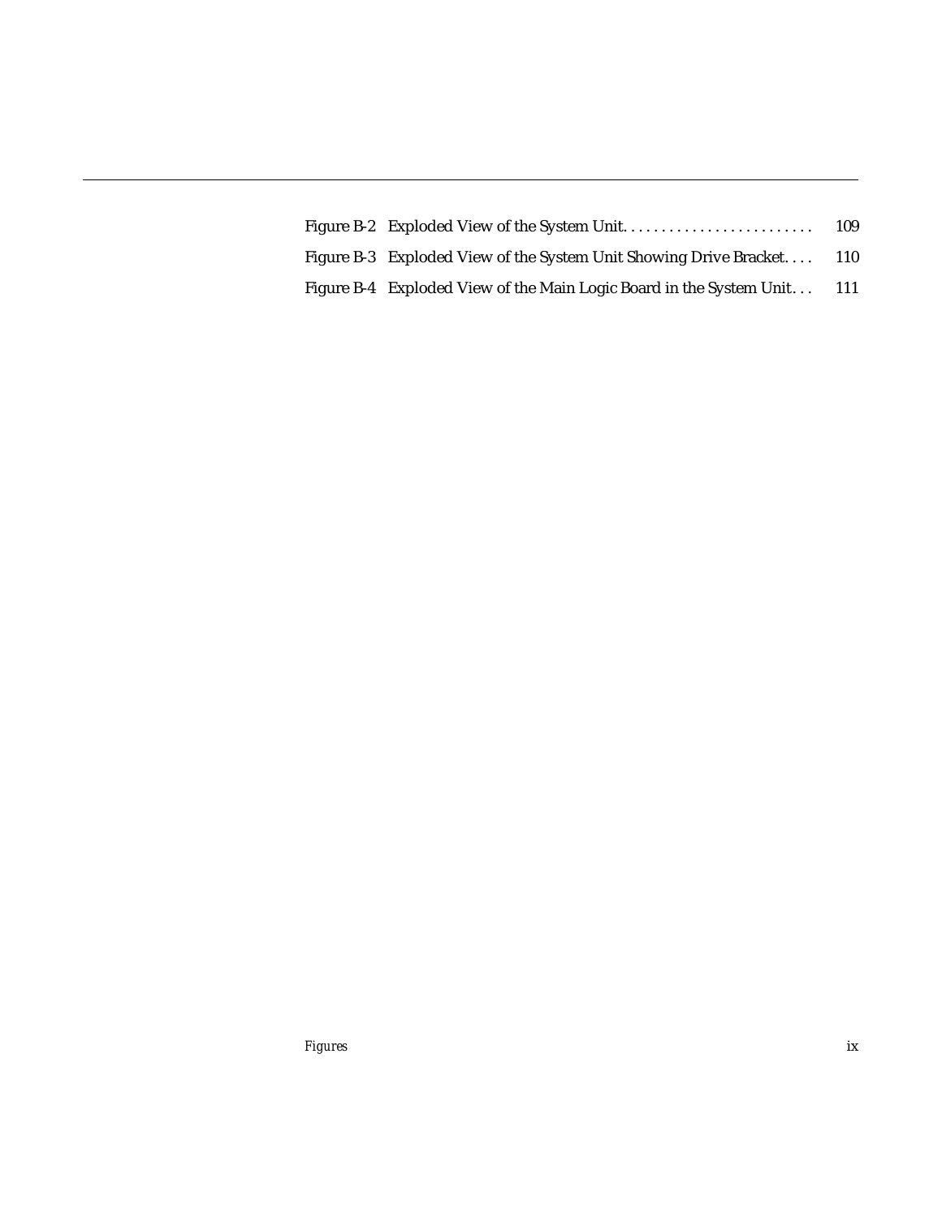Figure B-2 Exploded View of the System Unit. . . . . . . . . . . . . . . . . . . . . . . . . 109

Figure B-3 Exploded View of the System Unit Showing Drive Bracket. . . . 110

Figure B-4 Exploded View of the Main Logic Board in the System Unit . . . 111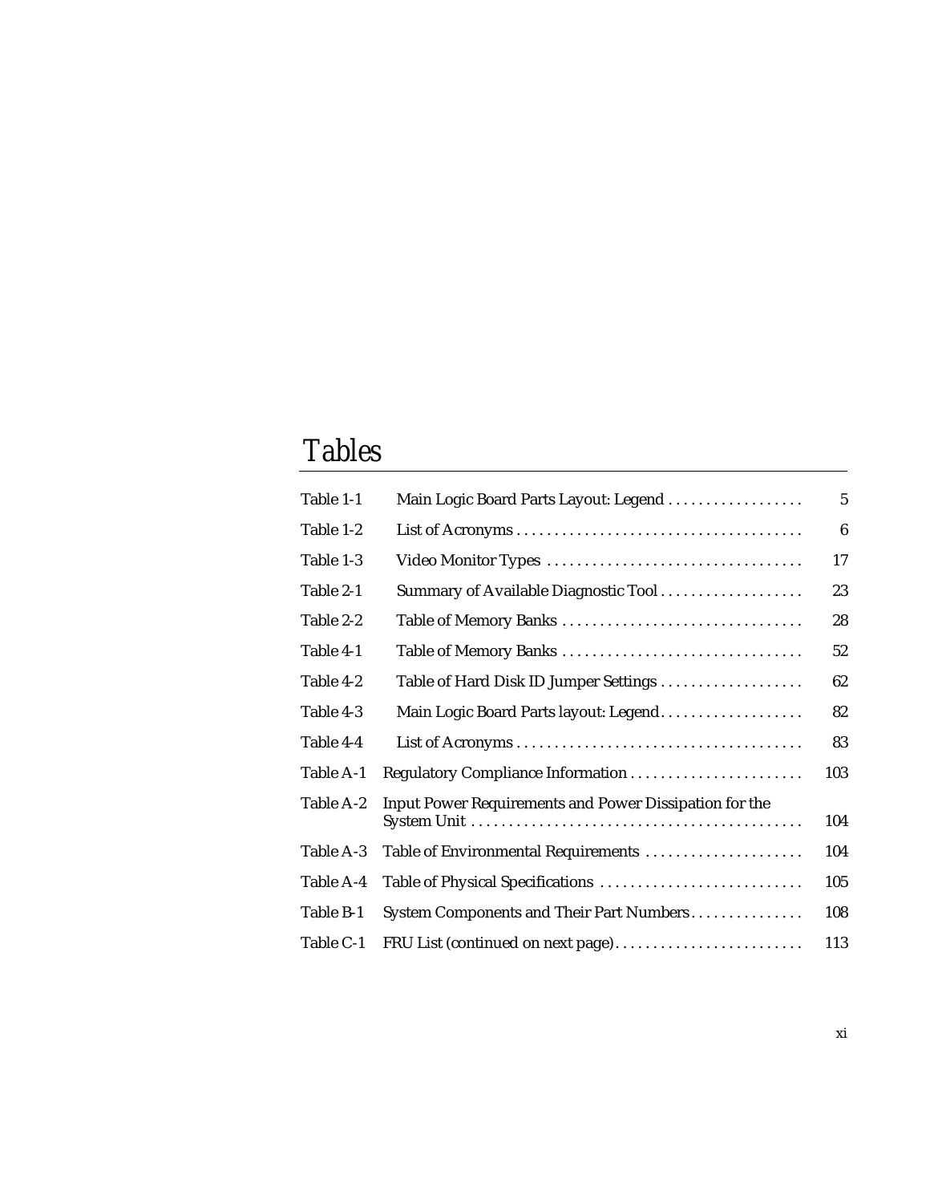# Tables

| | | |
|---|---|---|
| Table 1-1 | Main Logic Board Parts Layout: Legend | 5 |
| Table 1-2 | List of Acronyms | 6 |
| Table 1-3 | Video Monitor Types | 17 |
| Table 2-1 | Summary of Available Diagnostic Tool | 23 |
| Table 2-2 | Table of Memory Banks | 28 |
| Table 4-1 | Table of Memory Banks | 52 |
| Table 4-2 | Table of Hard Disk ID Jumper Settings | 62 |
| Table 4-3 | Main Logic Board Parts layout: Legend | 82 |
| Table 4-4 | List of Acronyms | 83 |
| Table A-1 | Regulatory Compliance Information | 103 |
| Table A-2 | Input Power Requirements and Power Dissipation for the System Unit | 104 |
| Table A-3 | Table of Environmental Requirements | 104 |
| Table A-4 | Table of Physical Specifications | 105 |
| Table B-1 | System Components and Their Part Numbers | 108 |
| Table C-1 | FRU List (continued on next page) | 113 |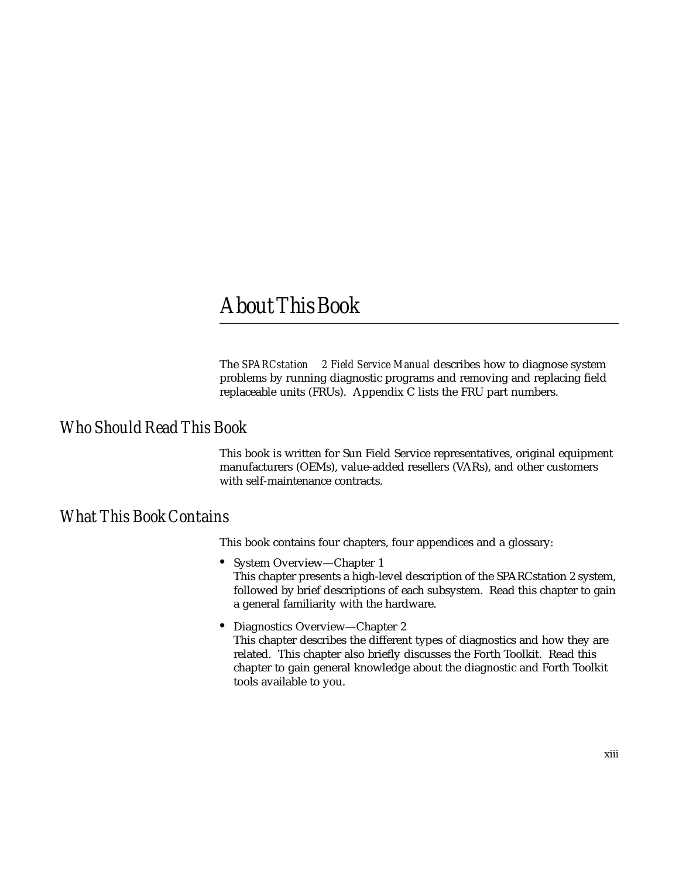# About This Book

The *SPARCstation 2 Field Service Manual* describes how to diagnose system problems by running diagnostic programs and removing and replacing field replaceable units (FRUs). Appendix C lists the FRU part numbers.

## Who Should Read This Book

This book is written for Sun Field Service representatives, original equipment manufacturers (OEMs), value-added resellers (VARs), and other customers with self-maintenance contracts.

## What This Book Contains

This book contains four chapters, four appendices and a glossary:

- System Overview—Chapter 1
  This chapter presents a high-level description of the SPARCstation 2 system, followed by brief descriptions of each subsystem. Read this chapter to gain a general familiarity with the hardware.

- Diagnostics Overview—Chapter 2
  This chapter describes the different types of diagnostics and how they are related. This chapter also briefly discusses the Forth Toolkit. Read this chapter to gain general knowledge about the diagnostic and Forth Toolkit tools available to you.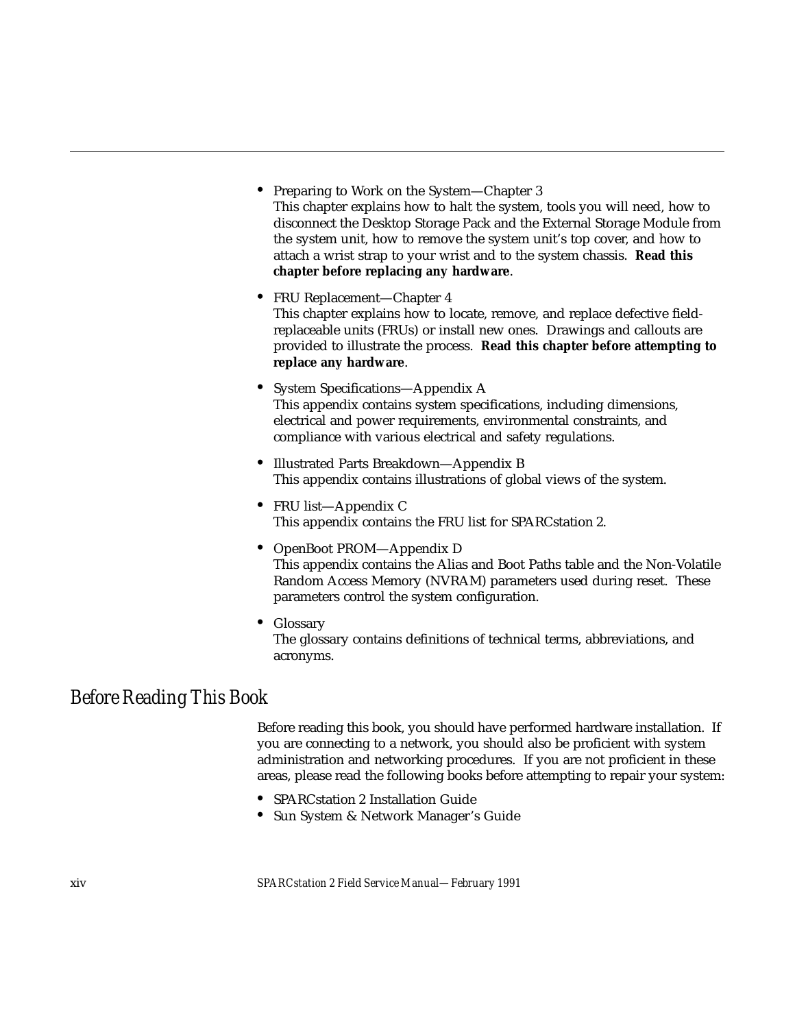- Preparing to Work on the System—Chapter 3
  This chapter explains how to halt the system, tools you will need, how to disconnect the Desktop Storage Pack and the External Storage Module from the system unit, how to remove the system unit's top cover, and how to attach a wrist strap to your wrist and to the system chassis. **Read this chapter before replacing any hardware**.
- FRU Replacement—Chapter 4
  This chapter explains how to locate, remove, and replace defective field-replaceable units (FRUs) or install new ones. Drawings and callouts are provided to illustrate the process. **Read this chapter before attempting to replace any hardware**.
- System Specifications—Appendix A
  This appendix contains system specifications, including dimensions, electrical and power requirements, environmental constraints, and compliance with various electrical and safety regulations.
- Illustrated Parts Breakdown—Appendix B
  This appendix contains illustrations of global views of the system.
- FRU list—Appendix C
  This appendix contains the FRU list for SPARCstation 2.
- OpenBoot PROM—Appendix D
  This appendix contains the Alias and Boot Paths table and the Non-Volatile Random Access Memory (NVRAM) parameters used during reset. These parameters control the system configuration.
- Glossary
  The glossary contains definitions of technical terms, abbreviations, and acronyms.

## Before Reading This Book

Before reading this book, you should have performed hardware installation. If you are connecting to a network, you should also be proficient with system administration and networking procedures. If you are not proficient in these areas, please read the following books before attempting to repair your system:

- SPARCstation 2 Installation Guide
- Sun System & Network Manager's Guide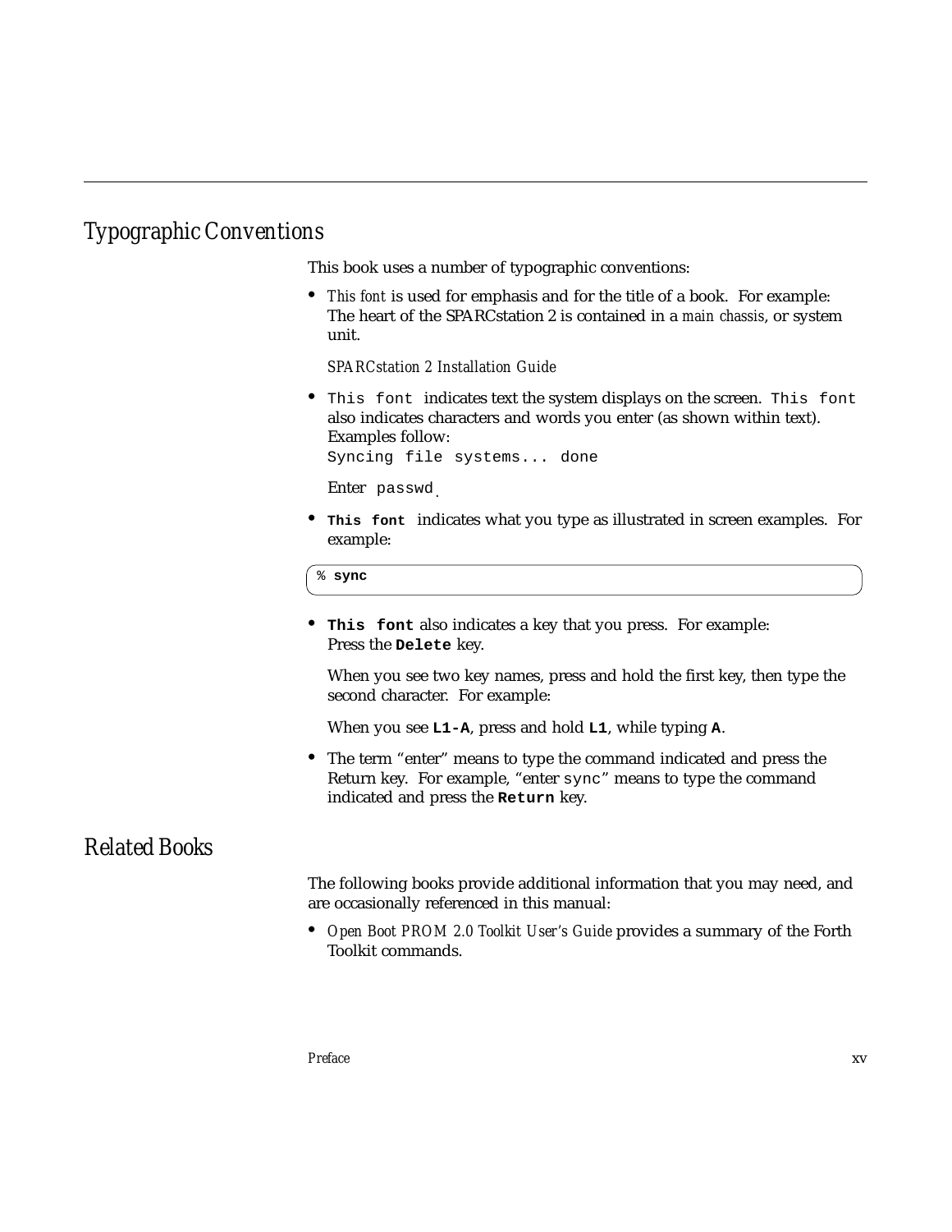## Typographic Conventions

This book uses a number of typographic conventions:

- *This font* is used for emphasis and for the title of a book. For example: The heart of the SPARCstation 2 is contained in a *main chassis*, or system unit.

  *SPARCstation 2 Installation Guide*

- `This font` indicates text the system displays on the screen. `This font` also indicates characters and words you enter (as shown within text). Examples follow:
  `Syncing file systems... done`

  Enter `passwd`.

- **`This font`** indicates what you type as illustrated in screen examples. For example:

```
% sync
```

- **`This font`** also indicates a key that you press. For example: Press the **`Delete`** key.

  When you see two key names, press and hold the first key, then type the second character. For example:

  When you see **`L1-A`**, press and hold **`L1`**, while typing **`A`**.

- The term "enter" means to type the command indicated and press the Return key. For example, "enter `sync`" means to type the command indicated and press the **`Return`** key.

## Related Books

The following books provide additional information that you may need, and are occasionally referenced in this manual:

- *Open Boot PROM 2.0 Toolkit User's Guide* provides a summary of the Forth Toolkit commands.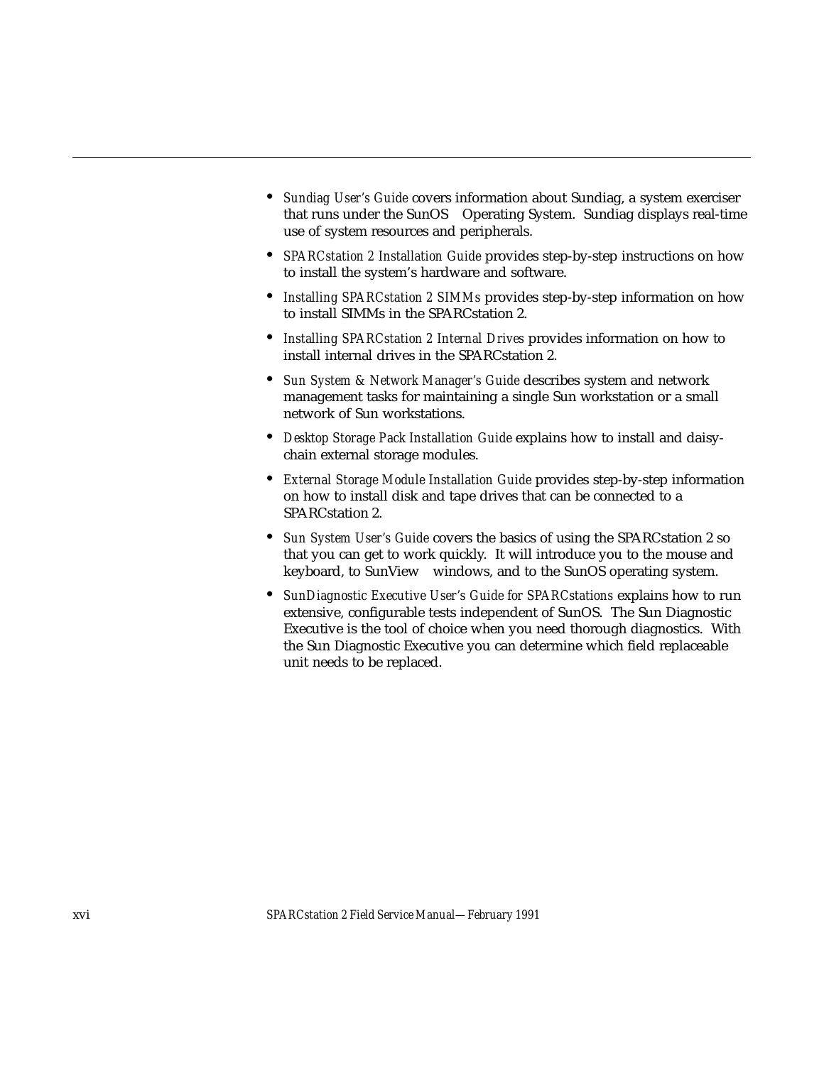- *Sundiag User's Guide* covers information about Sundiag, a system exerciser that runs under the SunOS Operating System. Sundiag displays real-time use of system resources and peripherals.
- *SPARCstation 2 Installation Guide* provides step-by-step instructions on how to install the system's hardware and software.
- *Installing SPARCstation 2 SIMMs* provides step-by-step information on how to install SIMMs in the SPARCstation 2.
- *Installing SPARCstation 2 Internal Drives* provides information on how to install internal drives in the SPARCstation 2.
- *Sun System & Network Manager's Guide* describes system and network management tasks for maintaining a single Sun workstation or a small network of Sun workstations.
- *Desktop Storage Pack Installation Guide* explains how to install and daisy-chain external storage modules.
- *External Storage Module Installation Guide* provides step-by-step information on how to install disk and tape drives that can be connected to a SPARCstation 2.
- *Sun System User's Guide* covers the basics of using the SPARCstation 2 so that you can get to work quickly. It will introduce you to the mouse and keyboard, to SunView windows, and to the SunOS operating system.
- *SunDiagnostic Executive User's Guide for SPARCstations* explains how to run extensive, configurable tests independent of SunOS. The Sun Diagnostic Executive is the tool of choice when you need thorough diagnostics. With the Sun Diagnostic Executive you can determine which field replaceable unit needs to be replaced.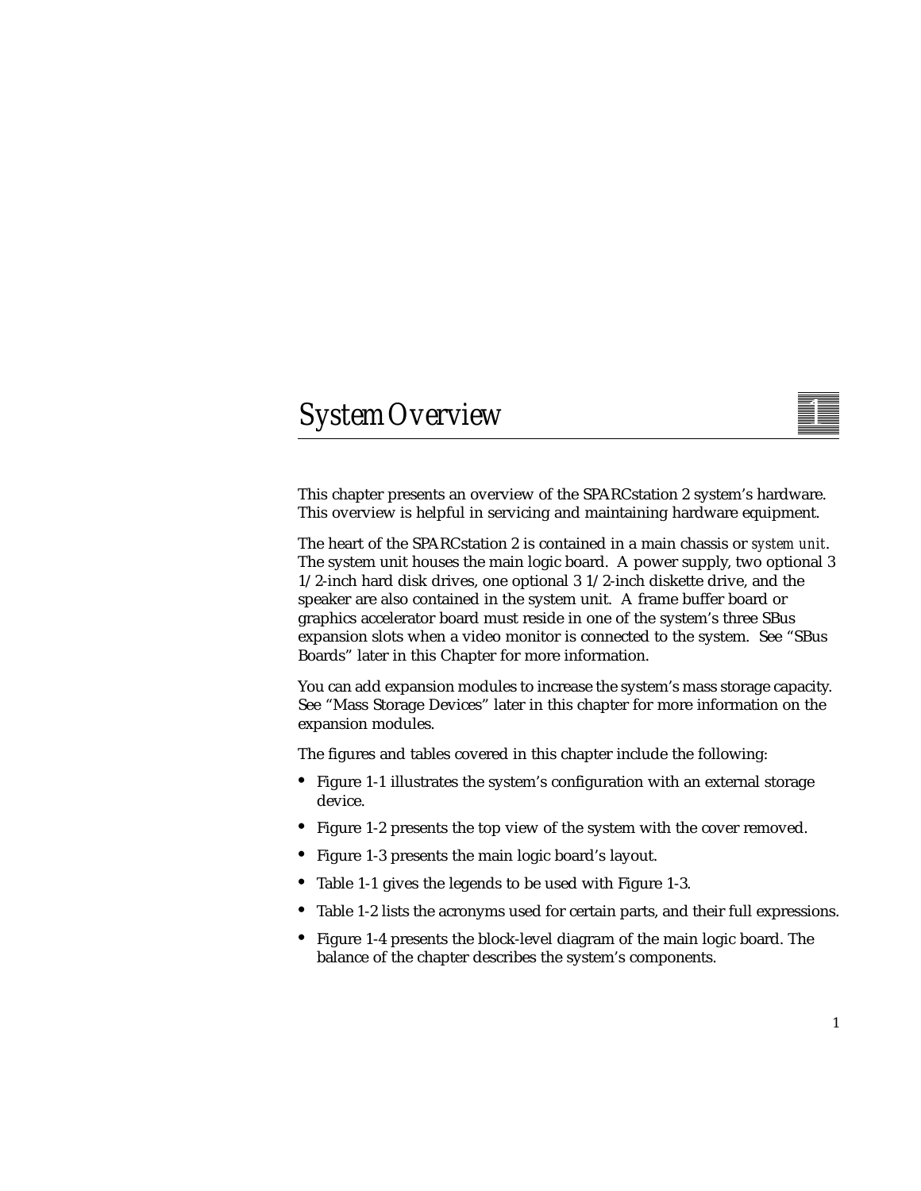# System Overview

This chapter presents an overview of the SPARCstation 2 system's hardware. This overview is helpful in servicing and maintaining hardware equipment.

The heart of the SPARCstation 2 is contained in a main chassis or *system unit*. The system unit houses the main logic board. A power supply, two optional 3 1/2-inch hard disk drives, one optional 3 1/2-inch diskette drive, and the speaker are also contained in the system unit. A frame buffer board or graphics accelerator board must reside in one of the system's three SBus expansion slots when a video monitor is connected to the system. See "SBus Boards" later in this Chapter for more information.

You can add expansion modules to increase the system's mass storage capacity. See "Mass Storage Devices" later in this chapter for more information on the expansion modules.

The figures and tables covered in this chapter include the following:

- Figure 1-1 illustrates the system's configuration with an external storage device.
- Figure 1-2 presents the top view of the system with the cover removed.
- Figure 1-3 presents the main logic board's layout.
- Table 1-1 gives the legends to be used with Figure 1-3.
- Table 1-2 lists the acronyms used for certain parts, and their full expressions.
- Figure 1-4 presents the block-level diagram of the main logic board. The balance of the chapter describes the system's components.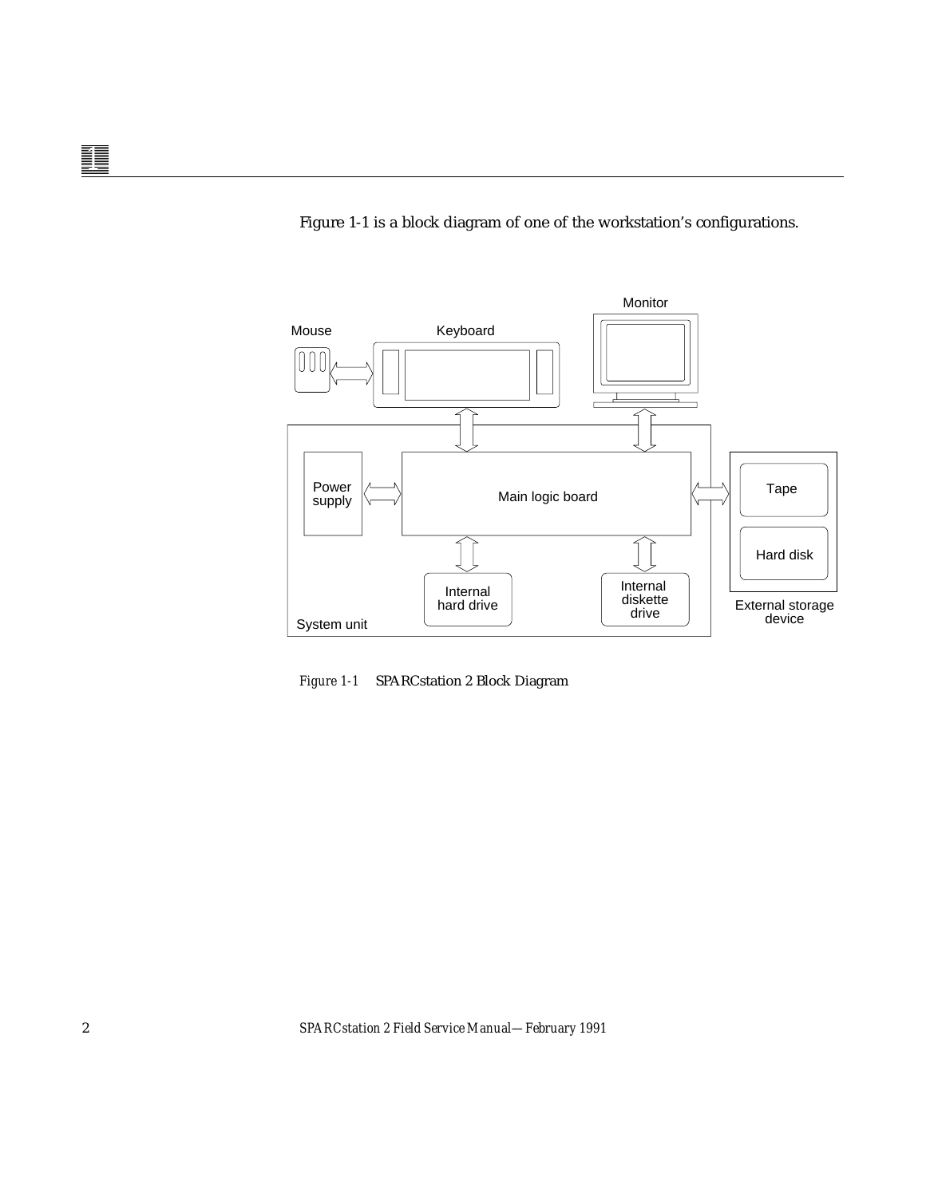Figure 1-1 is a block diagram of one of the workstation's configurations.

*Figure 1-1* SPARCstation 2 Block Diagram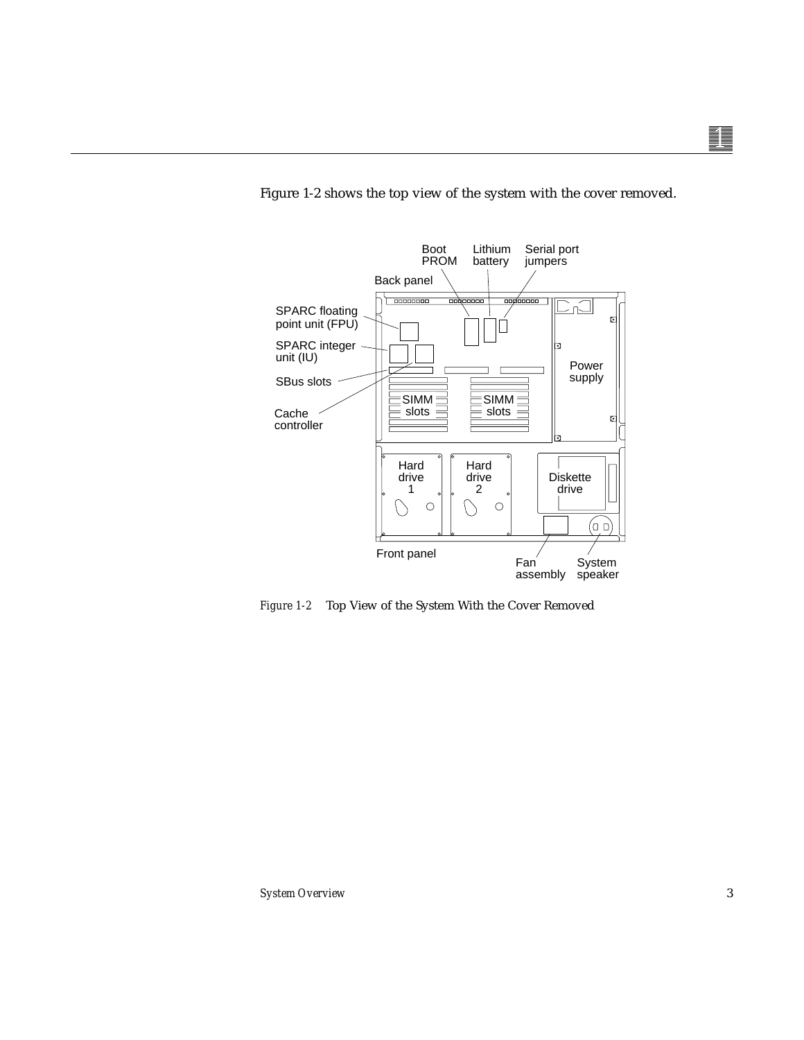Figure 1-2 shows the top view of the system with the cover removed.

*Figure 1-2* Top View of the System With the Cover Removed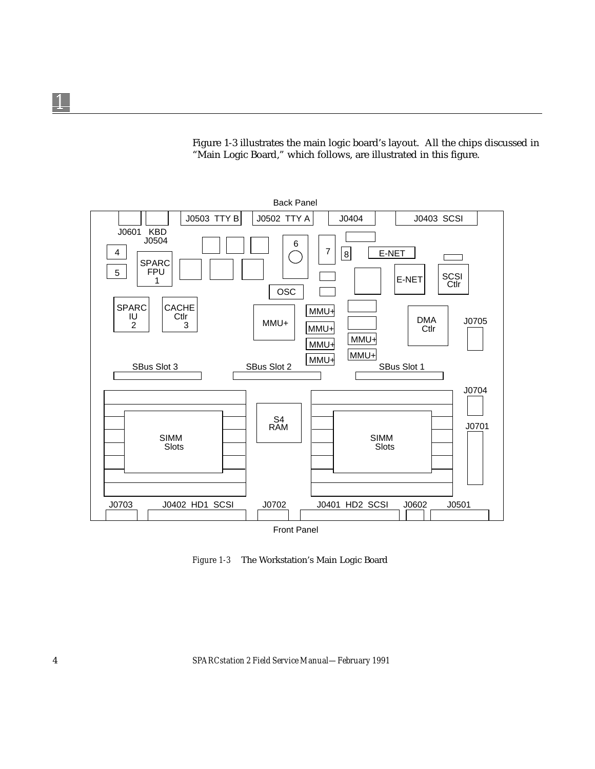Figure 1-3 illustrates the main logic board's layout. All the chips discussed in "Main Logic Board," which follows, are illustrated in this figure.

Back Panel

J0601 KBD J0504 | J0503 TTY B | J0502 TTY A | J0404 | J0403 SCSI

4 | 5 | SPARC FPU 1 | 6 | 7 | 8 | E-NET | E-NET | SCSI Ctlr | OSC

SPARC IU 2 | CACHE Ctlr 3 | MMU+ | MMU+ | MMU+ | MMU+ | MMU+ | MMU+ | MMU+ | DMA Ctlr | J0705

SBus Slot 3 | SBus Slot 2 | SBus Slot 1

J0704 | J0701

SIMM Slots | S4 RAM | SIMM Slots

J0703 | J0402 HD1 SCSI | J0702 | J0401 HD2 SCSI | J0602 | J0501

Front Panel

*Figure 1-3* The Workstation's Main Logic Board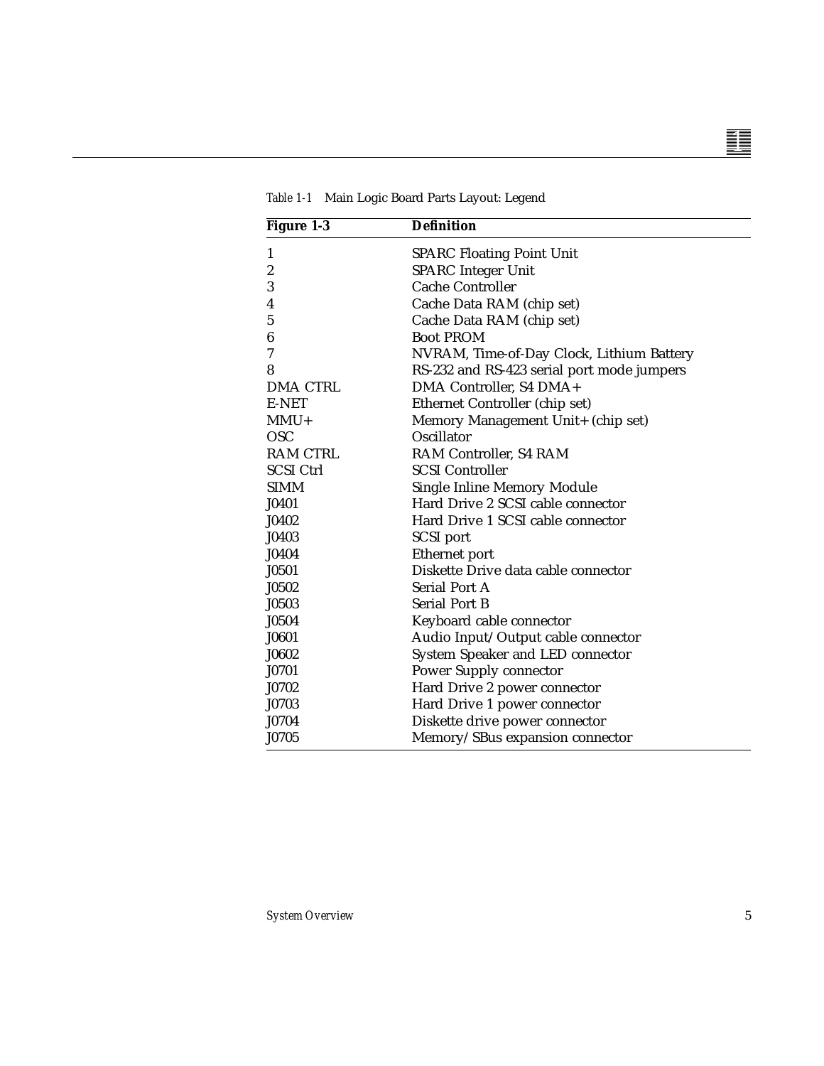*Table 1-1* Main Logic Board Parts Layout: Legend

| Figure 1-3 | Definition |
|---|---|
| 1 | SPARC Floating Point Unit |
| 2 | SPARC Integer Unit |
| 3 | Cache Controller |
| 4 | Cache Data RAM (chip set) |
| 5 | Cache Data RAM (chip set) |
| 6 | Boot PROM |
| 7 | NVRAM, Time-of-Day Clock, Lithium Battery |
| 8 | RS-232 and RS-423 serial port mode jumpers |
| DMA CTRL | DMA Controller, S4 DMA+ |
| E-NET | Ethernet Controller (chip set) |
| MMU+ | Memory Management Unit+ (chip set) |
| OSC | Oscillator |
| RAM CTRL | RAM Controller, S4 RAM |
| SCSI Ctrl | SCSI Controller |
| SIMM | Single Inline Memory Module |
| J0401 | Hard Drive 2 SCSI cable connector |
| J0402 | Hard Drive 1 SCSI cable connector |
| J0403 | SCSI port |
| J0404 | Ethernet port |
| J0501 | Diskette Drive data cable connector |
| J0502 | Serial Port A |
| J0503 | Serial Port B |
| J0504 | Keyboard cable connector |
| J0601 | Audio Input/Output cable connector |
| J0602 | System Speaker and LED connector |
| J0701 | Power Supply connector |
| J0702 | Hard Drive 2 power connector |
| J0703 | Hard Drive 1 power connector |
| J0704 | Diskette drive power connector |
| J0705 | Memory/SBus expansion connector |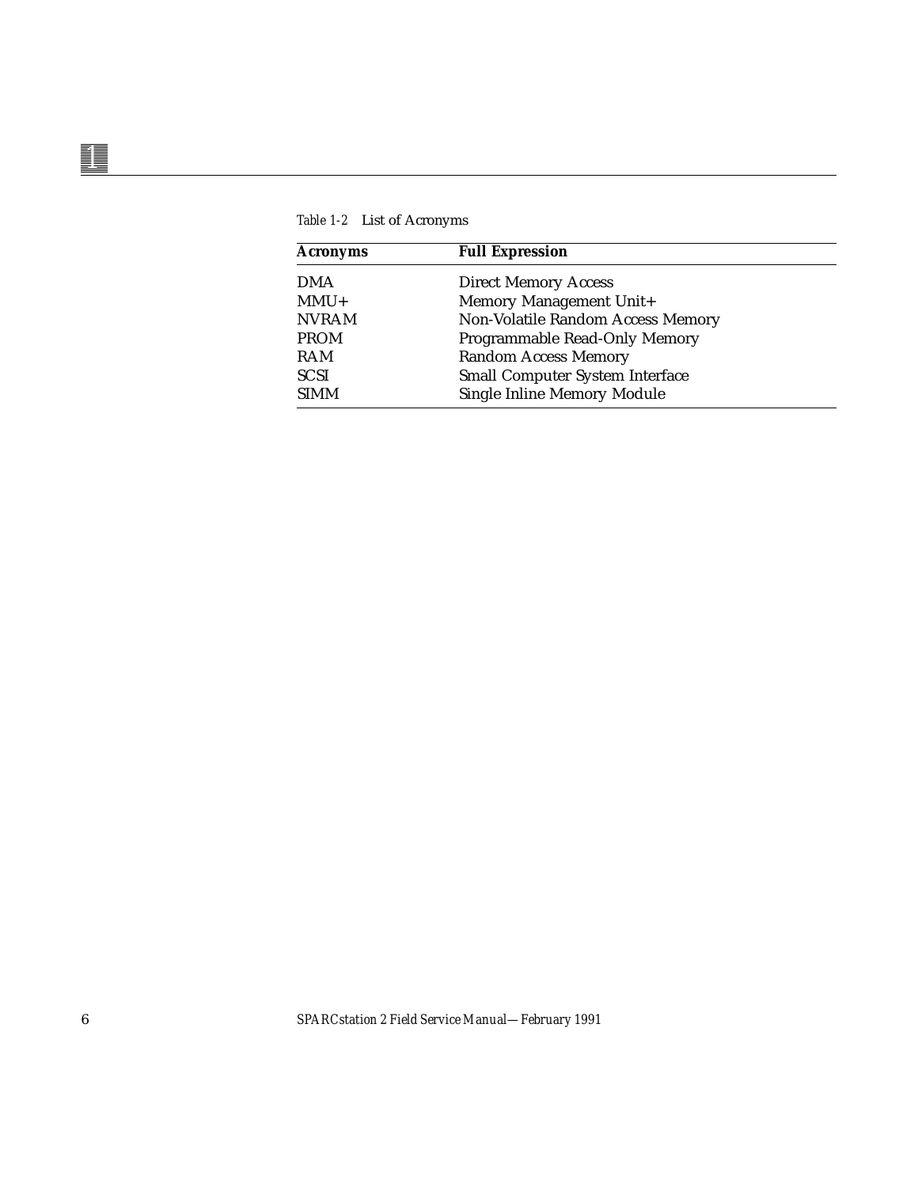*Table 1-2* List of Acronyms

| Acronyms | Full Expression |
|---|---|
| DMA | Direct Memory Access |
| MMU+ | Memory Management Unit+ |
| NVRAM | Non-Volatile Random Access Memory |
| PROM | Programmable Read-Only Memory |
| RAM | Random Access Memory |
| SCSI | Small Computer System Interface |
| SIMM | Single Inline Memory Module |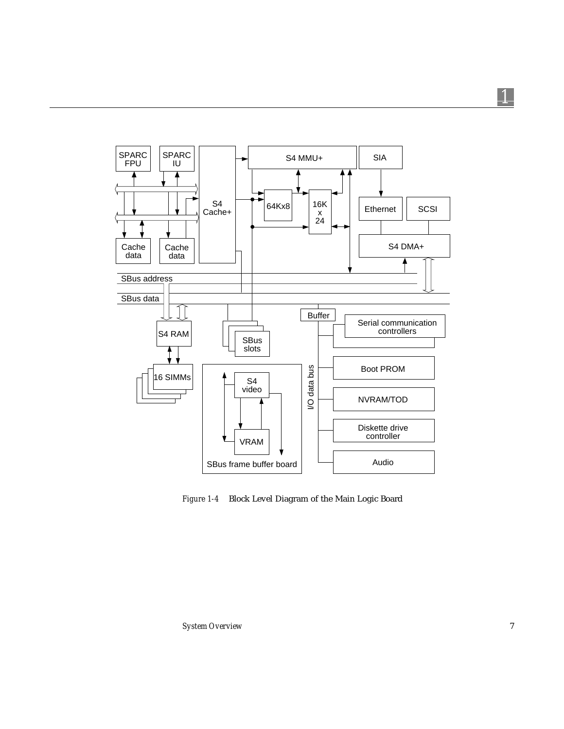*Figure 1-4* Block Level Diagram of the Main Logic Board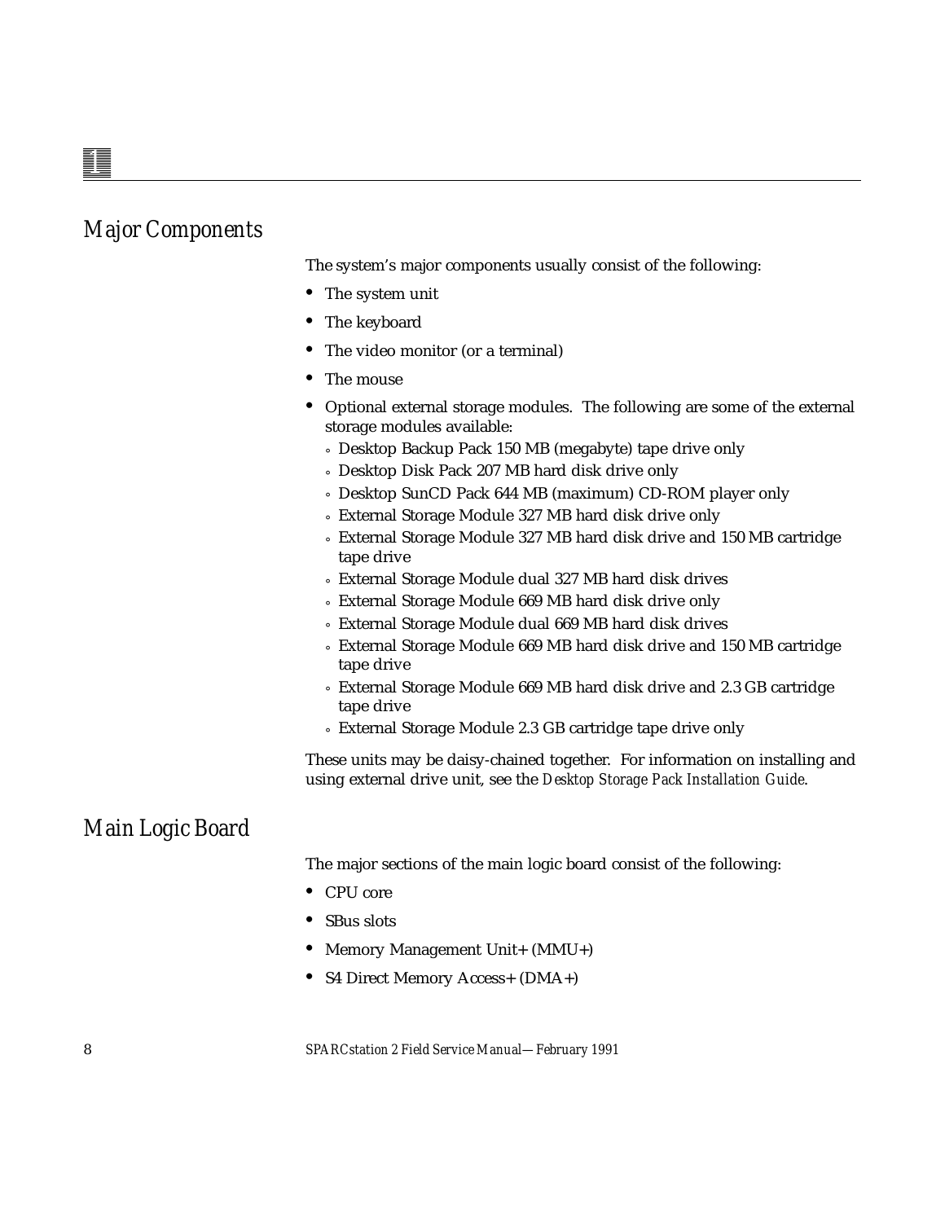## Major Components

The system's major components usually consist of the following:

- The system unit
- The keyboard
- The video monitor (or a terminal)
- The mouse
- Optional external storage modules. The following are some of the external storage modules available:
  - Desktop Backup Pack 150 MB (megabyte) tape drive only
  - Desktop Disk Pack 207 MB hard disk drive only
  - Desktop SunCD Pack 644 MB (maximum) CD-ROM player only
  - External Storage Module 327 MB hard disk drive only
  - External Storage Module 327 MB hard disk drive and 150 MB cartridge tape drive
  - External Storage Module dual 327 MB hard disk drives
  - External Storage Module 669 MB hard disk drive only
  - External Storage Module dual 669 MB hard disk drives
  - External Storage Module 669 MB hard disk drive and 150 MB cartridge tape drive
  - External Storage Module 669 MB hard disk drive and 2.3 GB cartridge tape drive
  - External Storage Module 2.3 GB cartridge tape drive only

These units may be daisy-chained together. For information on installing and using external drive unit, see the *Desktop Storage Pack Installation Guide*.

## Main Logic Board

The major sections of the main logic board consist of the following:

- CPU core
- SBus slots
- Memory Management Unit+ (MMU+)
- S4 Direct Memory Access+ (DMA+)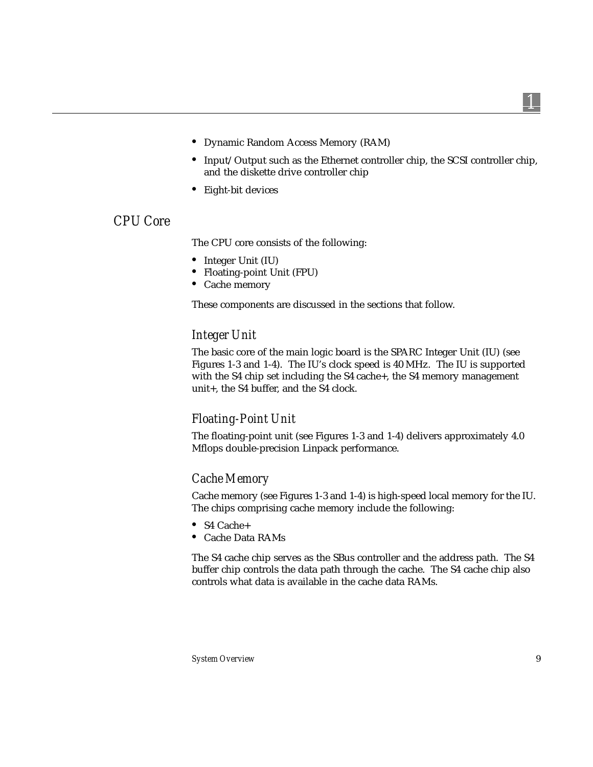- Dynamic Random Access Memory (RAM)
- Input/Output such as the Ethernet controller chip, the SCSI controller chip, and the diskette drive controller chip
- Eight-bit devices

## CPU Core

The CPU core consists of the following:

- Integer Unit (IU)
- Floating-point Unit (FPU)
- Cache memory

These components are discussed in the sections that follow.

### Integer Unit

The basic core of the main logic board is the SPARC Integer Unit (IU) (see Figures 1-3 and 1-4). The IU's clock speed is 40 MHz. The IU is supported with the S4 chip set including the S4 cache+, the S4 memory management unit+, the S4 buffer, and the S4 clock.

### Floating-Point Unit

The floating-point unit (see Figures 1-3 and 1-4) delivers approximately 4.0 Mflops double-precision Linpack performance.

### Cache Memory

Cache memory (see Figures 1-3 and 1-4) is high-speed local memory for the IU. The chips comprising cache memory include the following:

- S4 Cache+
- Cache Data RAMs

The S4 cache chip serves as the SBus controller and the address path. The S4 buffer chip controls the data path through the cache. The S4 cache chip also controls what data is available in the cache data RAMs.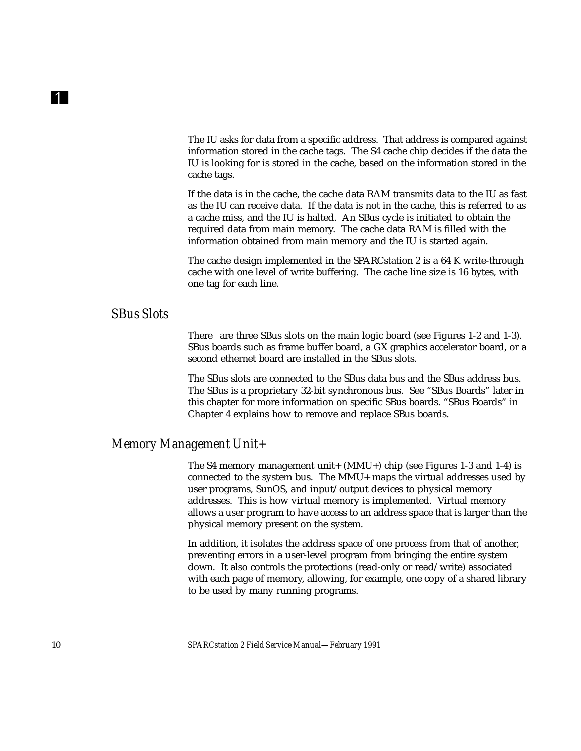The IU asks for data from a specific address. That address is compared against information stored in the cache tags. The S4 cache chip decides if the data the IU is looking for is stored in the cache, based on the information stored in the cache tags.

If the data is in the cache, the cache data RAM transmits data to the IU as fast as the IU can receive data. If the data is not in the cache, this is referred to as a cache miss, and the IU is halted. An SBus cycle is initiated to obtain the required data from main memory. The cache data RAM is filled with the information obtained from main memory and the IU is started again.

The cache design implemented in the SPARCstation 2 is a 64 K write-through cache with one level of write buffering. The cache line size is 16 bytes, with one tag for each line.

## *SBus Slots*

There are three SBus slots on the main logic board (see Figures 1-2 and 1-3). SBus boards such as frame buffer board, a GX graphics accelerator board, or a second ethernet board are installed in the SBus slots.

The SBus slots are connected to the SBus data bus and the SBus address bus. The SBus is a proprietary 32-bit synchronous bus. See "SBus Boards" later in this chapter for more information on specific SBus boards. "SBus Boards" in Chapter 4 explains how to remove and replace SBus boards.

## *Memory Management Unit+*

The S4 memory management unit+ (MMU+) chip (see Figures 1-3 and 1-4) is connected to the system bus. The MMU+ maps the virtual addresses used by user programs, SunOS, and input/output devices to physical memory addresses. This is how virtual memory is implemented. Virtual memory allows a user program to have access to an address space that is larger than the physical memory present on the system.

In addition, it isolates the address space of one process from that of another, preventing errors in a user-level program from bringing the entire system down. It also controls the protections (read-only or read/write) associated with each page of memory, allowing, for example, one copy of a shared library to be used by many running programs.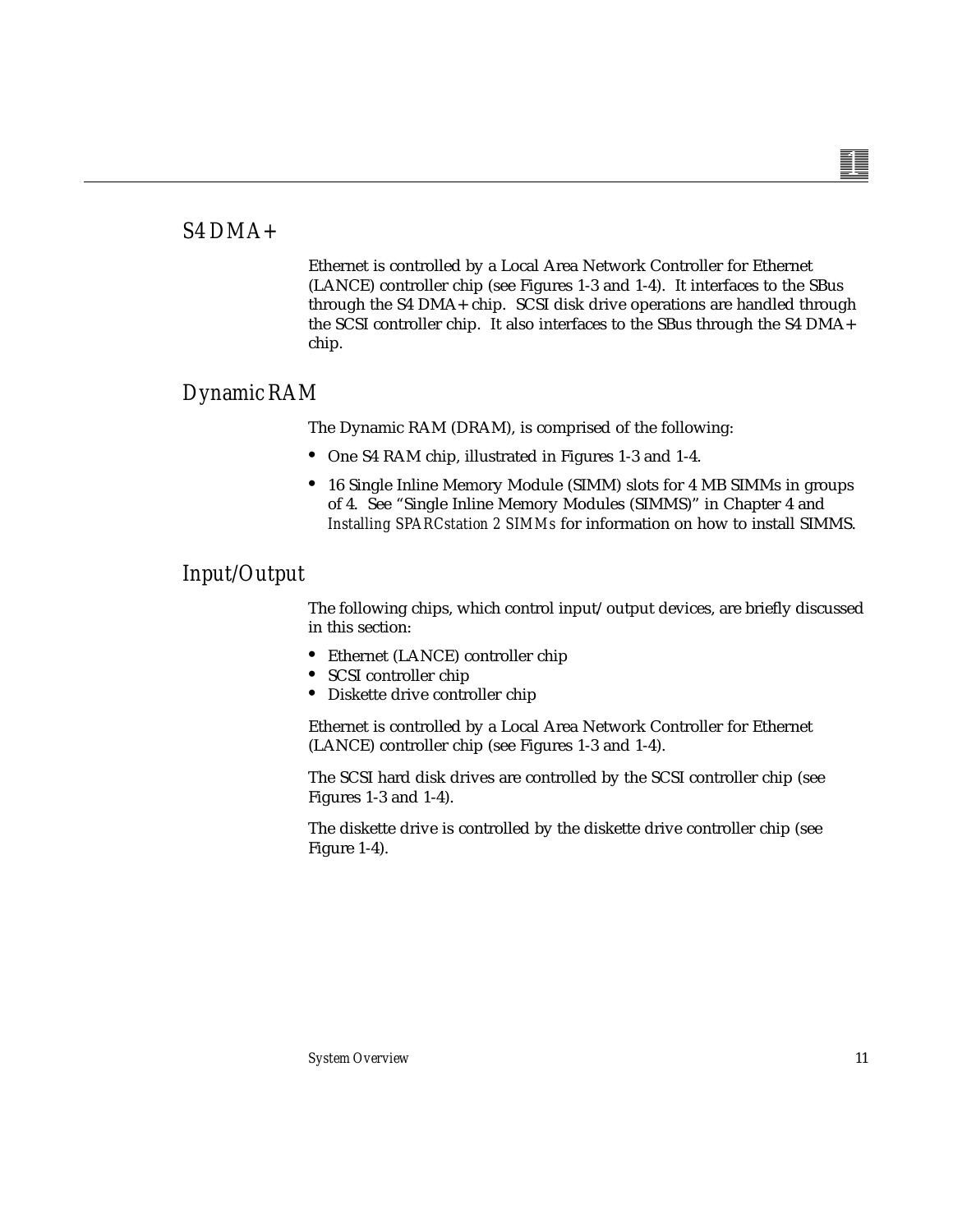## S4 DMA+

Ethernet is controlled by a Local Area Network Controller for Ethernet (LANCE) controller chip (see Figures 1-3 and 1-4). It interfaces to the SBus through the S4 DMA+ chip. SCSI disk drive operations are handled through the SCSI controller chip. It also interfaces to the SBus through the S4 DMA+ chip.

## Dynamic RAM

The Dynamic RAM (DRAM), is comprised of the following:

- One S4 RAM chip, illustrated in Figures 1-3 and 1-4.
- 16 Single Inline Memory Module (SIMM) slots for 4 MB SIMMs in groups of 4. See "Single Inline Memory Modules (SIMMS)" in Chapter 4 and *Installing SPARCstation 2 SIMMs* for information on how to install SIMMS.

## Input/Output

The following chips, which control input/output devices, are briefly discussed in this section:

- Ethernet (LANCE) controller chip
- SCSI controller chip
- Diskette drive controller chip

Ethernet is controlled by a Local Area Network Controller for Ethernet (LANCE) controller chip (see Figures 1-3 and 1-4).

The SCSI hard disk drives are controlled by the SCSI controller chip (see Figures 1-3 and 1-4).

The diskette drive is controlled by the diskette drive controller chip (see Figure 1-4).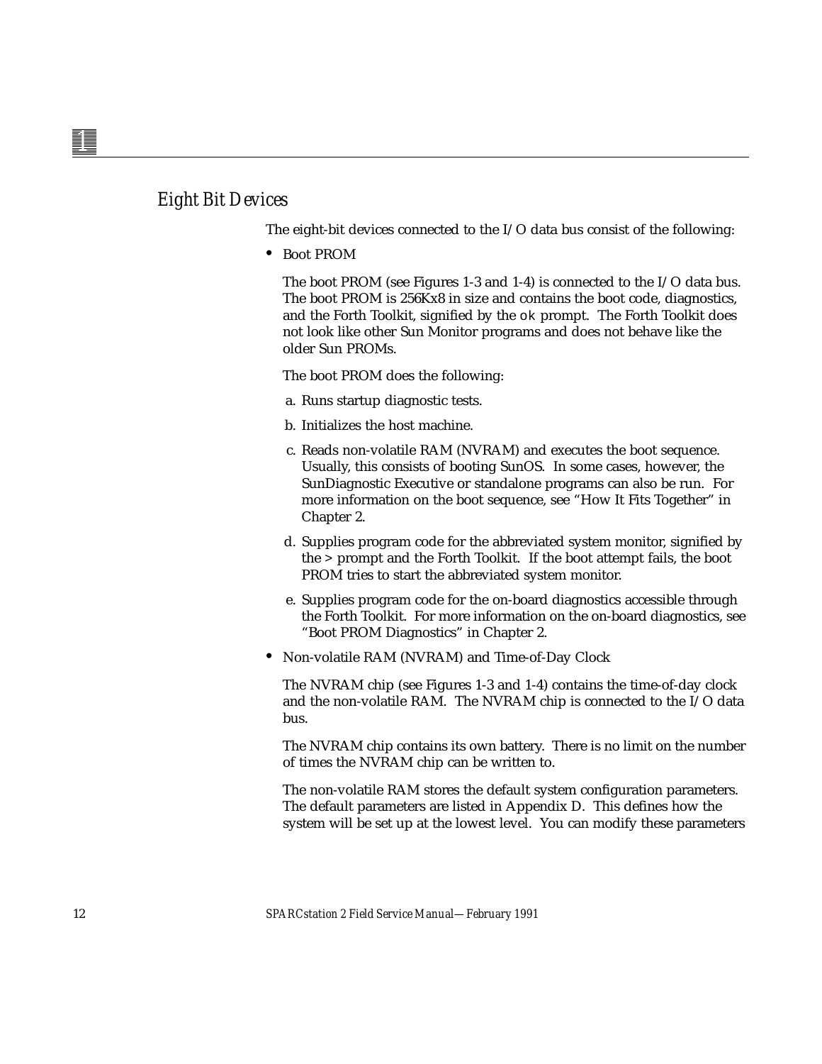## *Eight Bit Devices*

The eight-bit devices connected to the I/O data bus consist of the following:

- Boot PROM

  The boot PROM (see Figures 1-3 and 1-4) is connected to the I/O data bus. The boot PROM is 256Kx8 in size and contains the boot code, diagnostics, and the Forth Toolkit, signified by the `ok` prompt. The Forth Toolkit does not look like other Sun Monitor programs and does not behave like the older Sun PROMs.

  The boot PROM does the following:

  a. Runs startup diagnostic tests.

  b. Initializes the host machine.

  c. Reads non-volatile RAM (NVRAM) and executes the boot sequence. Usually, this consists of booting SunOS. In some cases, however, the SunDiagnostic Executive or standalone programs can also be run. For more information on the boot sequence, see "How It Fits Together" in Chapter 2.

  d. Supplies program code for the abbreviated system monitor, signified by the > prompt and the Forth Toolkit. If the boot attempt fails, the boot PROM tries to start the abbreviated system monitor.

  e. Supplies program code for the on-board diagnostics accessible through the Forth Toolkit. For more information on the on-board diagnostics, see "Boot PROM Diagnostics" in Chapter 2.

- Non-volatile RAM (NVRAM) and Time-of-Day Clock

  The NVRAM chip (see Figures 1-3 and 1-4) contains the time-of-day clock and the non-volatile RAM. The NVRAM chip is connected to the I/O data bus.

  The NVRAM chip contains its own battery. There is no limit on the number of times the NVRAM chip can be written to.

  The non-volatile RAM stores the default system configuration parameters. The default parameters are listed in Appendix D. This defines how the system will be set up at the lowest level. You can modify these parameters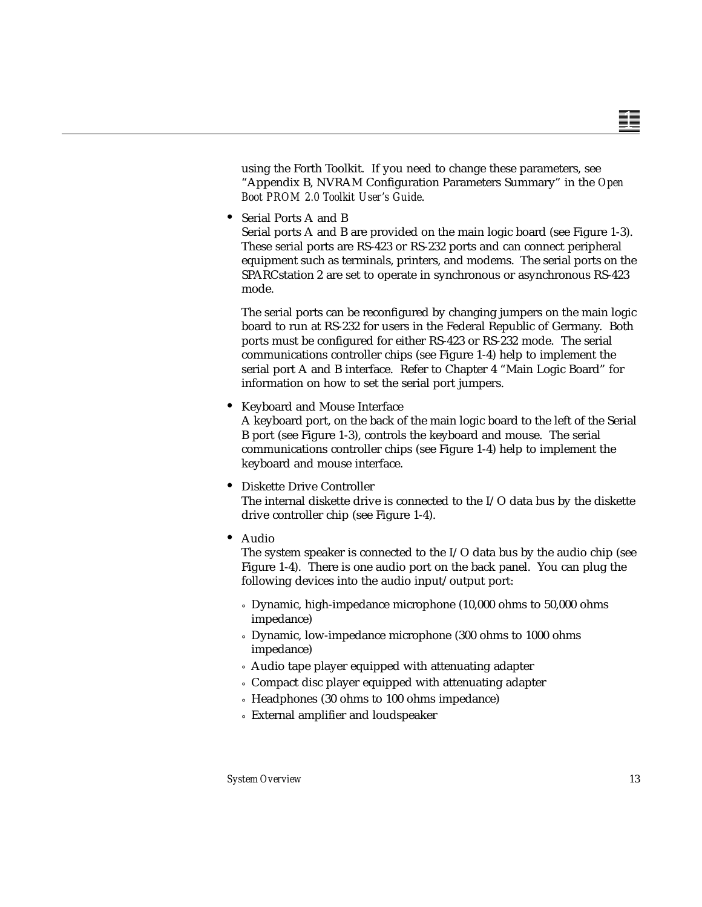using the Forth Toolkit. If you need to change these parameters, see “Appendix B, NVRAM Configuration Parameters Summary” in the *Open Boot PROM 2.0 Toolkit User's Guide*.

- Serial Ports A and B
  Serial ports A and B are provided on the main logic board (see Figure 1-3). These serial ports are RS-423 or RS-232 ports and can connect peripheral equipment such as terminals, printers, and modems. The serial ports on the SPARCstation 2 are set to operate in synchronous or asynchronous RS-423 mode.

  The serial ports can be reconfigured by changing jumpers on the main logic board to run at RS-232 for users in the Federal Republic of Germany. Both ports must be configured for either RS-423 or RS-232 mode. The serial communications controller chips (see Figure 1-4) help to implement the serial port A and B interface. Refer to Chapter 4 “Main Logic Board” for information on how to set the serial port jumpers.

- Keyboard and Mouse Interface
  A keyboard port, on the back of the main logic board to the left of the Serial B port (see Figure 1-3), controls the keyboard and mouse. The serial communications controller chips (see Figure 1-4) help to implement the keyboard and mouse interface.

- Diskette Drive Controller
  The internal diskette drive is connected to the I/O data bus by the diskette drive controller chip (see Figure 1-4).

- Audio
  The system speaker is connected to the I/O data bus by the audio chip (see Figure 1-4). There is one audio port on the back panel. You can plug the following devices into the audio input/output port:

  - Dynamic, high-impedance microphone (10,000 ohms to 50,000 ohms impedance)
  - Dynamic, low-impedance microphone (300 ohms to 1000 ohms impedance)
  - Audio tape player equipped with attenuating adapter
  - Compact disc player equipped with attenuating adapter
  - Headphones (30 ohms to 100 ohms impedance)
  - External amplifier and loudspeaker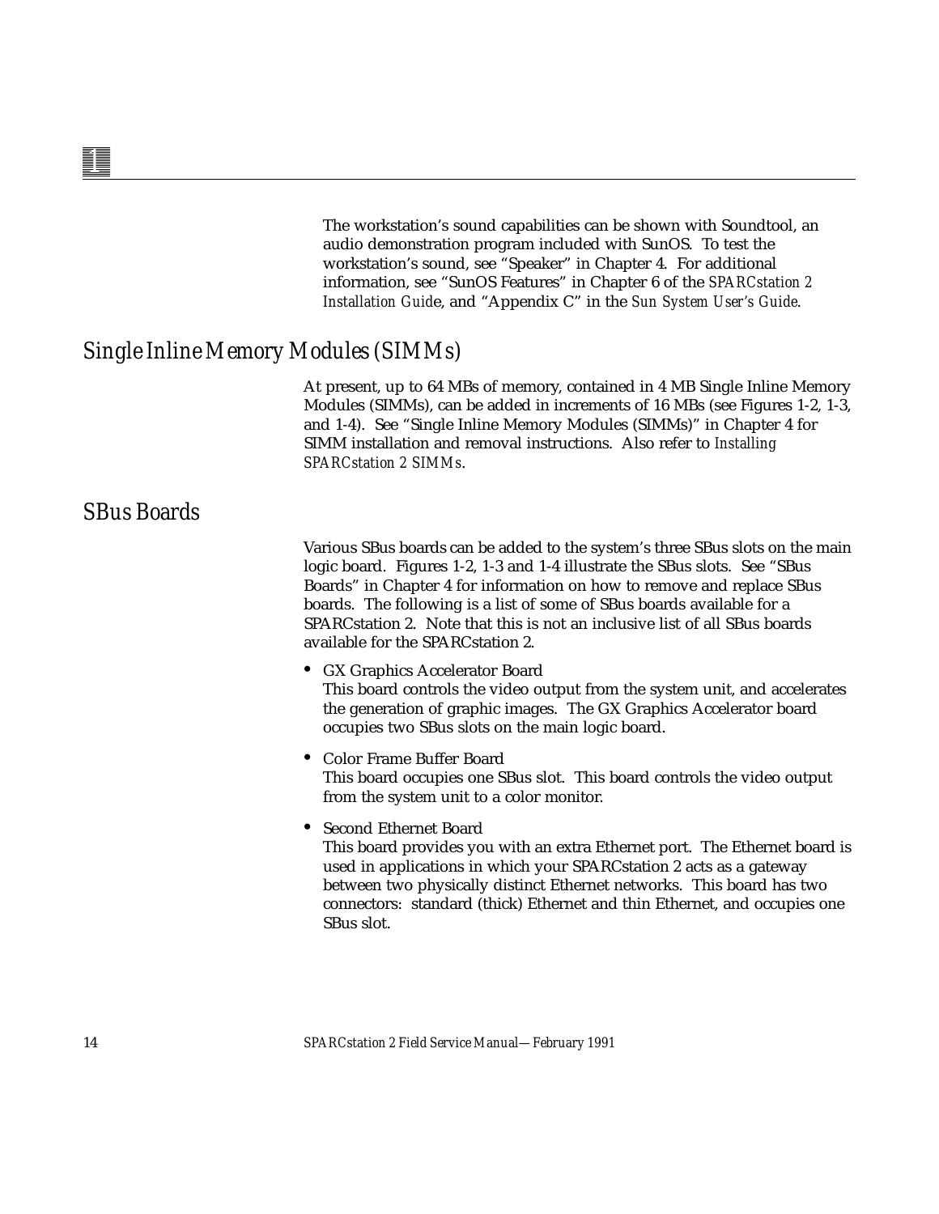The workstation's sound capabilities can be shown with Soundtool, an audio demonstration program included with SunOS. To test the workstation's sound, see "Speaker" in Chapter 4. For additional information, see "SunOS Features" in Chapter 6 of the *SPARCstation 2 Installation Guide*, and "Appendix C" in the *Sun System User's Guide*.

## Single Inline Memory Modules (SIMMs)

At present, up to 64 MBs of memory, contained in 4 MB Single Inline Memory Modules (SIMMs), can be added in increments of 16 MBs (see Figures 1-2, 1-3, and 1-4). See "Single Inline Memory Modules (SIMMs)" in Chapter 4 for SIMM installation and removal instructions. Also refer to *Installing SPARCstation 2 SIMMs*.

## SBus Boards

Various SBus boards can be added to the system's three SBus slots on the main logic board. Figures 1-2, 1-3 and 1-4 illustrate the SBus slots. See "SBus Boards" in Chapter 4 for information on how to remove and replace SBus boards. The following is a list of some of SBus boards available for a SPARCstation 2. Note that this is not an inclusive list of all SBus boards available for the SPARCstation 2.

- GX Graphics Accelerator Board
  This board controls the video output from the system unit, and accelerates the generation of graphic images. The GX Graphics Accelerator board occupies two SBus slots on the main logic board.
- Color Frame Buffer Board
  This board occupies one SBus slot. This board controls the video output from the system unit to a color monitor.
- Second Ethernet Board
  This board provides you with an extra Ethernet port. The Ethernet board is used in applications in which your SPARCstation 2 acts as a gateway between two physically distinct Ethernet networks. This board has two connectors: standard (thick) Ethernet and thin Ethernet, and occupies one SBus slot.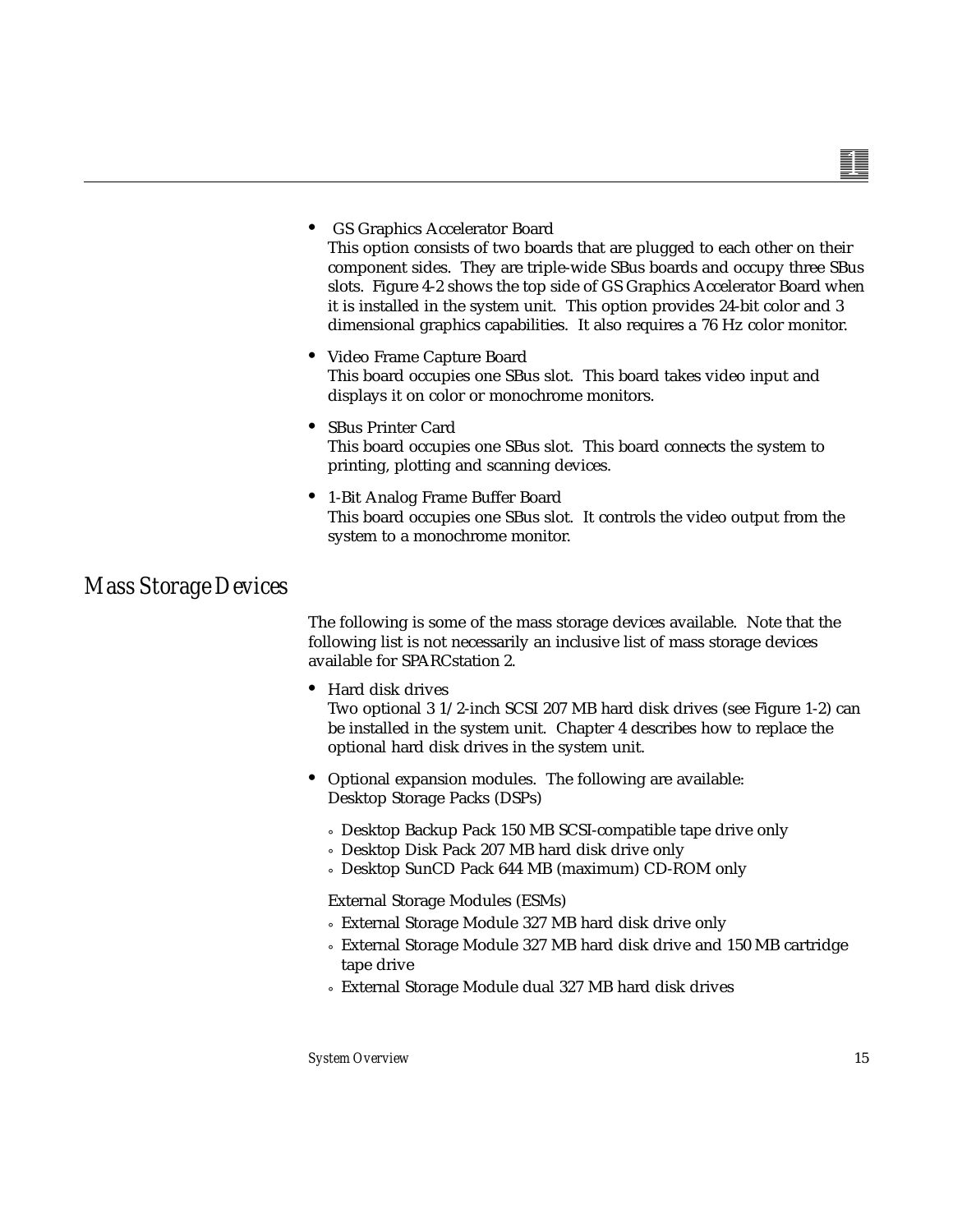- GS Graphics Accelerator Board
  This option consists of two boards that are plugged to each other on their component sides. They are triple-wide SBus boards and occupy three SBus slots. Figure 4-2 shows the top side of GS Graphics Accelerator Board when it is installed in the system unit. This option provides 24-bit color and 3 dimensional graphics capabilities. It also requires a 76 Hz color monitor.

- Video Frame Capture Board
  This board occupies one SBus slot. This board takes video input and displays it on color or monochrome monitors.

- SBus Printer Card
  This board occupies one SBus slot. This board connects the system to printing, plotting and scanning devices.

- 1-Bit Analog Frame Buffer Board
  This board occupies one SBus slot. It controls the video output from the system to a monochrome monitor.

## Mass Storage Devices

The following is some of the mass storage devices available. Note that the following list is not necessarily an inclusive list of mass storage devices available for SPARCstation 2.

- Hard disk drives
  Two optional 3 1/2-inch SCSI 207 MB hard disk drives (see Figure 1-2) can be installed in the system unit. Chapter 4 describes how to replace the optional hard disk drives in the system unit.

- Optional expansion modules. The following are available:
  Desktop Storage Packs (DSPs)

  - Desktop Backup Pack 150 MB SCSI-compatible tape drive only
  - Desktop Disk Pack 207 MB hard disk drive only
  - Desktop SunCD Pack 644 MB (maximum) CD-ROM only

  External Storage Modules (ESMs)

  - External Storage Module 327 MB hard disk drive only
  - External Storage Module 327 MB hard disk drive and 150 MB cartridge tape drive
  - External Storage Module dual 327 MB hard disk drives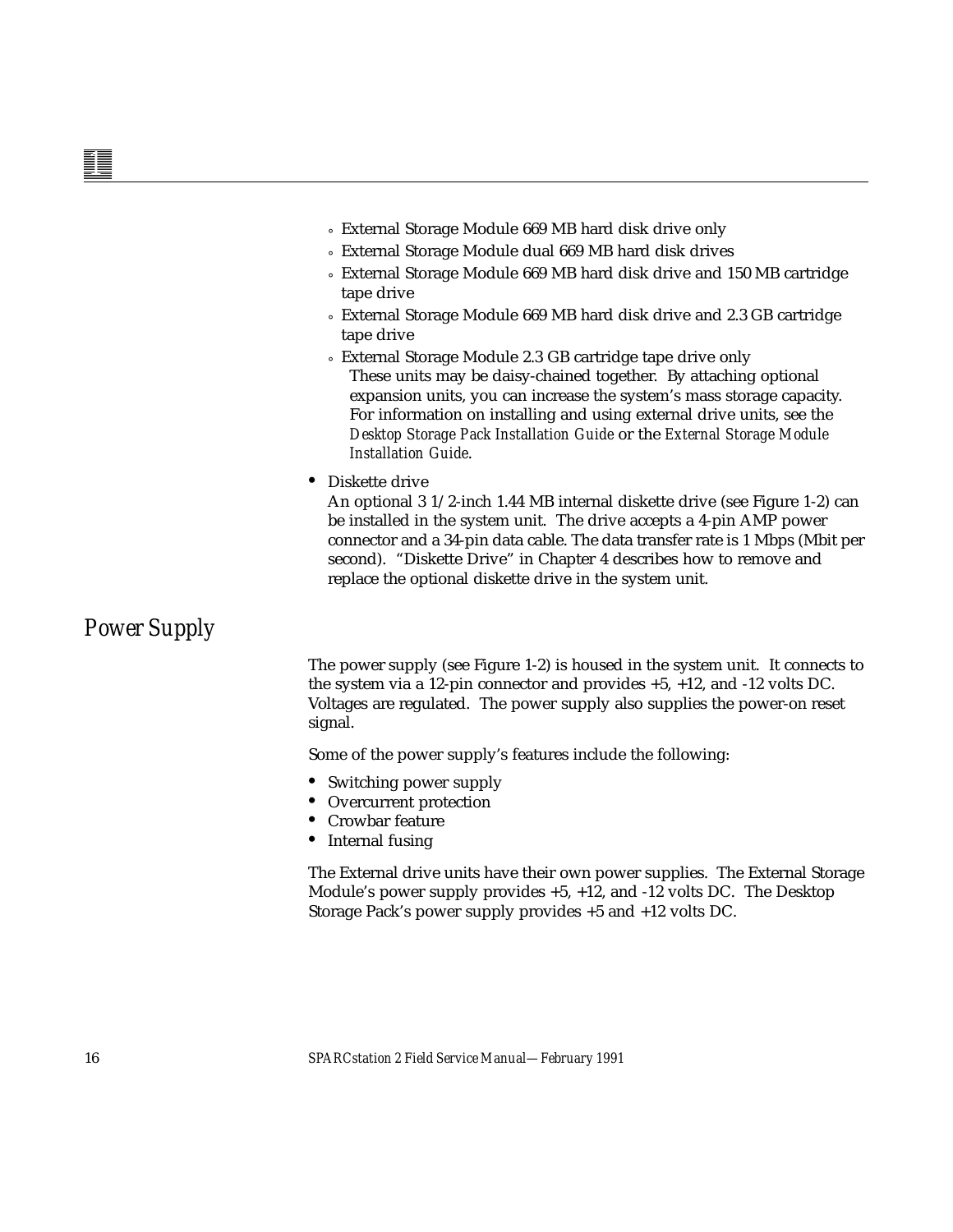- External Storage Module 669 MB hard disk drive only
    - External Storage Module dual 669 MB hard disk drives
    - External Storage Module 669 MB hard disk drive and 150 MB cartridge tape drive
    - External Storage Module 669 MB hard disk drive and 2.3 GB cartridge tape drive
    - External Storage Module 2.3 GB cartridge tape drive only

    These units may be daisy-chained together. By attaching optional expansion units, you can increase the system's mass storage capacity. For information on installing and using external drive units, see the *Desktop Storage Pack Installation Guide* or the *External Storage Module Installation Guide*.

- Diskette drive

  An optional 3 1/2-inch 1.44 MB internal diskette drive (see Figure 1-2) can be installed in the system unit. The drive accepts a 4-pin AMP power connector and a 34-pin data cable. The data transfer rate is 1 Mbps (Mbit per second). "Diskette Drive" in Chapter 4 describes how to remove and replace the optional diskette drive in the system unit.

## Power Supply

The power supply (see Figure 1-2) is housed in the system unit. It connects to the system via a 12-pin connector and provides +5, +12, and -12 volts DC. Voltages are regulated. The power supply also supplies the power-on reset signal.

Some of the power supply's features include the following:

- Switching power supply
- Overcurrent protection
- Crowbar feature
- Internal fusing

The External drive units have their own power supplies. The External Storage Module's power supply provides +5, +12, and -12 volts DC. The Desktop Storage Pack's power supply provides +5 and +12 volts DC.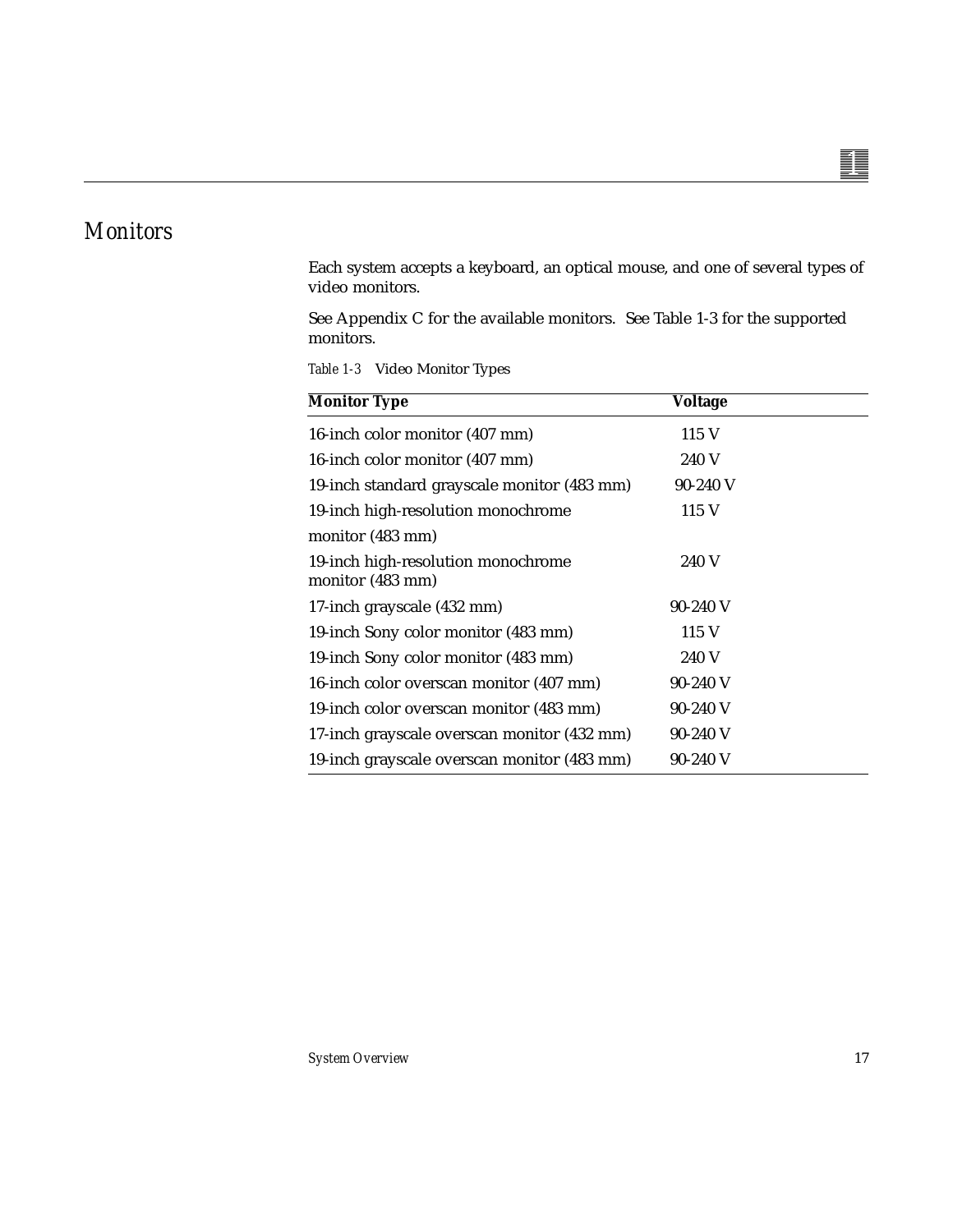## Monitors

Each system accepts a keyboard, an optical mouse, and one of several types of video monitors.

See Appendix C for the available monitors. See Table 1-3 for the supported monitors.

*Table 1-3* Video Monitor Types

| Monitor Type | Voltage |
|---|---|
| 16-inch color monitor (407 mm) | 115 V |
| 16-inch color monitor (407 mm) | 240 V |
| 19-inch standard grayscale monitor (483 mm) | 90-240 V |
| 19-inch high-resolution monochrome monitor (483 mm) | 115 V |
| 19-inch high-resolution monochrome monitor (483 mm) | 240 V |
| 17-inch grayscale (432 mm) | 90-240 V |
| 19-inch Sony color monitor (483 mm) | 115 V |
| 19-inch Sony color monitor (483 mm) | 240 V |
| 16-inch color overscan monitor (407 mm) | 90-240 V |
| 19-inch color overscan monitor (483 mm) | 90-240 V |
| 17-inch grayscale overscan monitor (432 mm) | 90-240 V |
| 19-inch grayscale overscan monitor (483 mm) | 90-240 V |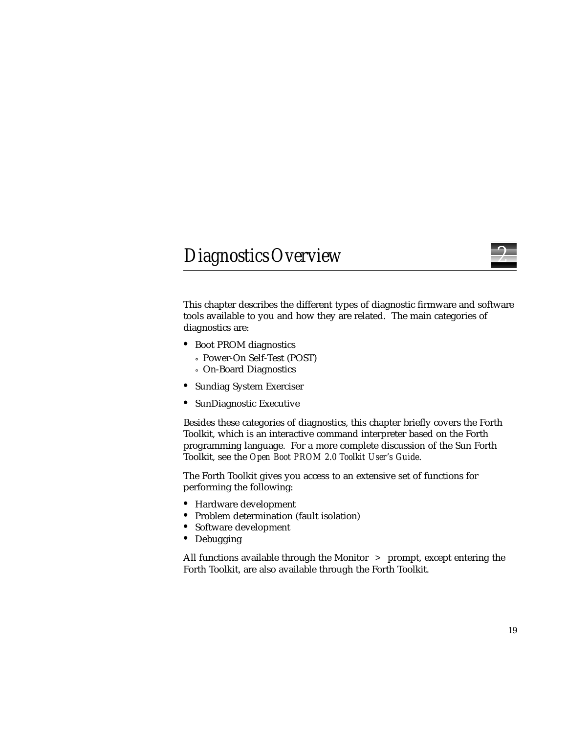# Diagnostics Overview

This chapter describes the different types of diagnostic firmware and software tools available to you and how they are related. The main categories of diagnostics are:

- Boot PROM diagnostics
  - Power-On Self-Test (POST)
  - On-Board Diagnostics
- Sundiag System Exerciser
- SunDiagnostic Executive

Besides these categories of diagnostics, this chapter briefly covers the Forth Toolkit, which is an interactive command interpreter based on the Forth programming language. For a more complete discussion of the Sun Forth Toolkit, see the *Open Boot PROM 2.0 Toolkit User's Guide*.

The Forth Toolkit gives you access to an extensive set of functions for performing the following:

- Hardware development
- Problem determination (fault isolation)
- Software development
- Debugging

All functions available through the Monitor > prompt, except entering the Forth Toolkit, are also available through the Forth Toolkit.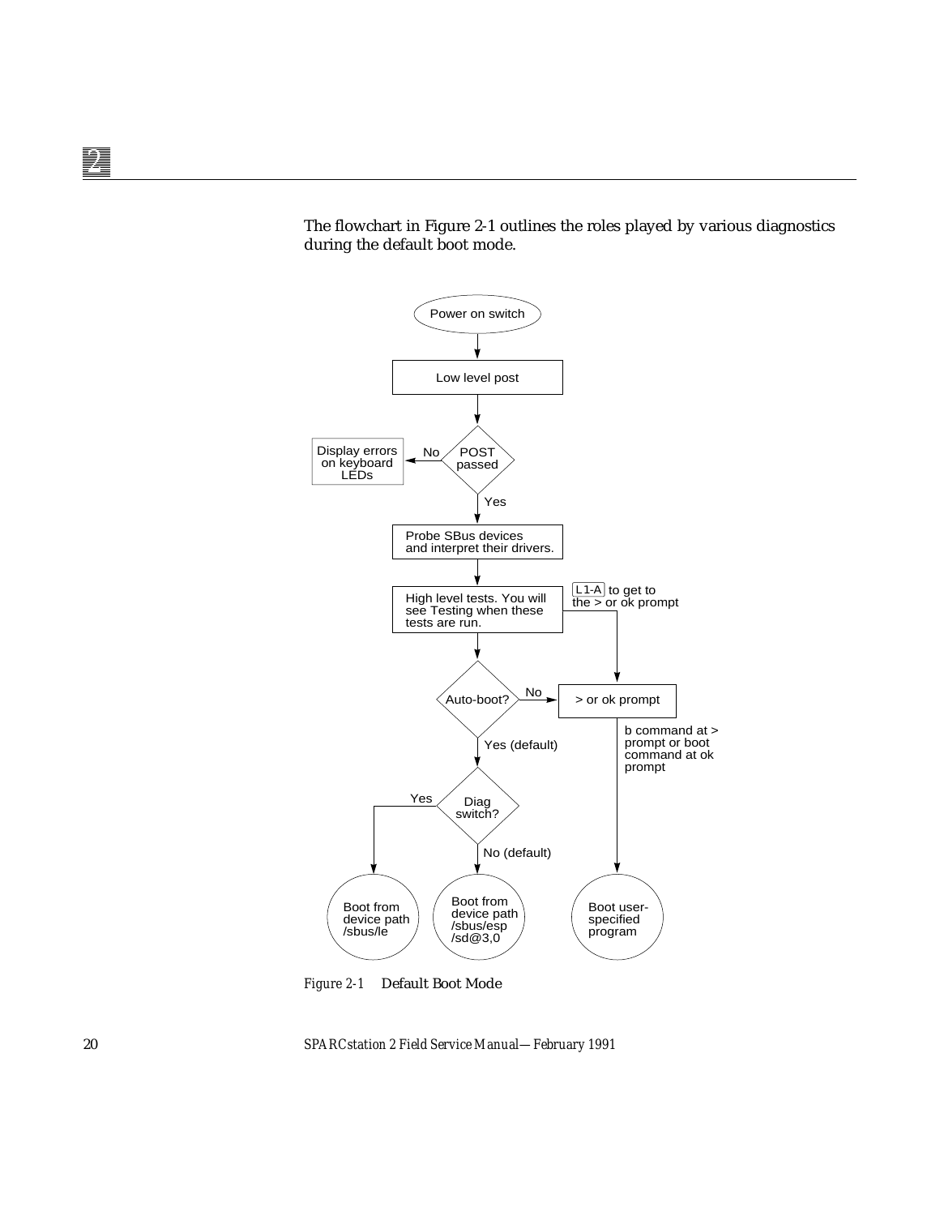The flowchart in Figure 2-1 outlines the roles played by various diagnostics during the default boot mode.

```
                    Power on switch
                          |
                          v
                    Low level post
                          |
                          v
Display errors  <--No--  POST
on keyboard              passed
LEDs                      |
                          Yes
                          v
                 Probe SBus devices
                 and interpret their drivers.
                          |
                          v
                 High level tests. You will      L1-A to get to
                 see Testing when these  ------  the > or ok prompt
                 tests are run.                          |
                          |                              v
                          v                              
                     Auto-boot?  --No-->           > or ok prompt
                          |                              |
                     Yes (default)                b command at >
                          v                       prompt or boot
           Yes ------  Diag                       command at ok
            |          switch?                    prompt
            |             |                              |
            |         No (default)                       |
            v             v                              v
     Boot from       Boot from                     Boot user-
     device path     device path                   specified
     /sbus/le        /sbus/esp                     program
                     /sd@3,0
```

*Figure 2-1* Default Boot Mode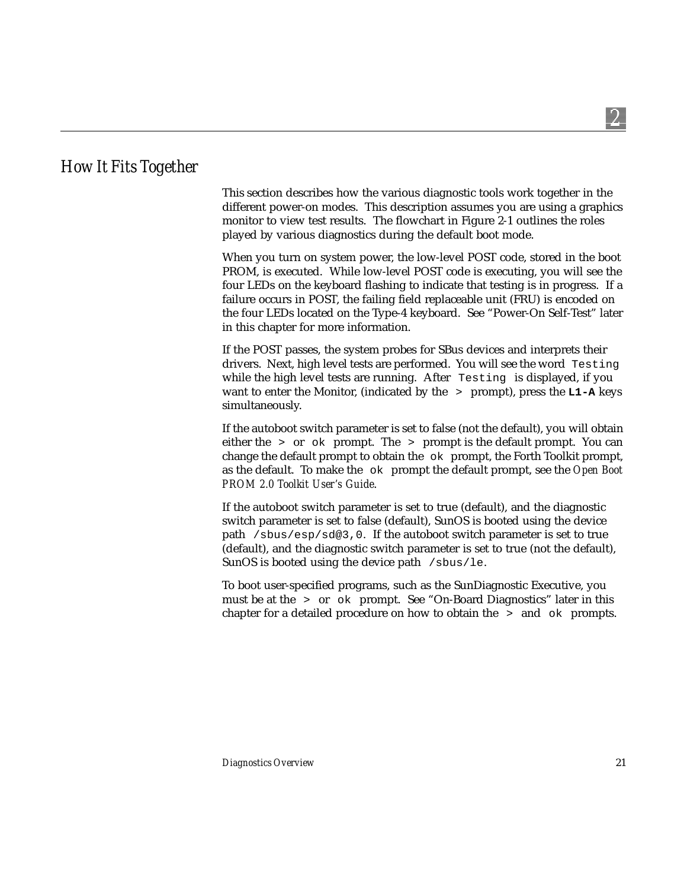## How It Fits Together

This section describes how the various diagnostic tools work together in the different power-on modes. This description assumes you are using a graphics monitor to view test results. The flowchart in Figure 2-1 outlines the roles played by various diagnostics during the default boot mode.

When you turn on system power, the low-level POST code, stored in the boot PROM, is executed. While low-level POST code is executing, you will see the four LEDs on the keyboard flashing to indicate that testing is in progress. If a failure occurs in POST, the failing field replaceable unit (FRU) is encoded on the four LEDs located on the Type-4 keyboard. See "Power-On Self-Test" later in this chapter for more information.

If the POST passes, the system probes for SBus devices and interprets their drivers. Next, high level tests are performed. You will see the word `Testing` while the high level tests are running. After `Testing` is displayed, if you want to enter the Monitor, (indicated by the `>` prompt), press the **`L1-A`** keys simultaneously.

If the autoboot switch parameter is set to false (not the default), you will obtain either the `>` or `ok` prompt. The `>` prompt is the default prompt. You can change the default prompt to obtain the `ok` prompt, the Forth Toolkit prompt, as the default. To make the `ok` prompt the default prompt, see the *Open Boot PROM 2.0 Toolkit User's Guide*.

If the autoboot switch parameter is set to true (default), and the diagnostic switch parameter is set to false (default), SunOS is booted using the device path `/sbus/esp/sd@3,0`. If the autoboot switch parameter is set to true (default), and the diagnostic switch parameter is set to true (not the default), SunOS is booted using the device path `/sbus/le`.

To boot user-specified programs, such as the SunDiagnostic Executive, you must be at the `>` or `ok` prompt. See "On-Board Diagnostics" later in this chapter for a detailed procedure on how to obtain the `>` and `ok` prompts.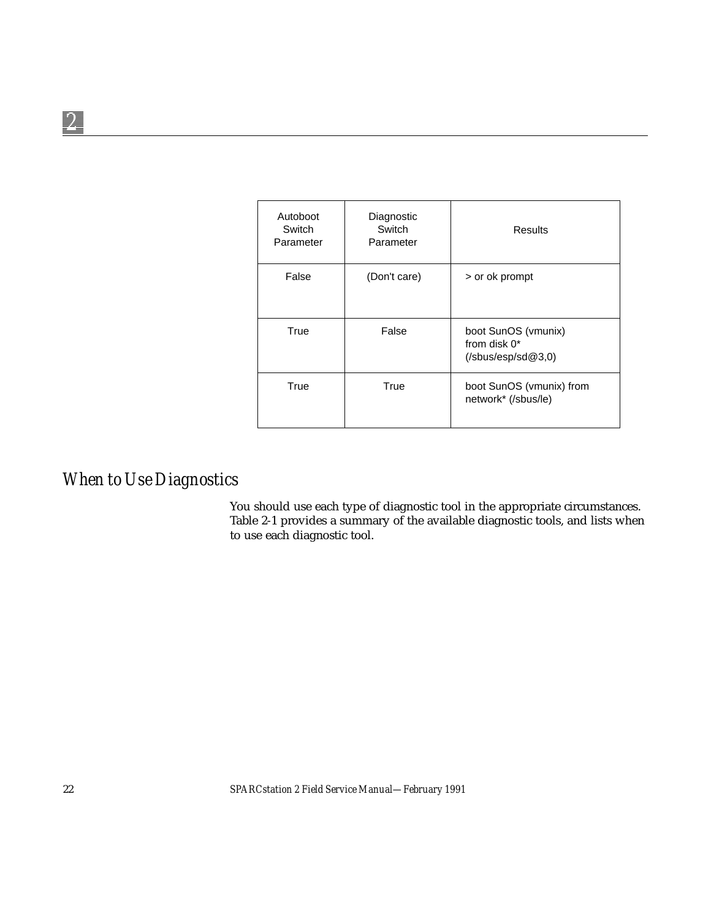| Autoboot Switch Parameter | Diagnostic Switch Parameter | Results |
|---|---|---|
| False | (Don't care) | > or ok prompt |
| True | False | boot SunOS (vmunix) from disk 0* (/sbus/esp/sd@3,0) |
| True | True | boot SunOS (vmunix) from network* (/sbus/le) |

## *When to Use Diagnostics*

You should use each type of diagnostic tool in the appropriate circumstances. Table 2-1 provides a summary of the available diagnostic tools, and lists when to use each diagnostic tool.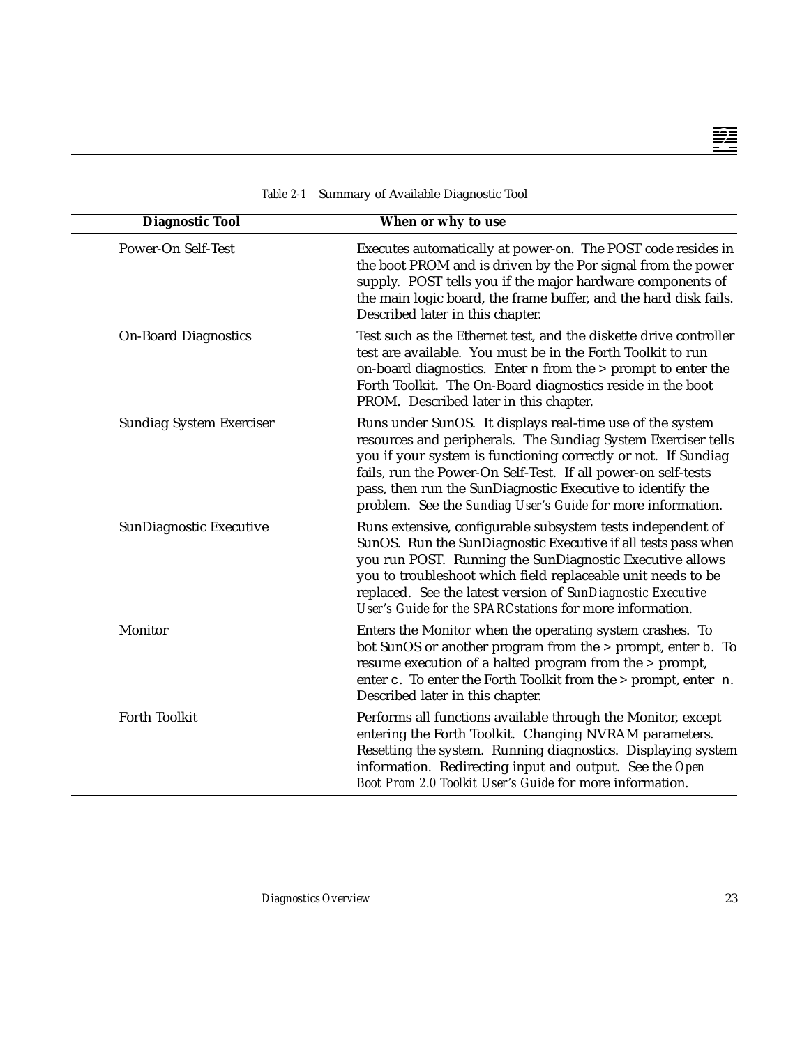Table 2-1 Summary of Available Diagnostic Tool

| Diagnostic Tool | When or why to use |
| --- | --- |
| Power-On Self-Test | Executes automatically at power-on. The POST code resides in the boot PROM and is driven by the Por signal from the power supply. POST tells you if the major hardware components of the main logic board, the frame buffer, and the hard disk fails. Described later in this chapter. |
| On-Board Diagnostics | Test such as the Ethernet test, and the diskette drive controller test are available. You must be in the Forth Toolkit to run on-board diagnostics. Enter `n` from the > prompt to enter the Forth Toolkit. The On-Board diagnostics reside in the boot PROM. Described later in this chapter. |
| Sundiag System Exerciser | Runs under SunOS. It displays real-time use of the system resources and peripherals. The Sundiag System Exerciser tells you if your system is functioning correctly or not. If Sundiag fails, run the Power-On Self-Test. If all power-on self-tests pass, then run the SunDiagnostic Executive to identify the problem. See the *Sundiag User's Guide* for more information. |
| SunDiagnostic Executive | Runs extensive, configurable subsystem tests independent of SunOS. Run the SunDiagnostic Executive if all tests pass when you run POST. Running the SunDiagnostic Executive allows you to troubleshoot which field replaceable unit needs to be replaced. See the latest version of *SunDiagnostic Executive User's Guide for the SPARCstations* for more information. |
| Monitor | Enters the Monitor when the operating system crashes. To bot SunOS or another program from the > prompt, enter `b`. To resume execution of a halted program from the > prompt, enter `c`. To enter the Forth Toolkit from the > prompt, enter `n`. Described later in this chapter. |
| Forth Toolkit | Performs all functions available through the Monitor, except entering the Forth Toolkit. Changing NVRAM parameters. Resetting the system. Running diagnostics. Displaying system information. Redirecting input and output. See the *Open Boot Prom 2.0 Toolkit User's Guide* for more information. |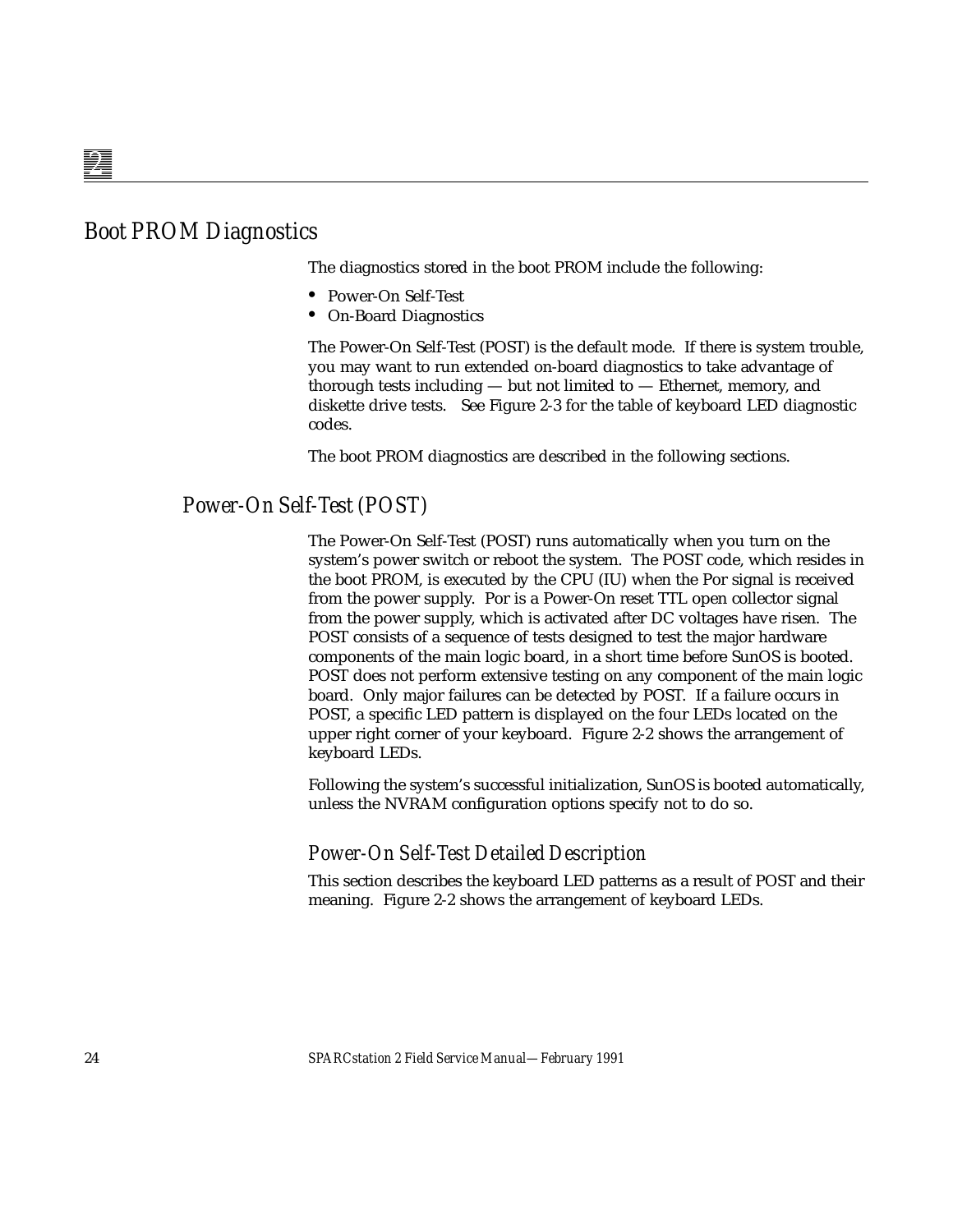## Boot PROM Diagnostics

The diagnostics stored in the boot PROM include the following:

- Power-On Self-Test
- On-Board Diagnostics

The Power-On Self-Test (POST) is the default mode. If there is system trouble, you may want to run extended on-board diagnostics to take advantage of thorough tests including — but not limited to — Ethernet, memory, and diskette drive tests. See Figure 2-3 for the table of keyboard LED diagnostic codes.

The boot PROM diagnostics are described in the following sections.

### Power-On Self-Test (POST)

The Power-On Self-Test (POST) runs automatically when you turn on the system's power switch or reboot the system. The POST code, which resides in the boot PROM, is executed by the CPU (IU) when the Por signal is received from the power supply. Por is a Power-On reset TTL open collector signal from the power supply, which is activated after DC voltages have risen. The POST consists of a sequence of tests designed to test the major hardware components of the main logic board, in a short time before SunOS is booted. POST does not perform extensive testing on any component of the main logic board. Only major failures can be detected by POST. If a failure occurs in POST, a specific LED pattern is displayed on the four LEDs located on the upper right corner of your keyboard. Figure 2-2 shows the arrangement of keyboard LEDs.

Following the system's successful initialization, SunOS is booted automatically, unless the NVRAM configuration options specify not to do so.

#### Power-On Self-Test Detailed Description

This section describes the keyboard LED patterns as a result of POST and their meaning. Figure 2-2 shows the arrangement of keyboard LEDs.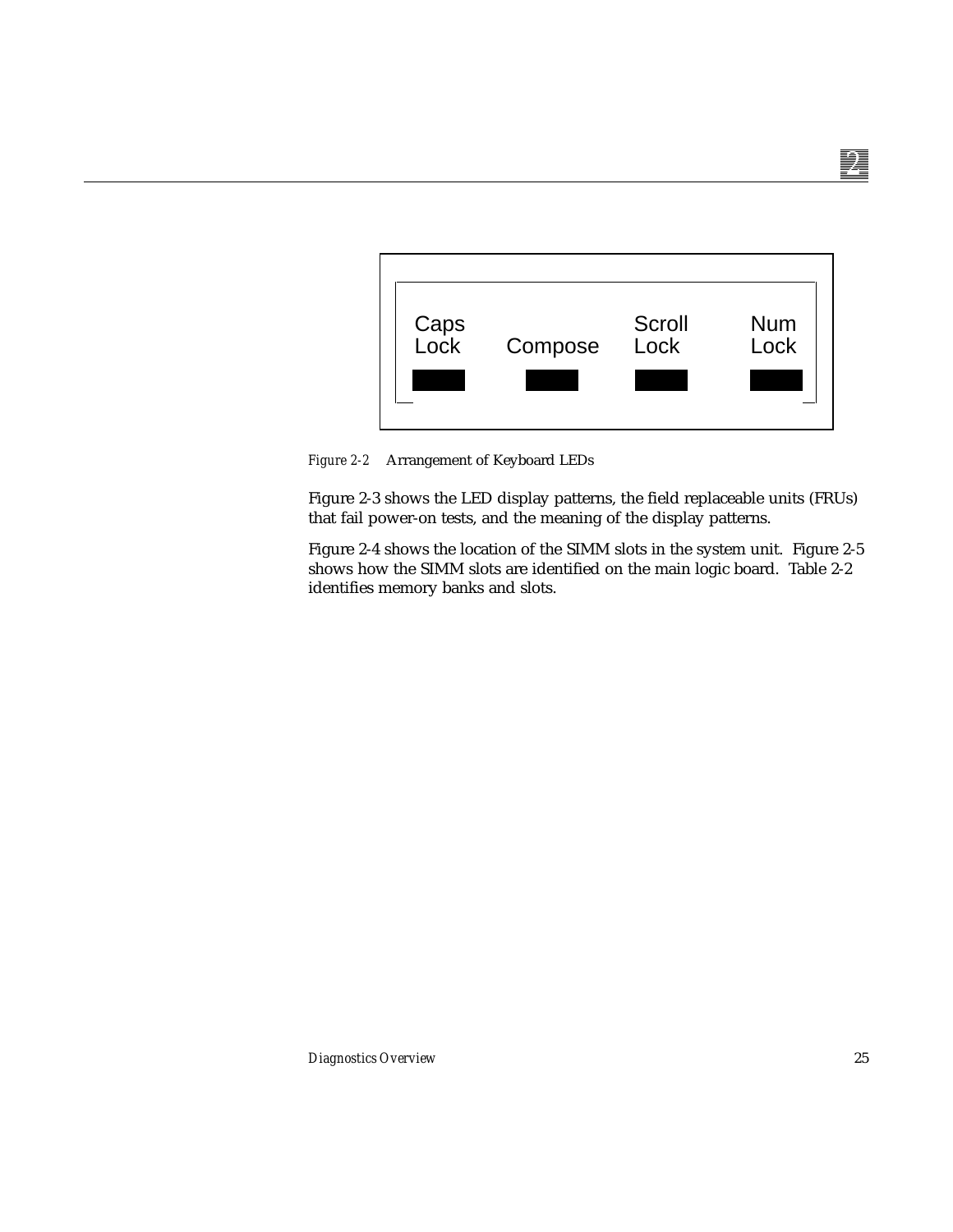Caps Lock | Compose | Scroll Lock | Num Lock

*Figure 2-2* Arrangement of Keyboard LEDs

Figure 2-3 shows the LED display patterns, the field replaceable units (FRUs) that fail power-on tests, and the meaning of the display patterns.

Figure 2-4 shows the location of the SIMM slots in the system unit. Figure 2-5 shows how the SIMM slots are identified on the main logic board. Table 2-2 identifies memory banks and slots.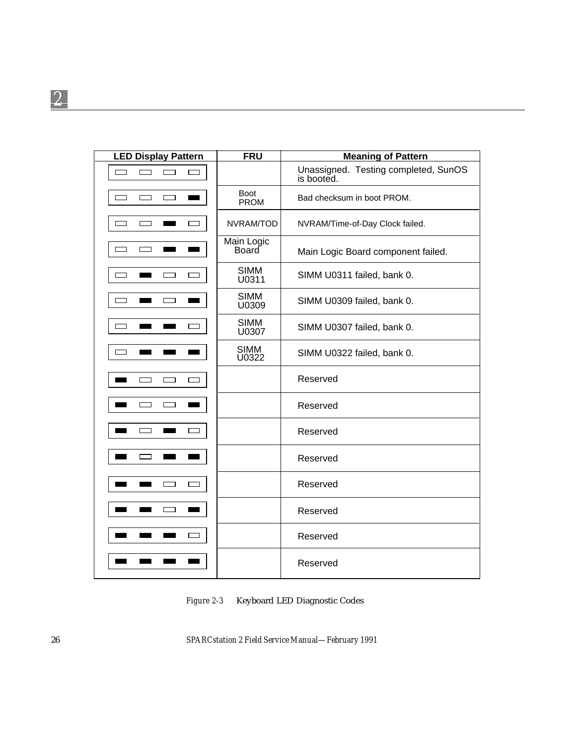| LED Display Pattern | FRU | Meaning of Pattern |
|---|---|---|
| ☐ ☐ ☐ ☐ | | Unassigned. Testing completed, SunOS is booted. |
| ☐ ☐ ☐ ■ | Boot PROM | Bad checksum in boot PROM. |
| ☐ ☐ ■ ☐ | NVRAM/TOD | NVRAM/Time-of-Day Clock failed. |
| ☐ ☐ ■ ■ | Main Logic Board | Main Logic Board component failed. |
| ☐ ■ ☐ ☐ | SIMM U0311 | SIMM U0311 failed, bank 0. |
| ☐ ■ ☐ ■ | SIMM U0309 | SIMM U0309 failed, bank 0. |
| ☐ ■ ■ ☐ | SIMM U0307 | SIMM U0307 failed, bank 0. |
| ☐ ■ ■ ■ | SIMM U0322 | SIMM U0322 failed, bank 0. |
| ■ ☐ ☐ ☐ | | Reserved |
| ■ ☐ ☐ ■ | | Reserved |
| ■ ☐ ■ ☐ | | Reserved |
| ■ ☐ ■ ■ | | Reserved |
| ■ ■ ☐ ☐ | | Reserved |
| ■ ■ ☐ ■ | | Reserved |
| ■ ■ ■ ☐ | | Reserved |
| ■ ■ ■ ■ | | Reserved |

*Figure 2-3* Keyboard LED Diagnostic Codes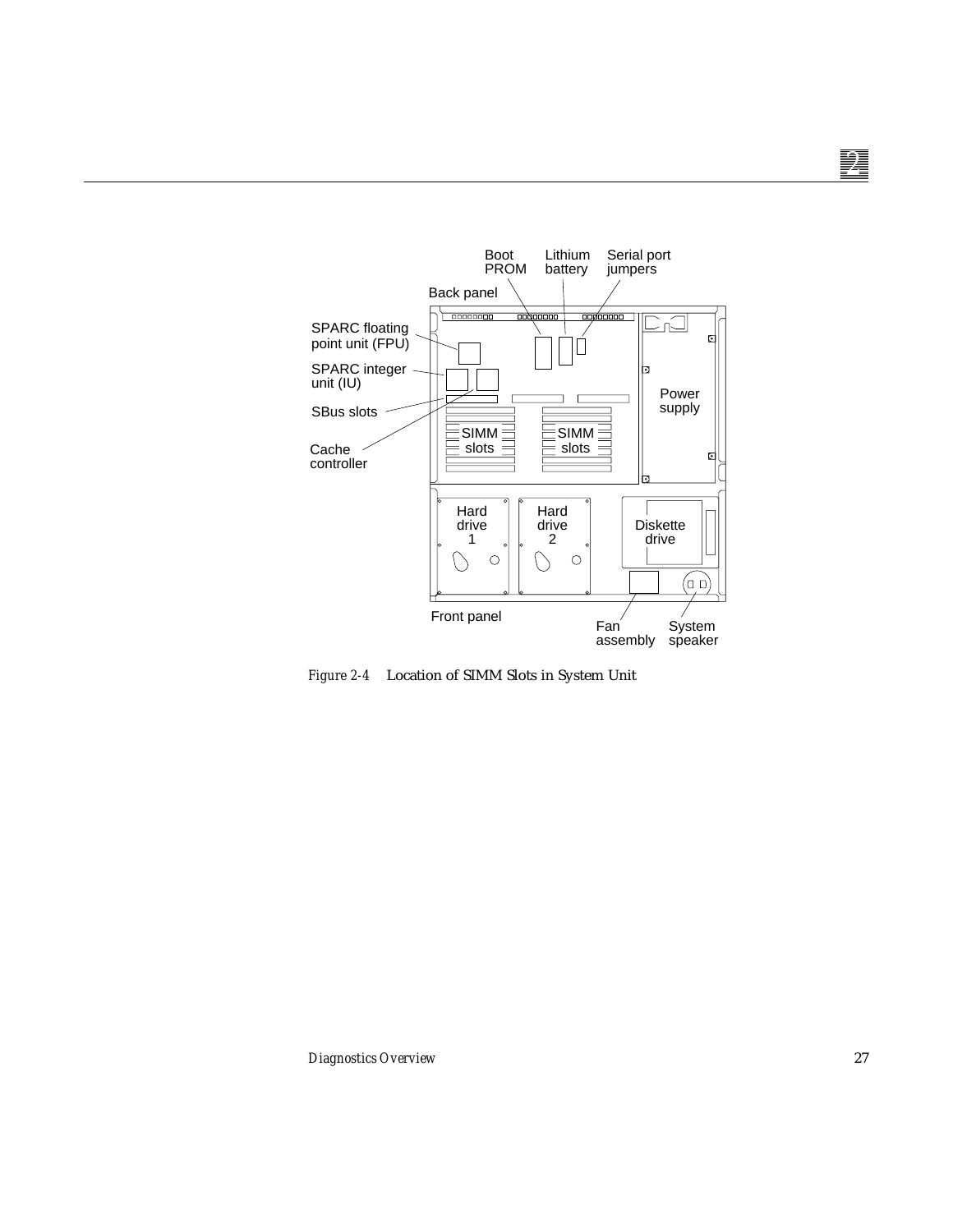Boot PROM

Lithium battery

Serial port jumpers

Back panel

SPARC floating point unit (FPU)

SPARC integer unit (IU)

SBus slots

Cache controller

SIMM slots

SIMM slots

Power supply

Hard drive 1

Hard drive 2

Diskette drive

Front panel

Fan assembly

System speaker

*Figure 2-4* Location of SIMM Slots in System Unit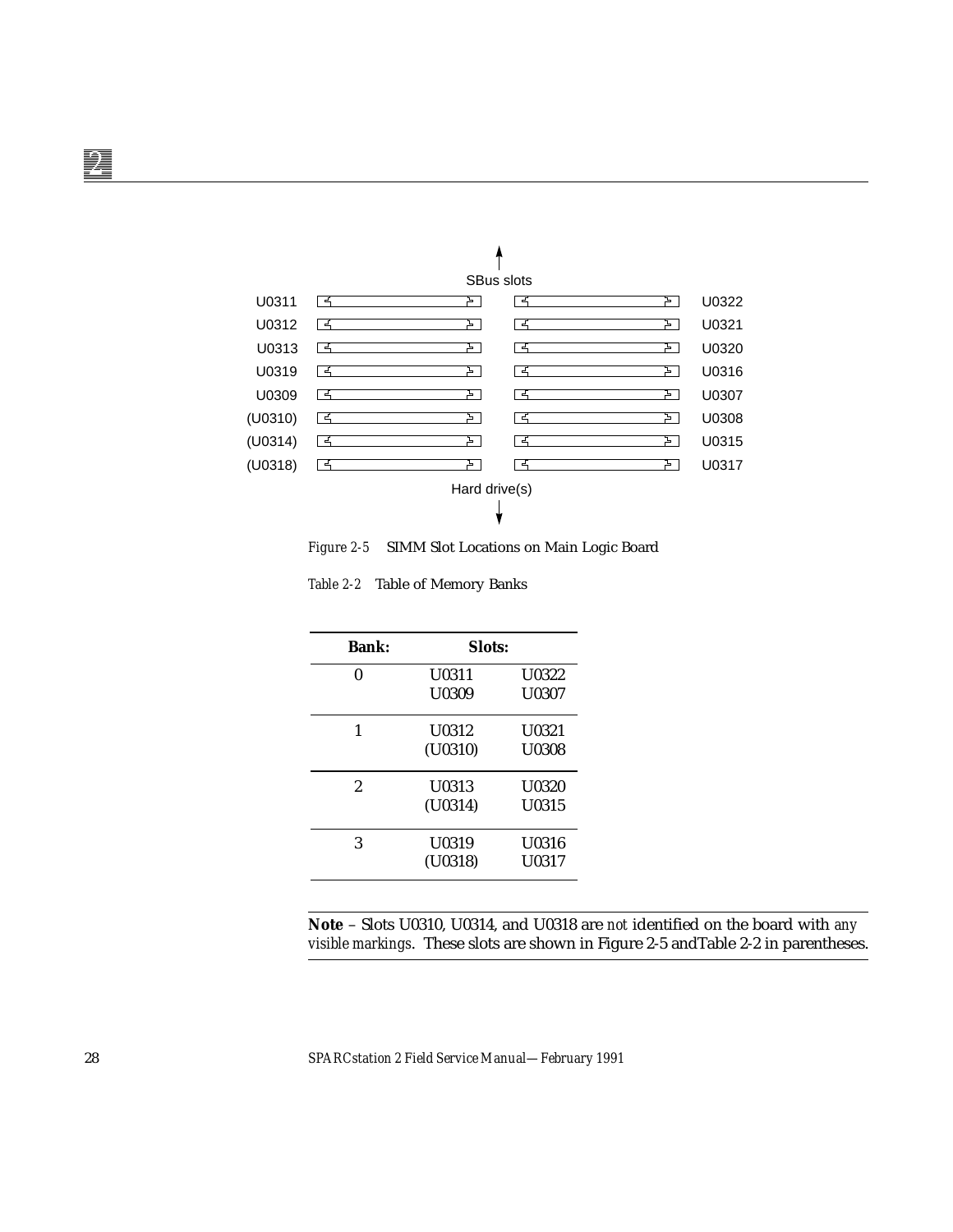SBus slots

| Left | Right |
|---|---|
| U0311 | U0322 |
| U0312 | U0321 |
| U0313 | U0320 |
| U0319 | U0316 |
| U0309 | U0307 |
| (U0310) | U0308 |
| (U0314) | U0315 |
| (U0318) | U0317 |

Hard drive(s)

*Figure 2-5* SIMM Slot Locations on Main Logic Board

*Table 2-2* Table of Memory Banks

| Bank: | Slots: | |
|---|---|---|
| 0 | U0311<br>U0309 | U0322<br>U0307 |
| 1 | U0312<br>(U0310) | U0321<br>U0308 |
| 2 | U0313<br>(U0314) | U0320<br>U0315 |
| 3 | U0319<br>(U0318) | U0316<br>U0317 |

---

**Note** – Slots U0310, U0314, and U0318 are *not* identified on the board with *any visible markings*. These slots are shown in Figure 2-5 andTable 2-2 in parentheses.

---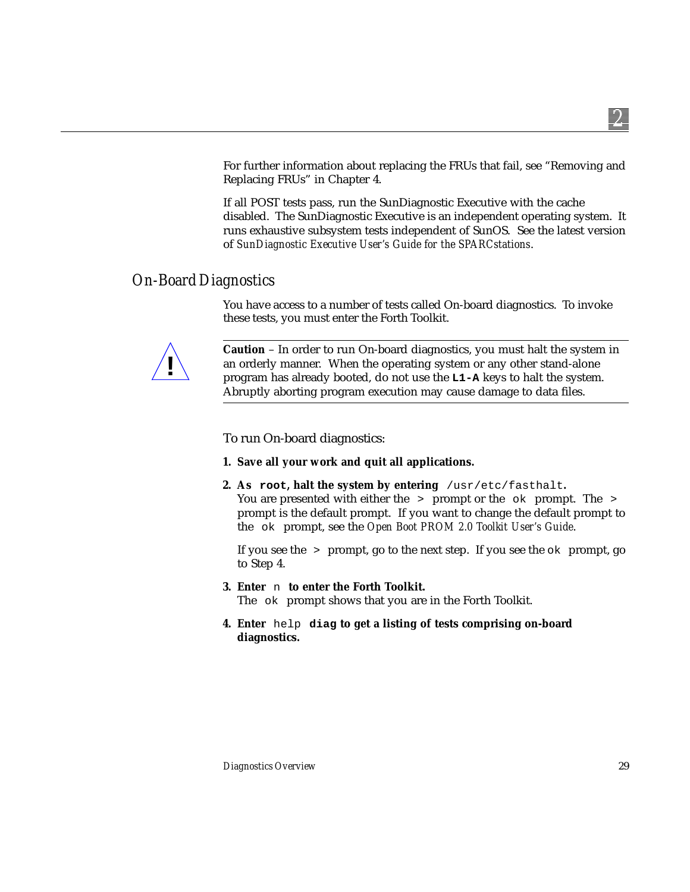For further information about replacing the FRUs that fail, see “Removing and Replacing FRUs” in Chapter 4.

If all POST tests pass, run the SunDiagnostic Executive with the cache disabled. The SunDiagnostic Executive is an independent operating system. It runs exhaustive subsystem tests independent of SunOS. See the latest version of *SunDiagnostic Executive User’s Guide for the SPARCstations*.

## On-Board Diagnostics

You have access to a number of tests called On-board diagnostics. To invoke these tests, you must enter the Forth Toolkit.

---

**Caution** – In order to run On-board diagnostics, you must halt the system in an orderly manner. When the operating system or any other stand-alone program has already booted, do not use the **`L1-A`** keys to halt the system. Abruptly aborting program execution may cause damage to data files.

---

To run On-board diagnostics:

1. **Save all your work and quit all applications.**
2. **As `root`, halt the system by entering** `/usr/etc/fasthalt`**.**
   You are presented with either the `>` prompt or the `ok` prompt. The `>` prompt is the default prompt. If you want to change the default prompt to the `ok` prompt, see the *Open Boot PROM 2.0 Toolkit User’s Guide*.

   If you see the `>` prompt, go to the next step. If you see the `ok` prompt, go to Step 4.
3. **Enter** `n` **to enter the Forth Toolkit.**
   The `ok` prompt shows that you are in the Forth Toolkit.
4. **Enter** `help` **`diag` to get a listing of tests comprising on-board diagnostics.**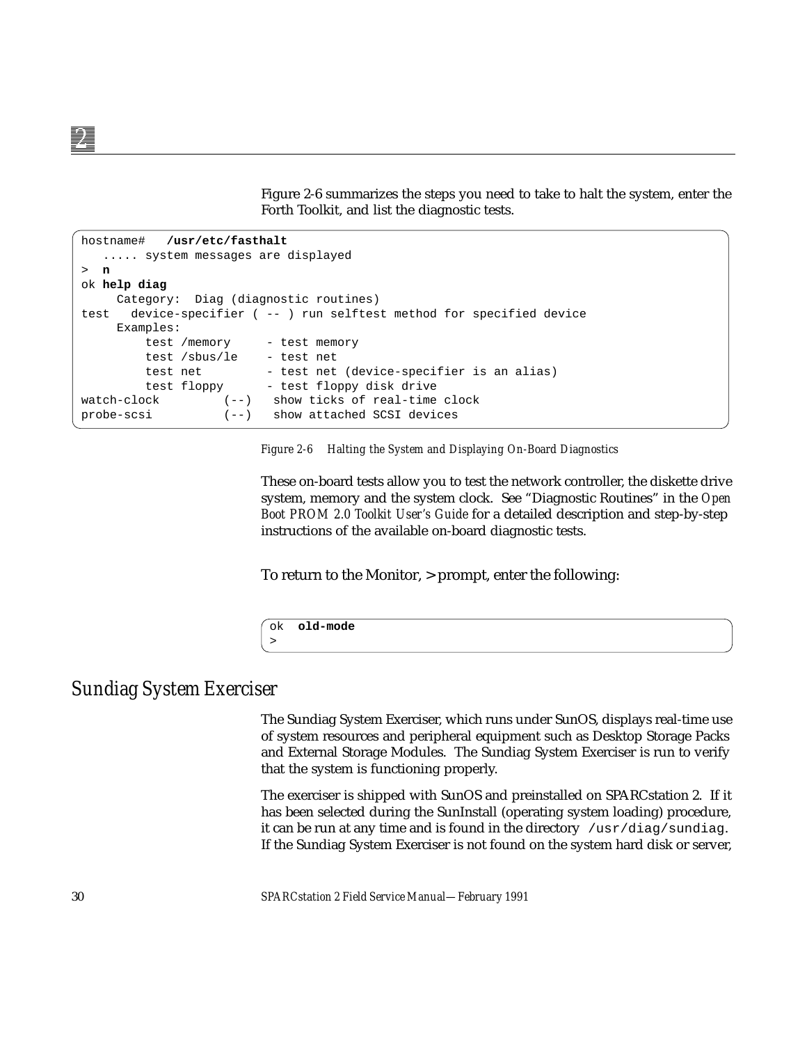Figure 2-6 summarizes the steps you need to take to halt the system, enter the Forth Toolkit, and list the diagnostic tests.

```
hostname#   /usr/etc/fasthalt
   ..... system messages are displayed
>  n
ok help diag
     Category:  Diag (diagnostic routines)
test   device-specifier ( -- ) run selftest method for specified device
     Examples:
         test /memory     - test memory
         test /sbus/le    - test net
         test net         - test net (device-specifier is an alias)
         test floppy      - test floppy disk drive
watch-clock         (--)   show ticks of real-time clock
probe-scsi          (--)   show attached SCSI devices
```

*Figure 2-6   Halting the System and Displaying On-Board Diagnostics*

These on-board tests allow you to test the network controller, the diskette drive system, memory and the system clock. See "Diagnostic Routines" in the *Open Boot PROM 2.0 Toolkit User's Guide* for a detailed description and step-by-step instructions of the available on-board diagnostic tests.

To return to the Monitor, > prompt, enter the following:

```
ok  old-mode
>
```

## *Sundiag System Exerciser*

The Sundiag System Exerciser, which runs under SunOS, displays real-time use of system resources and peripheral equipment such as Desktop Storage Packs and External Storage Modules. The Sundiag System Exerciser is run to verify that the system is functioning properly.

The exerciser is shipped with SunOS and preinstalled on SPARCstation 2. If it has been selected during the SunInstall (operating system loading) procedure, it can be run at any time and is found in the directory `/usr/diag/sundiag`. If the Sundiag System Exerciser is not found on the system hard disk or server,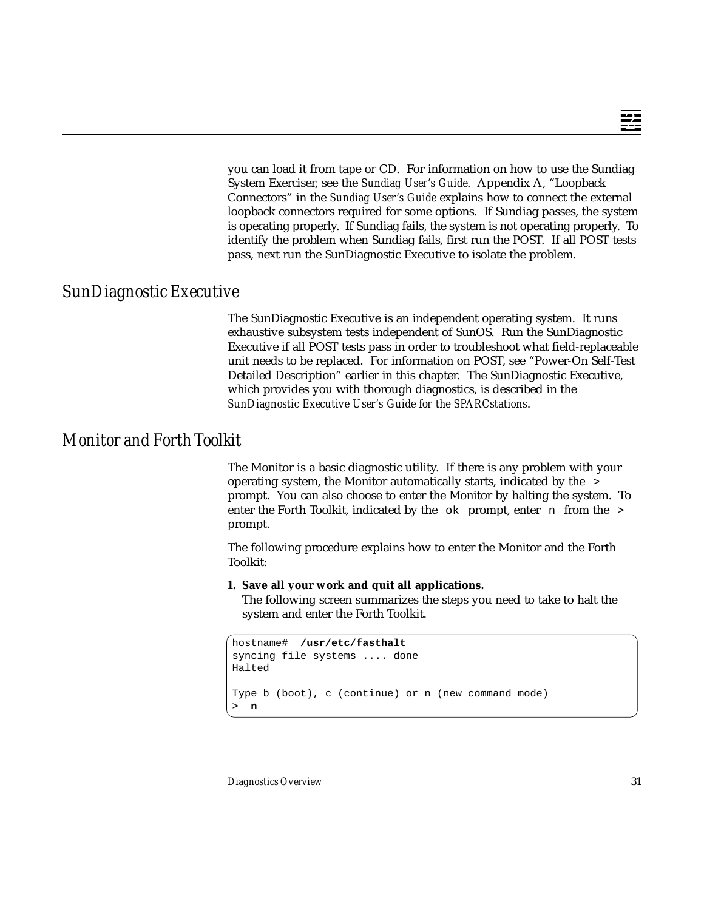you can load it from tape or CD. For information on how to use the Sundiag System Exerciser, see the *Sundiag User's Guide*. Appendix A, "Loopback Connectors" in the *Sundiag User's Guide* explains how to connect the external loopback connectors required for some options. If Sundiag passes, the system is operating properly. If Sundiag fails, the system is not operating properly. To identify the problem when Sundiag fails, first run the POST. If all POST tests pass, next run the SunDiagnostic Executive to isolate the problem.

## *SunDiagnostic Executive*

The SunDiagnostic Executive is an independent operating system. It runs exhaustive subsystem tests independent of SunOS. Run the SunDiagnostic Executive if all POST tests pass in order to troubleshoot what field-replaceable unit needs to be replaced. For information on POST, see "Power-On Self-Test Detailed Description" earlier in this chapter. The SunDiagnostic Executive, which provides you with thorough diagnostics, is described in the *SunDiagnostic Executive User's Guide for the SPARCstations*.

## *Monitor and Forth Toolkit*

The Monitor is a basic diagnostic utility. If there is any problem with your operating system, the Monitor automatically starts, indicated by the `>` prompt. You can also choose to enter the Monitor by halting the system. To enter the Forth Toolkit, indicated by the `ok` prompt, enter `n` from the `>` prompt.

The following procedure explains how to enter the Monitor and the Forth Toolkit:

1. **Save all your work and quit all applications.**
   The following screen summarizes the steps you need to take to halt the system and enter the Forth Toolkit.

```
hostname#  /usr/etc/fasthalt
syncing file systems .... done
Halted

Type b (boot), c (continue) or n (new command mode)
>  n
```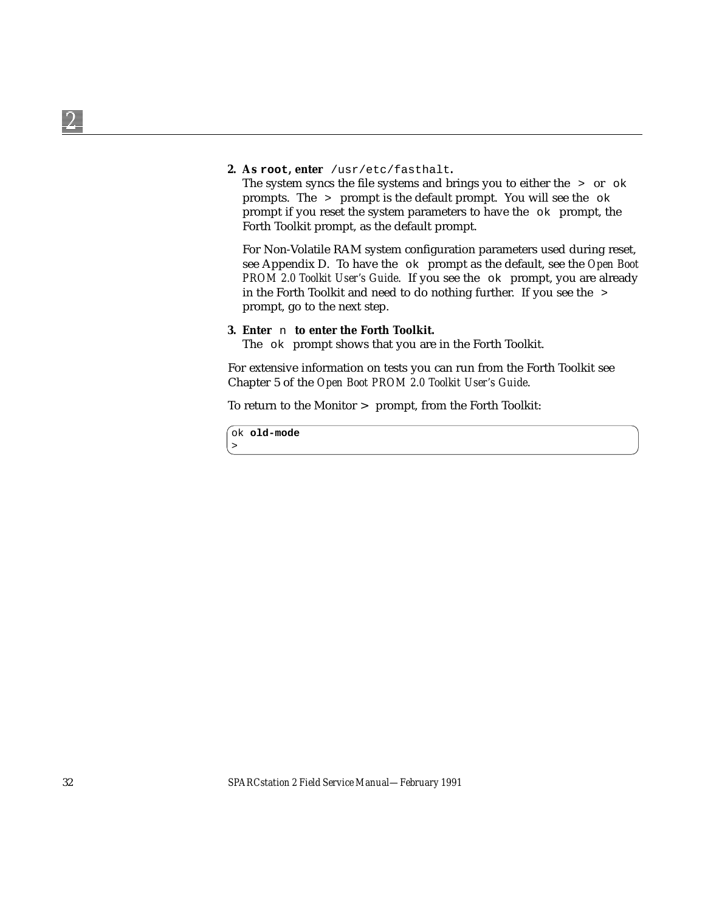2. **As `root`, enter** `/usr/etc/fasthalt`**.**
   The system syncs the file systems and brings you to either the `>` or `ok` prompts. The `>` prompt is the default prompt. You will see the `ok` prompt if you reset the system parameters to have the `ok` prompt, the Forth Toolkit prompt, as the default prompt.

   For Non-Volatile RAM system configuration parameters used during reset, see Appendix D. To have the `ok` prompt as the default, see the *Open Boot PROM 2.0 Toolkit User's Guide*. If you see the `ok` prompt, you are already in the Forth Toolkit and need to do nothing further. If you see the `>` prompt, go to the next step.

3. **Enter** `n` **to enter the Forth Toolkit.**
   The `ok` prompt shows that you are in the Forth Toolkit.

For extensive information on tests you can run from the Forth Toolkit see Chapter 5 of the *Open Boot PROM 2.0 Toolkit User's Guide*.

To return to the Monitor `>` prompt, from the Forth Toolkit:

```
ok old-mode
>
```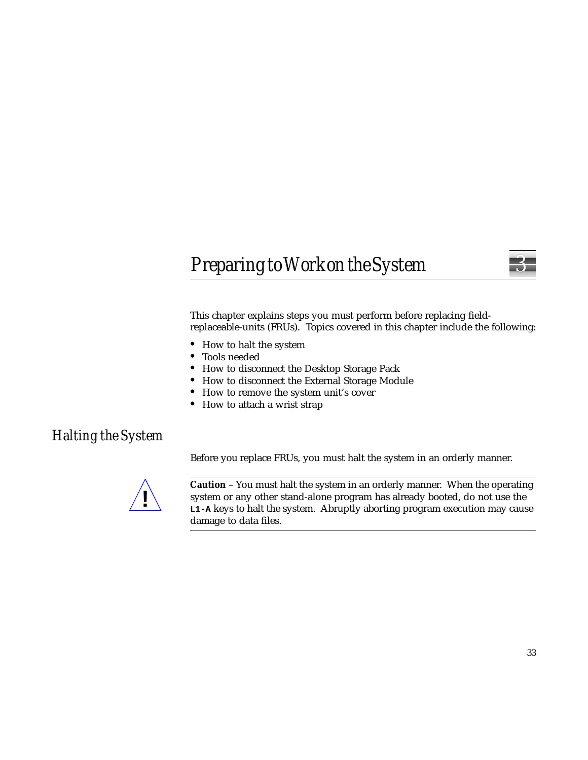# Preparing to Work on the System

This chapter explains steps you must perform before replacing field-replaceable-units (FRUs). Topics covered in this chapter include the following:

- How to halt the system
- Tools needed
- How to disconnect the Desktop Storage Pack
- How to disconnect the External Storage Module
- How to remove the system unit's cover
- How to attach a wrist strap

## Halting the System

Before you replace FRUs, you must halt the system in an orderly manner.

**Caution** – You must halt the system in an orderly manner. When the operating system or any other stand-alone program has already booted, do not use the **`L1-A`** keys to halt the system. Abruptly aborting program execution may cause damage to data files.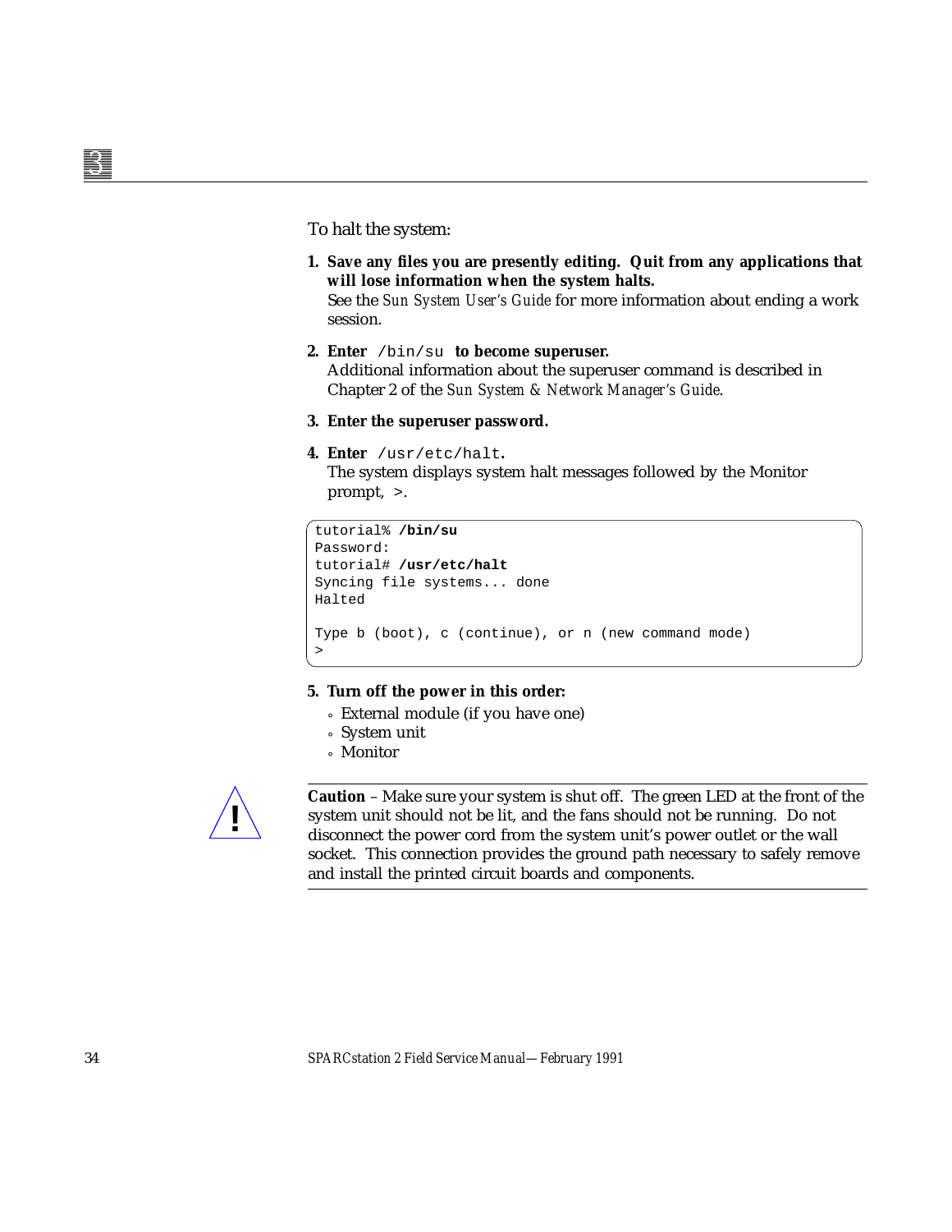To halt the system:

1. **Save any files you are presently editing. Quit from any applications that will lose information when the system halts.**
   See the *Sun System User's Guide* for more information about ending a work session.

2. **Enter** `/bin/su` **to become superuser.**
   Additional information about the superuser command is described in Chapter 2 of the *Sun System & Network Manager's Guide*.

3. **Enter the superuser password.**

4. **Enter** `/usr/etc/halt`**.**
   The system displays system halt messages followed by the Monitor prompt, `>`.

```
tutorial% /bin/su
Password:
tutorial# /usr/etc/halt
Syncing file systems... done
Halted

Type b (boot), c (continue), or n (new command mode)
>
```

5. **Turn off the power in this order:**
   - External module (if you have one)
   - System unit
   - Monitor

---

**Caution** – Make sure your system is shut off. The green LED at the front of the system unit should not be lit, and the fans should not be running. Do not disconnect the power cord from the system unit's power outlet or the wall socket. This connection provides the ground path necessary to safely remove and install the printed circuit boards and components.

---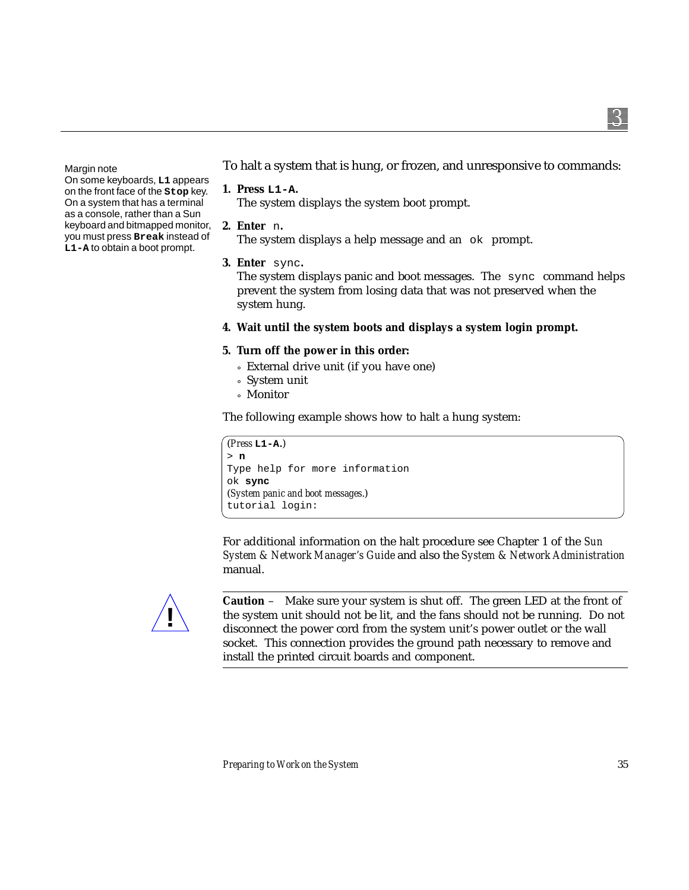Margin note
On some keyboards, **L1** appears on the front face of the **Stop** key. On a system that has a terminal as a console, rather than a Sun keyboard and bitmapped monitor, you must press **Break** instead of **L1-A** to obtain a boot prompt.

To halt a system that is hung, or frozen, and unresponsive to commands:

1. **Press `L1-A`.**
   The system displays the system boot prompt.
2. **Enter** `n`.
   The system displays a help message and an `ok` prompt.
3. **Enter** `sync`.
   The system displays panic and boot messages. The `sync` command helps prevent the system from losing data that was not preserved when the system hung.
4. **Wait until the system boots and displays a system login prompt.**
5. **Turn off the power in this order:**
   - External drive unit (if you have one)
   - System unit
   - Monitor

The following example shows how to halt a hung system:

```
(Press L1-A.)
> n
Type help for more information
ok sync
(System panic and boot messages.)
tutorial login:
```

For additional information on the halt procedure see Chapter 1 of the *Sun System & Network Manager's Guide* and also the *System & Network Administration* manual.

**Caution** – Make sure your system is shut off. The green LED at the front of the system unit should not be lit, and the fans should not be running. Do not disconnect the power cord from the system unit's power outlet or the wall socket. This connection provides the ground path necessary to remove and install the printed circuit boards and component.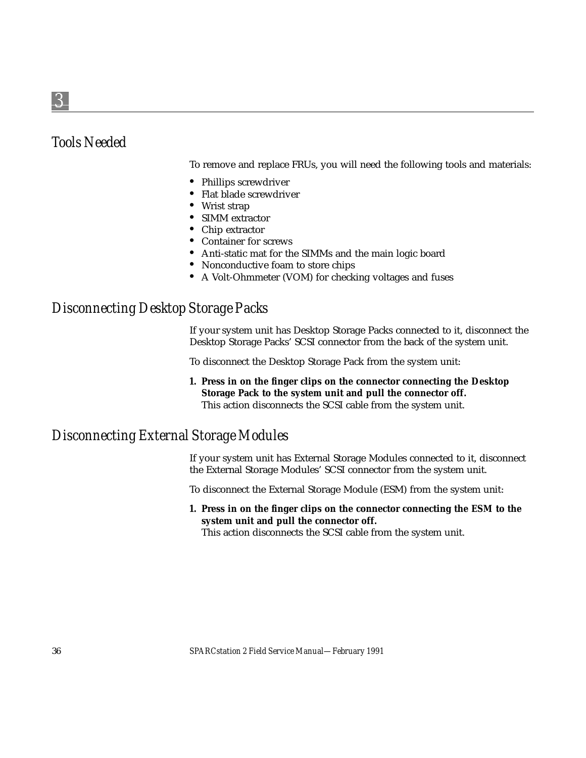## Tools Needed

To remove and replace FRUs, you will need the following tools and materials:

- Phillips screwdriver
- Flat blade screwdriver
- Wrist strap
- SIMM extractor
- Chip extractor
- Container for screws
- Anti-static mat for the SIMMs and the main logic board
- Nonconductive foam to store chips
- A Volt-Ohmmeter (VOM) for checking voltages and fuses

## Disconnecting Desktop Storage Packs

If your system unit has Desktop Storage Packs connected to it, disconnect the Desktop Storage Packs' SCSI connector from the back of the system unit.

To disconnect the Desktop Storage Pack from the system unit:

1. **Press in on the finger clips on the connector connecting the Desktop Storage Pack to the system unit and pull the connector off.**
   This action disconnects the SCSI cable from the system unit.

## Disconnecting External Storage Modules

If your system unit has External Storage Modules connected to it, disconnect the External Storage Modules' SCSI connector from the system unit.

To disconnect the External Storage Module (ESM) from the system unit:

1. **Press in on the finger clips on the connector connecting the ESM to the system unit and pull the connector off.**
   This action disconnects the SCSI cable from the system unit.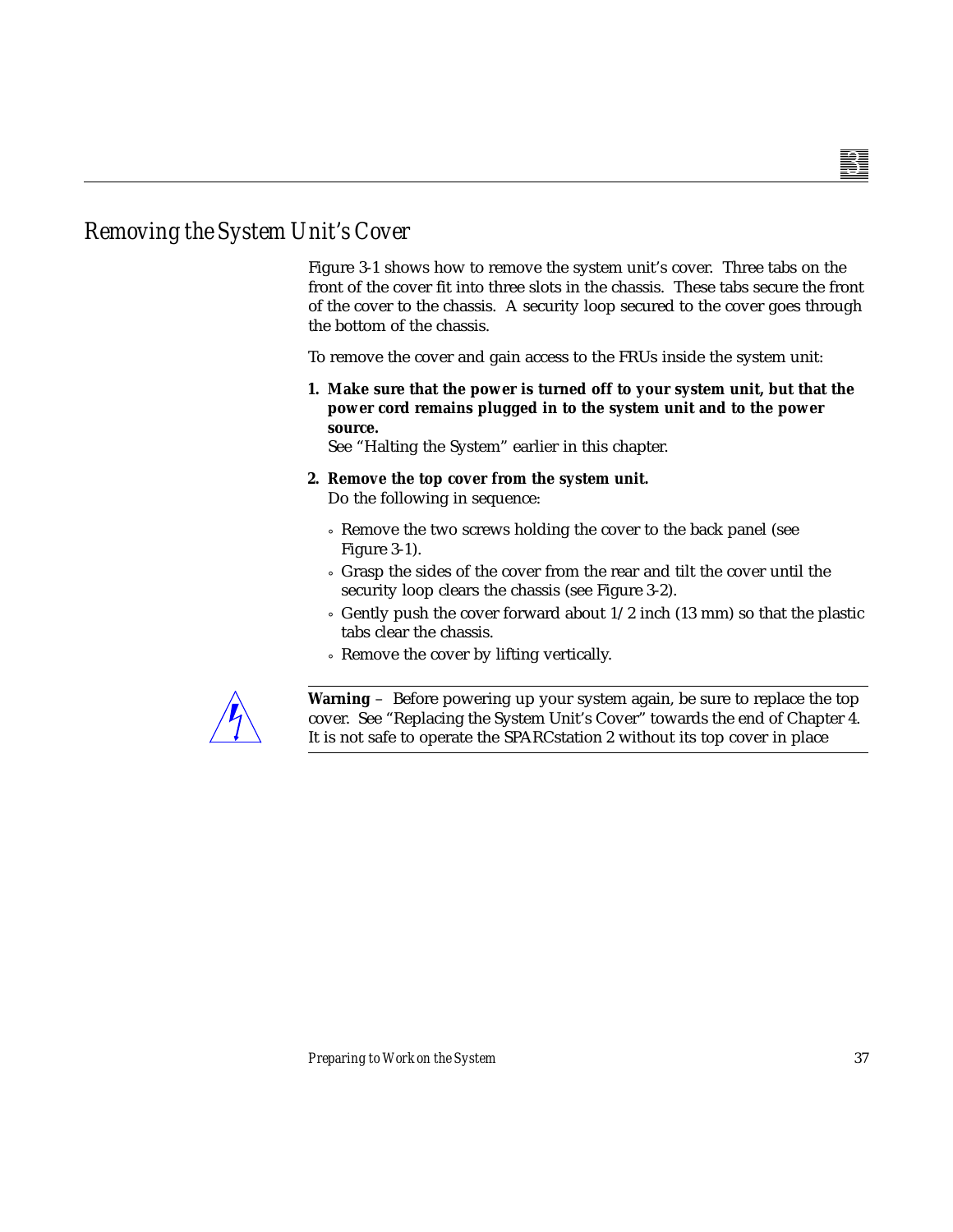## Removing the System Unit's Cover

Figure 3-1 shows how to remove the system unit's cover. Three tabs on the front of the cover fit into three slots in the chassis. These tabs secure the front of the cover to the chassis. A security loop secured to the cover goes through the bottom of the chassis.

To remove the cover and gain access to the FRUs inside the system unit:

1. **Make sure that the power is turned off to your system unit, but that the power cord remains plugged in to the system unit and to the power source.**
   See "Halting the System" earlier in this chapter.

2. **Remove the top cover from the system unit.**
   Do the following in sequence:
   - Remove the two screws holding the cover to the back panel (see Figure 3-1).
   - Grasp the sides of the cover from the rear and tilt the cover until the security loop clears the chassis (see Figure 3-2).
   - Gently push the cover forward about 1/2 inch (13 mm) so that the plastic tabs clear the chassis.
   - Remove the cover by lifting vertically.

---

**Warning** – Before powering up your system again, be sure to replace the top cover. See "Replacing the System Unit's Cover" towards the end of Chapter 4. It is not safe to operate the SPARCstation 2 without its top cover in place

---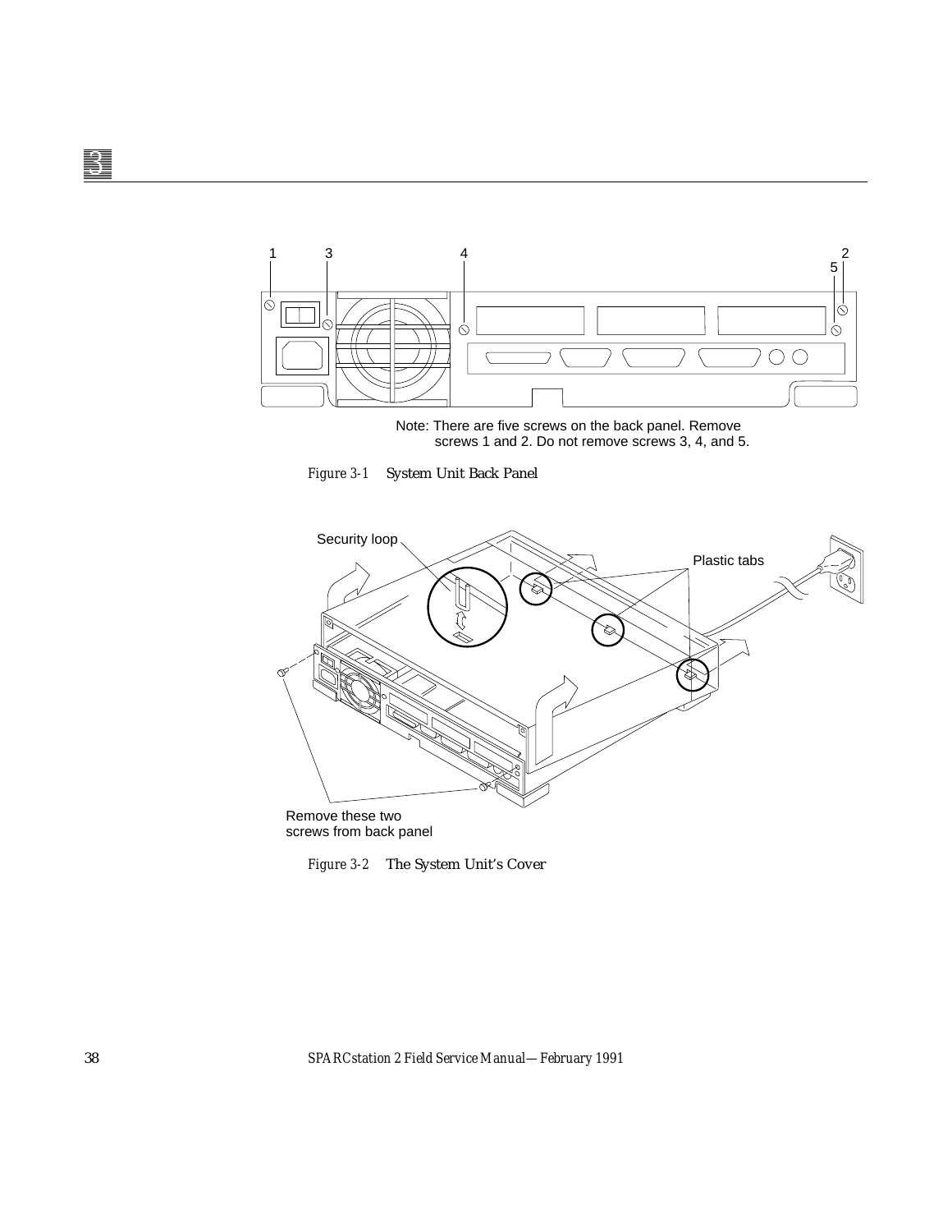Note: There are five screws on the back panel. Remove screws 1 and 2. Do not remove screws 3, 4, and 5.

*Figure 3-1* System Unit Back Panel

Security loop

Plastic tabs

Remove these two screws from back panel

*Figure 3-2* The System Unit's Cover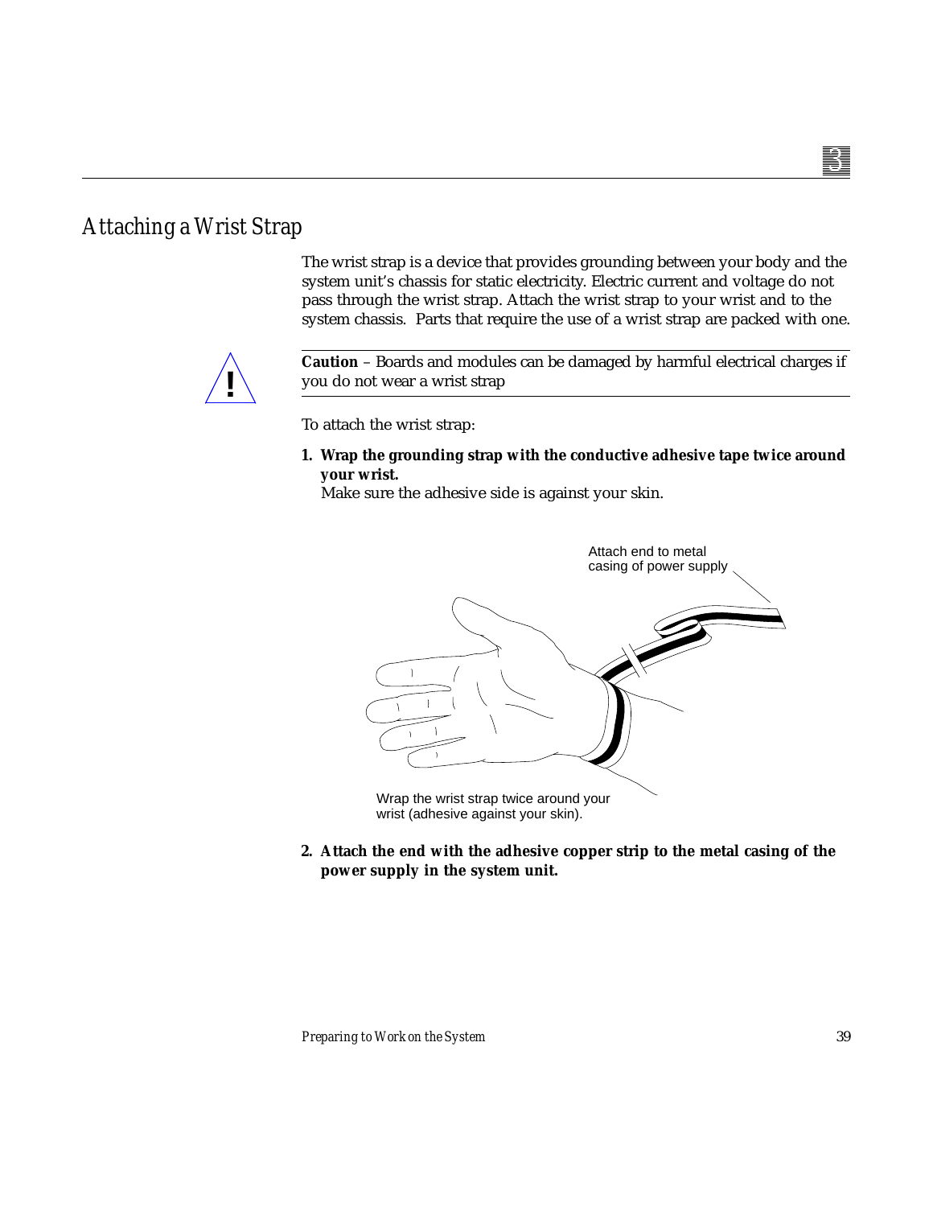## Attaching a Wrist Strap

The wrist strap is a device that provides grounding between your body and the system unit's chassis for static electricity. Electric current and voltage do not pass through the wrist strap. Attach the wrist strap to your wrist and to the system chassis. Parts that require the use of a wrist strap are packed with one.

---

**Caution** – Boards and modules can be damaged by harmful electrical charges if you do not wear a wrist strap

---

To attach the wrist strap:

1. **Wrap the grounding strap with the conductive adhesive tape twice around your wrist.**
   Make sure the adhesive side is against your skin.

Attach end to metal casing of power supply

Wrap the wrist strap twice around your wrist (adhesive against your skin).

2. **Attach the end with the adhesive copper strip to the metal casing of the power supply in the system unit.**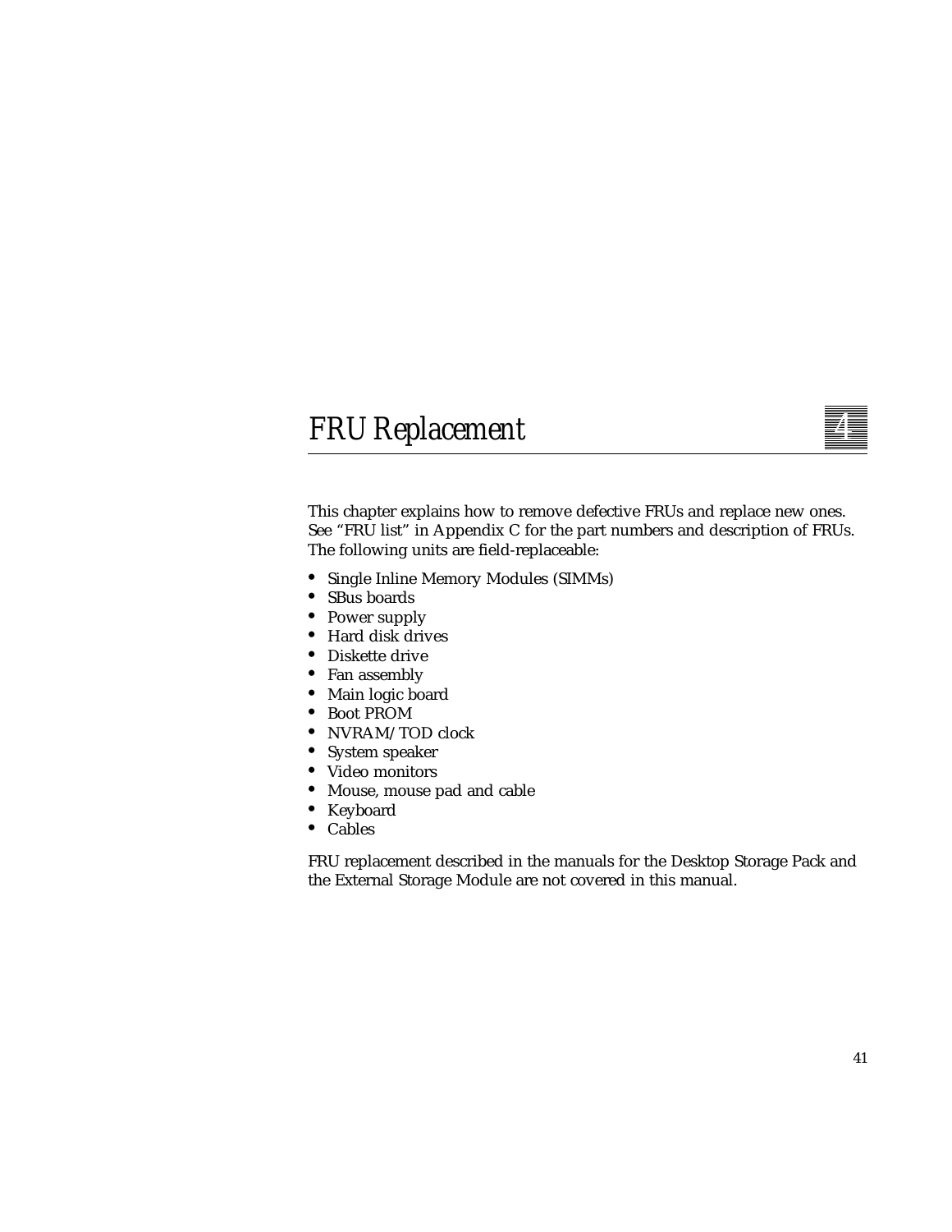# FRU Replacement

This chapter explains how to remove defective FRUs and replace new ones. See “FRU list” in Appendix C for the part numbers and description of FRUs. The following units are field-replaceable:

- Single Inline Memory Modules (SIMMs)
- SBus boards
- Power supply
- Hard disk drives
- Diskette drive
- Fan assembly
- Main logic board
- Boot PROM
- NVRAM/TOD clock
- System speaker
- Video monitors
- Mouse, mouse pad and cable
- Keyboard
- Cables

FRU replacement described in the manuals for the Desktop Storage Pack and the External Storage Module are not covered in this manual.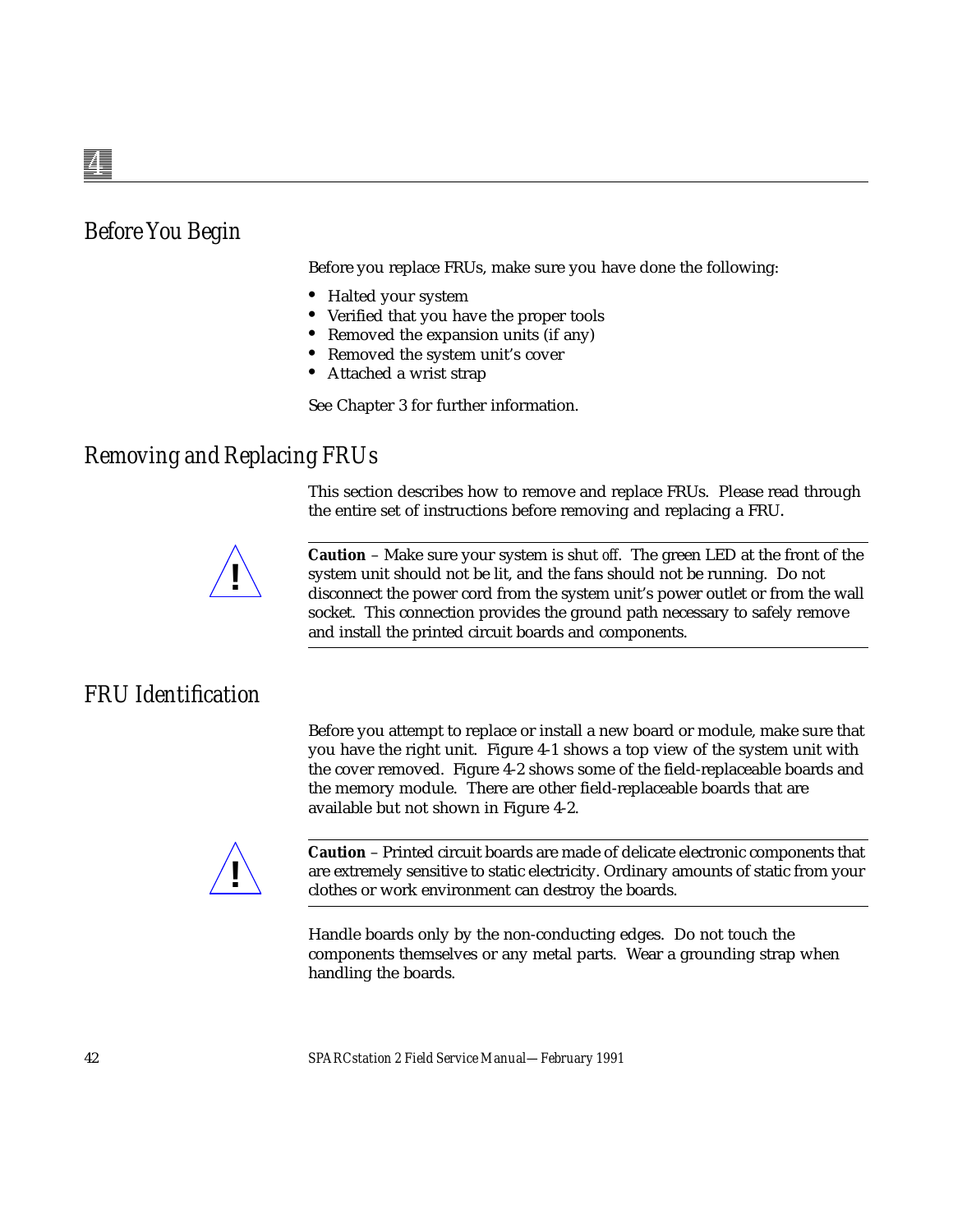## Before You Begin

Before you replace FRUs, make sure you have done the following:

- Halted your system
- Verified that you have the proper tools
- Removed the expansion units (if any)
- Removed the system unit's cover
- Attached a wrist strap

See Chapter 3 for further information.

## Removing and Replacing FRUs

This section describes how to remove and replace FRUs. Please read through the entire set of instructions before removing and replacing a FRU.

**Caution** – Make sure your system is shut off. The green LED at the front of the system unit should not be lit, and the fans should not be running. Do not disconnect the power cord from the system unit's power outlet or from the wall socket. This connection provides the ground path necessary to safely remove and install the printed circuit boards and components.

## FRU Identification

Before you attempt to replace or install a new board or module, make sure that you have the right unit. Figure 4-1 shows a top view of the system unit with the cover removed. Figure 4-2 shows some of the field-replaceable boards and the memory module. There are other field-replaceable boards that are available but not shown in Figure 4-2.

**Caution** – Printed circuit boards are made of delicate electronic components that are extremely sensitive to static electricity. Ordinary amounts of static from your clothes or work environment can destroy the boards.

Handle boards only by the non-conducting edges. Do not touch the components themselves or any metal parts. Wear a grounding strap when handling the boards.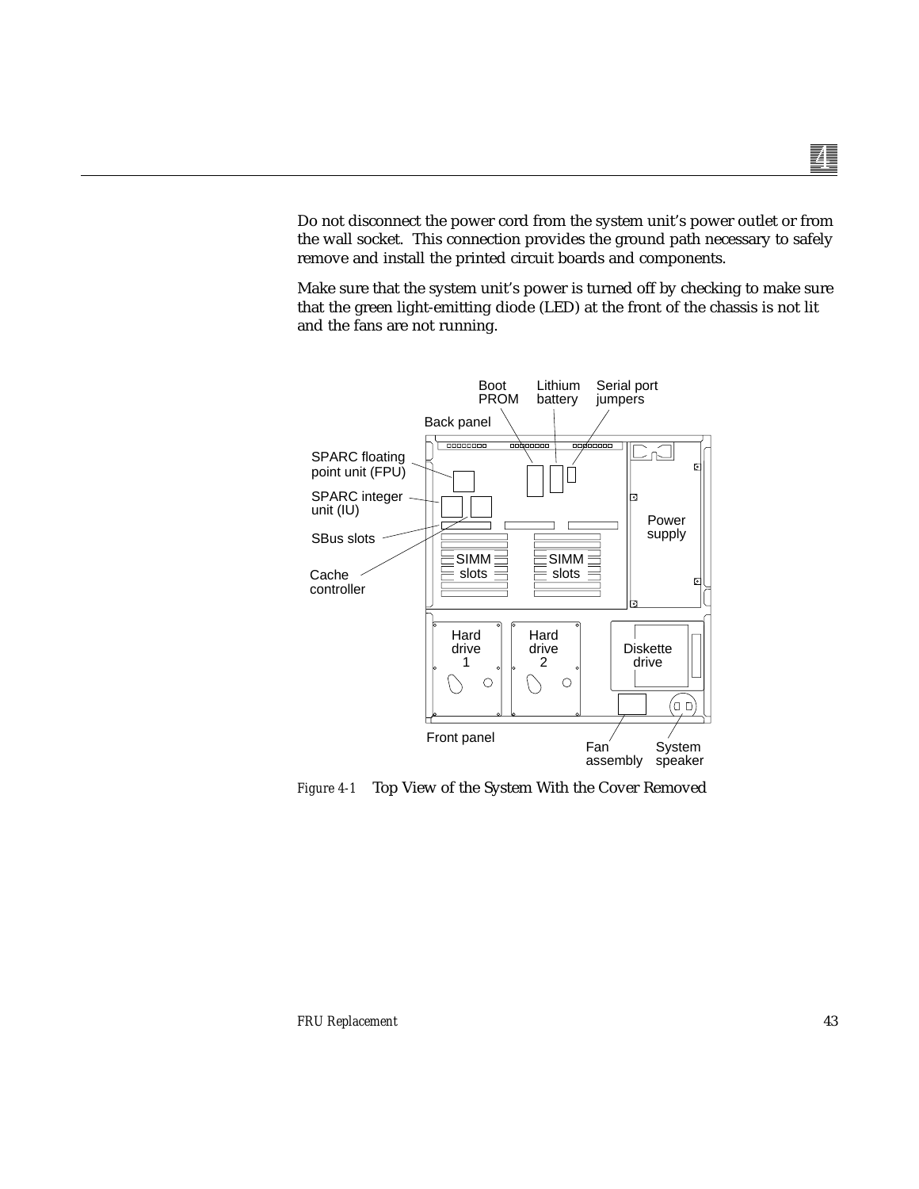Do not disconnect the power cord from the system unit's power outlet or from the wall socket. This connection provides the ground path necessary to safely remove and install the printed circuit boards and components.

Make sure that the system unit's power is turned off by checking to make sure that the green light-emitting diode (LED) at the front of the chassis is not lit and the fans are not running.

*Figure 4-1* Top View of the System With the Cover Removed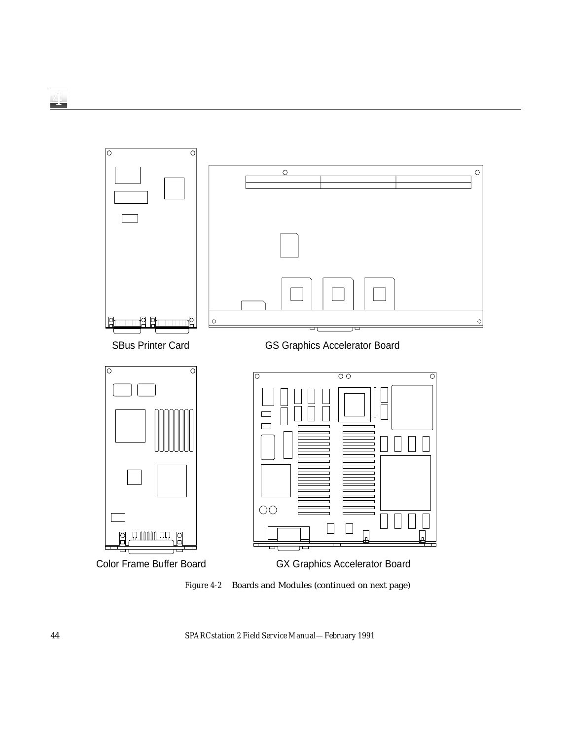SBus Printer Card

GS Graphics Accelerator Board

Color Frame Buffer Board

GX Graphics Accelerator Board

*Figure 4-2* Boards and Modules (continued on next page)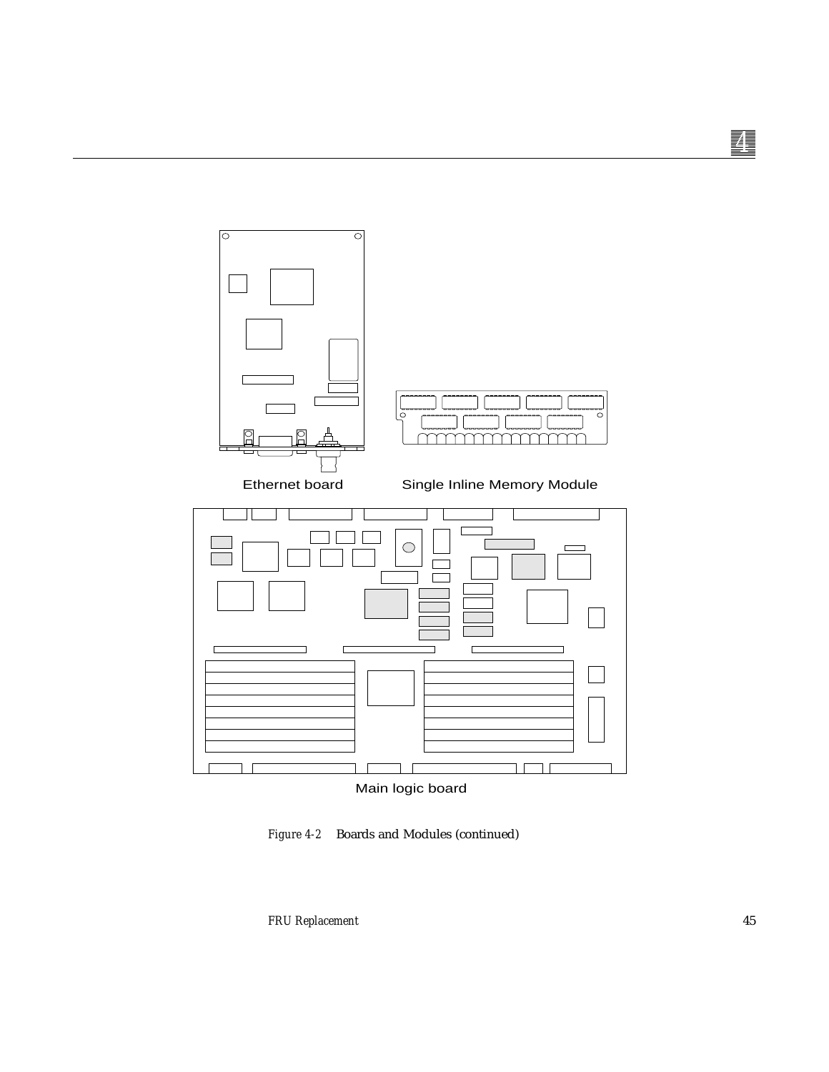Ethernet board

Single Inline Memory Module

Main logic board

*Figure 4-2* Boards and Modules (continued)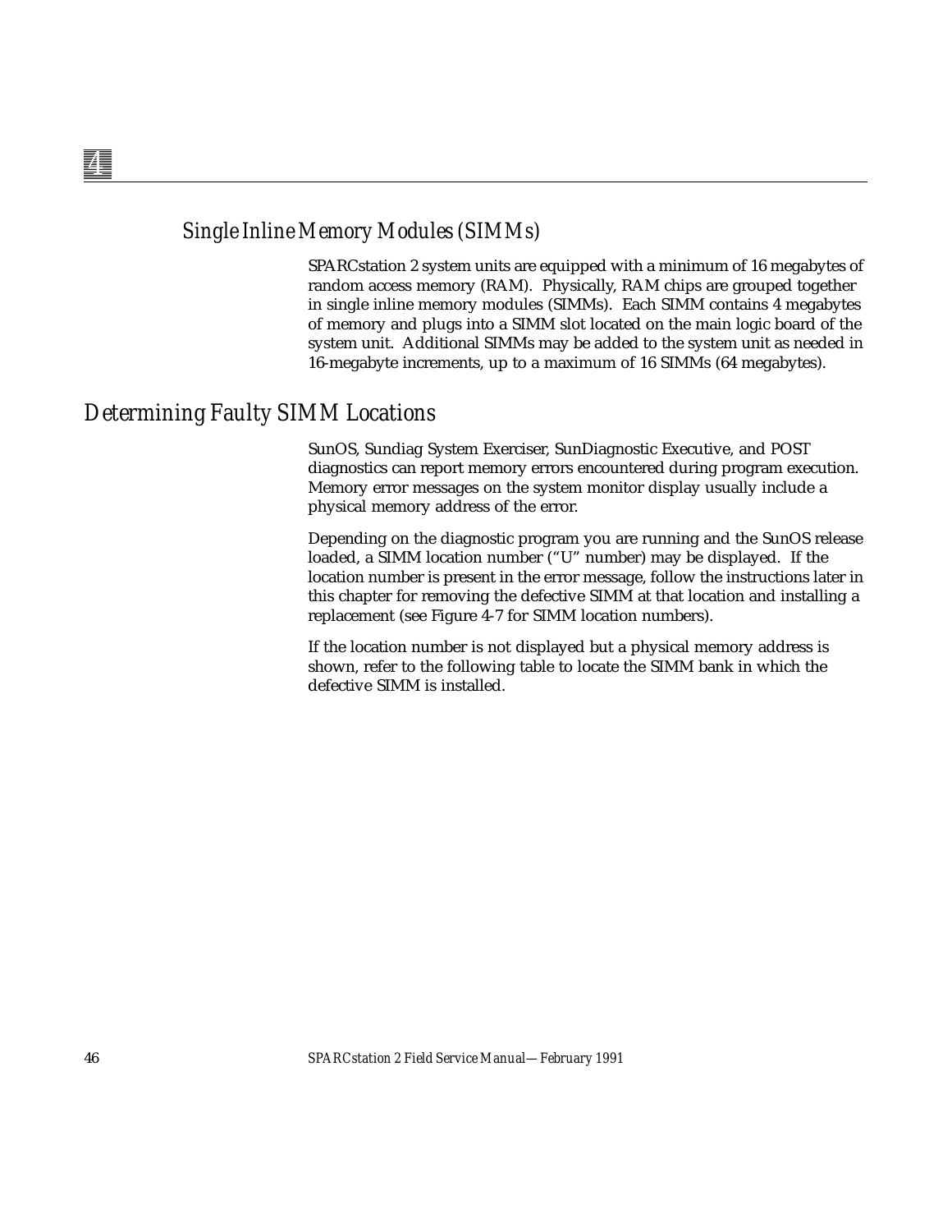### Single Inline Memory Modules (SIMMs)

SPARCstation 2 system units are equipped with a minimum of 16 megabytes of random access memory (RAM). Physically, RAM chips are grouped together in single inline memory modules (SIMMs). Each SIMM contains 4 megabytes of memory and plugs into a SIMM slot located on the main logic board of the system unit. Additional SIMMs may be added to the system unit as needed in 16-megabyte increments, up to a maximum of 16 SIMMs (64 megabytes).

## Determining Faulty SIMM Locations

SunOS, Sundiag System Exerciser, SunDiagnostic Executive, and POST diagnostics can report memory errors encountered during program execution. Memory error messages on the system monitor display usually include a physical memory address of the error.

Depending on the diagnostic program you are running and the SunOS release loaded, a SIMM location number ("U" number) may be displayed. If the location number is present in the error message, follow the instructions later in this chapter for removing the defective SIMM at that location and installing a replacement (see Figure 4-7 for SIMM location numbers).

If the location number is not displayed but a physical memory address is shown, refer to the following table to locate the SIMM bank in which the defective SIMM is installed.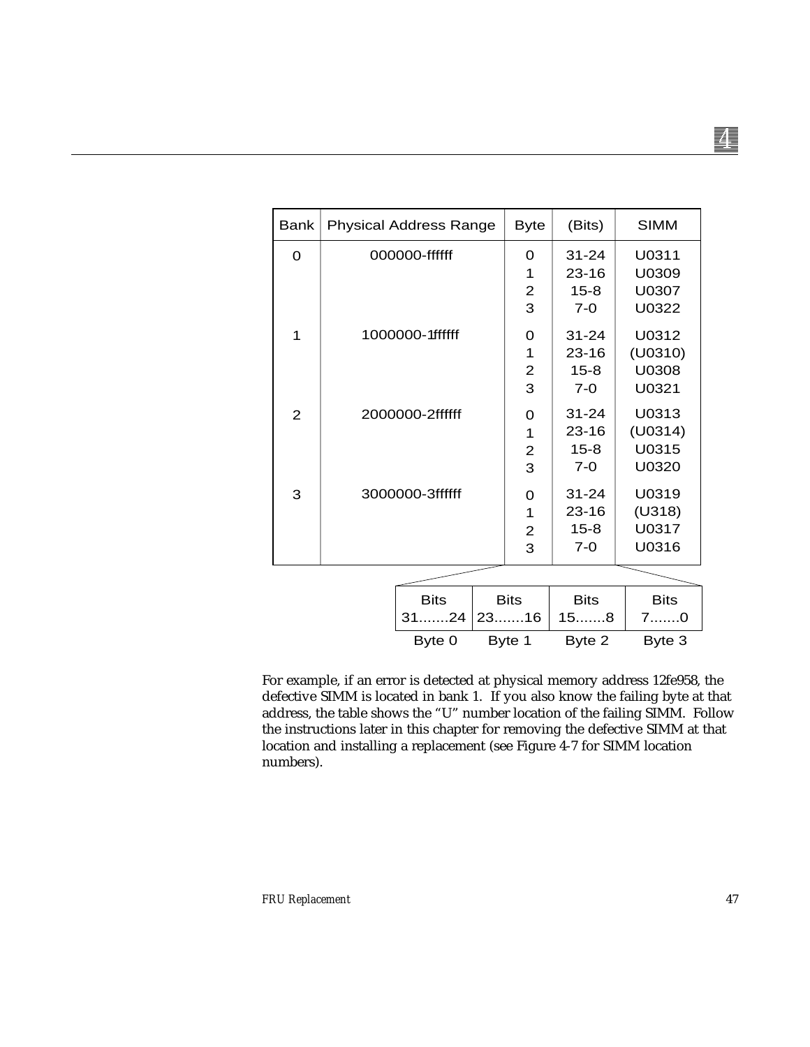| Bank | Physical Address Range | Byte | (Bits) | SIMM |
|---|---|---|---|---|
| 0 | 000000-ffffff | 0 | 31-24 | U0311 |
| | | 1 | 23-16 | U0309 |
| | | 2 | 15-8 | U0307 |
| | | 3 | 7-0 | U0322 |
| 1 | 1000000-1ffffff | 0 | 31-24 | U0312 |
| | | 1 | 23-16 | (U0310) |
| | | 2 | 15-8 | U0308 |
| | | 3 | 7-0 | U0321 |
| 2 | 2000000-2ffffff | 0 | 31-24 | U0313 |
| | | 1 | 23-16 | (U0314) |
| | | 2 | 15-8 | U0315 |
| | | 3 | 7-0 | U0320 |
| 3 | 3000000-3ffffff | 0 | 31-24 | U0319 |
| | | 1 | 23-16 | (U318) |
| | | 2 | 15-8 | U0317 |
| | | 3 | 7-0 | U0316 |

| Bits 31.......24 | Bits 23.......16 | Bits 15.......8 | Bits 7.......0 |
|---|---|---|---|
| Byte 0 | Byte 1 | Byte 2 | Byte 3 |

For example, if an error is detected at physical memory address 12fe958, the defective SIMM is located in bank 1. If you also know the failing byte at that address, the table shows the "U" number location of the failing SIMM. Follow the instructions later in this chapter for removing the defective SIMM at that location and installing a replacement (see Figure 4-7 for SIMM location numbers).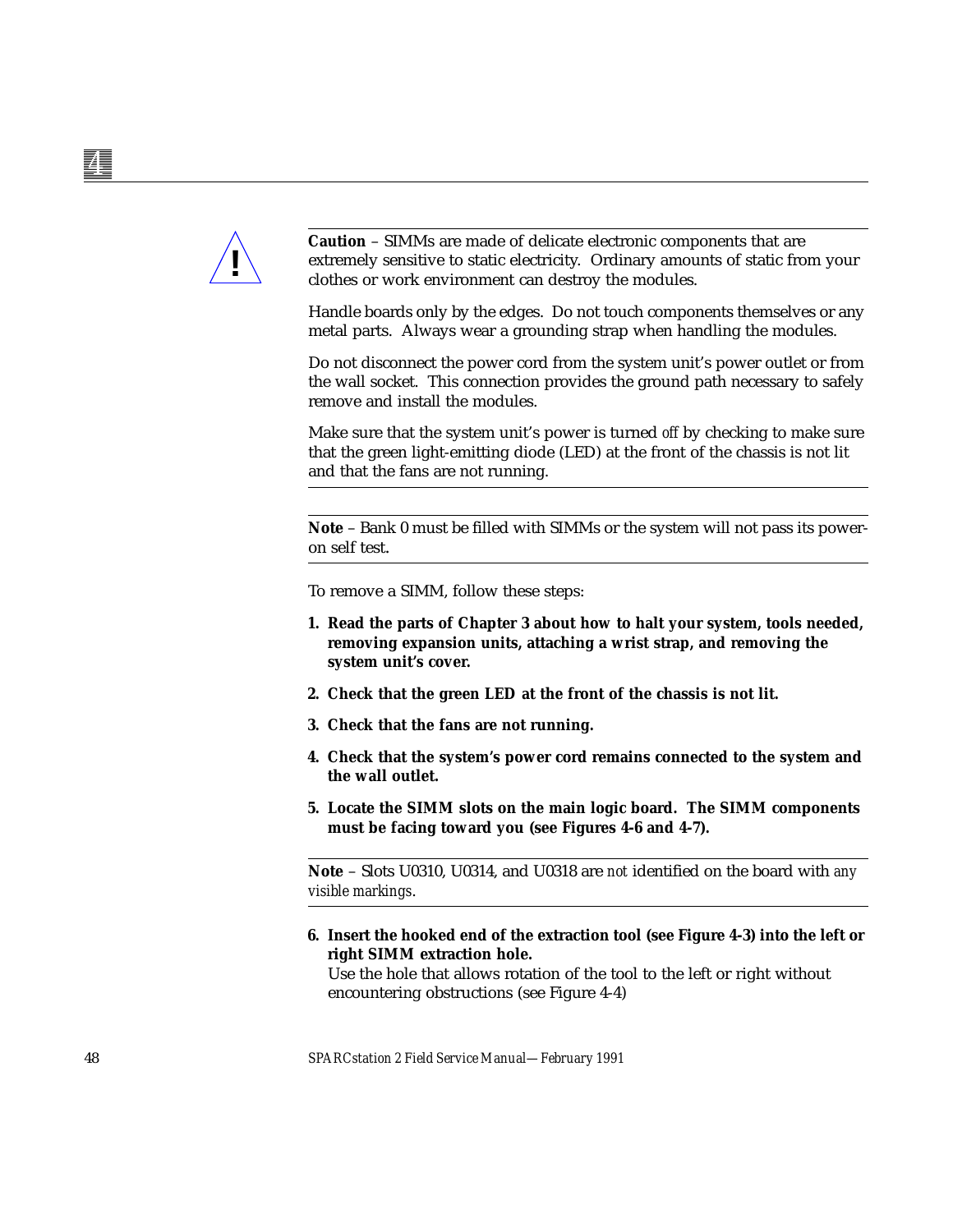**Caution** – SIMMs are made of delicate electronic components that are extremely sensitive to static electricity. Ordinary amounts of static from your clothes or work environment can destroy the modules.

Handle boards only by the edges. Do not touch components themselves or any metal parts. Always wear a grounding strap when handling the modules.

Do not disconnect the power cord from the system unit's power outlet or from the wall socket. This connection provides the ground path necessary to safely remove and install the modules.

Make sure that the system unit's power is turned *off* by checking to make sure that the green light-emitting diode (LED) at the front of the chassis is not lit and that the fans are not running.

---

**Note** – Bank 0 must be filled with SIMMs or the system will not pass its power-on self test.

---

To remove a SIMM, follow these steps:

1. **Read the parts of Chapter 3 about how to halt your system, tools needed, removing expansion units, attaching a wrist strap, and removing the system unit's cover.**
2. **Check that the green LED at the front of the chassis is not lit.**
3. **Check that the fans are not running.**
4. **Check that the system's power cord remains connected to the system and the wall outlet.**
5. **Locate the SIMM slots on the main logic board. The SIMM components must be facing toward you (see Figures 4-6 and 4-7).**

---

**Note** – Slots U0310, U0314, and U0318 are *not* identified on the board with *any visible markings*.

---

6. **Insert the hooked end of the extraction tool (see Figure 4-3) into the left or right SIMM extraction hole.**
   Use the hole that allows rotation of the tool to the left or right without encountering obstructions (see Figure 4-4)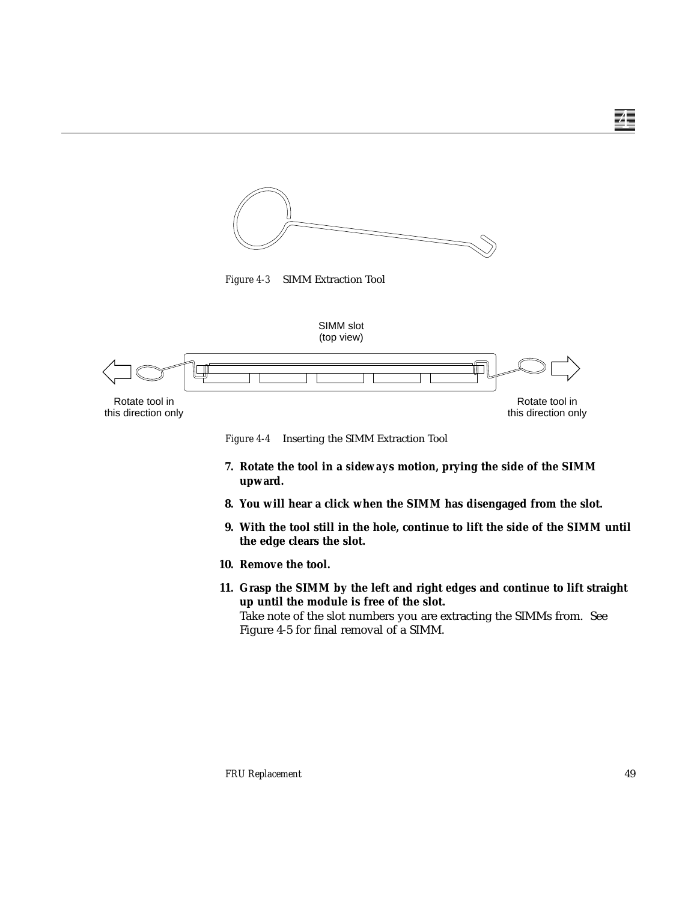*Figure 4-3* SIMM Extraction Tool

SIMM slot
(top view)

Rotate tool in
this direction only

Rotate tool in
this direction only

*Figure 4-4* Inserting the SIMM Extraction Tool

7. **Rotate the tool in a sideways motion, prying the side of the SIMM upward.**
8. **You will hear a click when the SIMM has disengaged from the slot.**
9. **With the tool still in the hole, continue to lift the side of the SIMM until the edge clears the slot.**
10. **Remove the tool.**
11. **Grasp the SIMM by the left and right edges and continue to lift straight up until the module is free of the slot.**
    Take note of the slot numbers you are extracting the SIMMs from. See Figure 4-5 for final removal of a SIMM.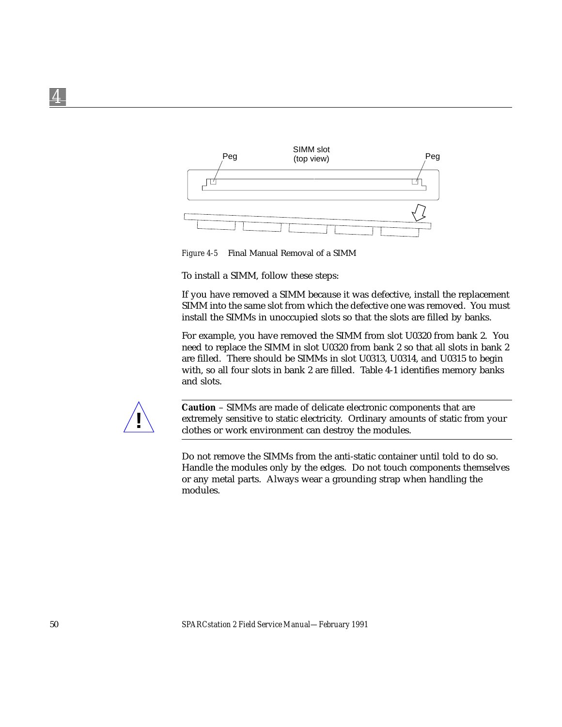SIMM slot
(top view)

Peg

Peg

*Figure 4-5* Final Manual Removal of a SIMM

To install a SIMM, follow these steps:

If you have removed a SIMM because it was defective, install the replacement SIMM into the same slot from which the defective one was removed. You must install the SIMMs in unoccupied slots so that the slots are filled by banks.

For example, you have removed the SIMM from slot U0320 from bank 2. You need to replace the SIMM in slot U0320 from bank 2 so that all slots in bank 2 are filled. There should be SIMMs in slot U0313, U0314, and U0315 to begin with, so all four slots in bank 2 are filled. Table 4-1 identifies memory banks and slots.

**Caution** – SIMMs are made of delicate electronic components that are extremely sensitive to static electricity. Ordinary amounts of static from your clothes or work environment can destroy the modules.

Do not remove the SIMMs from the anti-static container until told to do so. Handle the modules only by the edges. Do not touch components themselves or any metal parts. Always wear a grounding strap when handling the modules.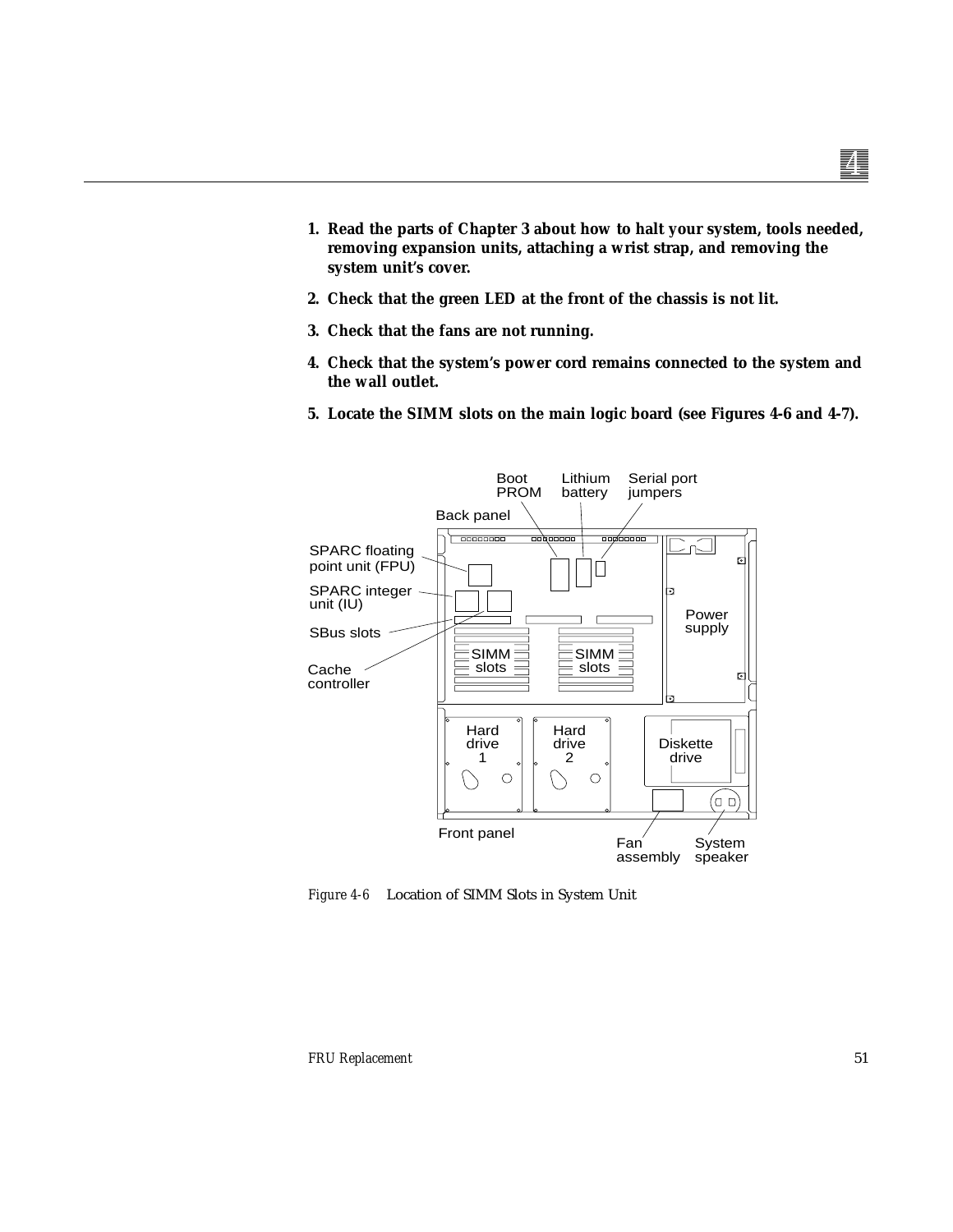1. **Read the parts of Chapter 3 about how to halt your system, tools needed, removing expansion units, attaching a wrist strap, and removing the system unit's cover.**

2. **Check that the green LED at the front of the chassis is not lit.**

3. **Check that the fans are not running.**

4. **Check that the system's power cord remains connected to the system and the wall outlet.**

5. **Locate the SIMM slots on the main logic board (see Figures 4-6 and 4-7).**

*Figure 4-6* Location of SIMM Slots in System Unit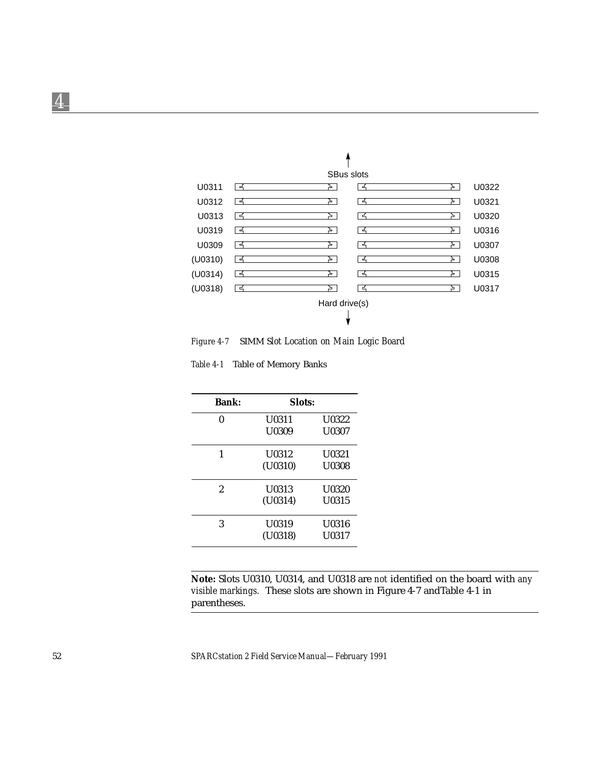SBus slots

| | | | |
|---|---|---|---|
| U0311 | | | U0322 |
| U0312 | | | U0321 |
| U0313 | | | U0320 |
| U0319 | | | U0316 |
| U0309 | | | U0307 |
| (U0310) | | | U0308 |
| (U0314) | | | U0315 |
| (U0318) | | | U0317 |

Hard drive(s)

*Figure 4-7* SIMM Slot Location on Main Logic Board

*Table 4-1* Table of Memory Banks

| **Bank:** | **Slots:** | |
|---|---|---|
| 0 | U0311<br>U0309 | U0322<br>U0307 |
| 1 | U0312<br>(U0310) | U0321<br>U0308 |
| 2 | U0313<br>(U0314) | U0320<br>U0315 |
| 3 | U0319<br>(U0318) | U0316<br>U0317 |

---

**Note:** Slots U0310, U0314, and U0318 are *not* identified on the board with *any visible markings.* These slots are shown in Figure 4-7 andTable 4-1 in parentheses.

---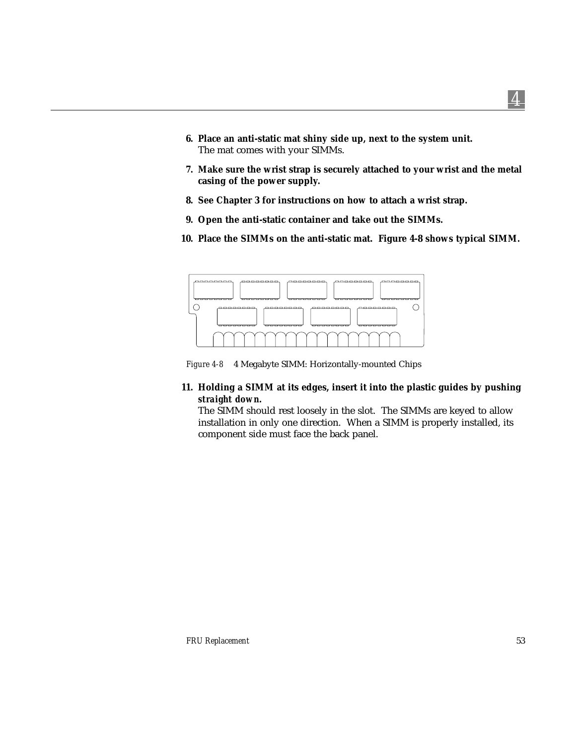6. **Place an anti-static mat shiny side up, next to the system unit.**
   The mat comes with your SIMMs.

7. **Make sure the wrist strap is securely attached to your wrist and the metal casing of the power supply.**

8. **See Chapter 3 for instructions on how to attach a wrist strap.**

9. **Open the anti-static container and take out the SIMMs.**

10. **Place the SIMMs on the anti-static mat. Figure 4-8 shows typical SIMM.**

*Figure 4-8* 4 Megabyte SIMM: Horizontally-mounted Chips

11. **Holding a SIMM at its edges, insert it into the plastic guides by pushing *straight down.***
    The SIMM should rest loosely in the slot. The SIMMs are keyed to allow installation in only one direction. When a SIMM is properly installed, its component side must face the back panel.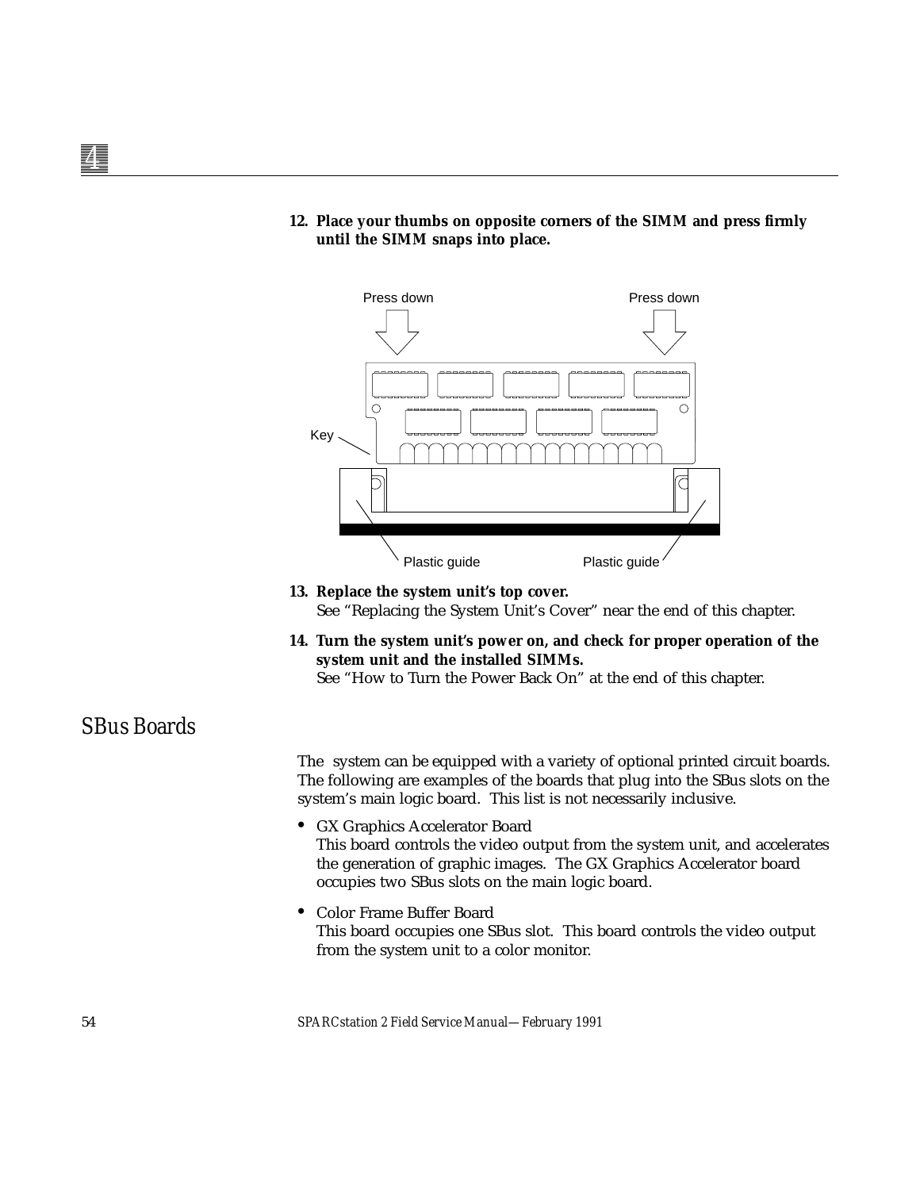12. **Place your thumbs on opposite corners of the SIMM and press firmly until the SIMM snaps into place.**

13. **Replace the system unit's top cover.**
    See "Replacing the System Unit's Cover" near the end of this chapter.

14. **Turn the system unit's power on, and check for proper operation of the system unit and the installed SIMMs.**
    See "How to Turn the Power Back On" at the end of this chapter.

## SBus Boards

The system can be equipped with a variety of optional printed circuit boards. The following are examples of the boards that plug into the SBus slots on the system's main logic board. This list is not necessarily inclusive.

- GX Graphics Accelerator Board
  This board controls the video output from the system unit, and accelerates the generation of graphic images. The GX Graphics Accelerator board occupies two SBus slots on the main logic board.

- Color Frame Buffer Board
  This board occupies one SBus slot. This board controls the video output from the system unit to a color monitor.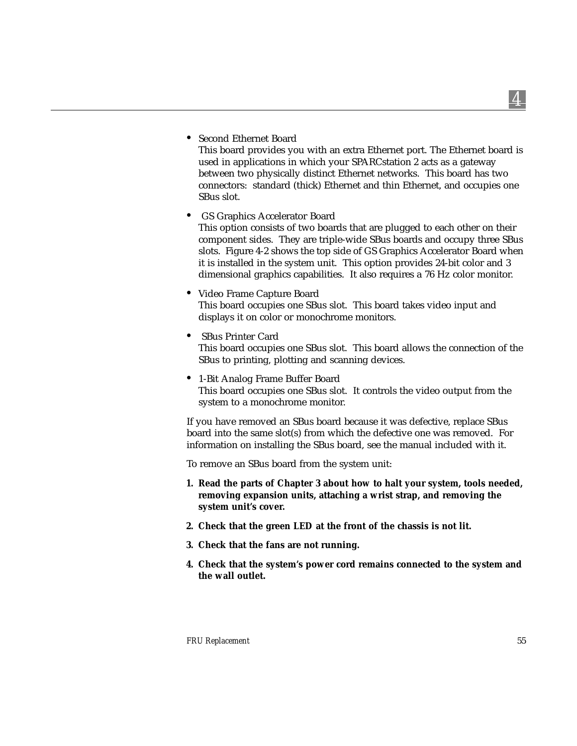- Second Ethernet Board
  This board provides you with an extra Ethernet port. The Ethernet board is used in applications in which your SPARCstation 2 acts as a gateway between two physically distinct Ethernet networks. This board has two connectors: standard (thick) Ethernet and thin Ethernet, and occupies one SBus slot.
- GS Graphics Accelerator Board
  This option consists of two boards that are plugged to each other on their component sides. They are triple-wide SBus boards and occupy three SBus slots. Figure 4-2 shows the top side of GS Graphics Accelerator Board when it is installed in the system unit. This option provides 24-bit color and 3 dimensional graphics capabilities. It also requires a 76 Hz color monitor.
- Video Frame Capture Board
  This board occupies one SBus slot. This board takes video input and displays it on color or monochrome monitors.
- SBus Printer Card
  This board occupies one SBus slot. This board allows the connection of the SBus to printing, plotting and scanning devices.
- 1-Bit Analog Frame Buffer Board
  This board occupies one SBus slot. It controls the video output from the system to a monochrome monitor.

If you have removed an SBus board because it was defective, replace SBus board into the same slot(s) from which the defective one was removed. For information on installing the SBus board, see the manual included with it.

To remove an SBus board from the system unit:

1. **Read the parts of Chapter 3 about how to halt your system, tools needed, removing expansion units, attaching a wrist strap, and removing the system unit's cover.**
2. **Check that the green LED at the front of the chassis is not lit.**
3. **Check that the fans are not running.**
4. **Check that the system's power cord remains connected to the system and the wall outlet.**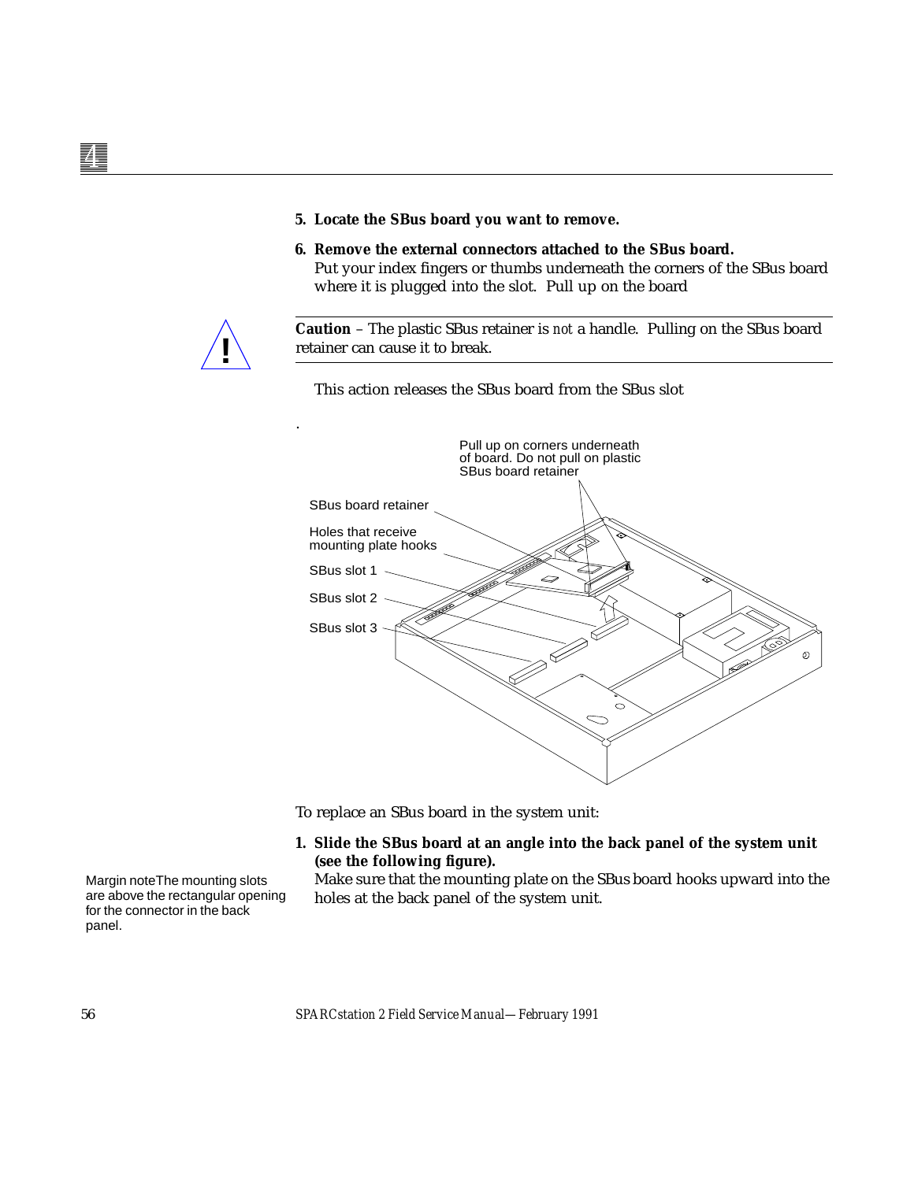5. **Locate the SBus board you want to remove.**

6. **Remove the external connectors attached to the SBus board.**
   Put your index fingers or thumbs underneath the corners of the SBus board where it is plugged into the slot. Pull up on the board

---

**Caution** – The plastic SBus retainer is *not* a handle. Pulling on the SBus board retainer can cause it to break.

---

This action releases the SBus board from the SBus slot

.

Pull up on corners underneath of board. Do not pull on plastic SBus board retainer

SBus board retainer

Holes that receive mounting plate hooks

SBus slot 1

SBus slot 2

SBus slot 3

To replace an SBus board in the system unit:

1. **Slide the SBus board at an angle into the back panel of the system unit (see the following figure).**
   Make sure that the mounting plate on the SBus board hooks upward into the holes at the back panel of the system unit.

Margin noteThe mounting slots are above the rectangular opening for the connector in the back panel.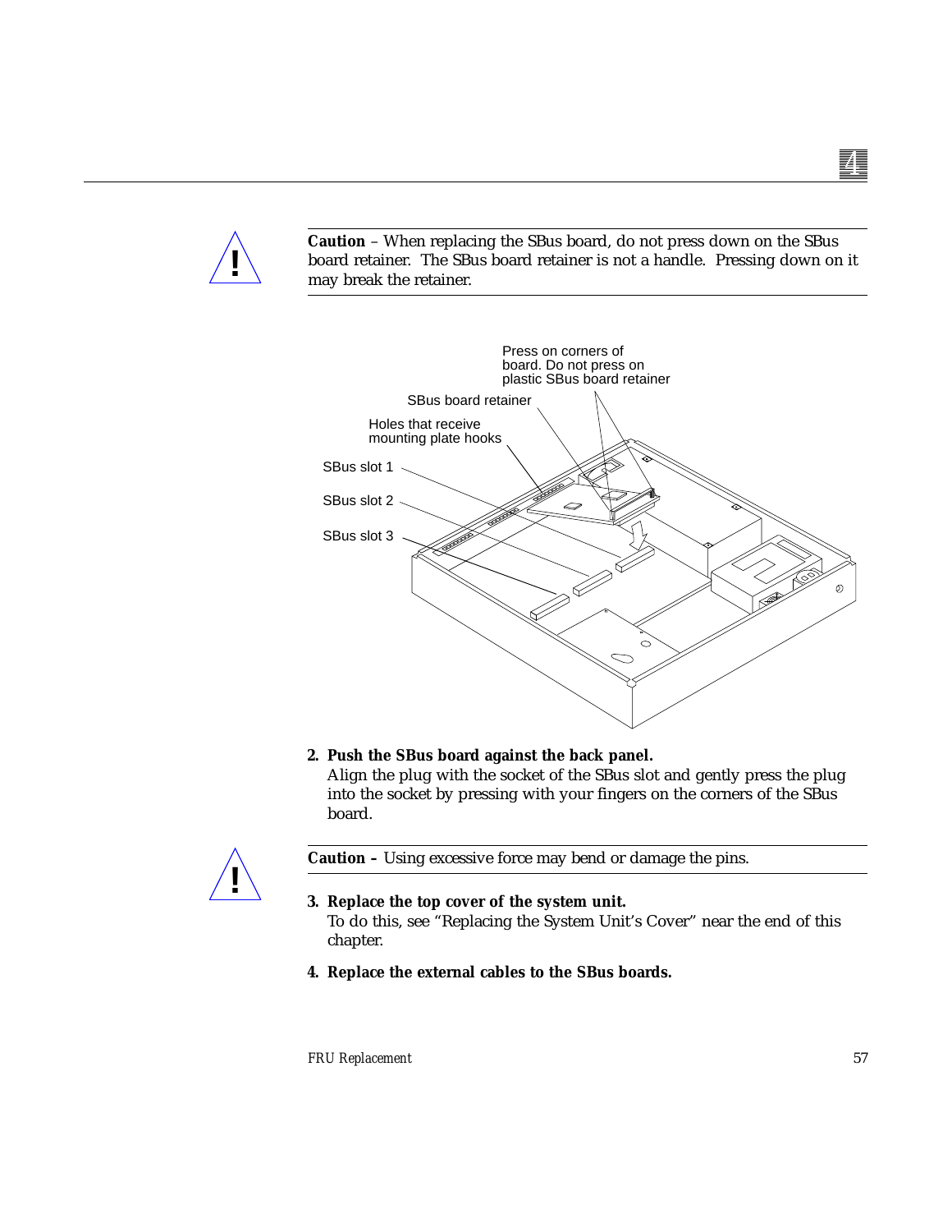**Caution** – When replacing the SBus board, do not press down on the SBus board retainer. The SBus board retainer is not a handle. Pressing down on it may break the retainer.

Press on corners of board. Do not press on plastic SBus board retainer

SBus board retainer

Holes that receive mounting plate hooks

SBus slot 1

SBus slot 2

SBus slot 3

2. **Push the SBus board against the back panel.**
   Align the plug with the socket of the SBus slot and gently press the plug into the socket by pressing with your fingers on the corners of the SBus board.

**Caution –** Using excessive force may bend or damage the pins.

3. **Replace the top cover of the system unit.**
   To do this, see "Replacing the System Unit's Cover" near the end of this chapter.

4. **Replace the external cables to the SBus boards.**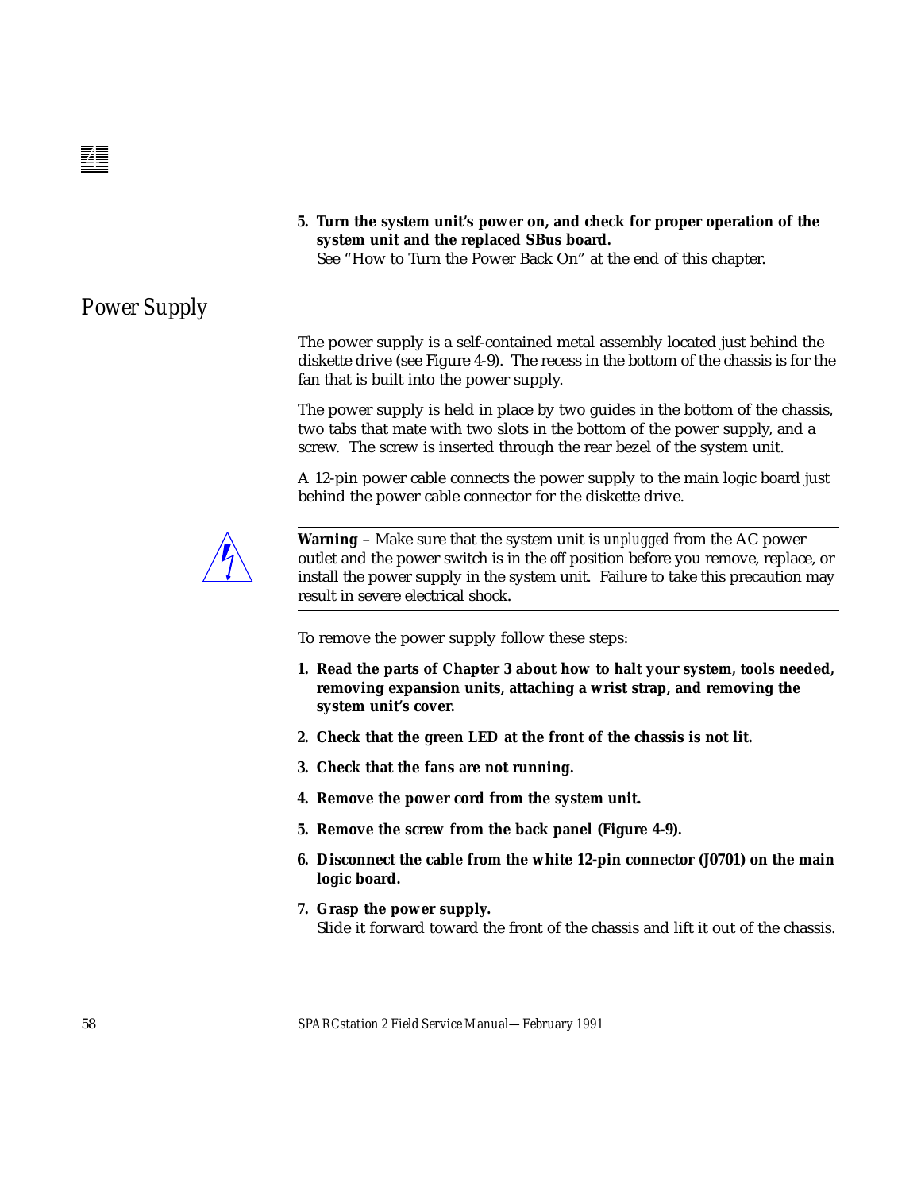5. **Turn the system unit's power on, and check for proper operation of the system unit and the replaced SBus board.**
   See "How to Turn the Power Back On" at the end of this chapter.

## Power Supply

The power supply is a self-contained metal assembly located just behind the diskette drive (see Figure 4-9). The recess in the bottom of the chassis is for the fan that is built into the power supply.

The power supply is held in place by two guides in the bottom of the chassis, two tabs that mate with two slots in the bottom of the power supply, and a screw. The screw is inserted through the rear bezel of the system unit.

A 12-pin power cable connects the power supply to the main logic board just behind the power cable connector for the diskette drive.

---

**Warning** – Make sure that the system unit is *unplugged* from the AC power outlet and the power switch is in the *off* position before you remove, replace, or install the power supply in the system unit. Failure to take this precaution may result in severe electrical shock.

---

To remove the power supply follow these steps:

1. **Read the parts of Chapter 3 about how to halt your system, tools needed, removing expansion units, attaching a wrist strap, and removing the system unit's cover.**
2. **Check that the green LED at the front of the chassis is not lit.**
3. **Check that the fans are not running.**
4. **Remove the power cord from the system unit.**
5. **Remove the screw from the back panel (Figure 4-9).**
6. **Disconnect the cable from the white 12-pin connector (J0701) on the main logic board.**
7. **Grasp the power supply.**
   Slide it forward toward the front of the chassis and lift it out of the chassis.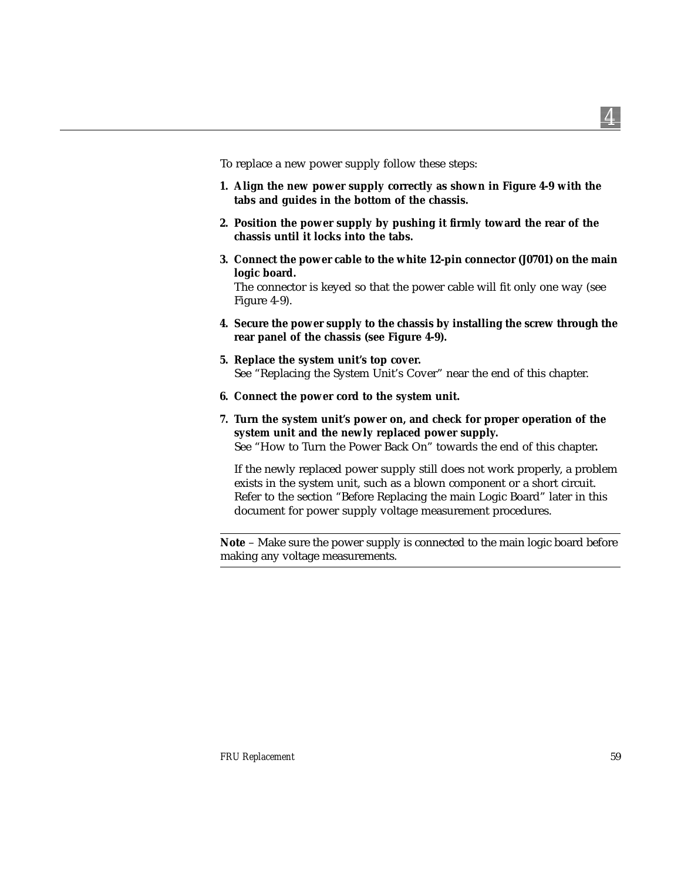To replace a new power supply follow these steps:

1. **Align the new power supply correctly as shown in Figure 4-9 with the tabs and guides in the bottom of the chassis.**

2. **Position the power supply by pushing it firmly toward the rear of the chassis until it locks into the tabs.**

3. **Connect the power cable to the white 12-pin connector (J0701) on the main logic board.**
   The connector is keyed so that the power cable will fit only one way (see Figure 4-9).

4. **Secure the power supply to the chassis by installing the screw through the rear panel of the chassis (see Figure 4-9).**

5. **Replace the system unit's top cover.**
   See "Replacing the System Unit's Cover" near the end of this chapter.

6. **Connect the power cord to the system unit.**

7. **Turn the system unit's power on, and check for proper operation of the system unit and the newly replaced power supply.**
   See "How to Turn the Power Back On" towards the end of this chapter.

   If the newly replaced power supply still does not work properly, a problem exists in the system unit, such as a blown component or a short circuit. Refer to the section "Before Replacing the main Logic Board" later in this document for power supply voltage measurement procedures.

---

**Note** – Make sure the power supply is connected to the main logic board before making any voltage measurements.

---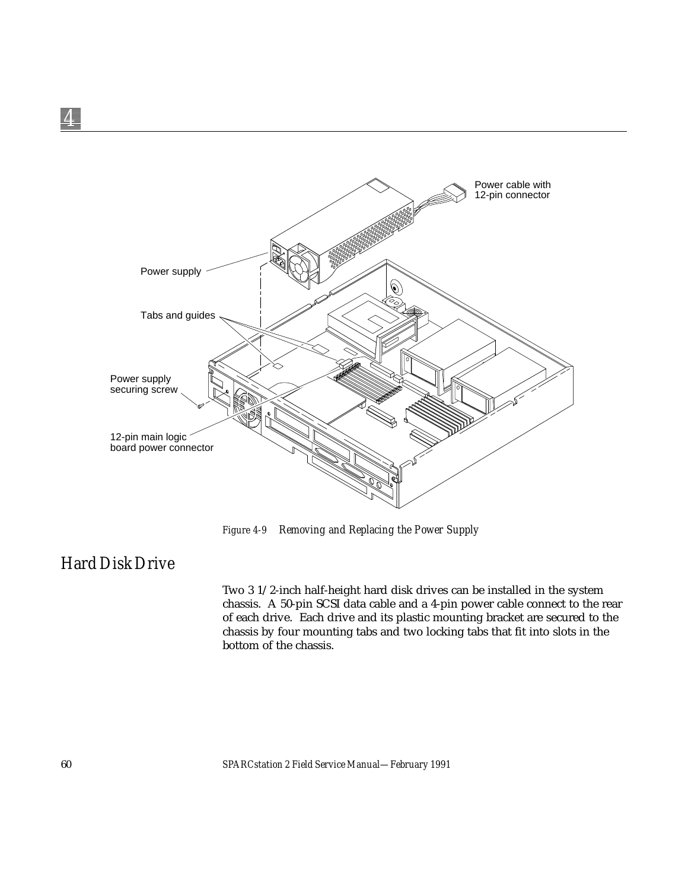*Figure 4-9 Removing and Replacing the Power Supply*

## Hard Disk Drive

Two 3 1/2-inch half-height hard disk drives can be installed in the system chassis. A 50-pin SCSI data cable and a 4-pin power cable connect to the rear of each drive. Each drive and its plastic mounting bracket are secured to the chassis by four mounting tabs and two locking tabs that fit into slots in the bottom of the chassis.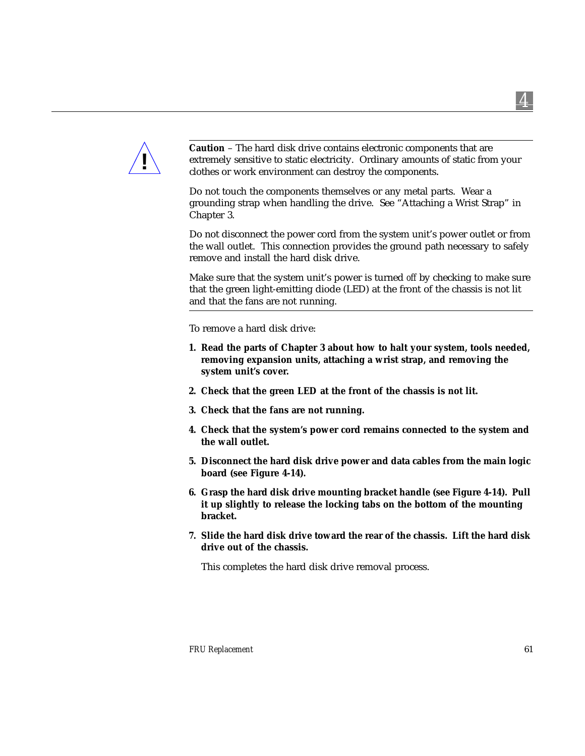**Caution** – The hard disk drive contains electronic components that are extremely sensitive to static electricity. Ordinary amounts of static from your clothes or work environment can destroy the components.

Do not touch the components themselves or any metal parts. Wear a grounding strap when handling the drive. See “Attaching a Wrist Strap” in Chapter 3.

Do not disconnect the power cord from the system unit’s power outlet or from the wall outlet. This connection provides the ground path necessary to safely remove and install the hard disk drive.

Make sure that the system unit’s power is turned *off* by checking to make sure that the green light-emitting diode (LED) at the front of the chassis is not lit and that the fans are not running.

---

To remove a hard disk drive:

1. **Read the parts of Chapter 3 about how to halt your system, tools needed, removing expansion units, attaching a wrist strap, and removing the system unit’s cover.**
2. **Check that the green LED at the front of the chassis is not lit.**
3. **Check that the fans are not running.**
4. **Check that the system’s power cord remains connected to the system and the wall outlet.**
5. **Disconnect the hard disk drive power and data cables from the main logic board (see Figure 4-14).**
6. **Grasp the hard disk drive mounting bracket handle (see Figure 4-14). Pull it up slightly to release the locking tabs on the bottom of the mounting bracket.**
7. **Slide the hard disk drive toward the rear of the chassis. Lift the hard disk drive out of the chassis.**

   This completes the hard disk drive removal process.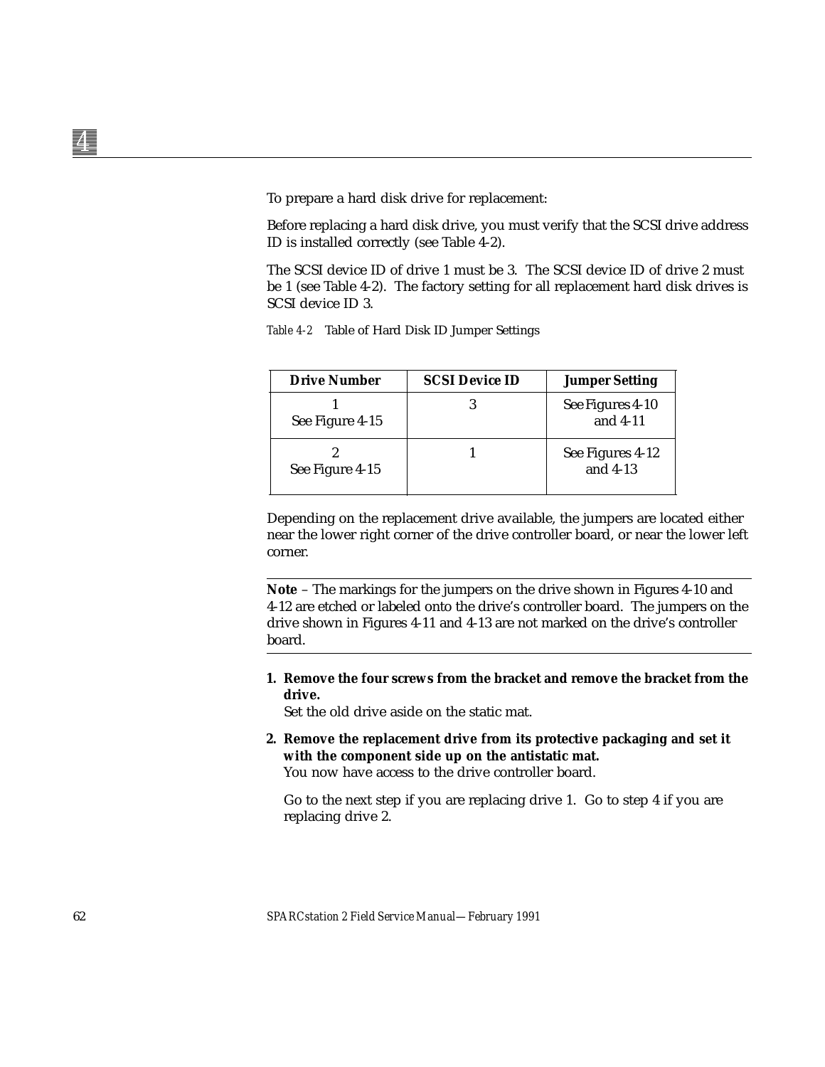To prepare a hard disk drive for replacement:

Before replacing a hard disk drive, you must verify that the SCSI drive address ID is installed correctly (see Table 4-2).

The SCSI device ID of drive 1 must be 3. The SCSI device ID of drive 2 must be 1 (see Table 4-2). The factory setting for all replacement hard disk drives is SCSI device ID 3.

*Table 4-2* Table of Hard Disk ID Jumper Settings

| Drive Number | SCSI Device ID | Jumper Setting |
|---|---|---|
| 1<br>See Figure 4-15 | 3 | See Figures 4-10<br>and 4-11 |
| 2<br>See Figure 4-15 | 1 | See Figures 4-12<br>and 4-13 |

Depending on the replacement drive available, the jumpers are located either near the lower right corner of the drive controller board, or near the lower left corner.

---

**Note** – The markings for the jumpers on the drive shown in Figures 4-10 and 4-12 are etched or labeled onto the drive's controller board. The jumpers on the drive shown in Figures 4-11 and 4-13 are not marked on the drive's controller board.

---

1. **Remove the four screws from the bracket and remove the bracket from the drive.**
   Set the old drive aside on the static mat.

2. **Remove the replacement drive from its protective packaging and set it with the component side up on the antistatic mat.**
   You now have access to the drive controller board.

   Go to the next step if you are replacing drive 1. Go to step 4 if you are replacing drive 2.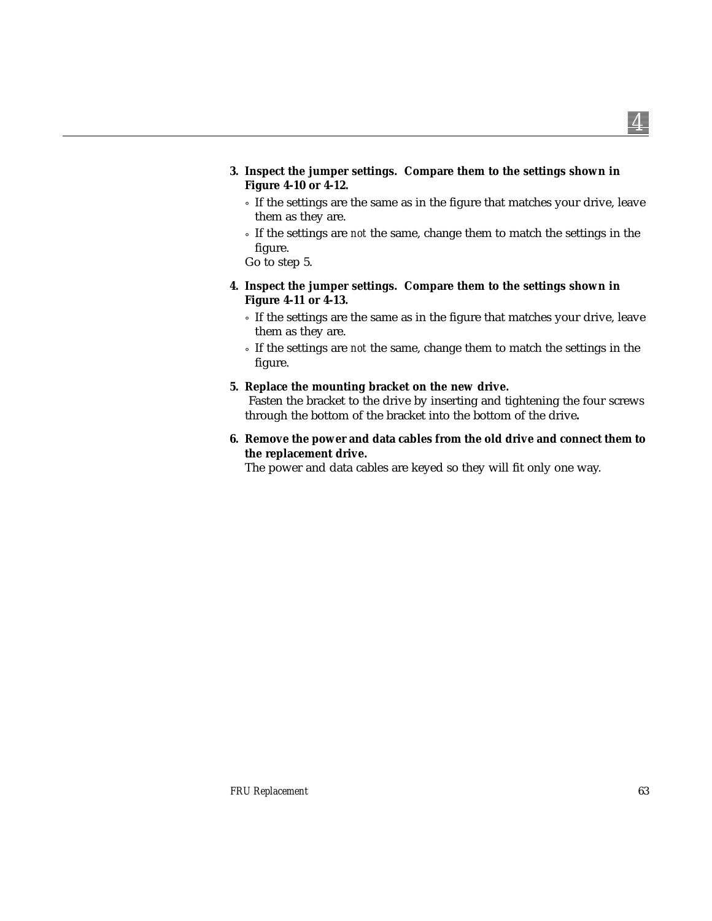3. **Inspect the jumper settings. Compare them to the settings shown in Figure 4-10 or 4-12.**
   - If the settings are the same as in the figure that matches your drive, leave them as they are.
   - If the settings are *not* the same, change them to match the settings in the figure.

   Go to step 5.

4. **Inspect the jumper settings. Compare them to the settings shown in Figure 4-11 or 4-13.**
   - If the settings are the same as in the figure that matches your drive, leave them as they are.
   - If the settings are *not* the same, change them to match the settings in the figure.

5. **Replace the mounting bracket on the new drive.**
   Fasten the bracket to the drive by inserting and tightening the four screws through the bottom of the bracket into the bottom of the drive.

6. **Remove the power and data cables from the old drive and connect them to the replacement drive.**
   The power and data cables are keyed so they will fit only one way.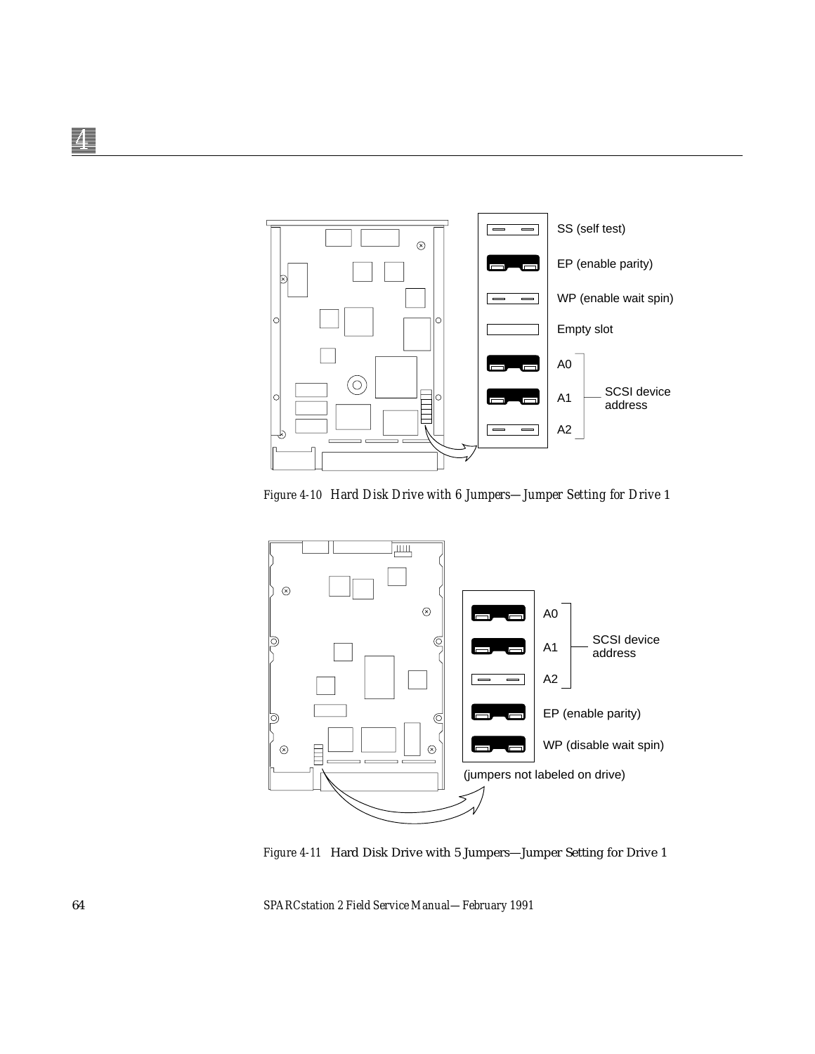SS (self test)

EP (enable parity)

WP (enable wait spin)

Empty slot

A0

A1

A2

SCSI device address

*Figure 4-10 Hard Disk Drive with 6 Jumpers—Jumper Setting for Drive 1*

A0

A1

A2

SCSI device address

EP (enable parity)

WP (disable wait spin)

(jumpers not labeled on drive)

*Figure 4-11 Hard Disk Drive with 5 Jumpers—Jumper Setting for Drive 1*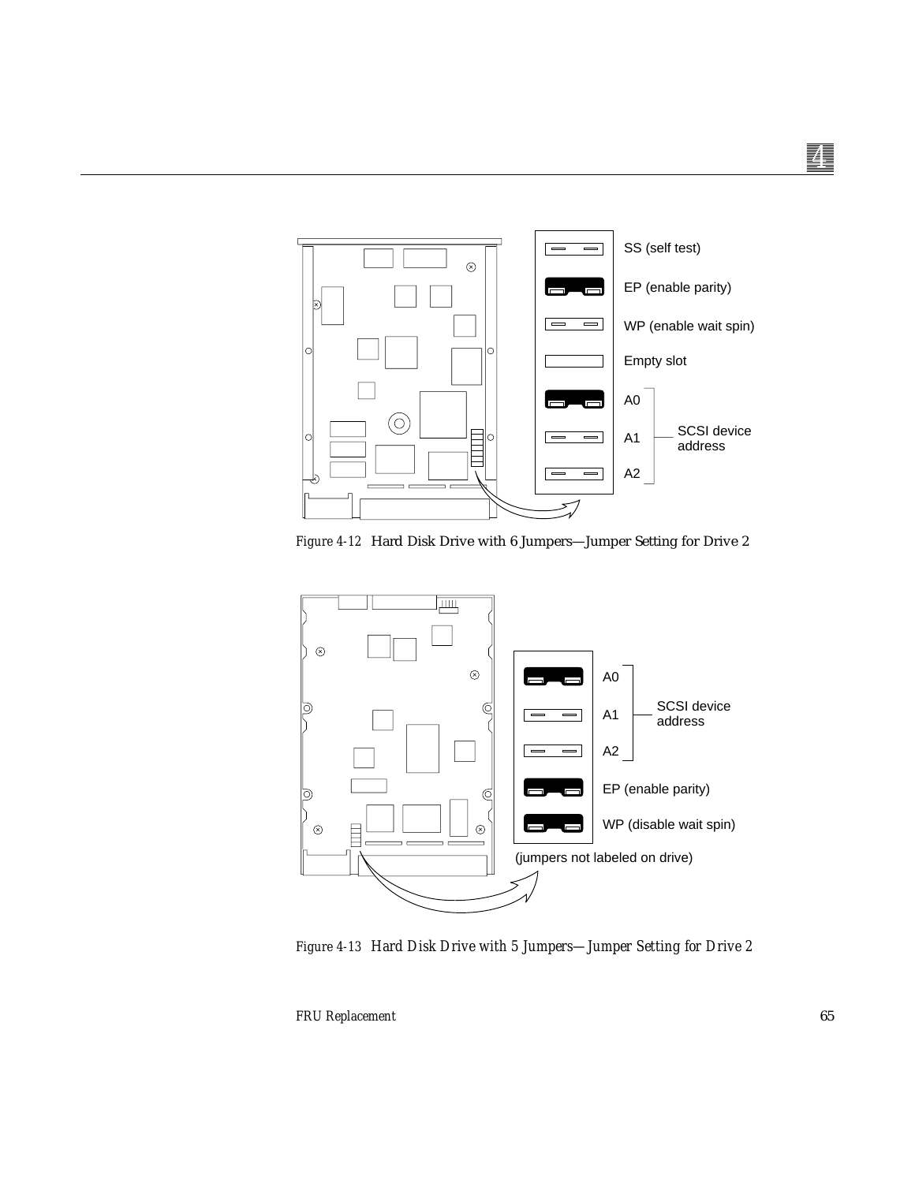SS (self test)

EP (enable parity)

WP (enable wait spin)

Empty slot

A0

A1

A2

SCSI device address

*Figure 4-12* Hard Disk Drive with 6 Jumpers—Jumper Setting for Drive 2

A0

A1

A2

SCSI device address

EP (enable parity)

WP (disable wait spin)

(jumpers not labeled on drive)

*Figure 4-13* Hard Disk Drive with 5 Jumpers—Jumper Setting for Drive 2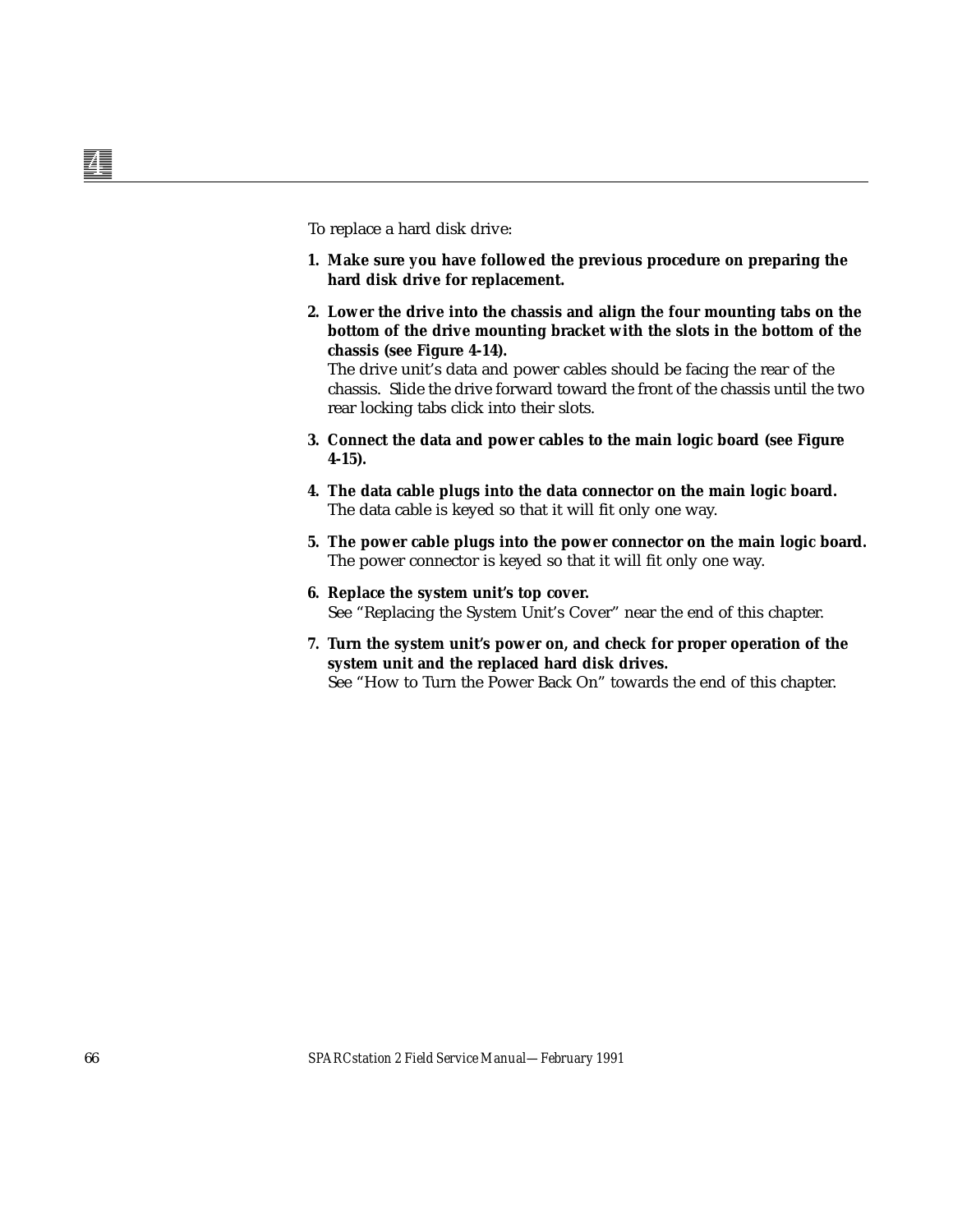To replace a hard disk drive:

1. **Make sure you have followed the previous procedure on preparing the hard disk drive for replacement.**
2. **Lower the drive into the chassis and align the four mounting tabs on the bottom of the drive mounting bracket with the slots in the bottom of the chassis (see Figure 4-14).**
   The drive unit's data and power cables should be facing the rear of the chassis. Slide the drive forward toward the front of the chassis until the two rear locking tabs click into their slots.
3. **Connect the data and power cables to the main logic board (see Figure 4-15).**
4. **The data cable plugs into the data connector on the main logic board.**
   The data cable is keyed so that it will fit only one way.
5. **The power cable plugs into the power connector on the main logic board.**
   The power connector is keyed so that it will fit only one way.
6. **Replace the system unit's top cover.**
   See "Replacing the System Unit's Cover" near the end of this chapter.
7. **Turn the system unit's power on, and check for proper operation of the system unit and the replaced hard disk drives.**
   See "How to Turn the Power Back On" towards the end of this chapter.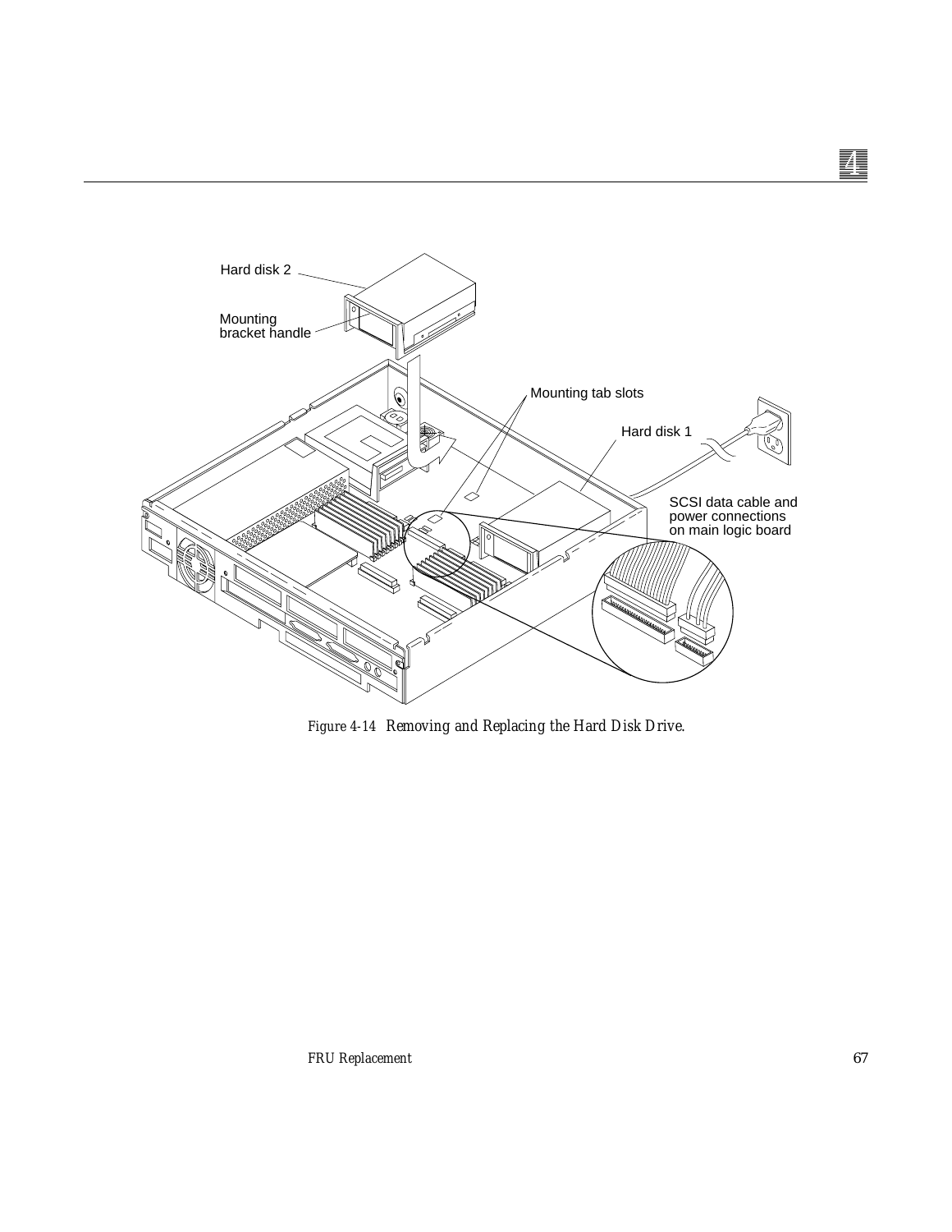Hard disk 2

Mounting bracket handle

Mounting tab slots

Hard disk 1

SCSI data cable and power connections on main logic board

*Figure 4-14 Removing and Replacing the Hard Disk Drive.*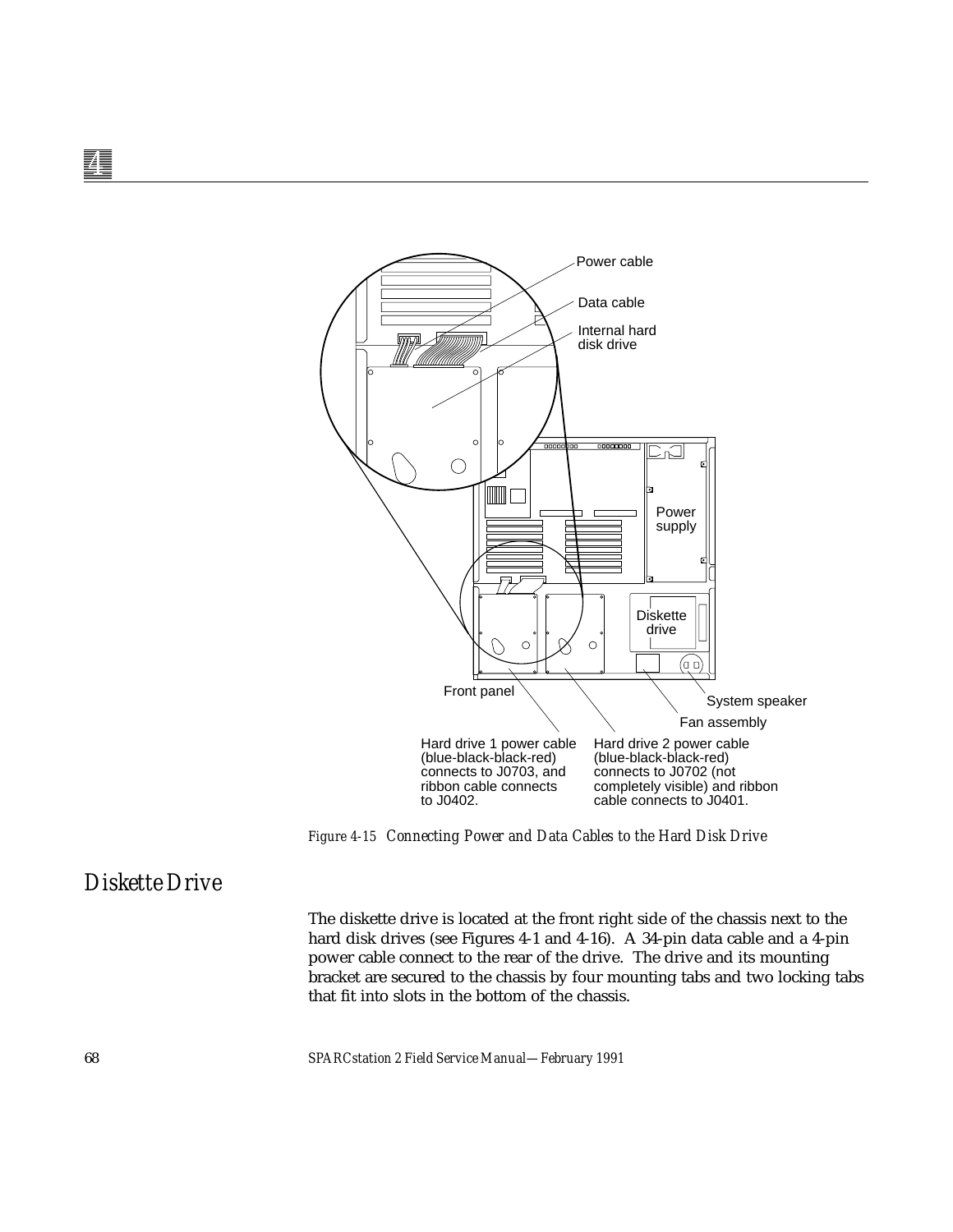*Figure 4-15 Connecting Power and Data Cables to the Hard Disk Drive*

## Diskette Drive

The diskette drive is located at the front right side of the chassis next to the hard disk drives (see Figures 4-1 and 4-16). A 34-pin data cable and a 4-pin power cable connect to the rear of the drive. The drive and its mounting bracket are secured to the chassis by four mounting tabs and two locking tabs that fit into slots in the bottom of the chassis.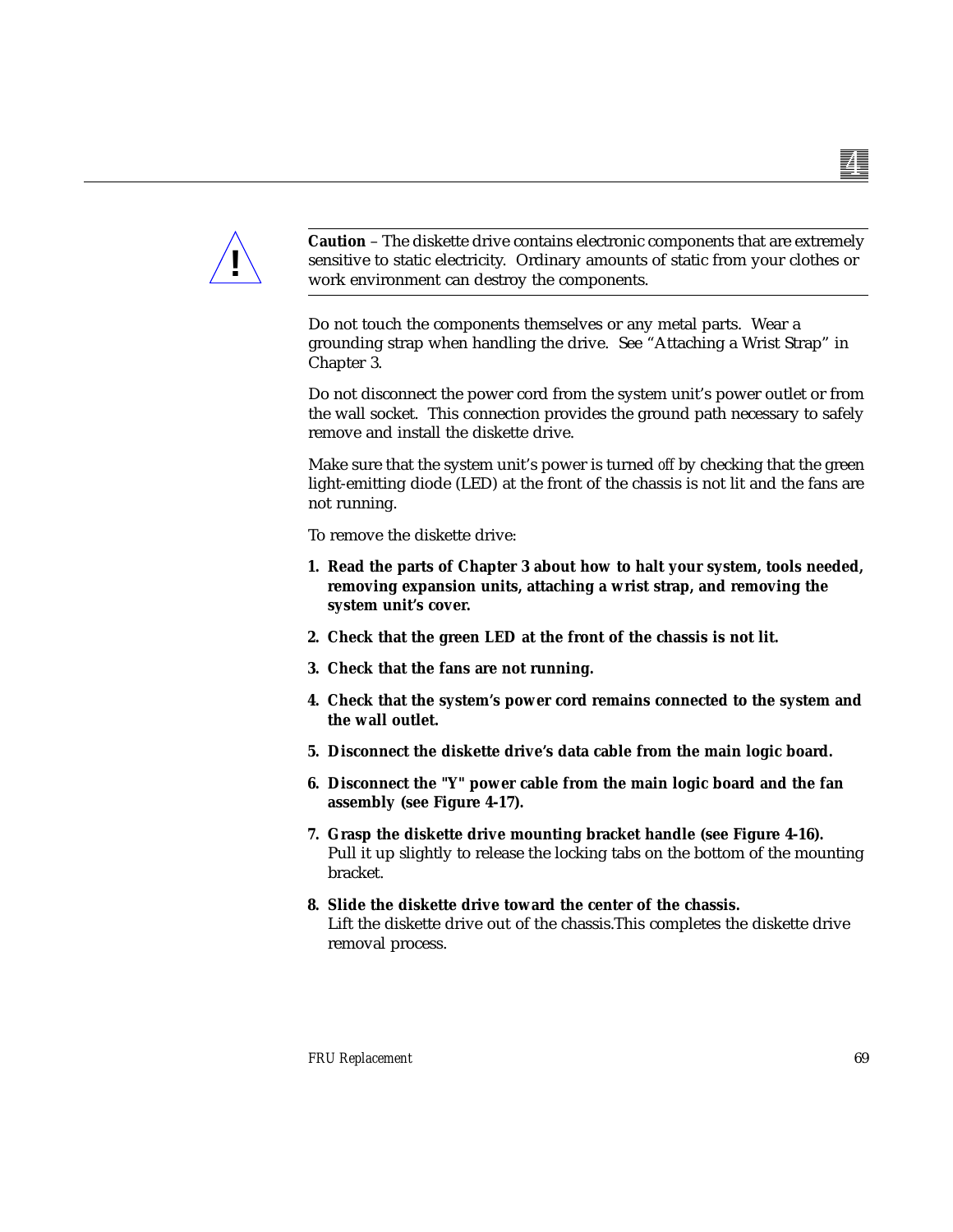**Caution** – The diskette drive contains electronic components that are extremely sensitive to static electricity. Ordinary amounts of static from your clothes or work environment can destroy the components.

Do not touch the components themselves or any metal parts. Wear a grounding strap when handling the drive. See “Attaching a Wrist Strap” in Chapter 3.

Do not disconnect the power cord from the system unit’s power outlet or from the wall socket. This connection provides the ground path necessary to safely remove and install the diskette drive.

Make sure that the system unit’s power is turned *off* by checking that the green light-emitting diode (LED) at the front of the chassis is not lit and the fans are not running.

To remove the diskette drive:

1. **Read the parts of Chapter 3 about how to halt your system, tools needed, removing expansion units, attaching a wrist strap, and removing the system unit’s cover.**

2. **Check that the green LED at the front of the chassis is not lit.**

3. **Check that the fans are not running.**

4. **Check that the system’s power cord remains connected to the system and the wall outlet.**

5. **Disconnect the diskette drive’s data cable from the main logic board.**

6. **Disconnect the "Y" power cable from the main logic board and the fan assembly (see Figure 4-17).**

7. **Grasp the diskette drive mounting bracket handle (see Figure 4-16).**
   Pull it up slightly to release the locking tabs on the bottom of the mounting bracket.

8. **Slide the diskette drive toward the center of the chassis.**
   Lift the diskette drive out of the chassis.This completes the diskette drive removal process.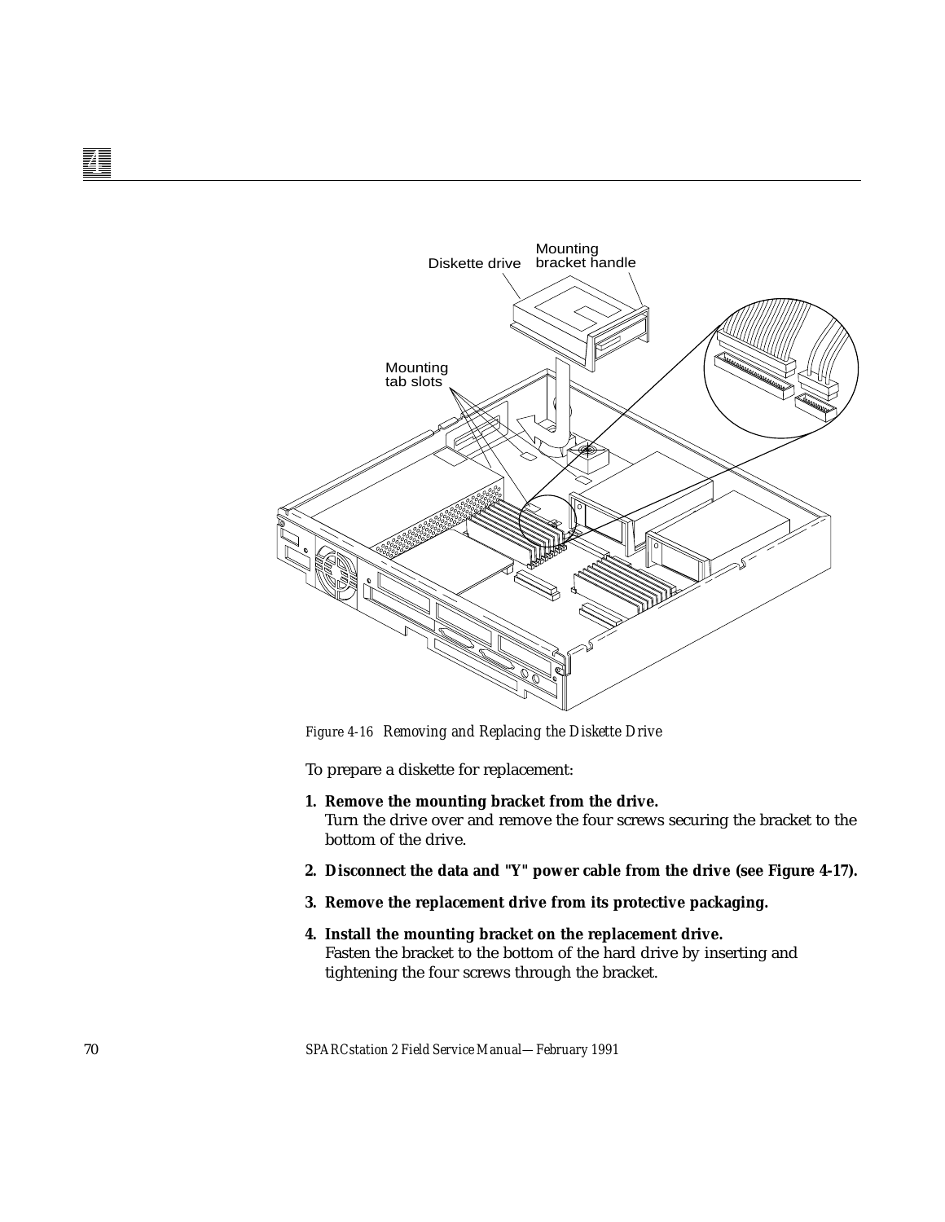*Figure 4-16 Removing and Replacing the Diskette Drive*

To prepare a diskette for replacement:

1. **Remove the mounting bracket from the drive.**
   Turn the drive over and remove the four screws securing the bracket to the bottom of the drive.

2. **Disconnect the data and "Y" power cable from the drive (see Figure 4-17).**

3. **Remove the replacement drive from its protective packaging.**

4. **Install the mounting bracket on the replacement drive.**
   Fasten the bracket to the bottom of the hard drive by inserting and tightening the four screws through the bracket.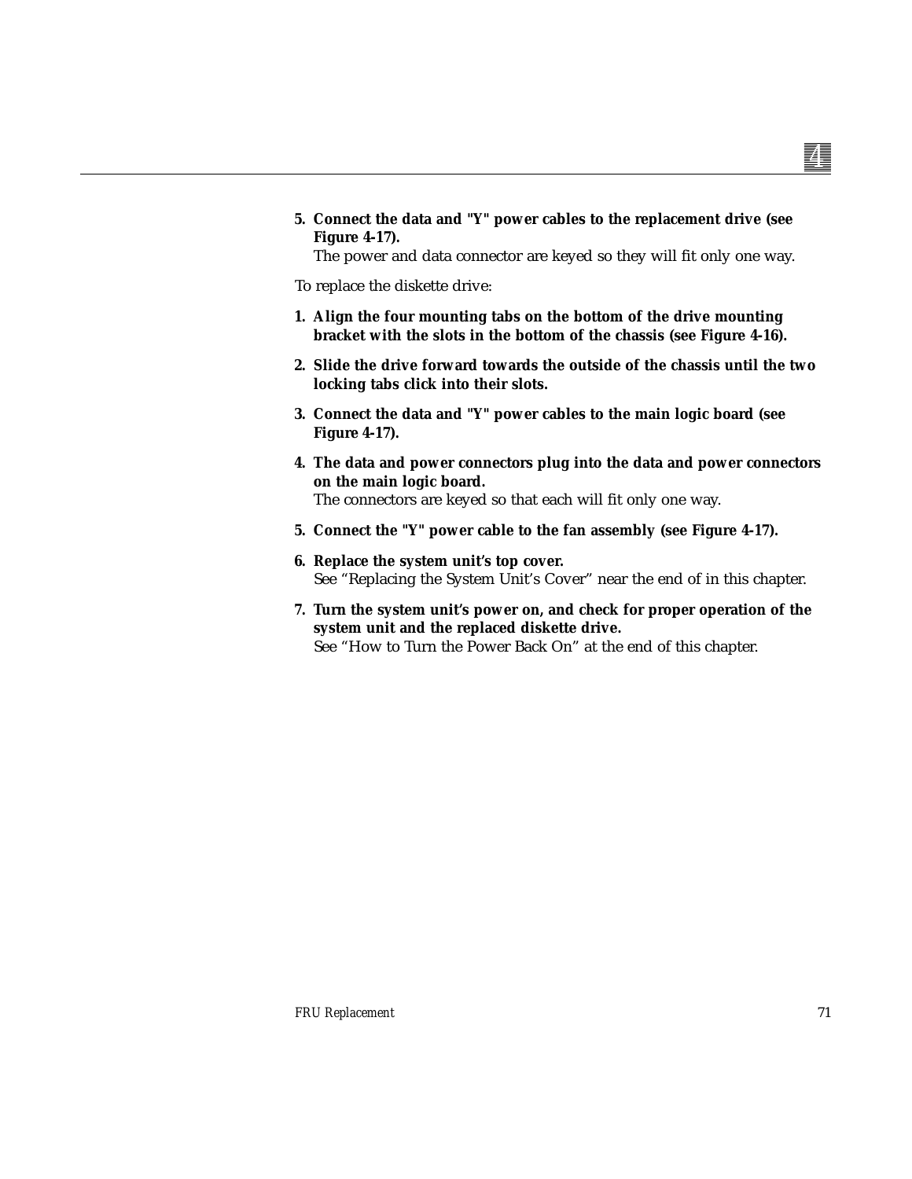5. **Connect the data and "Y" power cables to the replacement drive (see Figure 4-17).**
   The power and data connector are keyed so they will fit only one way.

To replace the diskette drive:

1. **Align the four mounting tabs on the bottom of the drive mounting bracket with the slots in the bottom of the chassis (see Figure 4-16).**
2. **Slide the drive forward towards the outside of the chassis until the two locking tabs click into their slots.**
3. **Connect the data and "Y" power cables to the main logic board (see Figure 4-17).**
4. **The data and power connectors plug into the data and power connectors on the main logic board.**
   The connectors are keyed so that each will fit only one way.
5. **Connect the "Y" power cable to the fan assembly (see Figure 4-17).**
6. **Replace the system unit's top cover.**
   See "Replacing the System Unit's Cover" near the end of in this chapter.
7. **Turn the system unit's power on, and check for proper operation of the system unit and the replaced diskette drive.**
   See "How to Turn the Power Back On" at the end of this chapter.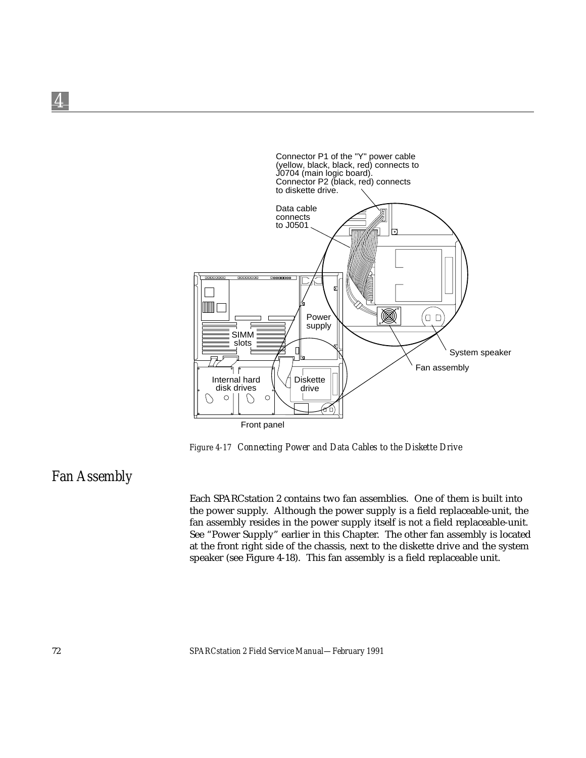Connector P1 of the "Y" power cable (yellow, black, black, red) connects to J0704 (main logic board). Connector P2 (black, red) connects to diskette drive.

Data cable connects to J0501

Power supply

SIMM slots

System speaker

Fan assembly

Internal hard disk drives

Diskette drive

Front panel

*Figure 4-17 Connecting Power and Data Cables to the Diskette Drive*

## Fan Assembly

Each SPARCstation 2 contains two fan assemblies. One of them is built into the power supply. Although the power supply is a field replaceable-unit, the fan assembly resides in the power supply itself is not a field replaceable-unit. See “Power Supply” earlier in this Chapter. The other fan assembly is located at the front right side of the chassis, next to the diskette drive and the system speaker (see Figure 4-18). This fan assembly is a field replaceable unit.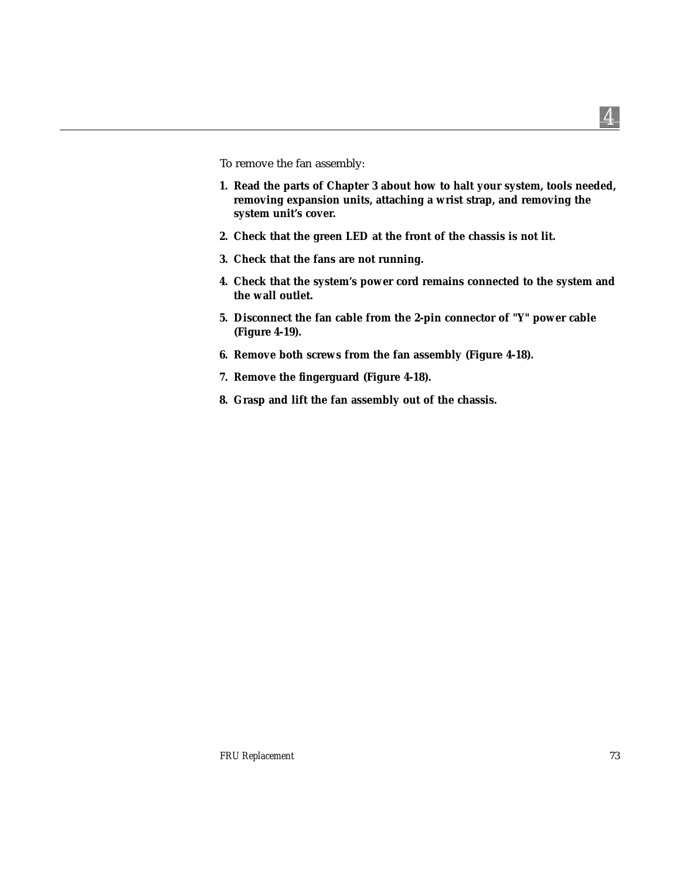To remove the fan assembly:

1. **Read the parts of Chapter 3 about how to halt your system, tools needed, removing expansion units, attaching a wrist strap, and removing the system unit's cover.**
2. **Check that the green LED at the front of the chassis is not lit.**
3. **Check that the fans are not running.**
4. **Check that the system's power cord remains connected to the system and the wall outlet.**
5. **Disconnect the fan cable from the 2-pin connector of "Y" power cable (Figure 4-19).**
6. **Remove both screws from the fan assembly (Figure 4-18).**
7. **Remove the fingerguard (Figure 4-18).**
8. **Grasp and lift the fan assembly out of the chassis.**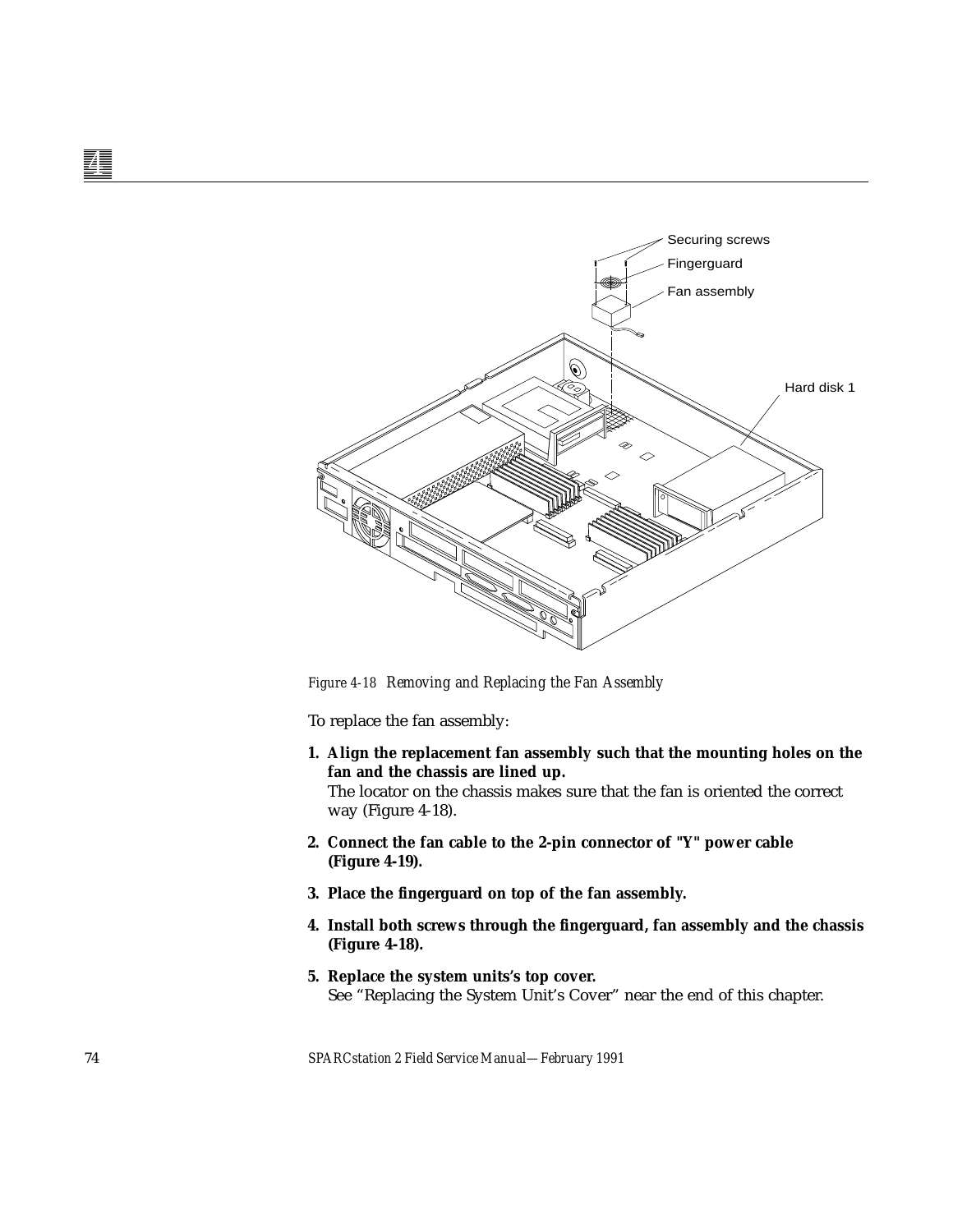*Figure 4-18 Removing and Replacing the Fan Assembly*

To replace the fan assembly:

1. **Align the replacement fan assembly such that the mounting holes on the fan and the chassis are lined up.**
   The locator on the chassis makes sure that the fan is oriented the correct way (Figure 4-18).

2. **Connect the fan cable to the 2-pin connector of "Y" power cable (Figure 4-19).**

3. **Place the fingerguard on top of the fan assembly.**

4. **Install both screws through the fingerguard, fan assembly and the chassis (Figure 4-18).**

5. **Replace the system units's top cover.**
   See "Replacing the System Unit's Cover" near the end of this chapter.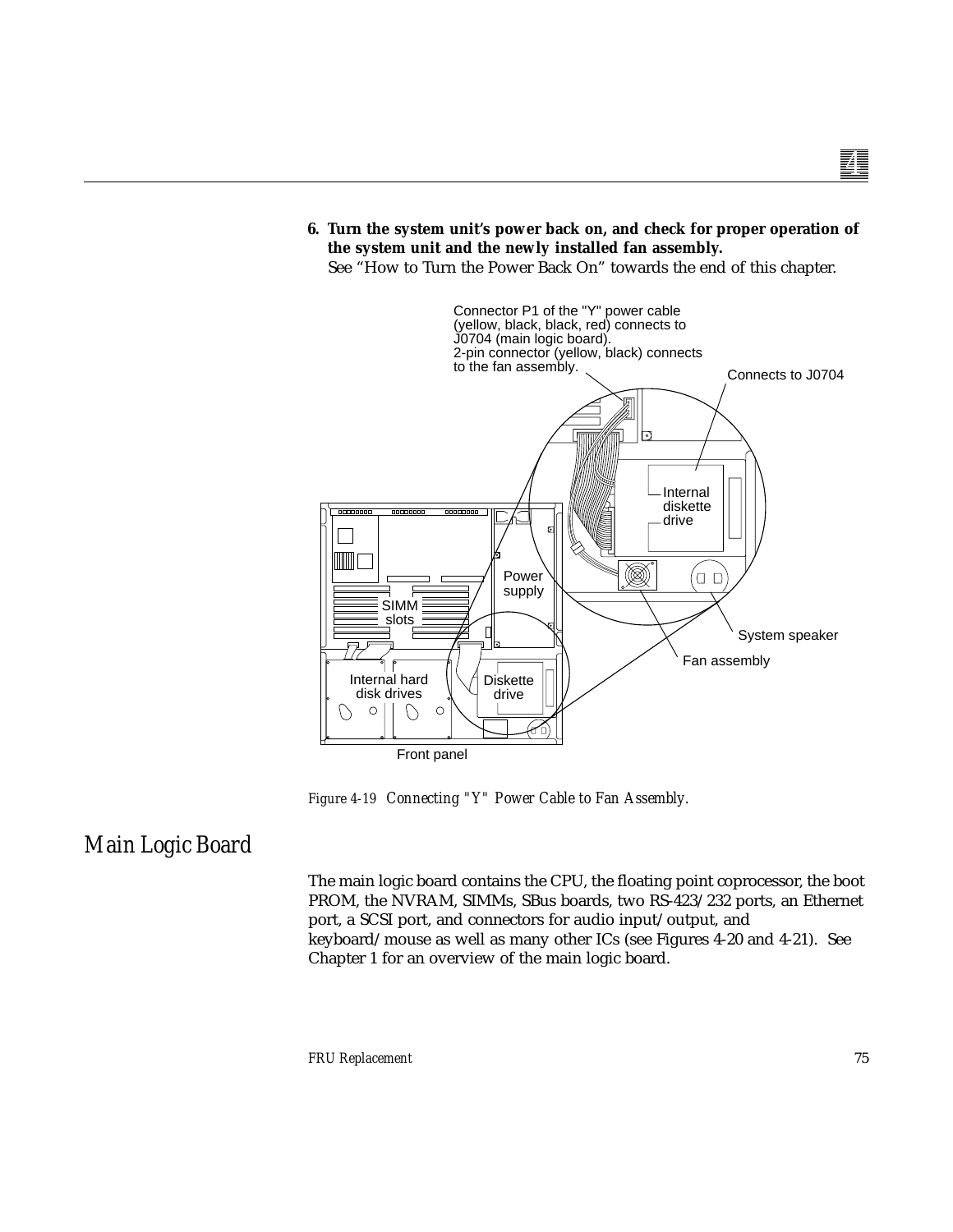6. **Turn the system unit's power back on, and check for proper operation of the system unit and the newly installed fan assembly.**
   See "How to Turn the Power Back On" towards the end of this chapter.

*Figure 4-19 Connecting "Y" Power Cable to Fan Assembly.*

# Main Logic Board

The main logic board contains the CPU, the floating point coprocessor, the boot PROM, the NVRAM, SIMMs, SBus boards, two RS-423/232 ports, an Ethernet port, a SCSI port, and connectors for audio input/output, and keyboard/mouse as well as many other ICs (see Figures 4-20 and 4-21). See Chapter 1 for an overview of the main logic board.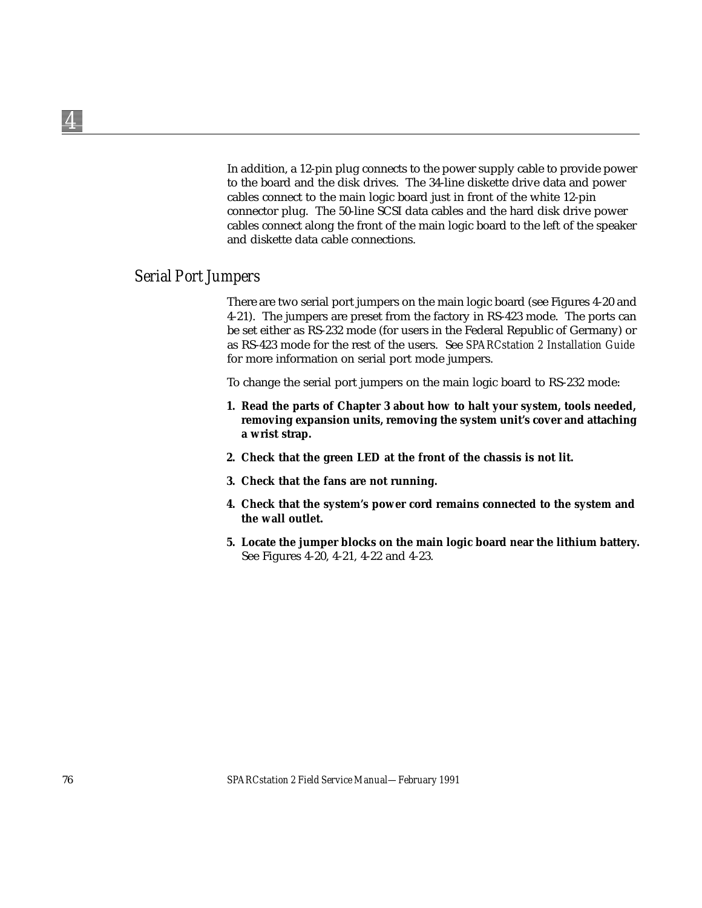In addition, a 12-pin plug connects to the power supply cable to provide power to the board and the disk drives. The 34-line diskette drive data and power cables connect to the main logic board just in front of the white 12-pin connector plug. The 50-line SCSI data cables and the hard disk drive power cables connect along the front of the main logic board to the left of the speaker and diskette data cable connections.

## Serial Port Jumpers

There are two serial port jumpers on the main logic board (see Figures 4-20 and 4-21). The jumpers are preset from the factory in RS-423 mode. The ports can be set either as RS-232 mode (for users in the Federal Republic of Germany) or as RS-423 mode for the rest of the users. See *SPARCstation 2 Installation Guide* for more information on serial port mode jumpers.

To change the serial port jumpers on the main logic board to RS-232 mode:

1. **Read the parts of Chapter 3 about how to halt your system, tools needed, removing expansion units, removing the system unit's cover and attaching a wrist strap.**
2. **Check that the green LED at the front of the chassis is not lit.**
3. **Check that the fans are not running.**
4. **Check that the system's power cord remains connected to the system and the wall outlet.**
5. **Locate the jumper blocks on the main logic board near the lithium battery.** See Figures 4-20, 4-21, 4-22 and 4-23.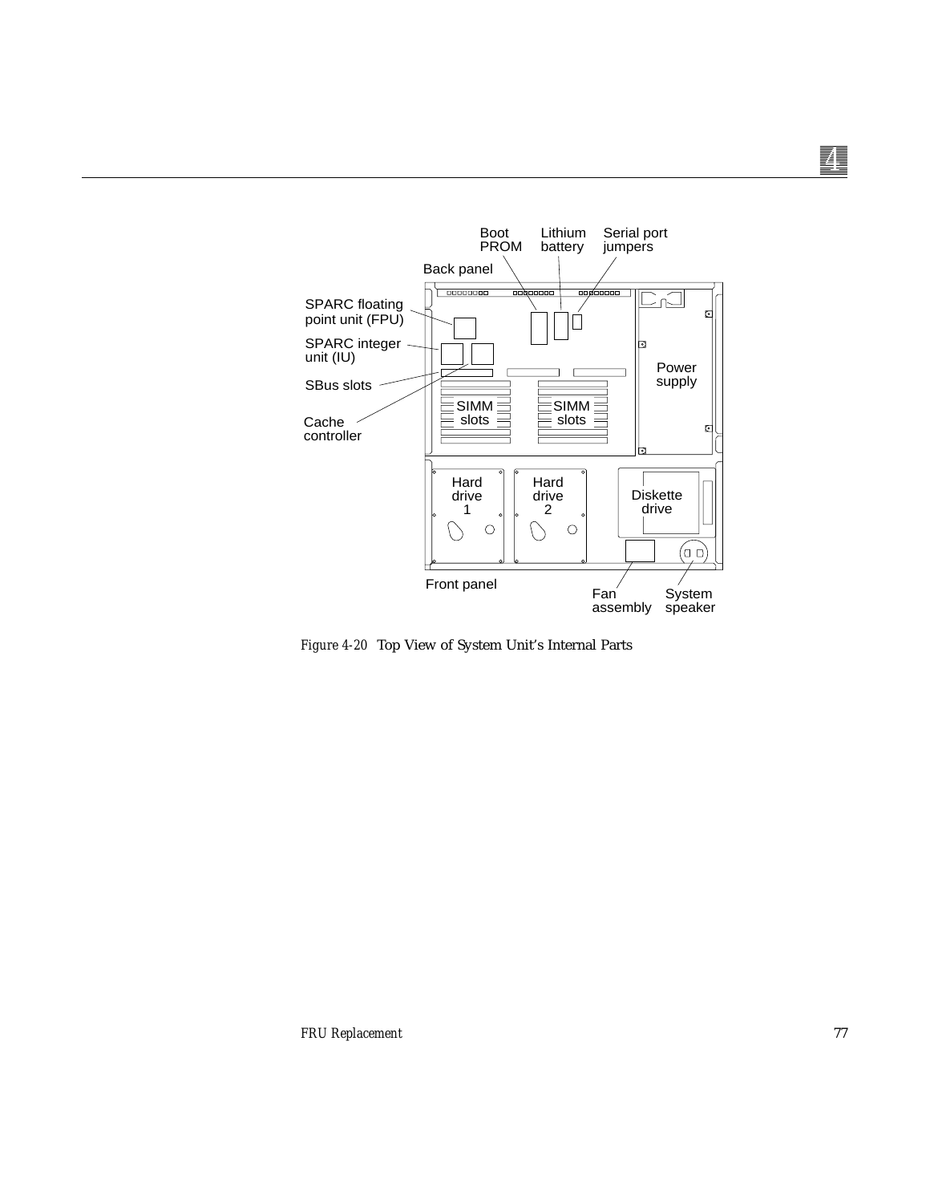Boot PROM

Lithium battery

Serial port jumpers

Back panel

SPARC floating point unit (FPU)

SPARC integer unit (IU)

SBus slots

Cache controller

SIMM slots

SIMM slots

Power supply

Hard drive 1

Hard drive 2

Diskette drive

Front panel

Fan assembly

System speaker

*Figure 4-20* Top View of System Unit's Internal Parts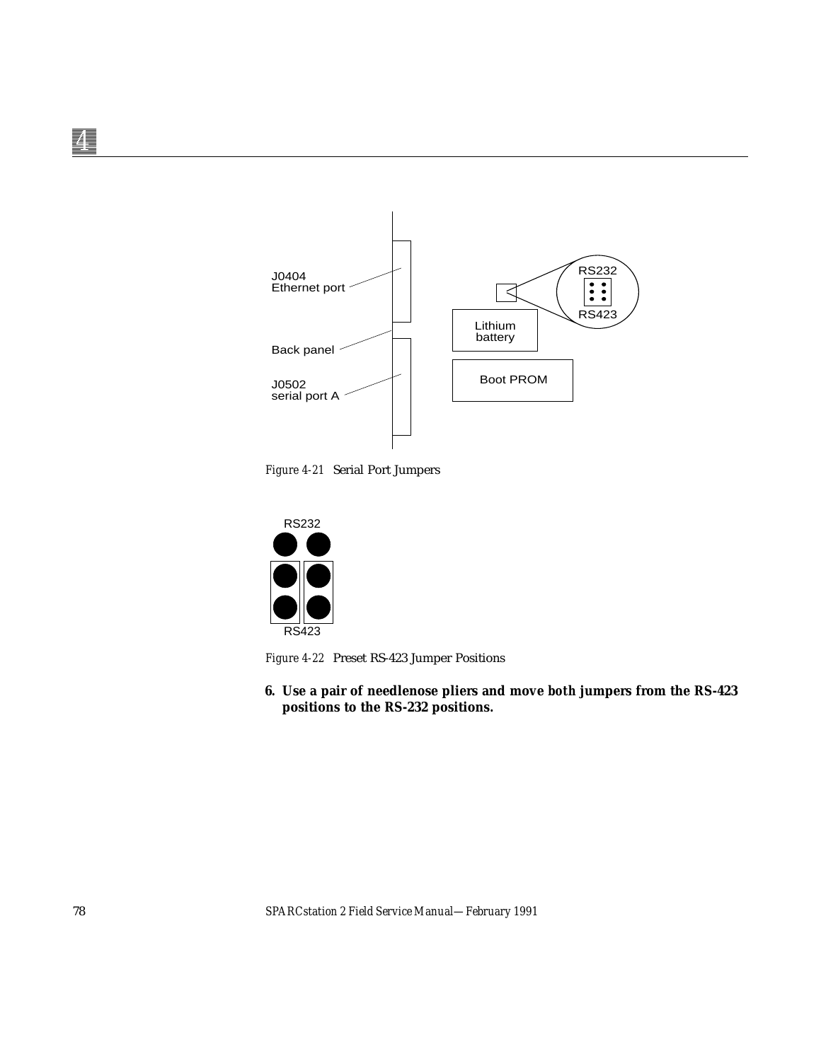J0404
Ethernet port

Back panel

J0502
serial port A

RS232

RS423

Lithium battery

Boot PROM

*Figure 4-21* Serial Port Jumpers

RS232

RS423

*Figure 4-22* Preset RS-423 Jumper Positions

**6. Use a pair of needlenose pliers and move both jumpers from the RS-423 positions to the RS-232 positions.**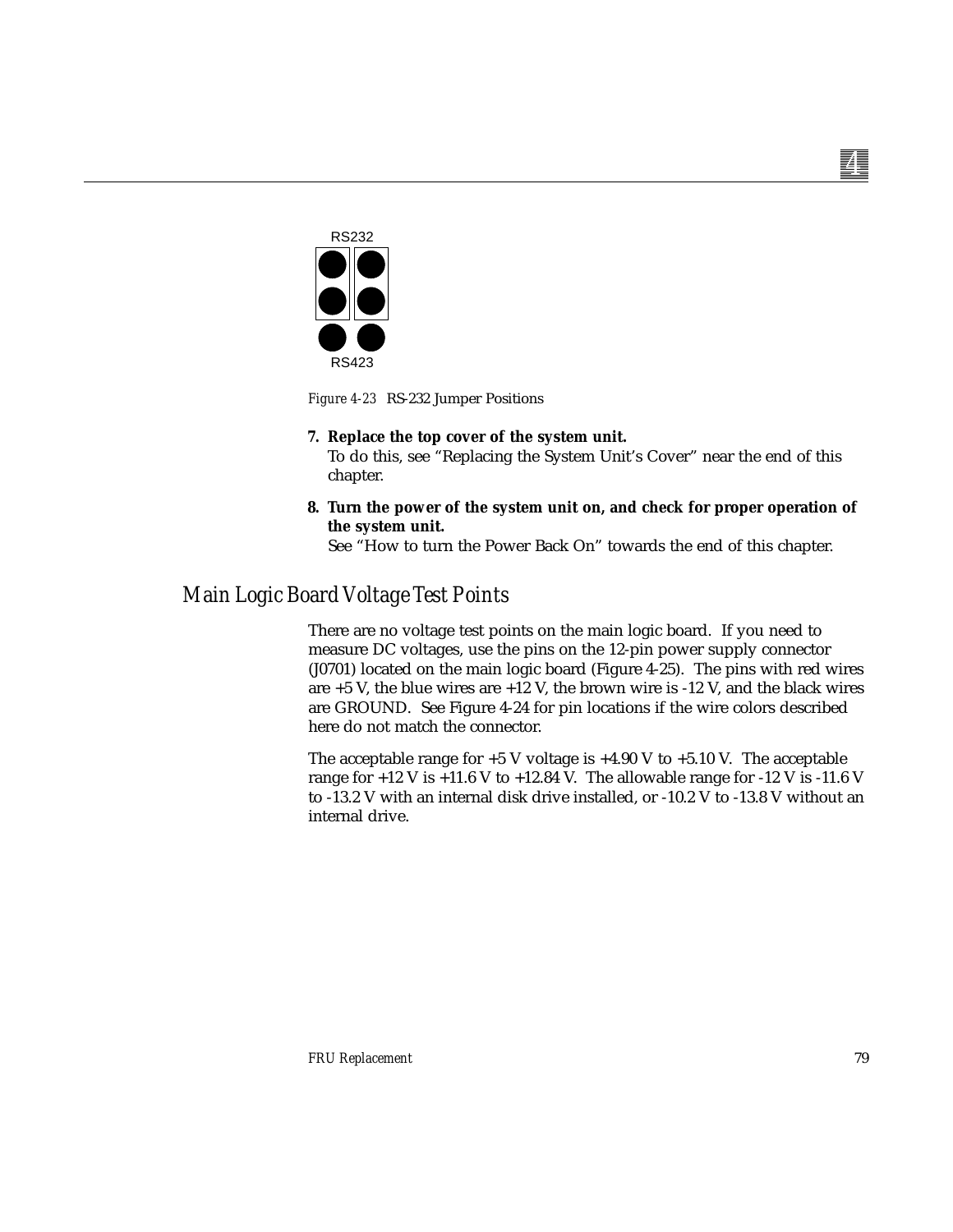RS232

RS423

*Figure 4-23* RS-232 Jumper Positions

7. **Replace the top cover of the system unit.**
   To do this, see “Replacing the System Unit’s Cover” near the end of this chapter.

8. **Turn the power of the system unit on, and check for proper operation of the system unit.**
   See “How to turn the Power Back On” towards the end of this chapter.

## Main Logic Board Voltage Test Points

There are no voltage test points on the main logic board. If you need to measure DC voltages, use the pins on the 12-pin power supply connector (J0701) located on the main logic board (Figure 4-25). The pins with red wires are +5 V, the blue wires are +12 V, the brown wire is -12 V, and the black wires are GROUND. See Figure 4-24 for pin locations if the wire colors described here do not match the connector.

The acceptable range for +5 V voltage is +4.90 V to +5.10 V. The acceptable range for +12 V is +11.6 V to +12.84 V. The allowable range for -12 V is -11.6 V to -13.2 V with an internal disk drive installed, or -10.2 V to -13.8 V without an internal drive.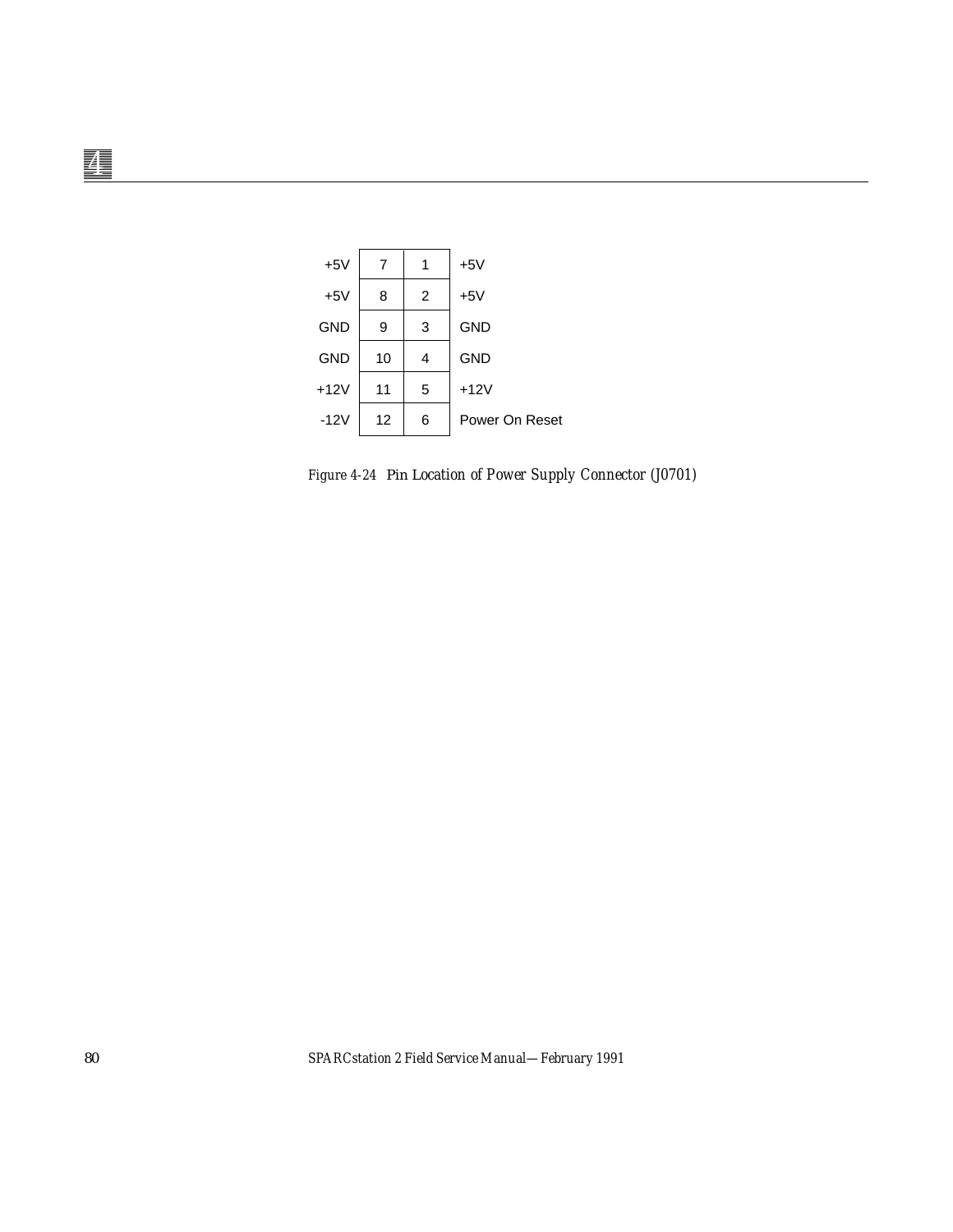| Signal | Pin | Pin | Signal |
|---|---|---|---|
| +5V | 7 | 1 | +5V |
| +5V | 8 | 2 | +5V |
| GND | 9 | 3 | GND |
| GND | 10 | 4 | GND |
| +12V | 11 | 5 | +12V |
| -12V | 12 | 6 | Power On Reset |

*Figure 4-24* Pin Location of Power Supply Connector (J0701)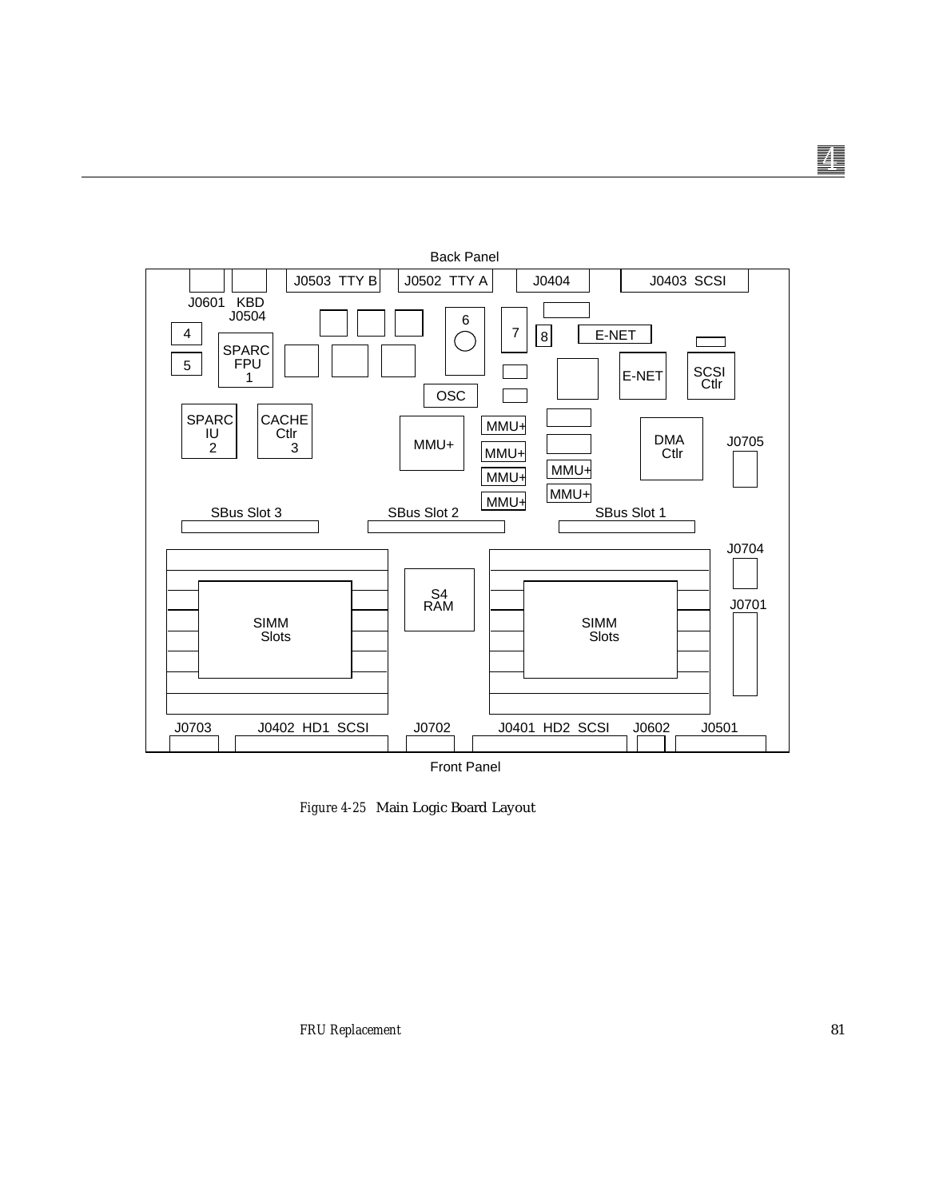Back Panel

J0601 KBD J0504 · J0503 TTY B · J0502 TTY A · J0404 · J0403 SCSI

4 · 5 · SPARC FPU 1 · 6 · 7 · 8 · E-NET · E-NET · SCSI Ctlr · OSC

SPARC IU 2 · CACHE Ctlr 3 · MMU+ · MMU+ · MMU+ · MMU+ · MMU+ · MMU+ · MMU+ · DMA Ctlr · J0705

SBus Slot 3 · SBus Slot 2 · SBus Slot 1

J0704 · SIMM Slots · S4 RAM · SIMM Slots · J0701

J0703 · J0402 HD1 SCSI · J0702 · J0401 HD2 SCSI · J0602 · J0501

Front Panel

*Figure 4-25* Main Logic Board Layout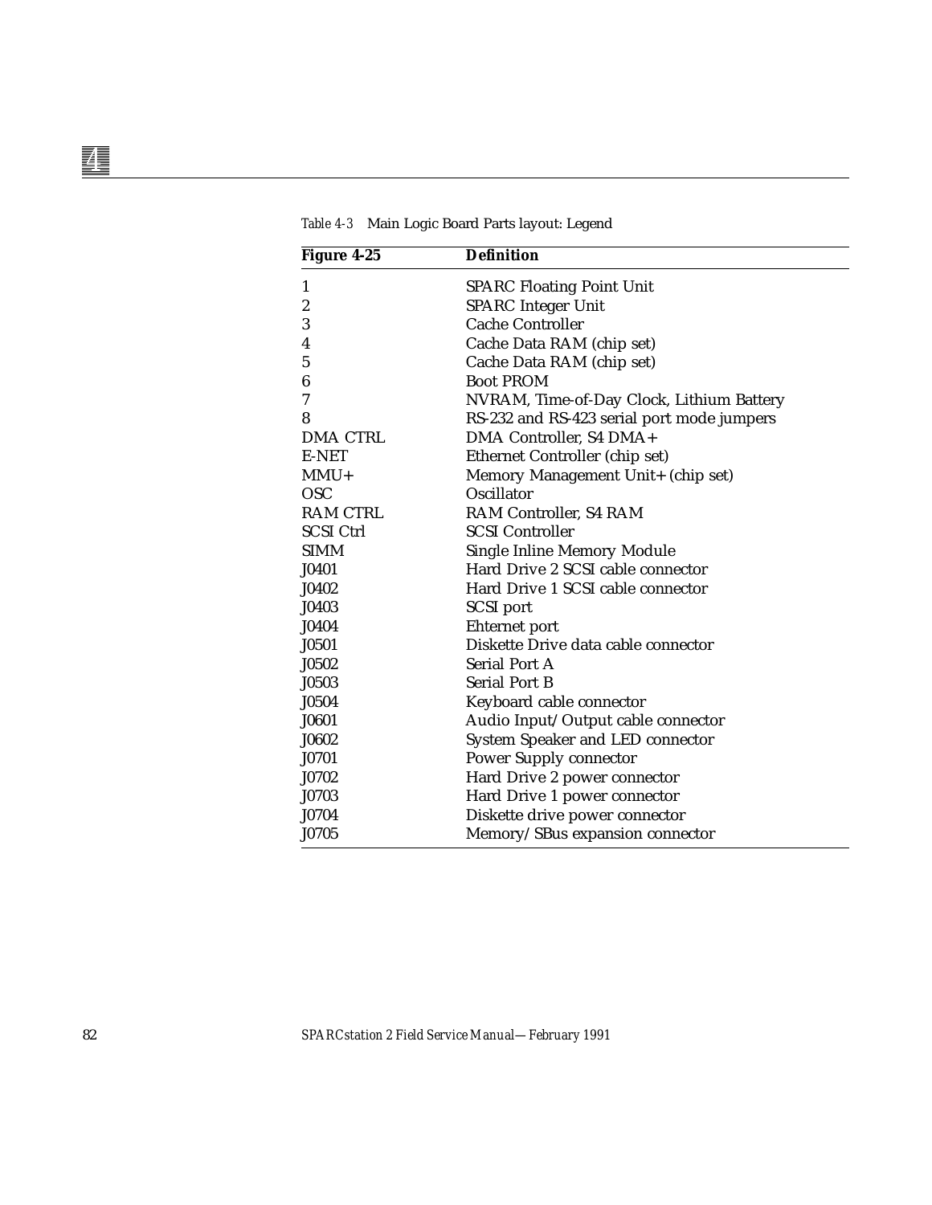*Table 4-3* Main Logic Board Parts layout: Legend

| Figure 4-25 | Definition |
|---|---|
| 1 | SPARC Floating Point Unit |
| 2 | SPARC Integer Unit |
| 3 | Cache Controller |
| 4 | Cache Data RAM (chip set) |
| 5 | Cache Data RAM (chip set) |
| 6 | Boot PROM |
| 7 | NVRAM, Time-of-Day Clock, Lithium Battery |
| 8 | RS-232 and RS-423 serial port mode jumpers |
| DMA CTRL | DMA Controller, S4 DMA+ |
| E-NET | Ethernet Controller (chip set) |
| MMU+ | Memory Management Unit+ (chip set) |
| OSC | Oscillator |
| RAM CTRL | RAM Controller, S4 RAM |
| SCSI Ctrl | SCSI Controller |
| SIMM | Single Inline Memory Module |
| J0401 | Hard Drive 2 SCSI cable connector |
| J0402 | Hard Drive 1 SCSI cable connector |
| J0403 | SCSI port |
| J0404 | Ehternet port |
| J0501 | Diskette Drive data cable connector |
| J0502 | Serial Port A |
| J0503 | Serial Port B |
| J0504 | Keyboard cable connector |
| J0601 | Audio Input/Output cable connector |
| J0602 | System Speaker and LED connector |
| J0701 | Power Supply connector |
| J0702 | Hard Drive 2 power connector |
| J0703 | Hard Drive 1 power connector |
| J0704 | Diskette drive power connector |
| J0705 | Memory/SBus expansion connector |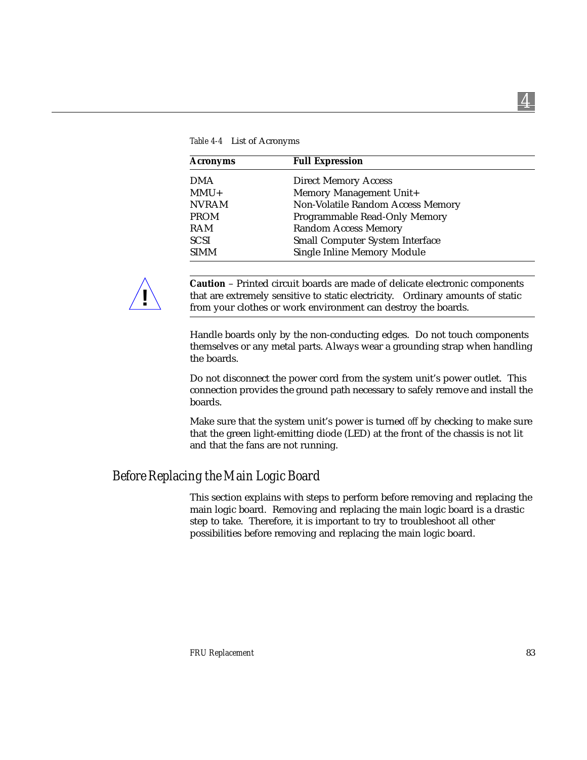Table 4-4 List of Acronyms

| Acronyms | Full Expression |
|---|---|
| DMA | Direct Memory Access |
| MMU+ | Memory Management Unit+ |
| NVRAM | Non-Volatile Random Access Memory |
| PROM | Programmable Read-Only Memory |
| RAM | Random Access Memory |
| SCSI | Small Computer System Interface |
| SIMM | Single Inline Memory Module |

**Caution** – Printed circuit boards are made of delicate electronic components that are extremely sensitive to static electricity. Ordinary amounts of static from your clothes or work environment can destroy the boards.

Handle boards only by the non-conducting edges. Do not touch components themselves or any metal parts. Always wear a grounding strap when handling the boards.

Do not disconnect the power cord from the system unit's power outlet. This connection provides the ground path necessary to safely remove and install the boards.

Make sure that the system unit's power is turned *off* by checking to make sure that the green light-emitting diode (LED) at the front of the chassis is not lit and that the fans are not running.

## Before Replacing the Main Logic Board

This section explains with steps to perform before removing and replacing the main logic board. Removing and replacing the main logic board is a drastic step to take. Therefore, it is important to try to troubleshoot all other possibilities before removing and replacing the main logic board.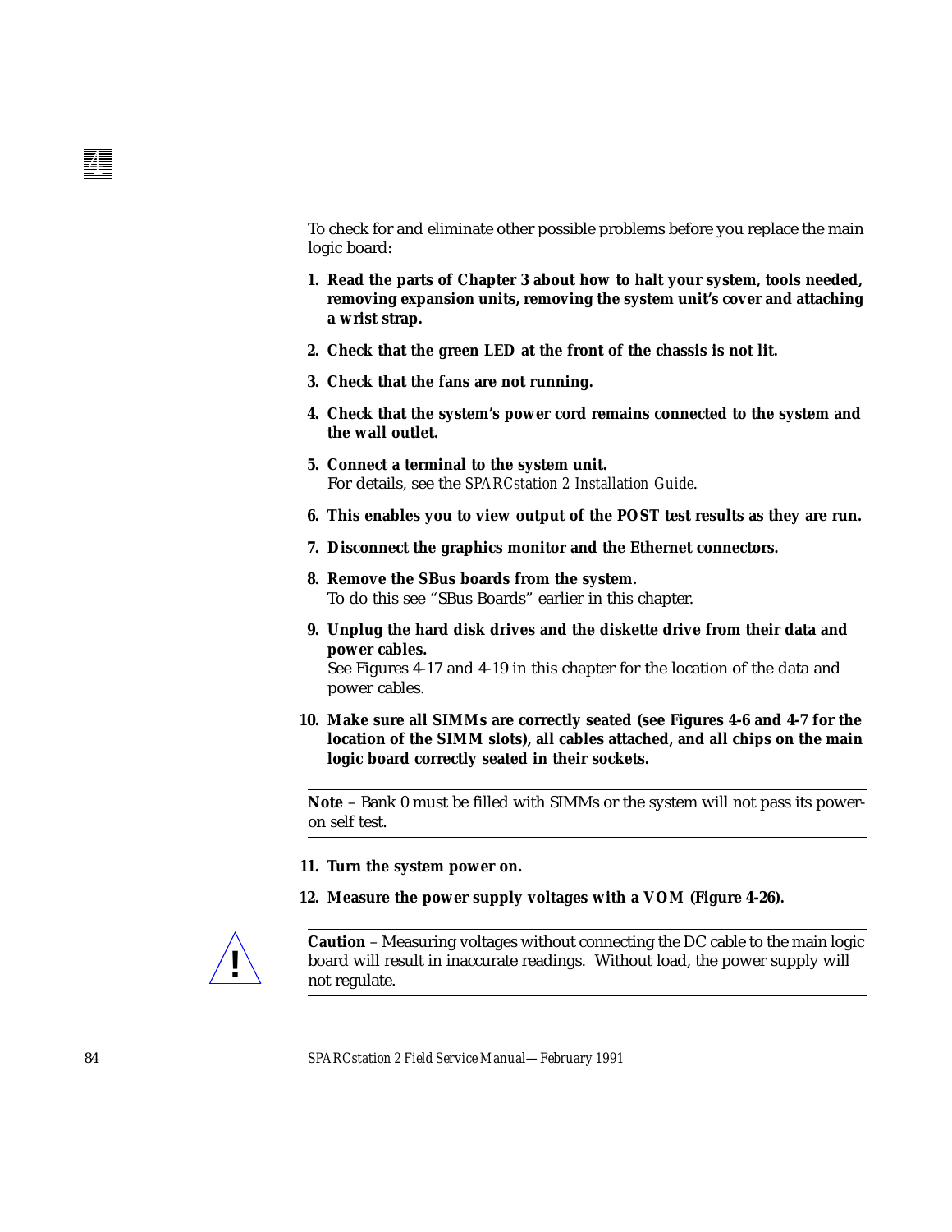To check for and eliminate other possible problems before you replace the main logic board:

1. **Read the parts of Chapter 3 about how to halt your system, tools needed, removing expansion units, removing the system unit's cover and attaching a wrist strap.**

2. **Check that the green LED at the front of the chassis is not lit.**

3. **Check that the fans are not running.**

4. **Check that the system's power cord remains connected to the system and the wall outlet.**

5. **Connect a terminal to the system unit.**
   For details, see the *SPARCstation 2 Installation Guide*.

6. **This enables you to view output of the POST test results as they are run.**

7. **Disconnect the graphics monitor and the Ethernet connectors.**

8. **Remove the SBus boards from the system.**
   To do this see "SBus Boards" earlier in this chapter.

9. **Unplug the hard disk drives and the diskette drive from their data and power cables.**
   See Figures 4-17 and 4-19 in this chapter for the location of the data and power cables.

10. **Make sure all SIMMs are correctly seated (see Figures 4-6 and 4-7 for the location of the SIMM slots), all cables attached, and all chips on the main logic board correctly seated in their sockets.**

---

**Note** – Bank 0 must be filled with SIMMs or the system will not pass its power-on self test.

---

11. **Turn the system power on.**

12. **Measure the power supply voltages with a VOM (Figure 4-26).**

---

**Caution** – Measuring voltages without connecting the DC cable to the main logic board will result in inaccurate readings. Without load, the power supply will not regulate.

---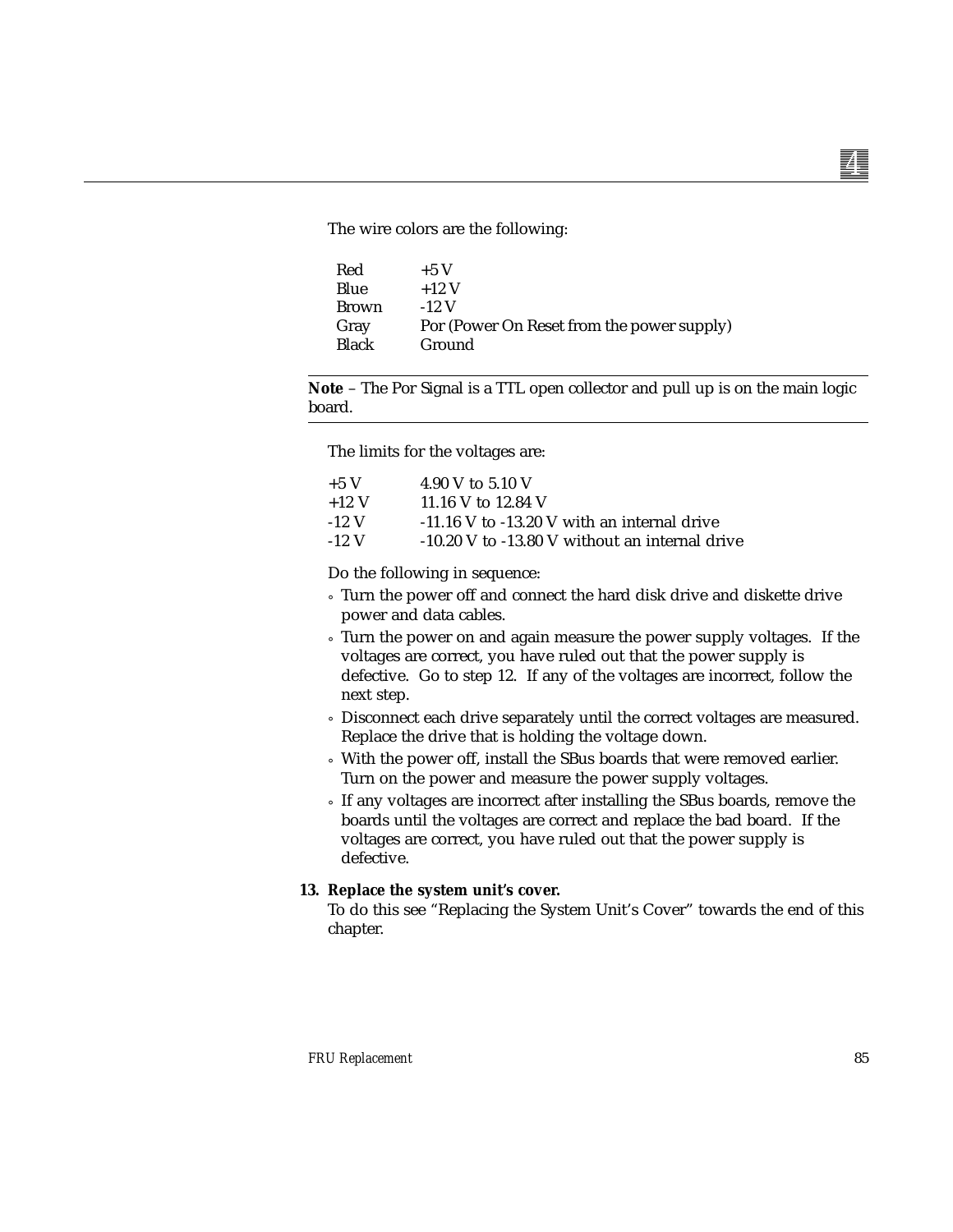The wire colors are the following:

| | |
|---|---|
| Red | +5 V |
| Blue | +12 V |
| Brown | -12 V |
| Gray | Por (Power On Reset from the power supply) |
| Black | Ground |

---

**Note** – The Por Signal is a TTL open collector and pull up is on the main logic board.

---

The limits for the voltages are:

| | |
|---|---|
| +5 V | 4.90 V to 5.10 V |
| +12 V | 11.16 V to 12.84 V |
| -12 V | -11.16 V to -13.20 V with an internal drive |
| -12 V | -10.20 V to -13.80 V without an internal drive |

Do the following in sequence:

- Turn the power off and connect the hard disk drive and diskette drive power and data cables.
- Turn the power on and again measure the power supply voltages. If the voltages are correct, you have ruled out that the power supply is defective. Go to step 12. If any of the voltages are incorrect, follow the next step.
- Disconnect each drive separately until the correct voltages are measured. Replace the drive that is holding the voltage down.
- With the power off, install the SBus boards that were removed earlier. Turn on the power and measure the power supply voltages.
- If any voltages are incorrect after installing the SBus boards, remove the boards until the voltages are correct and replace the bad board. If the voltages are correct, you have ruled out that the power supply is defective.

**13. Replace the system unit's cover.**

To do this see "Replacing the System Unit's Cover" towards the end of this chapter.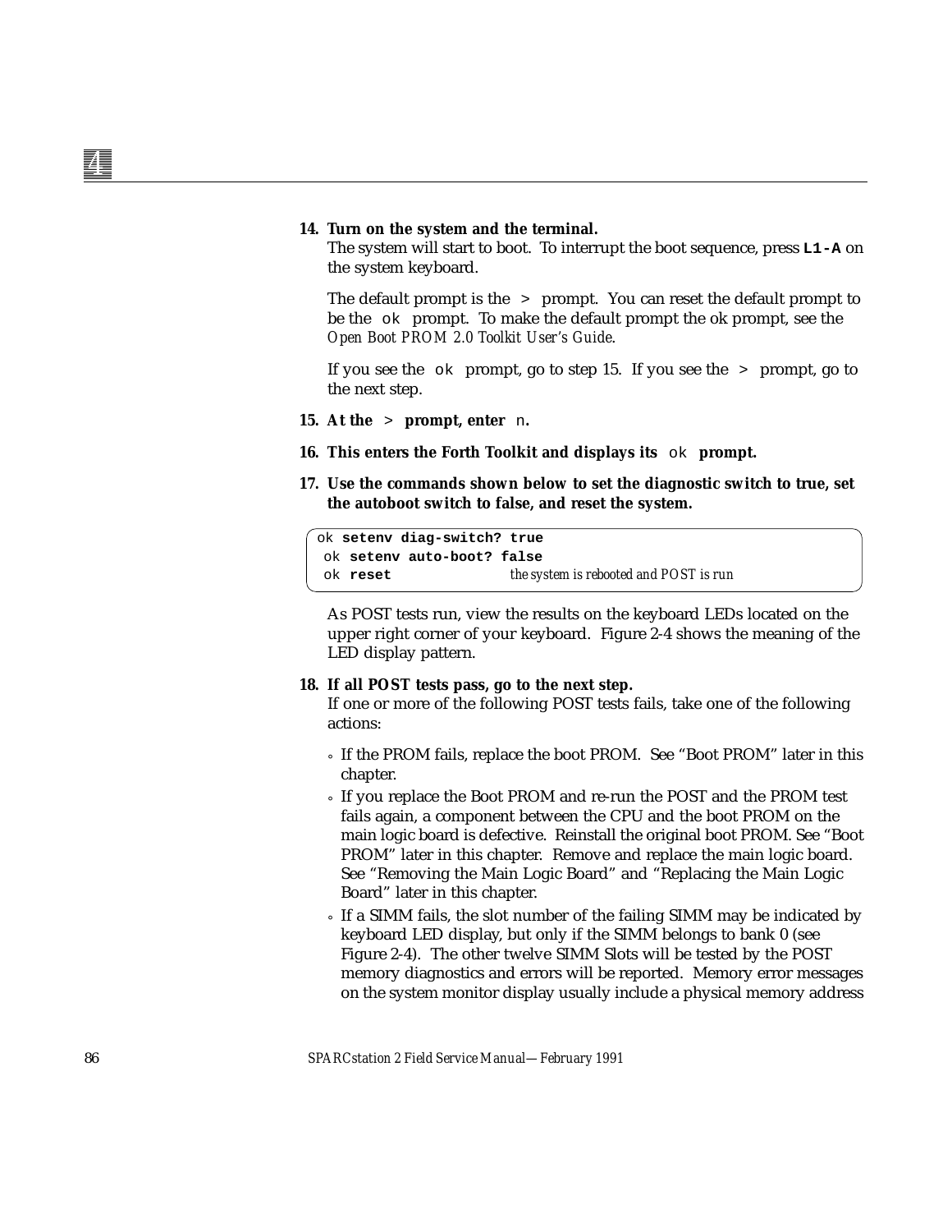14. **Turn on the system and the terminal.**
    The system will start to boot. To interrupt the boot sequence, press **L1-A** on the system keyboard.

    The default prompt is the `>` prompt. You can reset the default prompt to be the `ok` prompt. To make the default prompt the ok prompt, see the *Open Boot PROM 2.0 Toolkit User's Guide*.

    If you see the `ok` prompt, go to step 15. If you see the `>` prompt, go to the next step.

15. **At the `>` prompt, enter `n`.**

16. **This enters the Forth Toolkit and displays its `ok` prompt.**

17. **Use the commands shown below to set the diagnostic switch to true, set the autoboot switch to false, and reset the system.**

```
ok setenv diag-switch? true
ok setenv auto-boot? false
ok reset                    the system is rebooted and POST is run
```

As POST tests run, view the results on the keyboard LEDs located on the upper right corner of your keyboard. Figure 2-4 shows the meaning of the LED display pattern.

18. **If all POST tests pass, go to the next step.**
    If one or more of the following POST tests fails, take one of the following actions:

    - If the PROM fails, replace the boot PROM. See "Boot PROM" later in this chapter.
    - If you replace the Boot PROM and re-run the POST and the PROM test fails again, a component between the CPU and the boot PROM on the main logic board is defective. Reinstall the original boot PROM. See "Boot PROM" later in this chapter. Remove and replace the main logic board. See "Removing the Main Logic Board" and "Replacing the Main Logic Board" later in this chapter.
    - If a SIMM fails, the slot number of the failing SIMM may be indicated by keyboard LED display, but only if the SIMM belongs to bank 0 (see Figure 2-4). The other twelve SIMM Slots will be tested by the POST memory diagnostics and errors will be reported. Memory error messages on the system monitor display usually include a physical memory address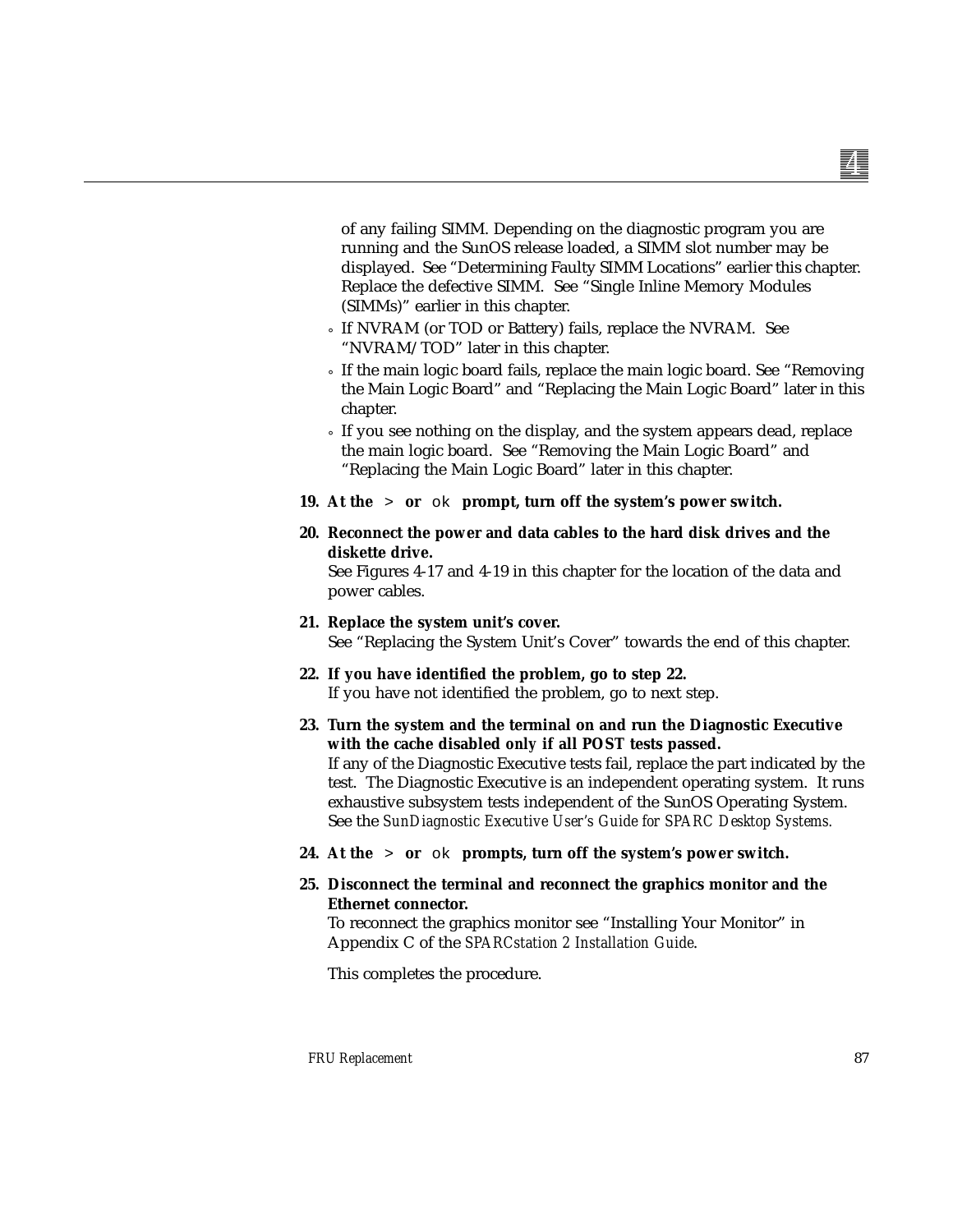of any failing SIMM. Depending on the diagnostic program you are running and the SunOS release loaded, a SIMM slot number may be displayed. See “Determining Faulty SIMM Locations” earlier this chapter. Replace the defective SIMM. See “Single Inline Memory Modules (SIMMs)” earlier in this chapter.

- If NVRAM (or TOD or Battery) fails, replace the NVRAM. See “NVRAM/TOD” later in this chapter.
- If the main logic board fails, replace the main logic board. See “Removing the Main Logic Board” and “Replacing the Main Logic Board” later in this chapter.
- If you see nothing on the display, and the system appears dead, replace the main logic board. See “Removing the Main Logic Board” and “Replacing the Main Logic Board” later in this chapter.

19. **At the `>` or `ok` prompt, turn off the system’s power switch.**

20. **Reconnect the power and data cables to the hard disk drives and the diskette drive.**
    See Figures 4-17 and 4-19 in this chapter for the location of the data and power cables.

21. **Replace the system unit’s cover.**
    See “Replacing the System Unit’s Cover” towards the end of this chapter.

22. **If you have identified the problem, go to step 22.**
    If you have not identified the problem, go to next step.

23. **Turn the system and the terminal on and run the Diagnostic Executive with the cache disabled only if all POST tests passed.**
    If any of the Diagnostic Executive tests fail, replace the part indicated by the test. The Diagnostic Executive is an independent operating system. It runs exhaustive subsystem tests independent of the SunOS Operating System. See the *SunDiagnostic Executive User’s Guide for SPARC Desktop Systems.*

24. **At the `>` or `ok` prompts, turn off the system’s power switch.**

25. **Disconnect the terminal and reconnect the graphics monitor and the Ethernet connector.**
    To reconnect the graphics monitor see “Installing Your Monitor” in Appendix C of the *SPARCstation 2 Installation Guide*.

    This completes the procedure.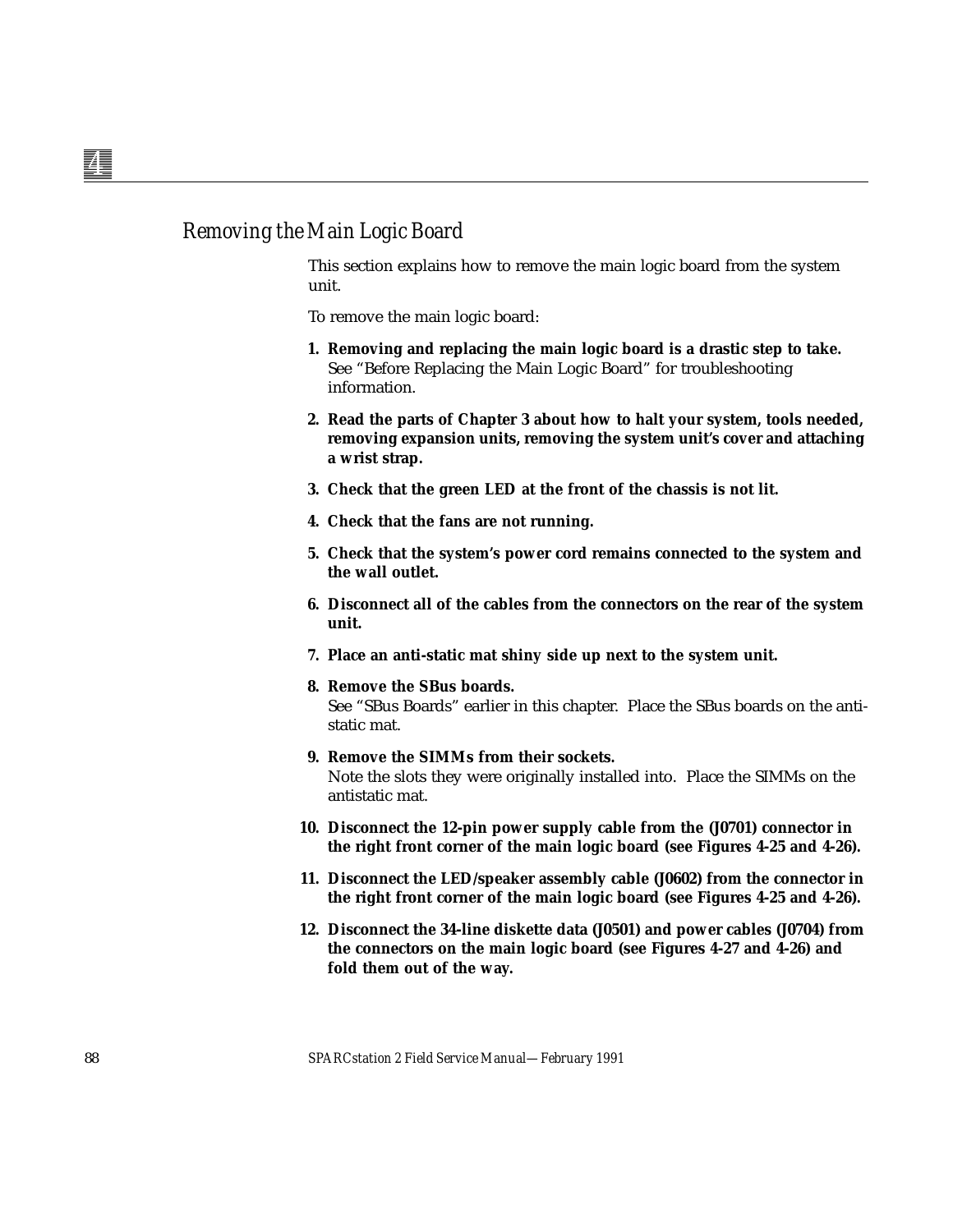## Removing the Main Logic Board

This section explains how to remove the main logic board from the system unit.

To remove the main logic board:

1. **Removing and replacing the main logic board is a drastic step to take.** See "Before Replacing the Main Logic Board" for troubleshooting information.
2. **Read the parts of Chapter 3 about how to halt your system, tools needed, removing expansion units, removing the system unit's cover and attaching a wrist strap.**
3. **Check that the green LED at the front of the chassis is not lit.**
4. **Check that the fans are not running.**
5. **Check that the system's power cord remains connected to the system and the wall outlet.**
6. **Disconnect all of the cables from the connectors on the rear of the system unit.**
7. **Place an anti-static mat shiny side up next to the system unit.**
8. **Remove the SBus boards.** See "SBus Boards" earlier in this chapter. Place the SBus boards on the anti-static mat.
9. **Remove the SIMMs from their sockets.** Note the slots they were originally installed into. Place the SIMMs on the antistatic mat.
10. **Disconnect the 12-pin power supply cable from the (J0701) connector in the right front corner of the main logic board (see Figures 4-25 and 4-26).**
11. **Disconnect the LED/speaker assembly cable (J0602) from the connector in the right front corner of the main logic board (see Figures 4-25 and 4-26).**
12. **Disconnect the 34-line diskette data (J0501) and power cables (J0704) from the connectors on the main logic board (see Figures 4-27 and 4-26) and fold them out of the way.**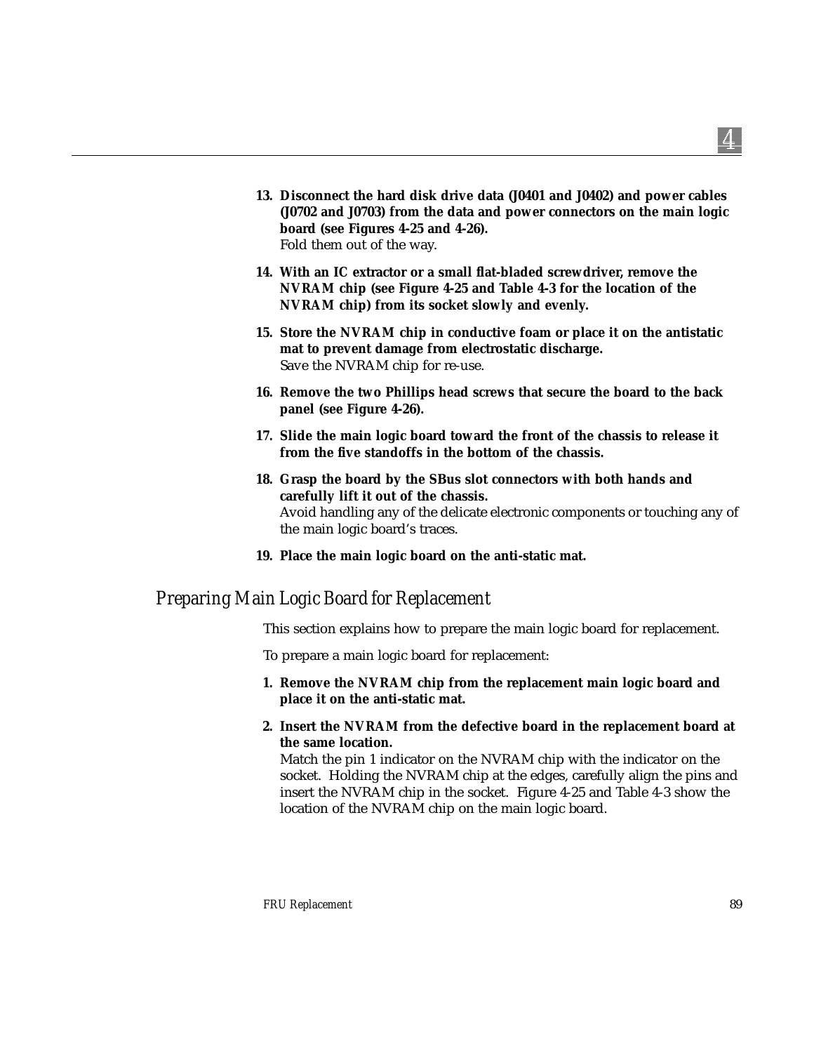13. **Disconnect the hard disk drive data (J0401 and J0402) and power cables (J0702 and J0703) from the data and power connectors on the main logic board (see Figures 4-25 and 4-26).**
    Fold them out of the way.

14. **With an IC extractor or a small flat-bladed screwdriver, remove the NVRAM chip (see Figure 4-25 and Table 4-3 for the location of the NVRAM chip) from its socket slowly and evenly.**

15. **Store the NVRAM chip in conductive foam or place it on the antistatic mat to prevent damage from electrostatic discharge.**
    Save the NVRAM chip for re-use.

16. **Remove the two Phillips head screws that secure the board to the back panel (see Figure 4-26).**

17. **Slide the main logic board toward the front of the chassis to release it from the five standoffs in the bottom of the chassis.**

18. **Grasp the board by the SBus slot connectors with both hands and carefully lift it out of the chassis.**
    Avoid handling any of the delicate electronic components or touching any of the main logic board's traces.

19. **Place the main logic board on the anti-static mat.**

## *Preparing Main Logic Board for Replacement*

This section explains how to prepare the main logic board for replacement.

To prepare a main logic board for replacement:

1. **Remove the NVRAM chip from the replacement main logic board and place it on the anti-static mat.**

2. **Insert the NVRAM from the defective board in the replacement board at the same location.**
   Match the pin 1 indicator on the NVRAM chip with the indicator on the socket. Holding the NVRAM chip at the edges, carefully align the pins and insert the NVRAM chip in the socket. Figure 4-25 and Table 4-3 show the location of the NVRAM chip on the main logic board.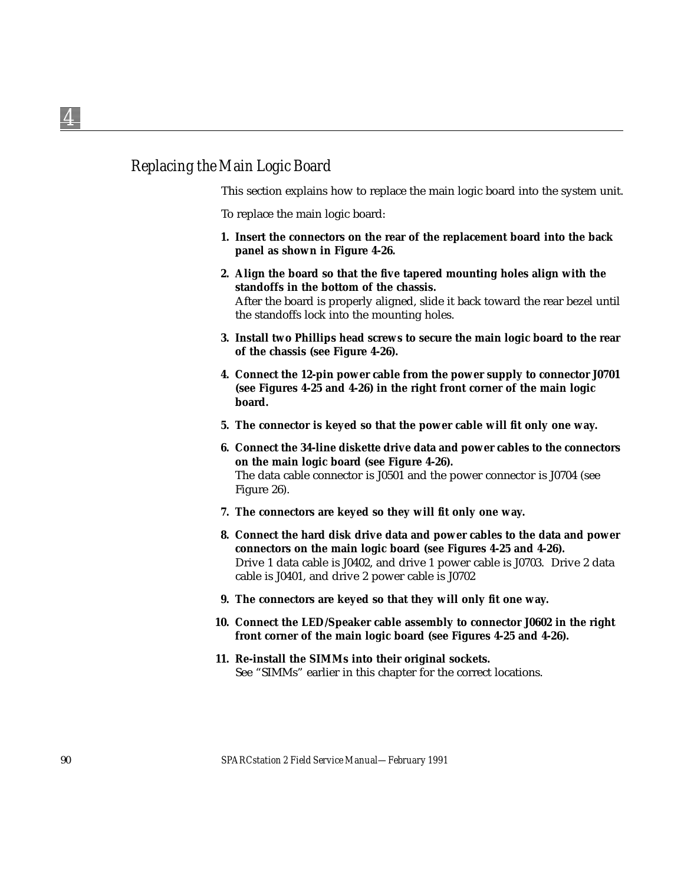## Replacing the Main Logic Board

This section explains how to replace the main logic board into the system unit.

To replace the main logic board:

1. **Insert the connectors on the rear of the replacement board into the back panel as shown in Figure 4-26.**
2. **Align the board so that the five tapered mounting holes align with the standoffs in the bottom of the chassis.**
   After the board is properly aligned, slide it back toward the rear bezel until the standoffs lock into the mounting holes.
3. **Install two Phillips head screws to secure the main logic board to the rear of the chassis (see Figure 4-26).**
4. **Connect the 12-pin power cable from the power supply to connector J0701 (see Figures 4-25 and 4-26) in the right front corner of the main logic board.**
5. **The connector is keyed so that the power cable will fit only one way.**
6. **Connect the 34-line diskette drive data and power cables to the connectors on the main logic board (see Figure 4-26).**
   The data cable connector is J0501 and the power connector is J0704 (see Figure 26).
7. **The connectors are keyed so they will fit only one way.**
8. **Connect the hard disk drive data and power cables to the data and power connectors on the main logic board (see Figures 4-25 and 4-26).**
   Drive 1 data cable is J0402, and drive 1 power cable is J0703. Drive 2 data cable is J0401, and drive 2 power cable is J0702
9. **The connectors are keyed so that they will only fit one way.**
10. **Connect the LED/Speaker cable assembly to connector J0602 in the right front corner of the main logic board (see Figures 4-25 and 4-26).**
11. **Re-install the SIMMs into their original sockets.**
    See "SIMMs" earlier in this chapter for the correct locations.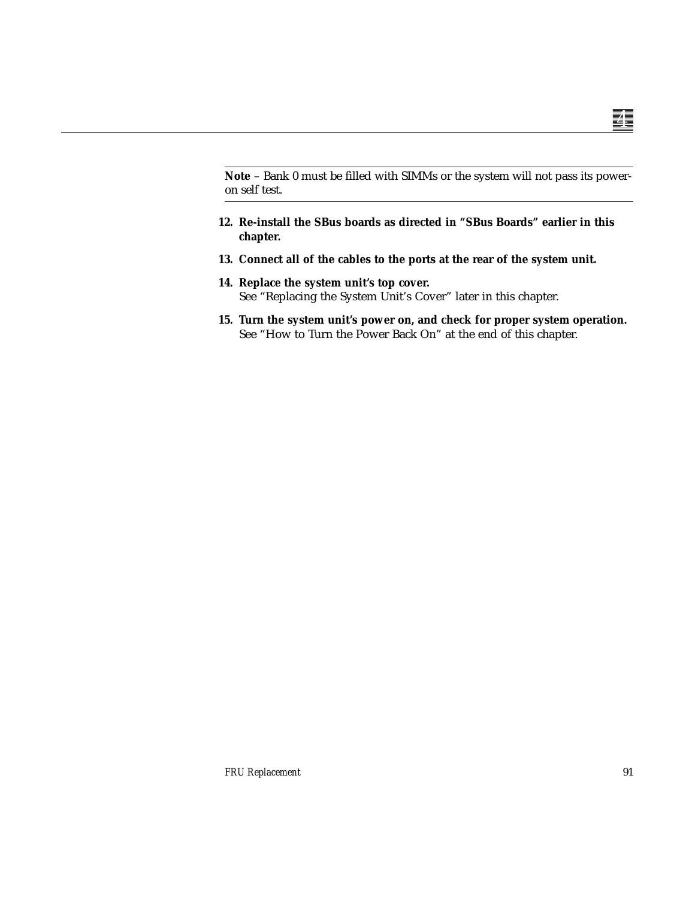---

**Note** – Bank 0 must be filled with SIMMs or the system will not pass its power-on self test.

---

12. **Re-install the SBus boards as directed in "SBus Boards" earlier in this chapter.**
13. **Connect all of the cables to the ports at the rear of the system unit.**
14. **Replace the system unit's top cover.**
    See "Replacing the System Unit's Cover" later in this chapter.
15. **Turn the system unit's power on, and check for proper system operation.**
    See "How to Turn the Power Back On" at the end of this chapter.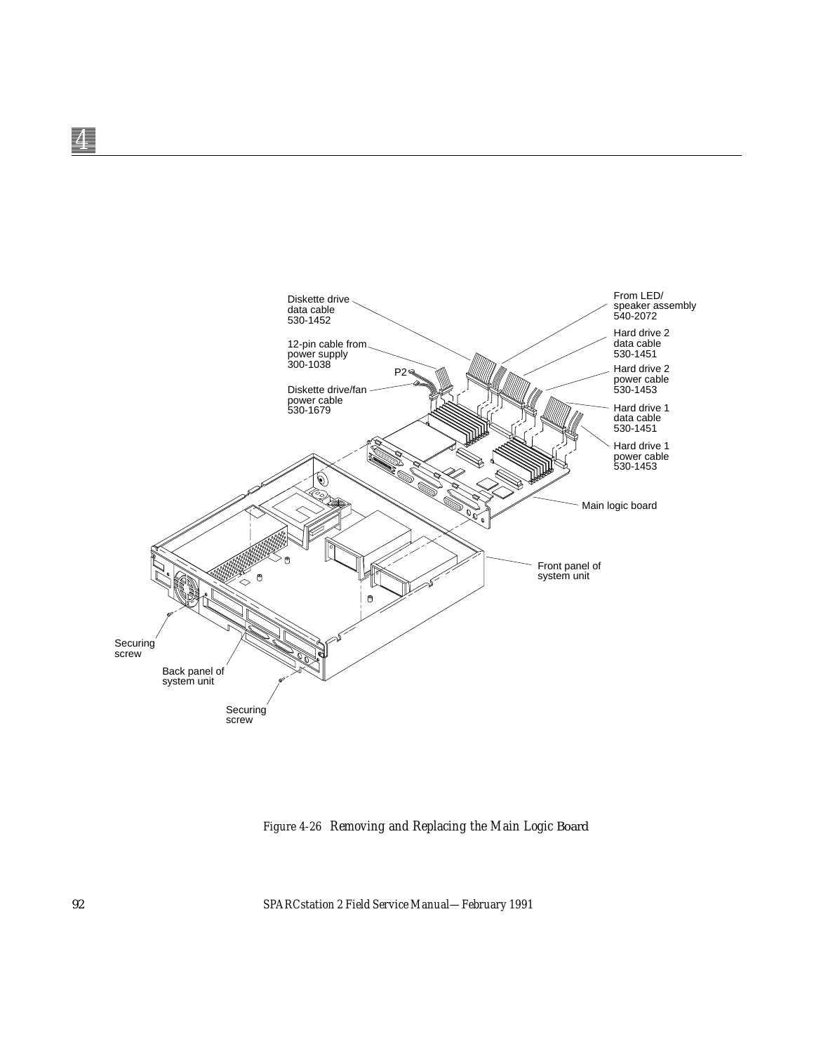Diskette drive data cable 530-1452

12-pin cable from power supply 300-1038

P2

Diskette drive/fan power cable 530-1679

From LED/ speaker assembly 540-2072

Hard drive 2 data cable 530-1451

Hard drive 2 power cable 530-1453

Hard drive 1 data cable 530-1451

Hard drive 1 power cable 530-1453

Main logic board

Front panel of system unit

Securing screw

Back panel of system unit

Securing screw

*Figure 4-26* Removing and Replacing the Main Logic Board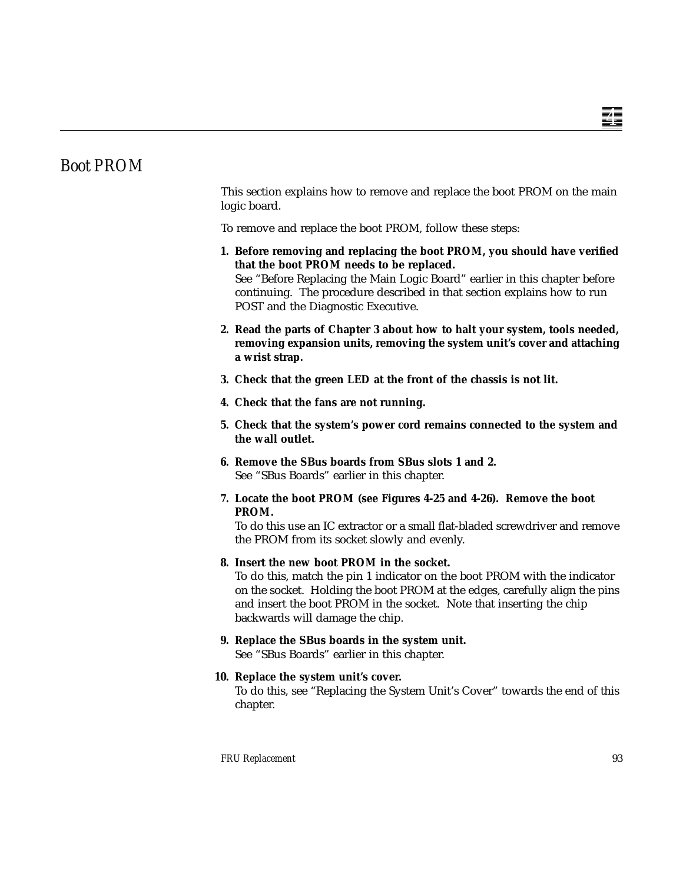## Boot PROM

This section explains how to remove and replace the boot PROM on the main logic board.

To remove and replace the boot PROM, follow these steps:

1. **Before removing and replacing the boot PROM, you should have verified that the boot PROM needs to be replaced.**
   See "Before Replacing the Main Logic Board" earlier in this chapter before continuing. The procedure described in that section explains how to run POST and the Diagnostic Executive.

2. **Read the parts of Chapter 3 about how to halt your system, tools needed, removing expansion units, removing the system unit's cover and attaching a wrist strap.**

3. **Check that the green LED at the front of the chassis is not lit.**

4. **Check that the fans are not running.**

5. **Check that the system's power cord remains connected to the system and the wall outlet.**

6. **Remove the SBus boards from SBus slots 1 and 2.**
   See "SBus Boards" earlier in this chapter.

7. **Locate the boot PROM (see Figures 4-25 and 4-26). Remove the boot PROM.**
   To do this use an IC extractor or a small flat-bladed screwdriver and remove the PROM from its socket slowly and evenly.

8. **Insert the new boot PROM in the socket.**
   To do this, match the pin 1 indicator on the boot PROM with the indicator on the socket. Holding the boot PROM at the edges, carefully align the pins and insert the boot PROM in the socket. Note that inserting the chip backwards will damage the chip.

9. **Replace the SBus boards in the system unit.**
   See "SBus Boards" earlier in this chapter.

10. **Replace the system unit's cover.**
    To do this, see "Replacing the System Unit's Cover" towards the end of this chapter.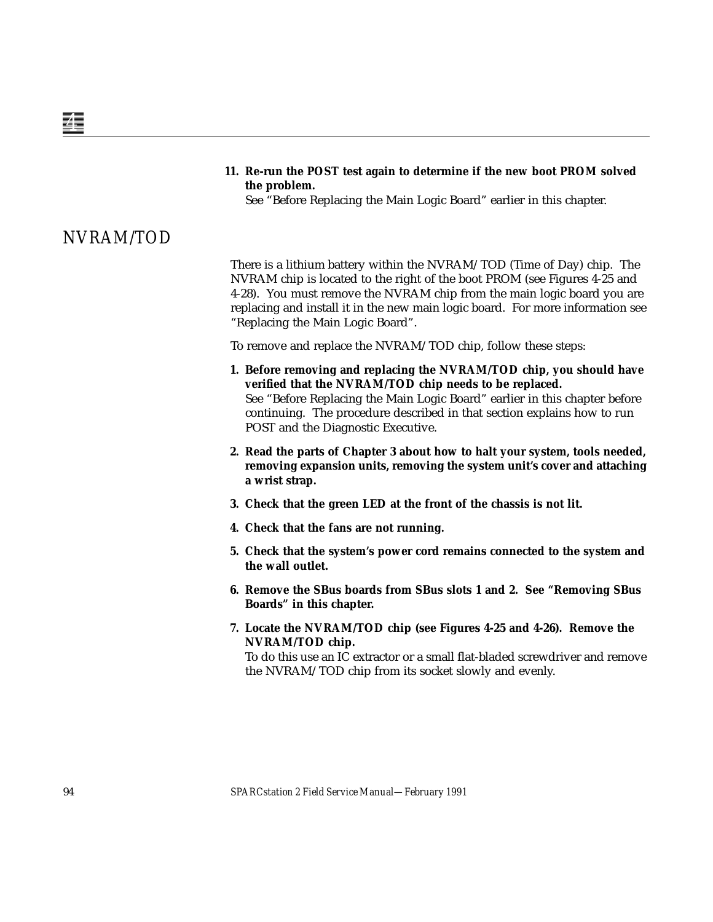11. **Re-run the POST test again to determine if the new boot PROM solved the problem.**
    See "Before Replacing the Main Logic Board" earlier in this chapter.

## NVRAM/TOD

There is a lithium battery within the NVRAM/TOD (Time of Day) chip. The NVRAM chip is located to the right of the boot PROM (see Figures 4-25 and 4-28). You must remove the NVRAM chip from the main logic board you are replacing and install it in the new main logic board. For more information see "Replacing the Main Logic Board".

To remove and replace the NVRAM/TOD chip, follow these steps:

1. **Before removing and replacing the NVRAM/TOD chip, you should have verified that the NVRAM/TOD chip needs to be replaced.**
   See "Before Replacing the Main Logic Board" earlier in this chapter before continuing. The procedure described in that section explains how to run POST and the Diagnostic Executive.
2. **Read the parts of Chapter 3 about how to halt your system, tools needed, removing expansion units, removing the system unit's cover and attaching a wrist strap.**
3. **Check that the green LED at the front of the chassis is not lit.**
4. **Check that the fans are not running.**
5. **Check that the system's power cord remains connected to the system and the wall outlet.**
6. **Remove the SBus boards from SBus slots 1 and 2. See "Removing SBus Boards" in this chapter.**
7. **Locate the NVRAM/TOD chip (see Figures 4-25 and 4-26). Remove the NVRAM/TOD chip.**
   To do this use an IC extractor or a small flat-bladed screwdriver and remove the NVRAM/TOD chip from its socket slowly and evenly.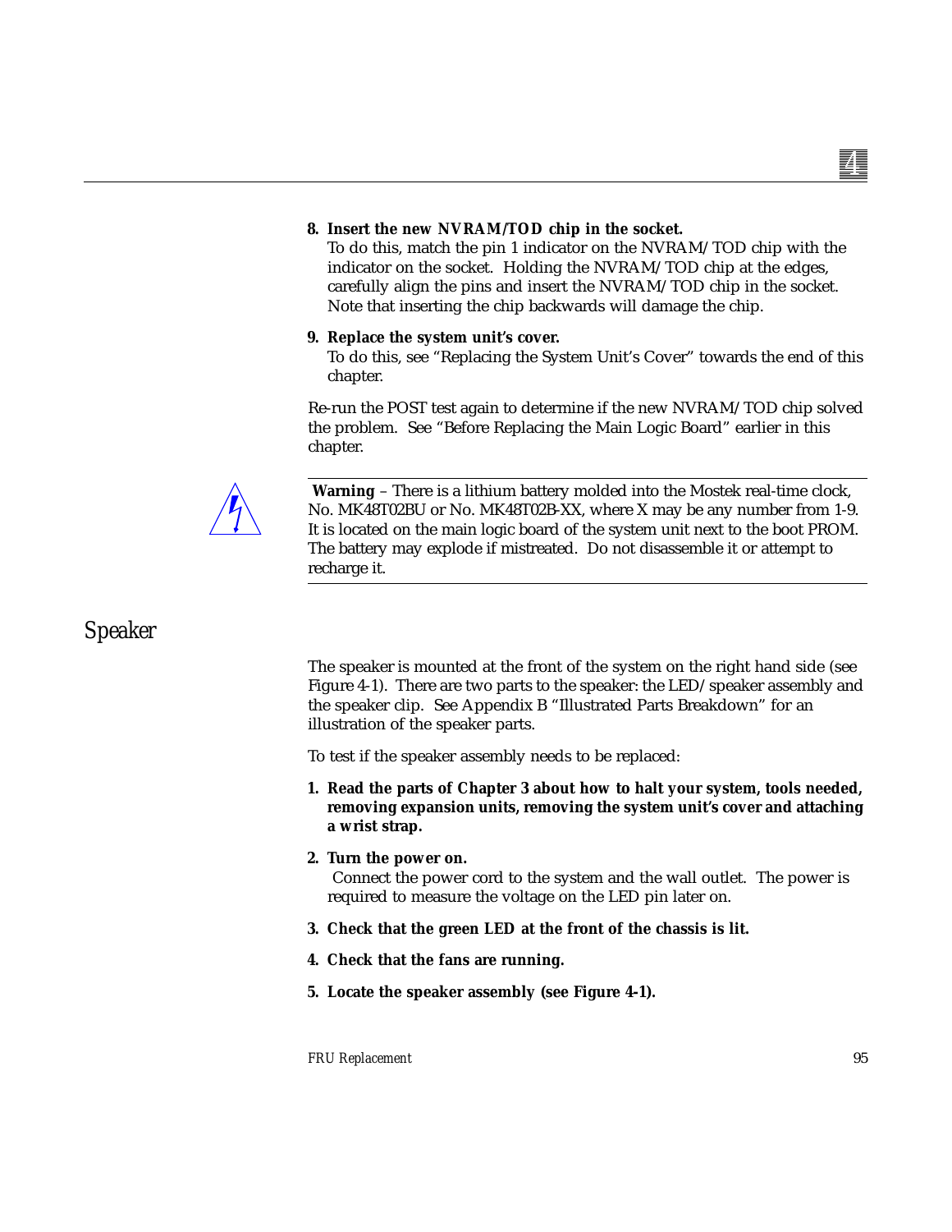8. **Insert the new NVRAM/TOD chip in the socket.**
   To do this, match the pin 1 indicator on the NVRAM/TOD chip with the indicator on the socket. Holding the NVRAM/TOD chip at the edges, carefully align the pins and insert the NVRAM/TOD chip in the socket. Note that inserting the chip backwards will damage the chip.

9. **Replace the system unit's cover.**
   To do this, see "Replacing the System Unit's Cover" towards the end of this chapter.

Re-run the POST test again to determine if the new NVRAM/TOD chip solved the problem. See "Before Replacing the Main Logic Board" earlier in this chapter.

---

**Warning** – There is a lithium battery molded into the Mostek real-time clock, No. MK48T02BU or No. MK48T02B-XX, where X may be any number from 1-9. It is located on the main logic board of the system unit next to the boot PROM. The battery may explode if mistreated. Do not disassemble it or attempt to recharge it.

---

## Speaker

The speaker is mounted at the front of the system on the right hand side (see Figure 4-1). There are two parts to the speaker: the LED/speaker assembly and the speaker clip. See Appendix B "Illustrated Parts Breakdown" for an illustration of the speaker parts.

To test if the speaker assembly needs to be replaced:

1. **Read the parts of Chapter 3 about how to halt your system, tools needed, removing expansion units, removing the system unit's cover and attaching a wrist strap.**

2. **Turn the power on.**
   Connect the power cord to the system and the wall outlet. The power is required to measure the voltage on the LED pin later on.

3. **Check that the green LED at the front of the chassis is lit.**

4. **Check that the fans are running.**

5. **Locate the speaker assembly (see Figure 4-1).**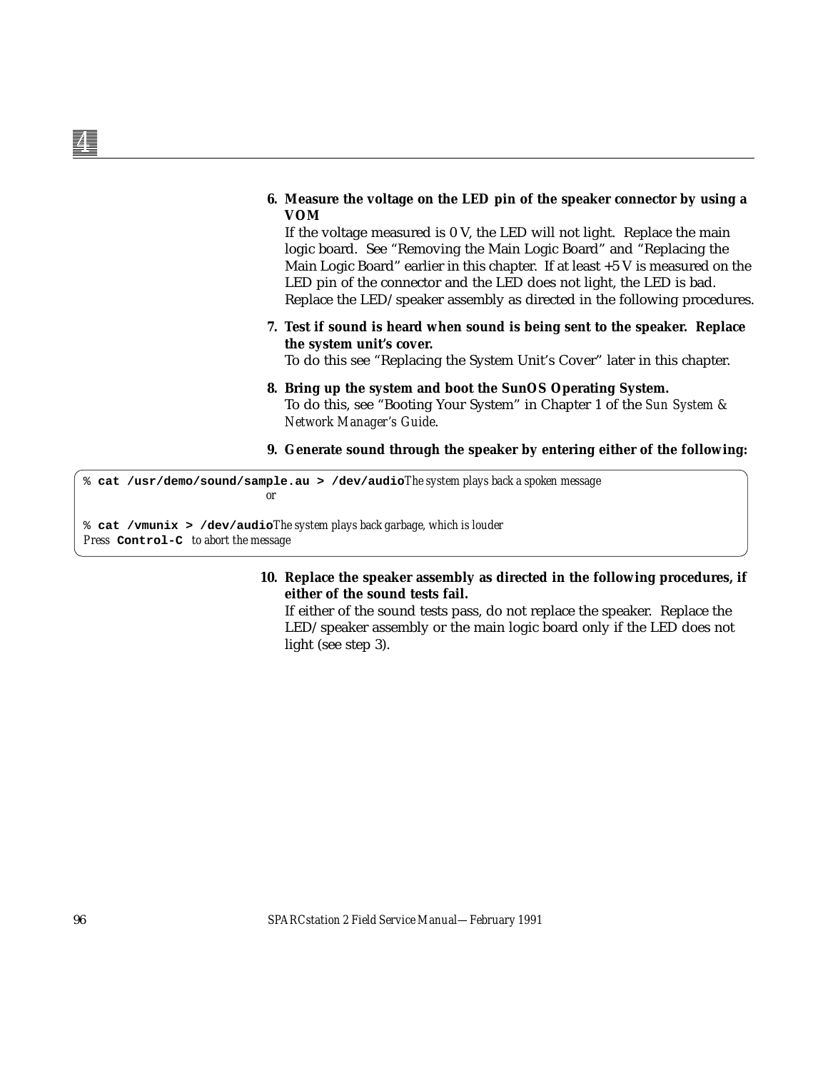6. **Measure the voltage on the LED pin of the speaker connector by using a VOM**
   If the voltage measured is 0 V, the LED will not light. Replace the main logic board. See "Removing the Main Logic Board" and "Replacing the Main Logic Board" earlier in this chapter. If at least +5 V is measured on the LED pin of the connector and the LED does not light, the LED is bad. Replace the LED/speaker assembly as directed in the following procedures.

7. **Test if sound is heard when sound is being sent to the speaker. Replace the system unit's cover.**
   To do this see "Replacing the System Unit's Cover" later in this chapter.

8. **Bring up the system and boot the SunOS Operating System.**
   To do this, see "Booting Your System" in Chapter 1 of the *Sun System & Network Manager's Guide*.

9. **Generate sound through the speaker by entering either of the following:**

```
% cat /usr/demo/sound/sample.au > /dev/audio    The system plays back a spoken message
                                 or

% cat /vmunix > /dev/audio    The system plays back garbage, which is louder
Press Control-C  to abort the message
```

10. **Replace the speaker assembly as directed in the following procedures, if either of the sound tests fail.**
    If either of the sound tests pass, do not replace the speaker. Replace the LED/speaker assembly or the main logic board only if the LED does not light (see step 3).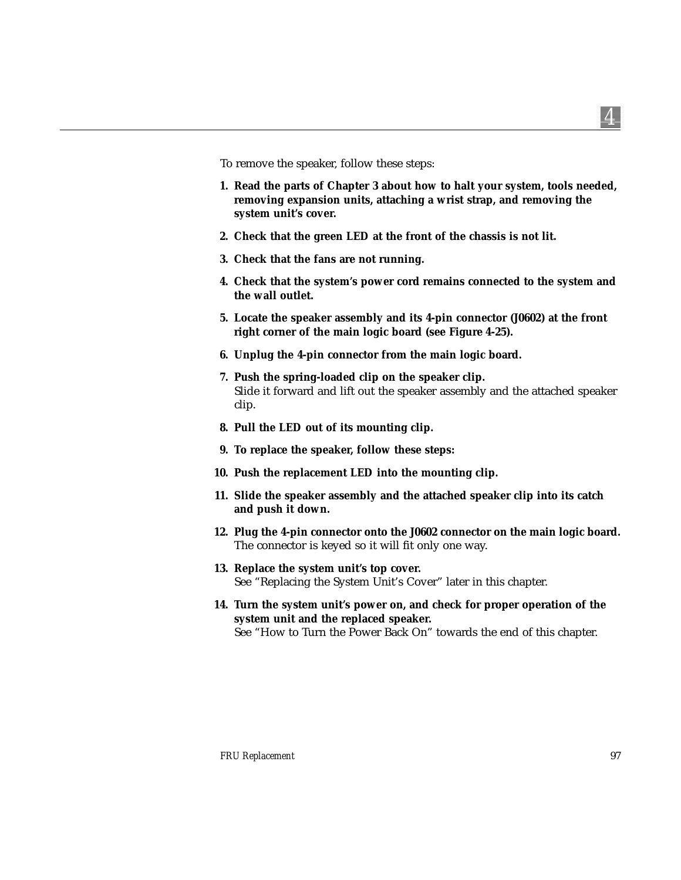To remove the speaker, follow these steps:

1. **Read the parts of Chapter 3 about how to halt your system, tools needed, removing expansion units, attaching a wrist strap, and removing the system unit's cover.**
2. **Check that the green LED at the front of the chassis is not lit.**
3. **Check that the fans are not running.**
4. **Check that the system's power cord remains connected to the system and the wall outlet.**
5. **Locate the speaker assembly and its 4-pin connector (J0602) at the front right corner of the main logic board (see Figure 4-25).**
6. **Unplug the 4-pin connector from the main logic board.**
7. **Push the spring-loaded clip on the speaker clip.**
   Slide it forward and lift out the speaker assembly and the attached speaker clip.
8. **Pull the LED out of its mounting clip.**
9. **To replace the speaker, follow these steps:**
10. **Push the replacement LED into the mounting clip.**
11. **Slide the speaker assembly and the attached speaker clip into its catch and push it down.**
12. **Plug the 4-pin connector onto the J0602 connector on the main logic board.**
    The connector is keyed so it will fit only one way.
13. **Replace the system unit's top cover.**
    See "Replacing the System Unit's Cover" later in this chapter.
14. **Turn the system unit's power on, and check for proper operation of the system unit and the replaced speaker.**
    See "How to Turn the Power Back On" towards the end of this chapter.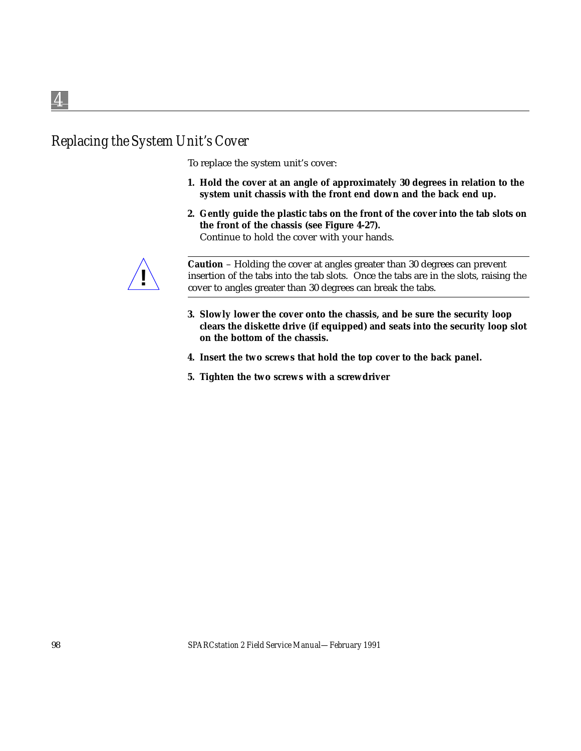## Replacing the System Unit's Cover

To replace the system unit's cover:

1. **Hold the cover at an angle of approximately 30 degrees in relation to the system unit chassis with the front end down and the back end up.**
2. **Gently guide the plastic tabs on the front of the cover into the tab slots on the front of the chassis (see Figure 4-27).**
   Continue to hold the cover with your hands.

---

**Caution** – Holding the cover at angles greater than 30 degrees can prevent insertion of the tabs into the tab slots. Once the tabs are in the slots, raising the cover to angles greater than 30 degrees can break the tabs.

---

3. **Slowly lower the cover onto the chassis, and be sure the security loop clears the diskette drive (if equipped) and seats into the security loop slot on the bottom of the chassis.**
4. **Insert the two screws that hold the top cover to the back panel.**
5. **Tighten the two screws with a screwdriver**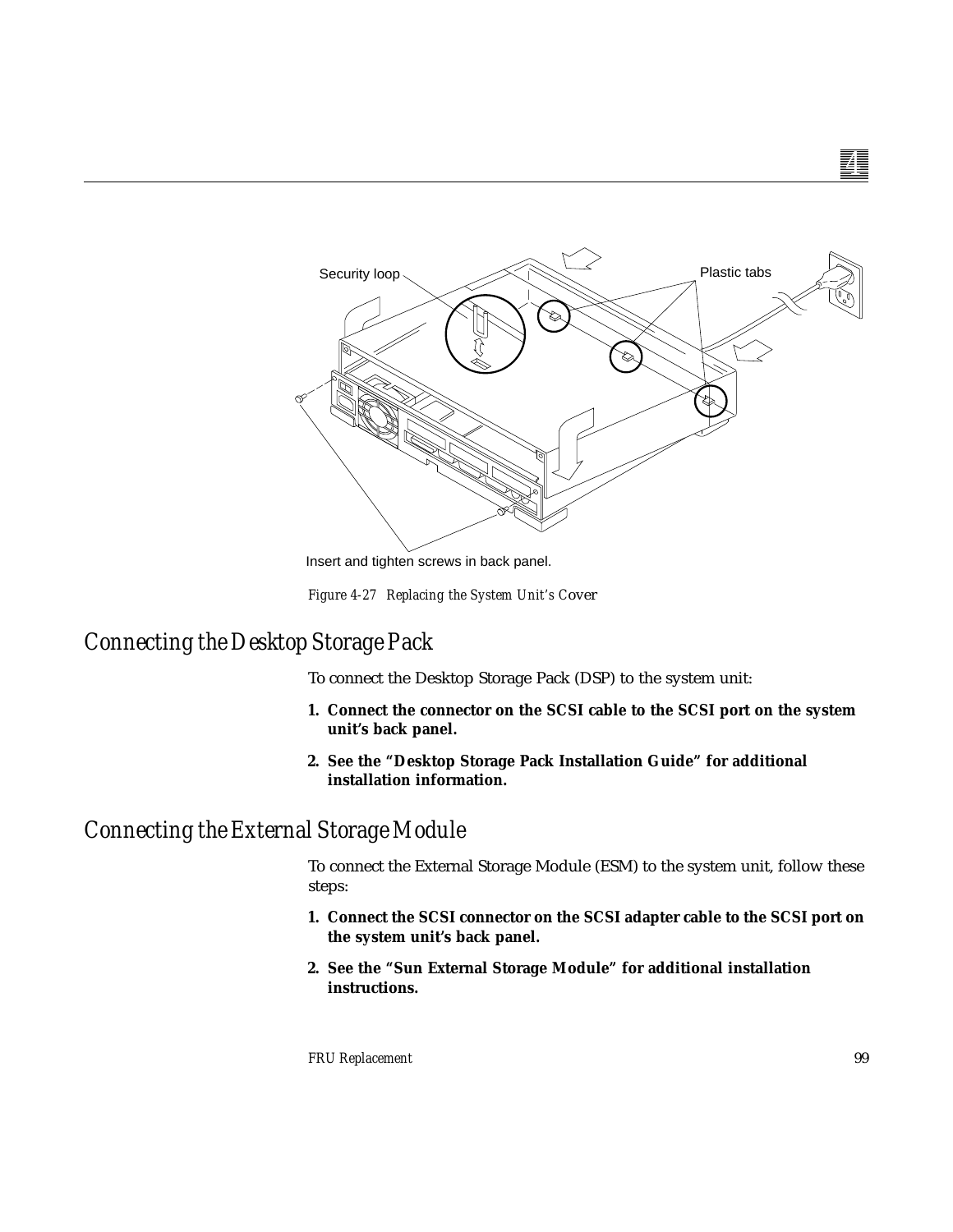Security loop

Plastic tabs

Insert and tighten screws in back panel.

*Figure 4-27 Replacing the System Unit's Cover*

## Connecting the Desktop Storage Pack

To connect the Desktop Storage Pack (DSP) to the system unit:

1. **Connect the connector on the SCSI cable to the SCSI port on the system unit's back panel.**
2. **See the "Desktop Storage Pack Installation Guide" for additional installation information.**

## Connecting the External Storage Module

To connect the External Storage Module (ESM) to the system unit, follow these steps:

1. **Connect the SCSI connector on the SCSI adapter cable to the SCSI port on the system unit's back panel.**
2. **See the "Sun External Storage Module" for additional installation instructions.**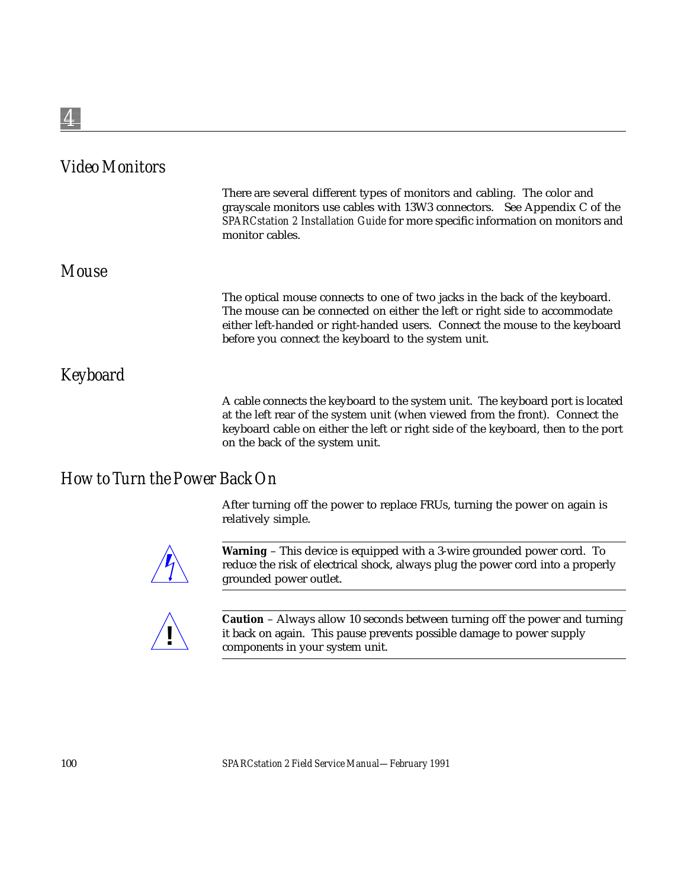## Video Monitors

There are several different types of monitors and cabling. The color and grayscale monitors use cables with 13W3 connectors. See Appendix C of the *SPARCstation 2 Installation Guide* for more specific information on monitors and monitor cables.

## Mouse

The optical mouse connects to one of two jacks in the back of the keyboard. The mouse can be connected on either the left or right side to accommodate either left-handed or right-handed users. Connect the mouse to the keyboard before you connect the keyboard to the system unit.

## Keyboard

A cable connects the keyboard to the system unit. The keyboard port is located at the left rear of the system unit (when viewed from the front). Connect the keyboard cable on either the left or right side of the keyboard, then to the port on the back of the system unit.

## How to Turn the Power Back On

After turning off the power to replace FRUs, turning the power on again is relatively simple.

---

**Warning** – This device is equipped with a 3-wire grounded power cord. To reduce the risk of electrical shock, always plug the power cord into a properly grounded power outlet.

---

**Caution** – Always allow 10 seconds between turning off the power and turning it back on again. This pause prevents possible damage to power supply components in your system unit.

---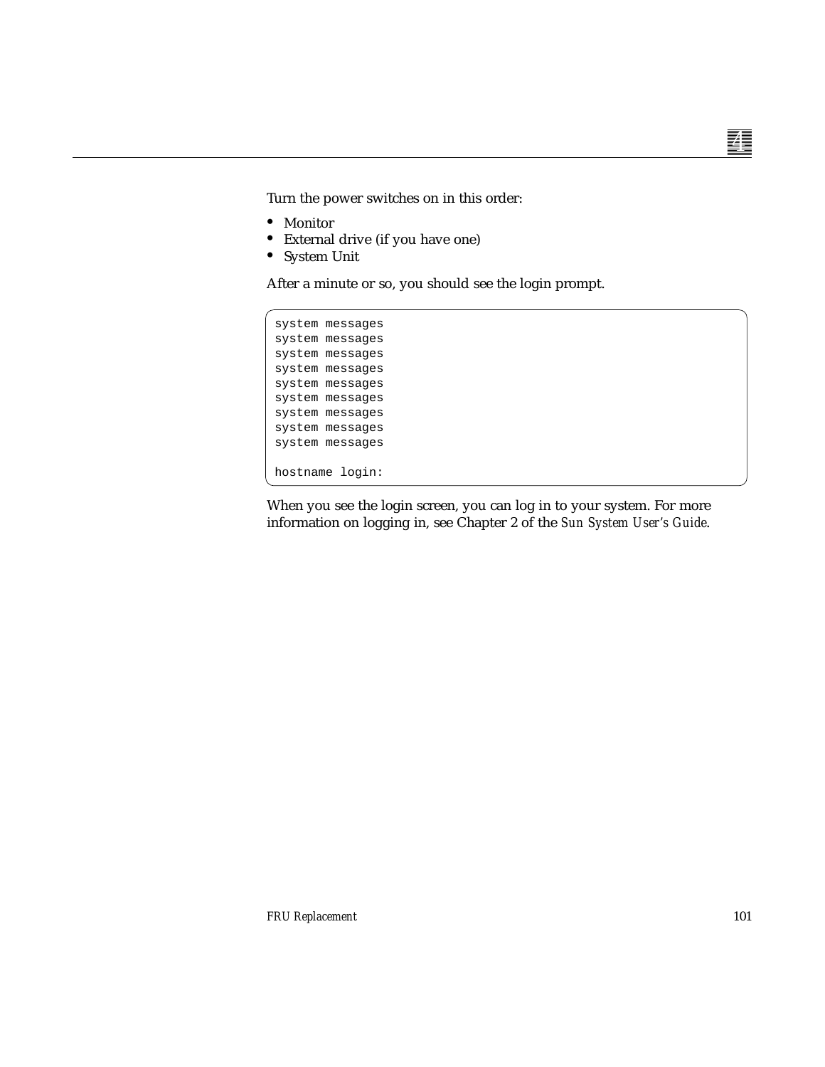Turn the power switches on in this order:

- Monitor
- External drive (if you have one)
- System Unit

After a minute or so, you should see the login prompt.

```
system messages
system messages
system messages
system messages
system messages
system messages
system messages
system messages
system messages

hostname login:
```

When you see the login screen, you can log in to your system. For more information on logging in, see Chapter 2 of the *Sun System User's Guide*.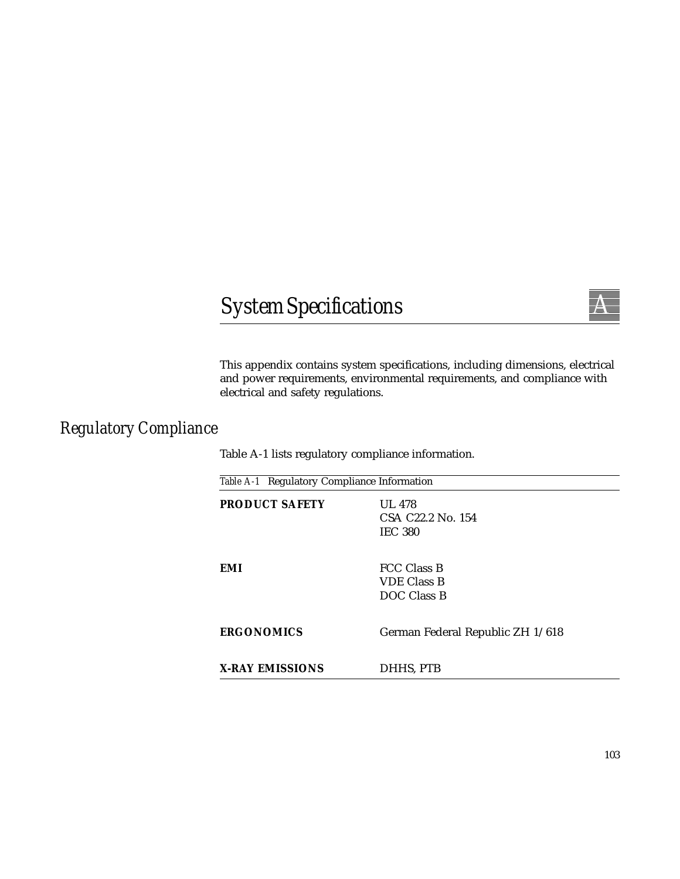# System Specifications

This appendix contains system specifications, including dimensions, electrical and power requirements, environmental requirements, and compliance with electrical and safety regulations.

## Regulatory Compliance

Table A-1 lists regulatory compliance information.

*Table A-1* Regulatory Compliance Information

| | |
|---|---|
| **PRODUCT SAFETY** | UL 478<br>CSA C22.2 No. 154<br>IEC 380 |
| **EMI** | FCC Class B<br>VDE Class B<br>DOC Class B |
| **ERGONOMICS** | German Federal Republic ZH 1/618 |
| **X-RAY EMISSIONS** | DHHS, PTB |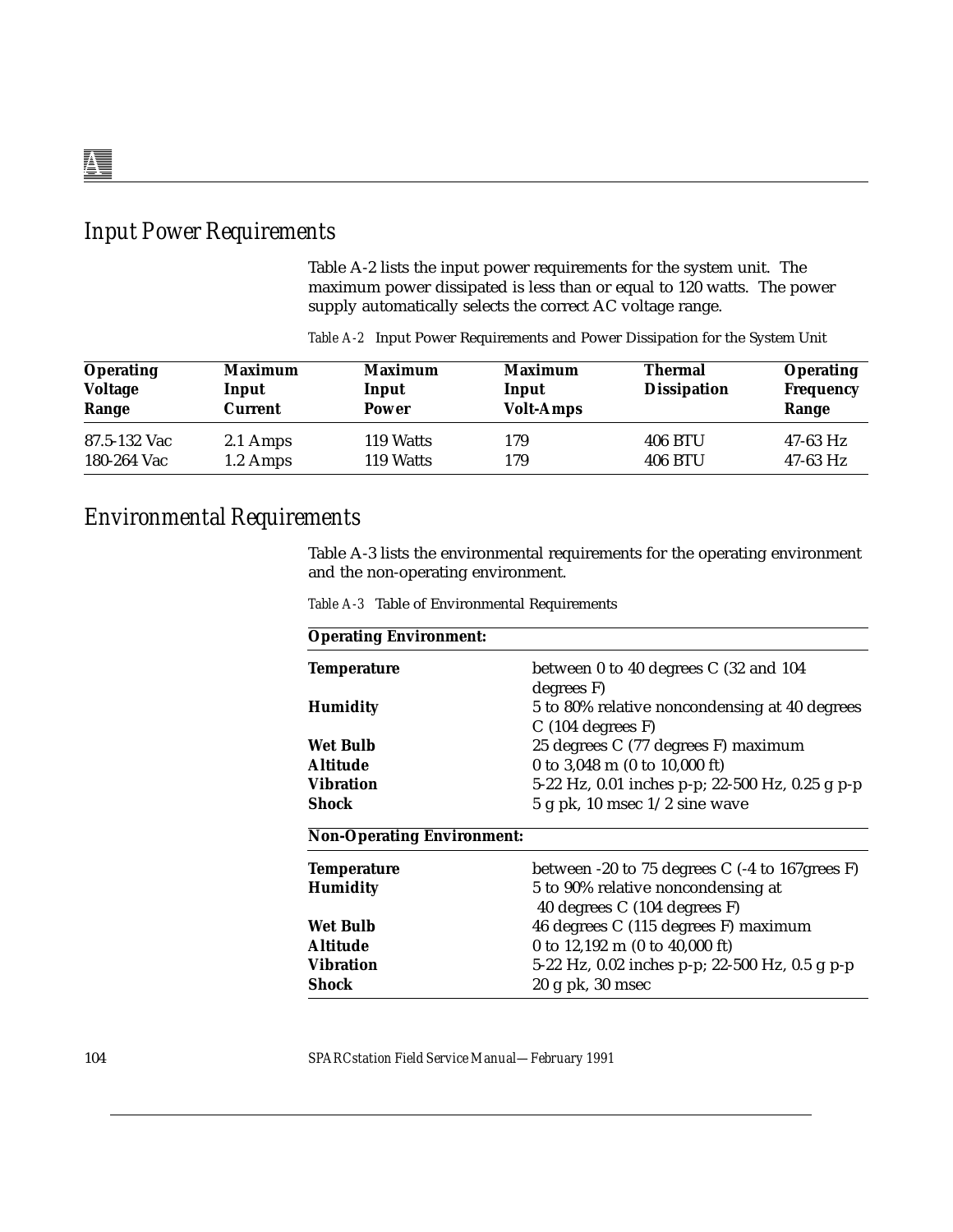## Input Power Requirements

Table A-2 lists the input power requirements for the system unit. The maximum power dissipated is less than or equal to 120 watts. The power supply automatically selects the correct AC voltage range.

*Table A-2* Input Power Requirements and Power Dissipation for the System Unit

| Operating Voltage Range | Maximum Input Current | Maximum Input Power | Maximum Input Volt-Amps | Thermal Dissipation | Operating Frequency Range |
|---|---|---|---|---|---|
| 87.5-132 Vac | 2.1 Amps | 119 Watts | 179 | 406 BTU | 47-63 Hz |
| 180-264 Vac | 1.2 Amps | 119 Watts | 179 | 406 BTU | 47-63 Hz |

## Environmental Requirements

Table A-3 lists the environmental requirements for the operating environment and the non-operating environment.

*Table A-3* Table of Environmental Requirements

| **Operating Environment:** | |
|---|---|
| **Temperature** | between 0 to 40 degrees C (32 and 104 degrees F) |
| **Humidity** | 5 to 80% relative noncondensing at 40 degrees C (104 degrees F) |
| **Wet Bulb** | 25 degrees C (77 degrees F) maximum |
| **Altitude** | 0 to 3,048 m (0 to 10,000 ft) |
| **Vibration** | 5-22 Hz, 0.01 inches p-p; 22-500 Hz, 0.25 g p-p |
| **Shock** | 5 g pk, 10 msec 1/2 sine wave |
| **Non-Operating Environment:** | |
| **Temperature** | between -20 to 75 degrees C (-4 to 167grees F) |
| **Humidity** | 5 to 90% relative noncondensing at 40 degrees C (104 degrees F) |
| **Wet Bulb** | 46 degrees C (115 degrees F) maximum |
| **Altitude** | 0 to 12,192 m (0 to 40,000 ft) |
| **Vibration** | 5-22 Hz, 0.02 inches p-p; 22-500 Hz, 0.5 g p-p |
| **Shock** | 20 g pk, 30 msec |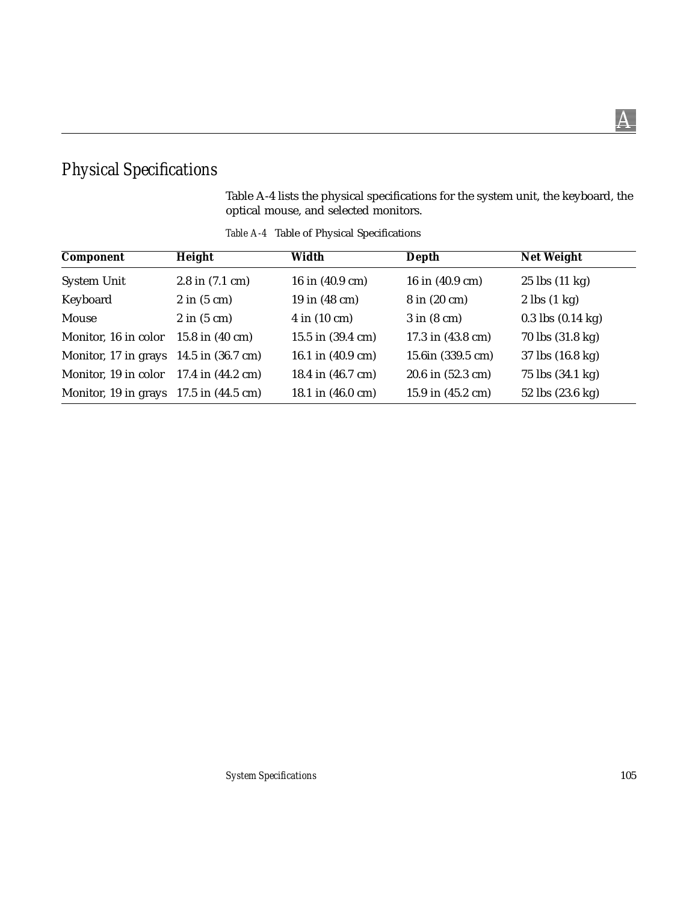## Physical Specifications

Table A-4 lists the physical specifications for the system unit, the keyboard, the optical mouse, and selected monitors.

*Table A-4* Table of Physical Specifications

| Component | Height | Width | Depth | Net Weight |
|---|---|---|---|---|
| System Unit | 2.8 in (7.1 cm) | 16 in (40.9 cm) | 16 in (40.9 cm) | 25 lbs (11 kg) |
| Keyboard | 2 in (5 cm) | 19 in (48 cm) | 8 in (20 cm) | 2 lbs (1 kg) |
| Mouse | 2 in (5 cm) | 4 in (10 cm) | 3 in (8 cm) | 0.3 lbs (0.14 kg) |
| Monitor, 16 in color | 15.8 in (40 cm) | 15.5 in (39.4 cm) | 17.3 in (43.8 cm) | 70 lbs (31.8 kg) |
| Monitor, 17 in grays | 14.5 in (36.7 cm) | 16.1 in (40.9 cm) | 15.6in (339.5 cm) | 37 lbs (16.8 kg) |
| Monitor, 19 in color | 17.4 in (44.2 cm) | 18.4 in (46.7 cm) | 20.6 in (52.3 cm) | 75 lbs (34.1 kg) |
| Monitor, 19 in grays | 17.5 in (44.5 cm) | 18.1 in (46.0 cm) | 15.9 in (45.2 cm) | 52 lbs (23.6 kg) |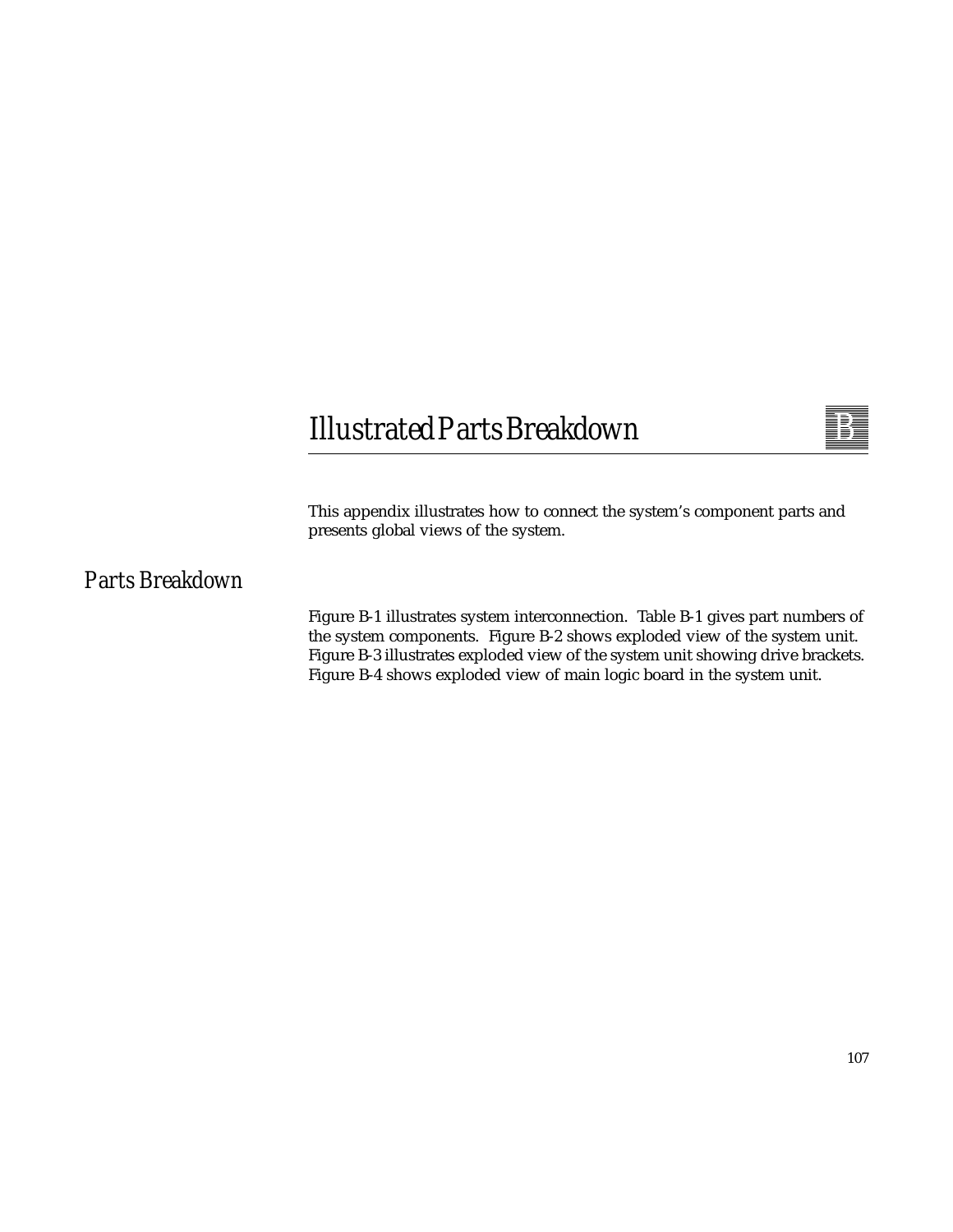# Illustrated Parts Breakdown

This appendix illustrates how to connect the system's component parts and presents global views of the system.

## Parts Breakdown

Figure B-1 illustrates system interconnection. Table B-1 gives part numbers of the system components. Figure B-2 shows exploded view of the system unit. Figure B-3 illustrates exploded view of the system unit showing drive brackets. Figure B-4 shows exploded view of main logic board in the system unit.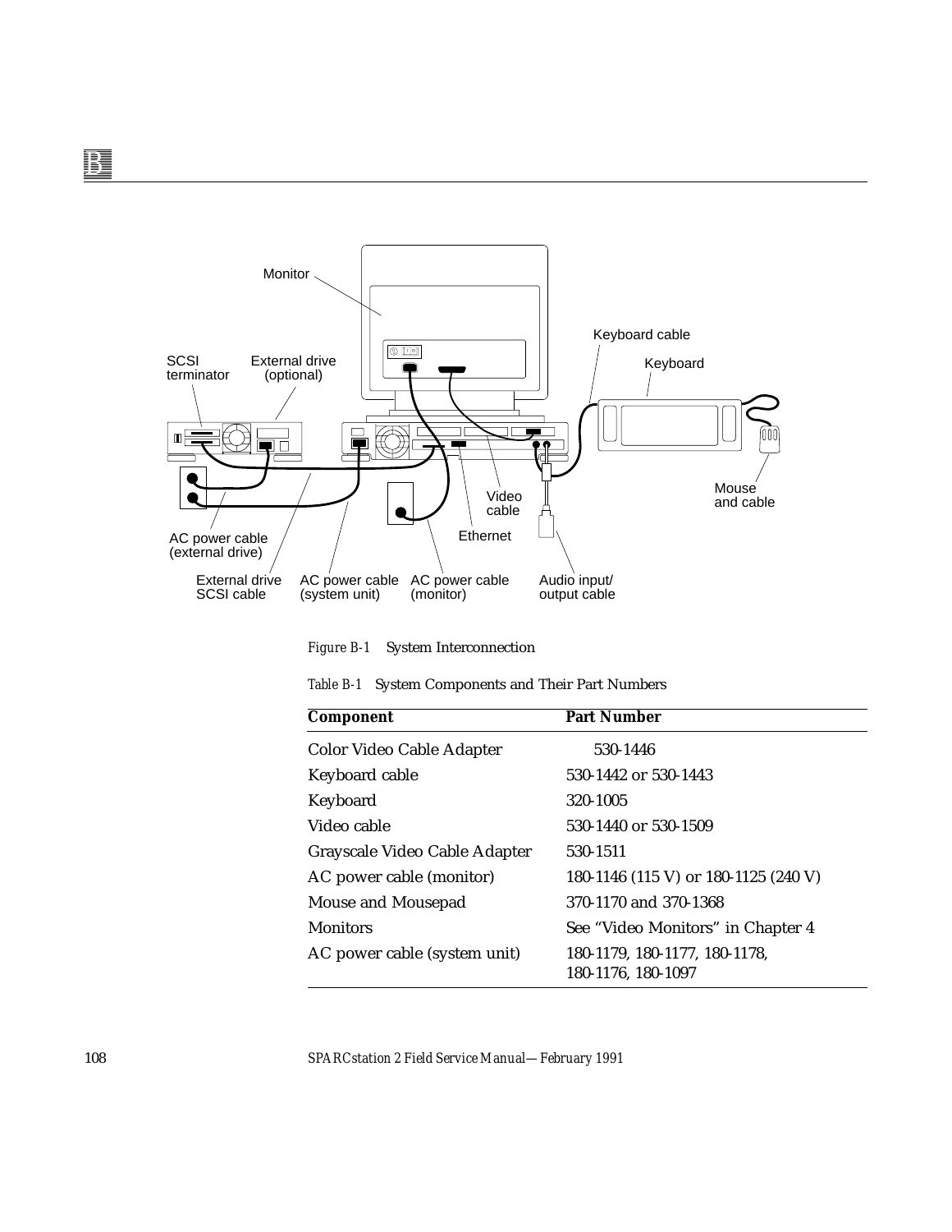Monitor

Keyboard cable

Keyboard

SCSI terminator

External drive (optional)

Video cable

Mouse and cable

Ethernet

AC power cable (external drive)

External drive SCSI cable

AC power cable (system unit)

AC power cable (monitor)

Audio input/output cable

*Figure B-1* System Interconnection

*Table B-1* System Components and Their Part Numbers

| Component | Part Number |
|---|---|
| Color Video Cable Adapter | 530-1446 |
| Keyboard cable | 530-1442 or 530-1443 |
| Keyboard | 320-1005 |
| Video cable | 530-1440 or 530-1509 |
| Grayscale Video Cable Adapter | 530-1511 |
| AC power cable (monitor) | 180-1146 (115 V) or 180-1125 (240 V) |
| Mouse and Mousepad | 370-1170 and 370-1368 |
| Monitors | See "Video Monitors" in Chapter 4 |
| AC power cable (system unit) | 180-1179, 180-1177, 180-1178, 180-1176, 180-1097 |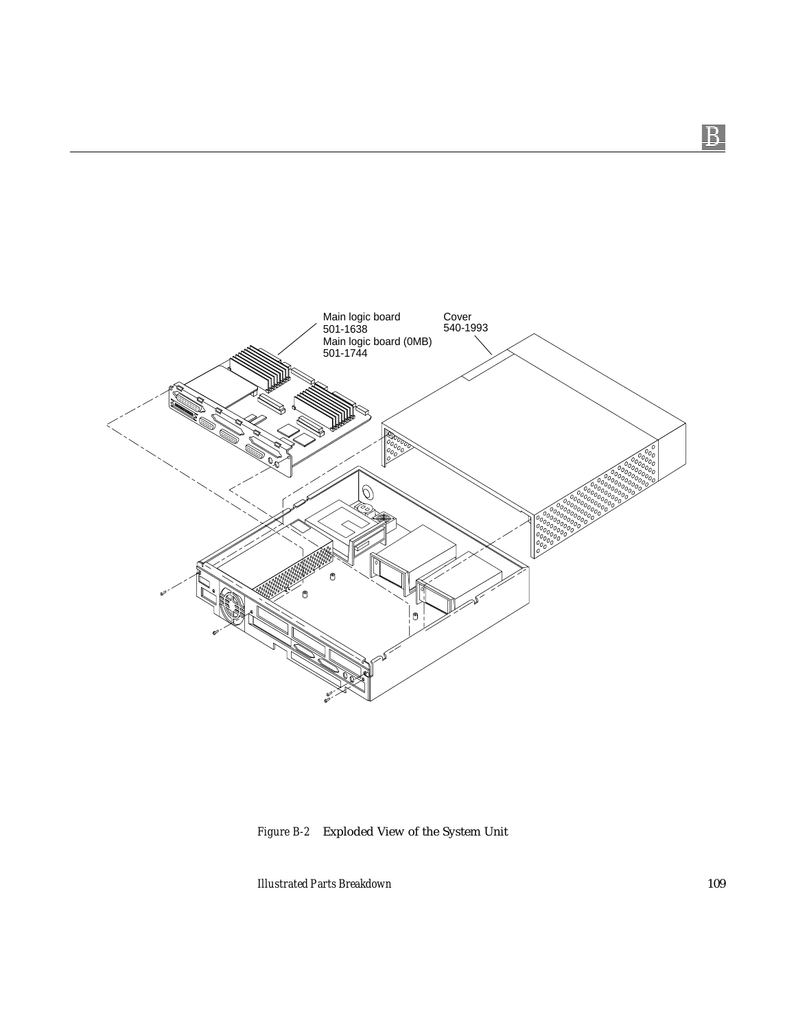Main logic board
501-1638
Main logic board (0MB)
501-1744

Cover
540-1993

*Figure B-2* Exploded View of the System Unit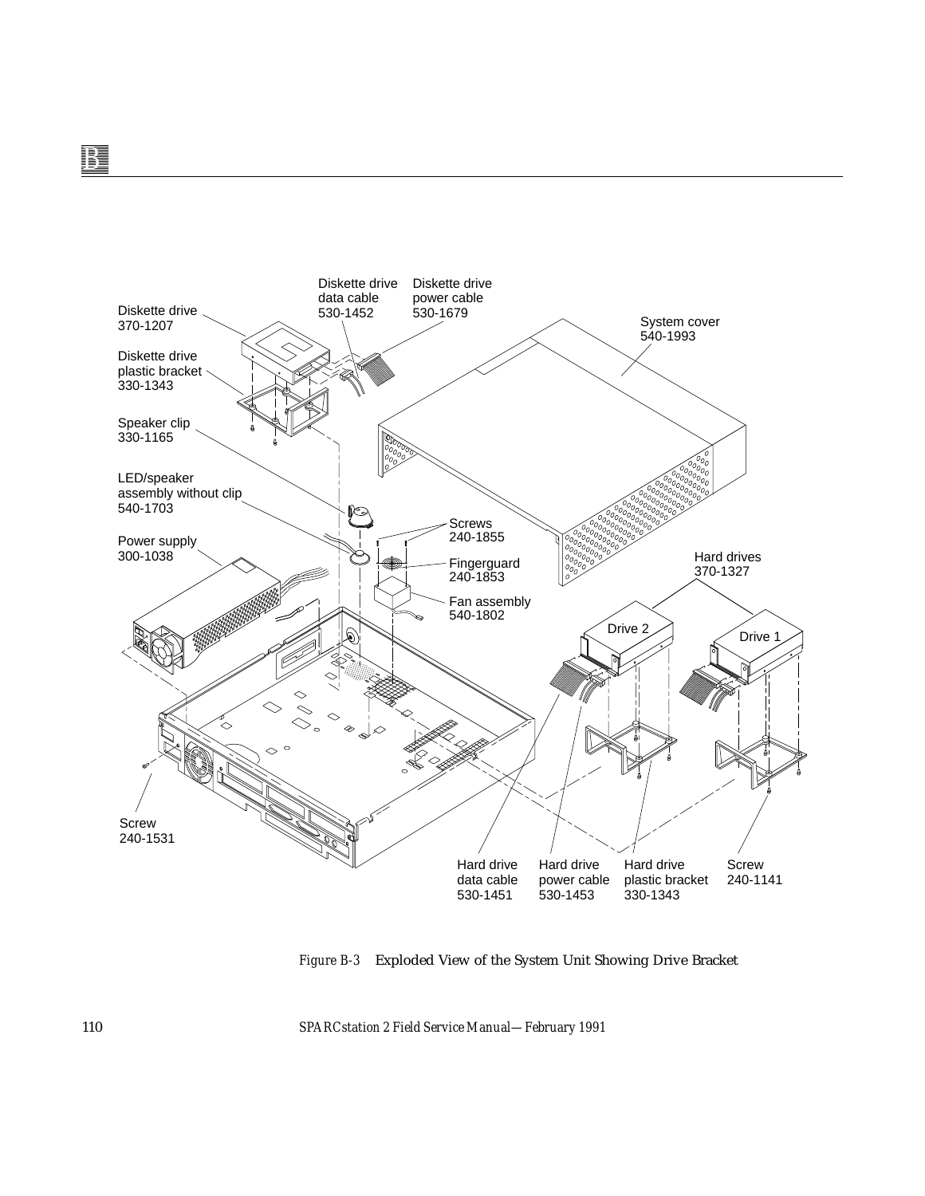Diskette drive
370-1207

Diskette drive data cable
530-1452

Diskette drive power cable
530-1679

System cover
540-1993

Diskette drive plastic bracket
330-1343

Speaker clip
330-1165

LED/speaker assembly without clip
540-1703

Screws
240-1855

Power supply
300-1038

Fingerguard
240-1853

Hard drives
370-1327

Fan assembly
540-1802

Drive 2

Drive 1

Screw
240-1531

Hard drive data cable
530-1451

Hard drive power cable
530-1453

Hard drive plastic bracket
330-1343

Screw
240-1141

*Figure B-3* Exploded View of the System Unit Showing Drive Bracket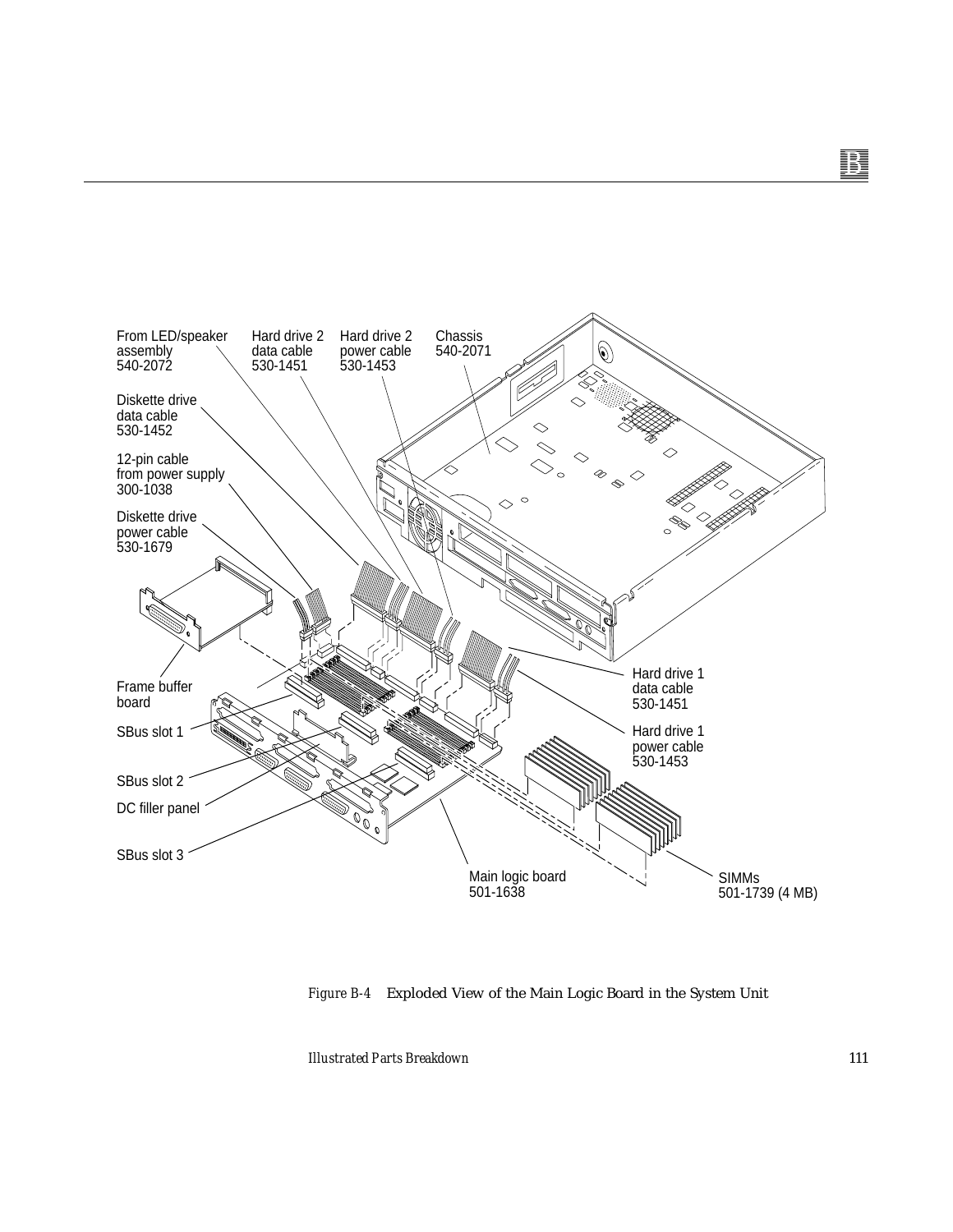From LED/speaker assembly 540-2072

Hard drive 2 data cable 530-1451

Hard drive 2 power cable 530-1453

Chassis 540-2071

Diskette drive data cable 530-1452

12-pin cable from power supply 300-1038

Diskette drive power cable 530-1679

Frame buffer board

SBus slot 1

SBus slot 2

DC filler panel

SBus slot 3

Hard drive 1 data cable 530-1451

Hard drive 1 power cable 530-1453

Main logic board 501-1638

SIMMs 501-1739 (4 MB)

*Figure B-4* Exploded View of the Main Logic Board in the System Unit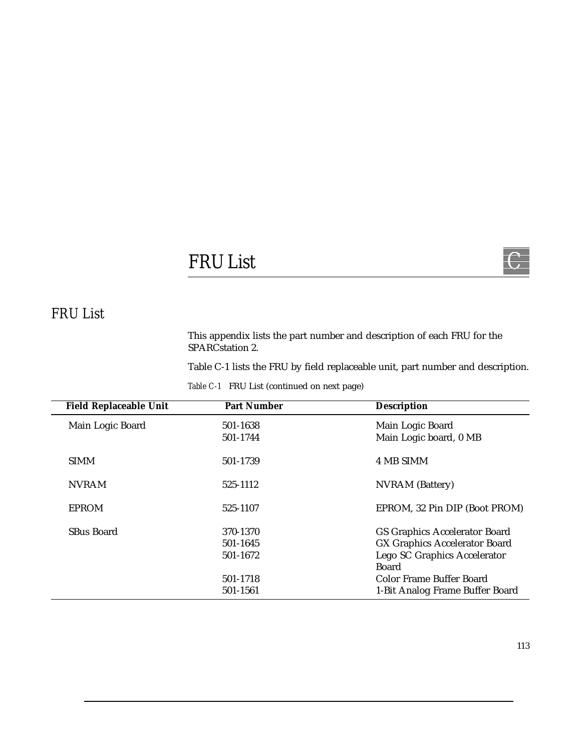# FRU List

## FRU List

This appendix lists the part number and description of each FRU for the SPARCstation 2.

Table C-1 lists the FRU by field replaceable unit, part number and description.

*Table C-1* FRU List (continued on next page)

| Field Replaceable Unit | Part Number | Description |
|---|---|---|
| Main Logic Board | 501-1638 | Main Logic Board |
| | 501-1744 | Main Logic board, 0 MB |
| SIMM | 501-1739 | 4 MB SIMM |
| NVRAM | 525-1112 | NVRAM (Battery) |
| EPROM | 525-1107 | EPROM, 32 Pin DIP (Boot PROM) |
| SBus Board | 370-1370 | GS Graphics Accelerator Board |
| | 501-1645 | GX Graphics Accelerator Board |
| | 501-1672 | Lego SC Graphics Accelerator Board |
| | 501-1718 | Color Frame Buffer Board |
| | 501-1561 | 1-Bit Analog Frame Buffer Board |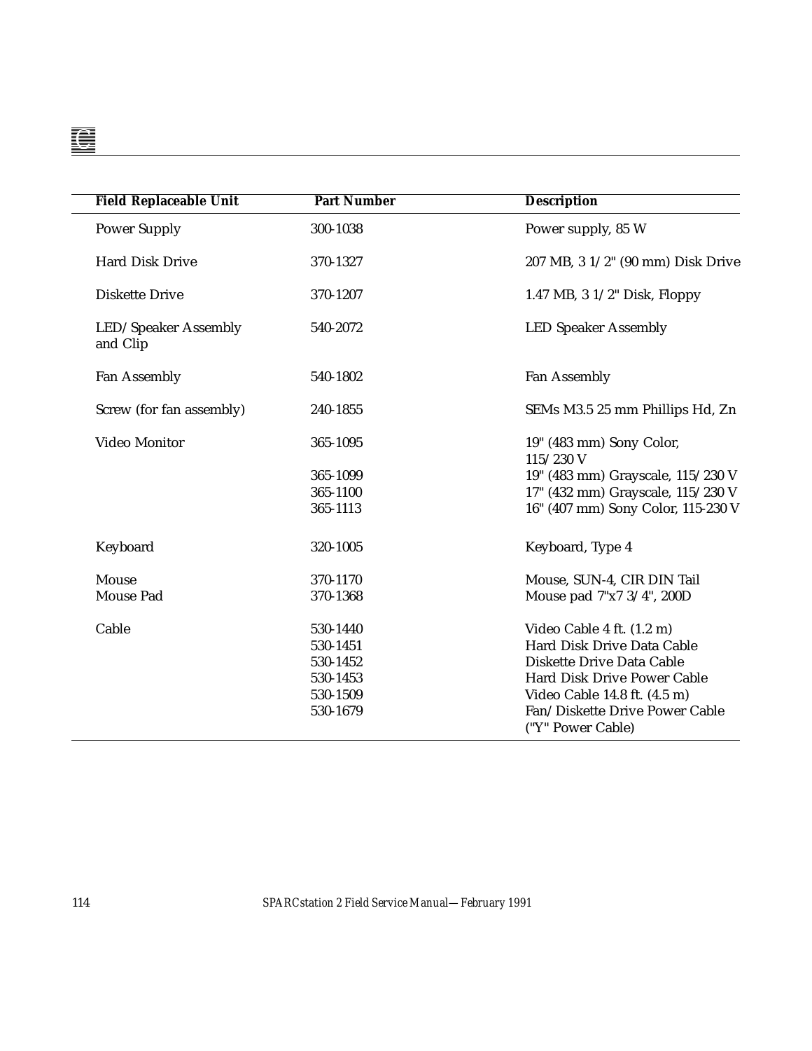| Field Replaceable Unit | Part Number | Description |
|---|---|---|
| Power Supply | 300-1038 | Power supply, 85 W |
| Hard Disk Drive | 370-1327 | 207 MB, 3 1/2" (90 mm) Disk Drive |
| Diskette Drive | 370-1207 | 1.47 MB, 3 1/2" Disk, Floppy |
| LED/Speaker Assembly and Clip | 540-2072 | LED Speaker Assembly |
| Fan Assembly | 540-1802 | Fan Assembly |
| Screw (for fan assembly) | 240-1855 | SEMs M3.5 25 mm Phillips Hd, Zn |
| Video Monitor | 365-1095 | 19" (483 mm) Sony Color, 115/230 V |
| | 365-1099 | 19" (483 mm) Grayscale, 115/230 V |
| | 365-1100 | 17" (432 mm) Grayscale, 115/230 V |
| | 365-1113 | 16" (407 mm) Sony Color, 115-230 V |
| Keyboard | 320-1005 | Keyboard, Type 4 |
| Mouse | 370-1170 | Mouse, SUN-4, CIR DIN Tail |
| Mouse Pad | 370-1368 | Mouse pad 7"x7 3/4", 200D |
| Cable | 530-1440 | Video Cable 4 ft. (1.2 m) |
| | 530-1451 | Hard Disk Drive Data Cable |
| | 530-1452 | Diskette Drive Data Cable |
| | 530-1453 | Hard Disk Drive Power Cable |
| | 530-1509 | Video Cable 14.8 ft. (4.5 m) |
| | 530-1679 | Fan/Diskette Drive Power Cable ("Y" Power Cable) |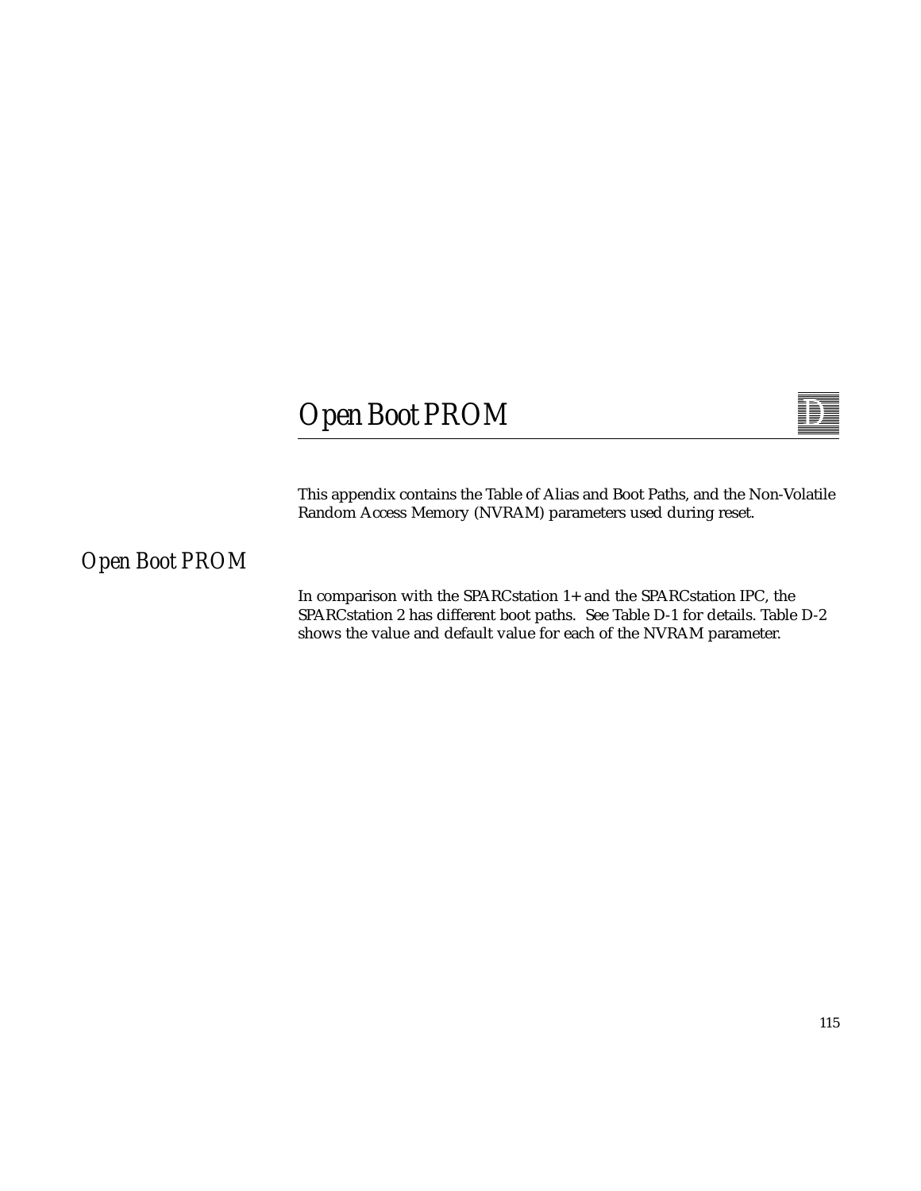# Open Boot PROM

This appendix contains the Table of Alias and Boot Paths, and the Non-Volatile Random Access Memory (NVRAM) parameters used during reset.

## Open Boot PROM

In comparison with the SPARCstation 1+ and the SPARCstation IPC, the SPARCstation 2 has different boot paths. See Table D-1 for details. Table D-2 shows the value and default value for each of the NVRAM parameter.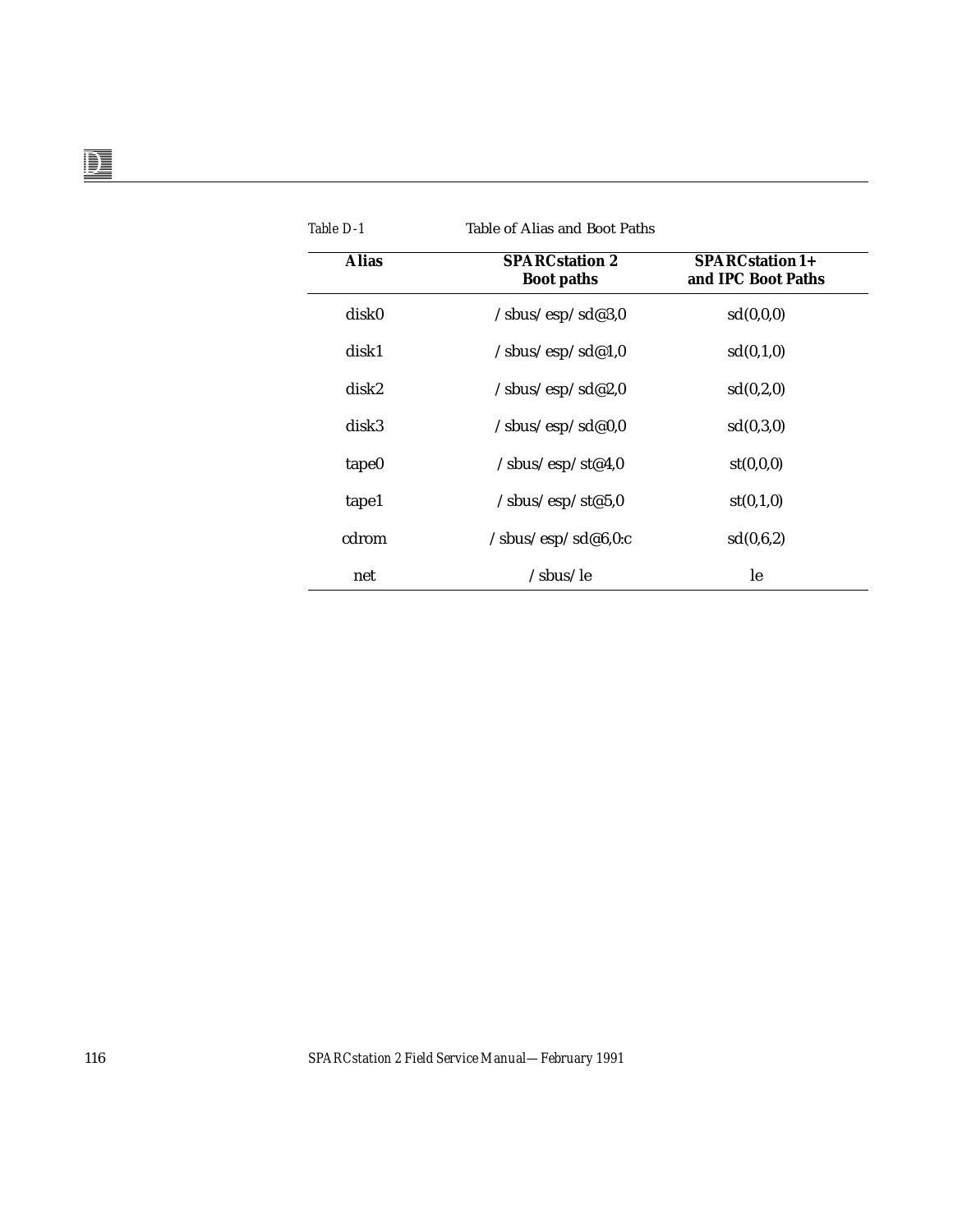*Table D-1* Table of Alias and Boot Paths

| Alias | SPARCstation 2 Boot paths | SPARCstation 1+ and IPC Boot Paths |
|---|---|---|
| disk0 | /sbus/esp/sd@3,0 | sd(0,0,0) |
| disk1 | /sbus/esp/sd@1,0 | sd(0,1,0) |
| disk2 | /sbus/esp/sd@2,0 | sd(0,2,0) |
| disk3 | /sbus/esp/sd@0,0 | sd(0,3,0) |
| tape0 | /sbus/esp/st@4,0 | st(0,0,0) |
| tape1 | /sbus/esp/st@5,0 | st(0,1,0) |
| cdrom | /sbus/esp/sd@6,0:c | sd(0,6,2) |
| net | /sbus/le | le |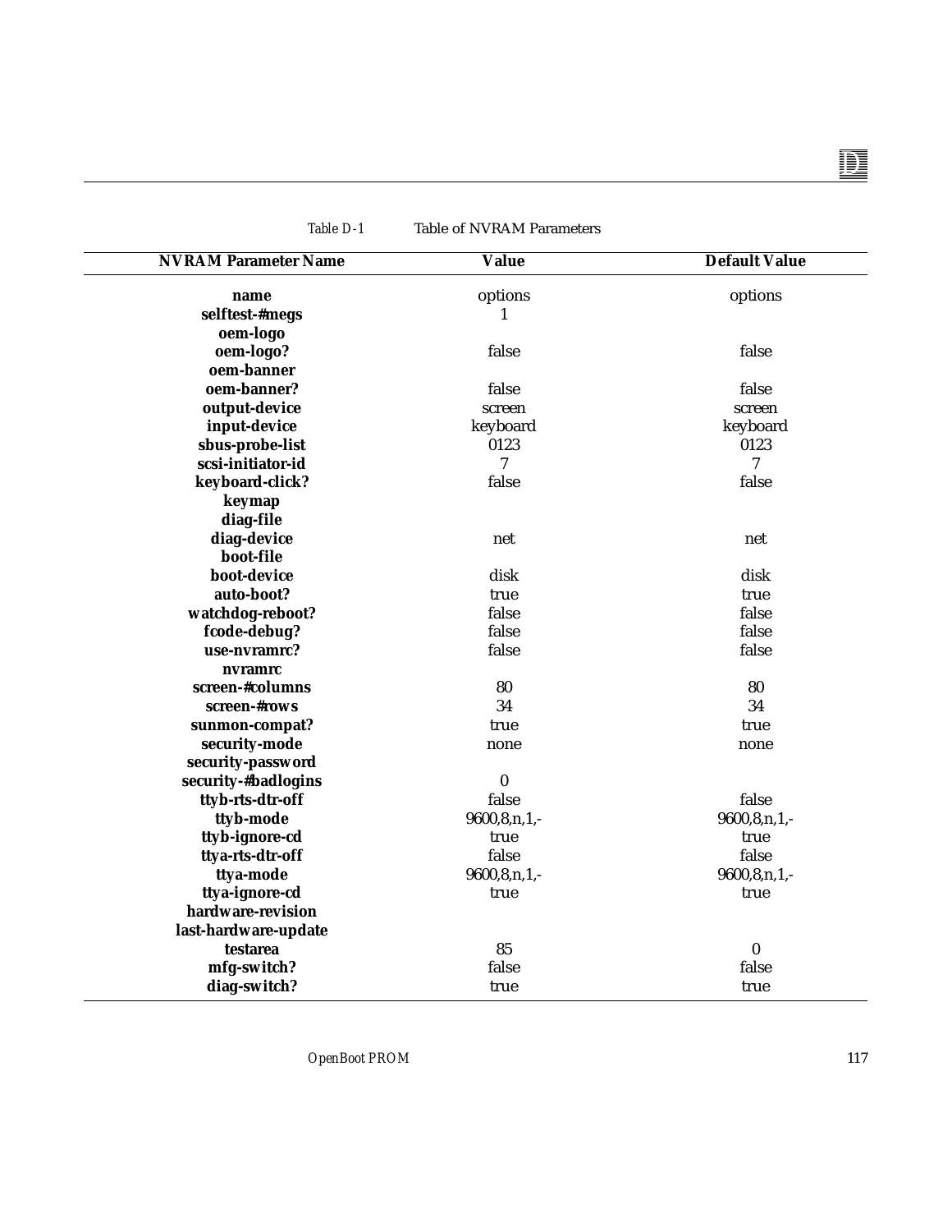Table D-1 Table of NVRAM Parameters

| NVRAM Parameter Name | Value | Default Value |
|---|---|---|
| **name** | options | options |
| **selftest-#megs** | 1 | |
| **oem-logo** | | |
| **oem-logo?** | false | false |
| **oem-banner** | | |
| **oem-banner?** | false | false |
| **output-device** | screen | screen |
| **input-device** | keyboard | keyboard |
| **sbus-probe-list** | 0123 | 0123 |
| **scsi-initiator-id** | 7 | 7 |
| **keyboard-click?** | false | false |
| **keymap** | | |
| **diag-file** | | |
| **diag-device** | net | net |
| **boot-file** | | |
| **boot-device** | disk | disk |
| **auto-boot?** | true | true |
| **watchdog-reboot?** | false | false |
| **fcode-debug?** | false | false |
| **use-nvramrc?** | false | false |
| **nvramrc** | | |
| **screen-#columns** | 80 | 80 |
| **screen-#rows** | 34 | 34 |
| **sunmon-compat?** | true | true |
| **security-mode** | none | none |
| **security-password** | | |
| **security-#badlogins** | 0 | |
| **ttyb-rts-dtr-off** | false | false |
| **ttyb-mode** | 9600,8,n,1,- | 9600,8,n,1,- |
| **ttyb-ignore-cd** | true | true |
| **ttya-rts-dtr-off** | false | false |
| **ttya-mode** | 9600,8,n,1,- | 9600,8,n,1,- |
| **ttya-ignore-cd** | true | true |
| **hardware-revision** | | |
| **last-hardware-update** | | |
| **testarea** | 85 | 0 |
| **mfg-switch?** | false | false |
| **diag-switch?** | true | true |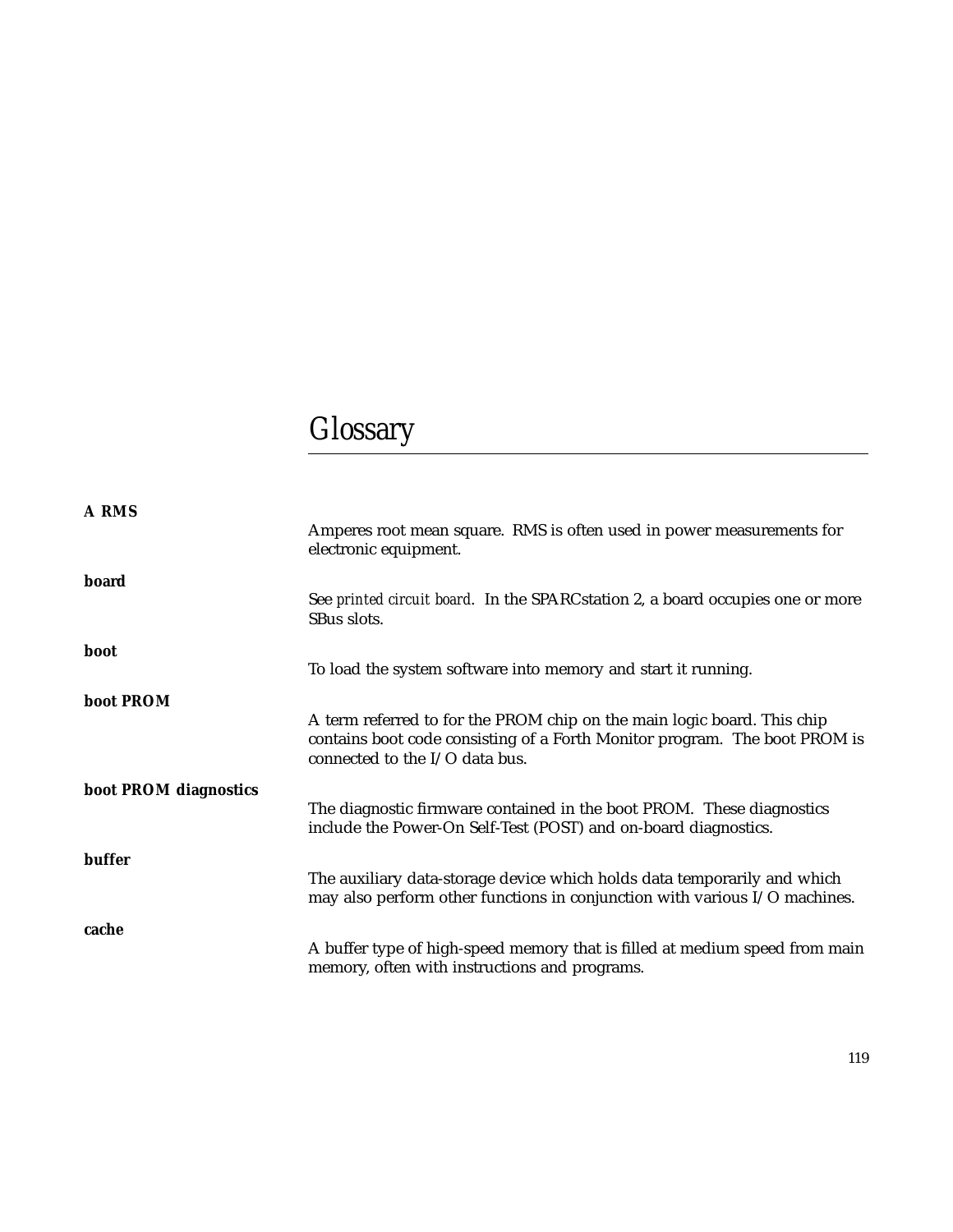# Glossary

**A RMS**

Amperes root mean square. RMS is often used in power measurements for electronic equipment.

**board**

See *printed circuit board*. In the SPARCstation 2, a board occupies one or more SBus slots.

**boot**

To load the system software into memory and start it running.

**boot PROM**

A term referred to for the PROM chip on the main logic board. This chip contains boot code consisting of a Forth Monitor program. The boot PROM is connected to the I/O data bus.

**boot PROM diagnostics**

The diagnostic firmware contained in the boot PROM. These diagnostics include the Power-On Self-Test (POST) and on-board diagnostics.

**buffer**

The auxiliary data-storage device which holds data temporarily and which may also perform other functions in conjunction with various I/O machines.

**cache**

A buffer type of high-speed memory that is filled at medium speed from main memory, often with instructions and programs.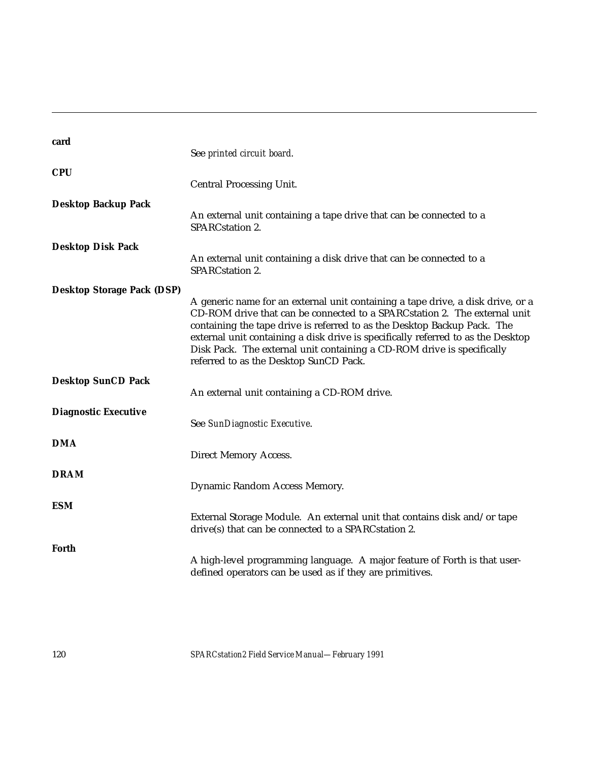**card**

See *printed circuit board*.

**CPU**

Central Processing Unit.

**Desktop Backup Pack**

An external unit containing a tape drive that can be connected to a SPARCstation 2.

**Desktop Disk Pack**

An external unit containing a disk drive that can be connected to a SPARCstation 2.

**Desktop Storage Pack (DSP)**

A generic name for an external unit containing a tape drive, a disk drive, or a CD-ROM drive that can be connected to a SPARCstation 2. The external unit containing the tape drive is referred to as the Desktop Backup Pack. The external unit containing a disk drive is specifically referred to as the Desktop Disk Pack. The external unit containing a CD-ROM drive is specifically referred to as the Desktop SunCD Pack.

**Desktop SunCD Pack**

An external unit containing a CD-ROM drive.

**Diagnostic Executive**

See *SunDiagnostic Executive*.

**DMA**

Direct Memory Access.

**DRAM**

Dynamic Random Access Memory.

**ESM**

External Storage Module. An external unit that contains disk and/or tape drive(s) that can be connected to a SPARCstation 2.

**Forth**

A high-level programming language. A major feature of Forth is that user-defined operators can be used as if they are primitives.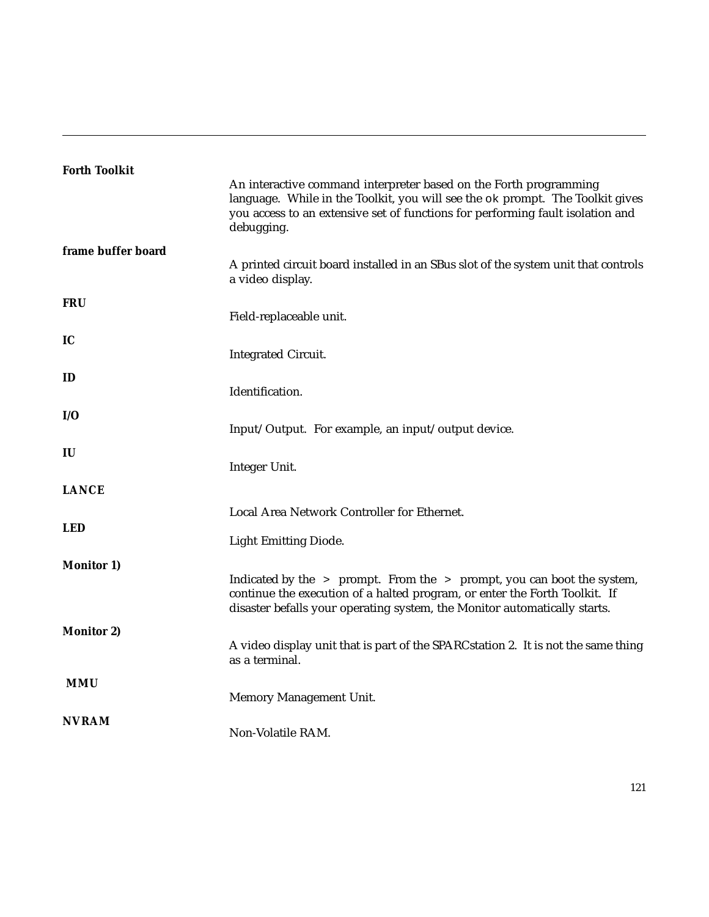**Forth Toolkit**

An interactive command interpreter based on the Forth programming language. While in the Toolkit, you will see the `ok` prompt. The Toolkit gives you access to an extensive set of functions for performing fault isolation and debugging.

**frame buffer board**

A printed circuit board installed in an SBus slot of the system unit that controls a video display.

**FRU**

Field-replaceable unit.

**IC**

Integrated Circuit.

**ID**

Identification.

**I/O**

Input/Output. For example, an input/output device.

**IU**

Integer Unit.

**LANCE**

Local Area Network Controller for Ethernet.

**LED**

Light Emitting Diode.

**Monitor 1)**

Indicated by the > prompt. From the > prompt, you can boot the system, continue the execution of a halted program, or enter the Forth Toolkit. If disaster befalls your operating system, the Monitor automatically starts.

**Monitor 2)**

A video display unit that is part of the SPARCstation 2. It is not the same thing as a terminal.

**MMU**

Memory Management Unit.

**NVRAM**

Non-Volatile RAM.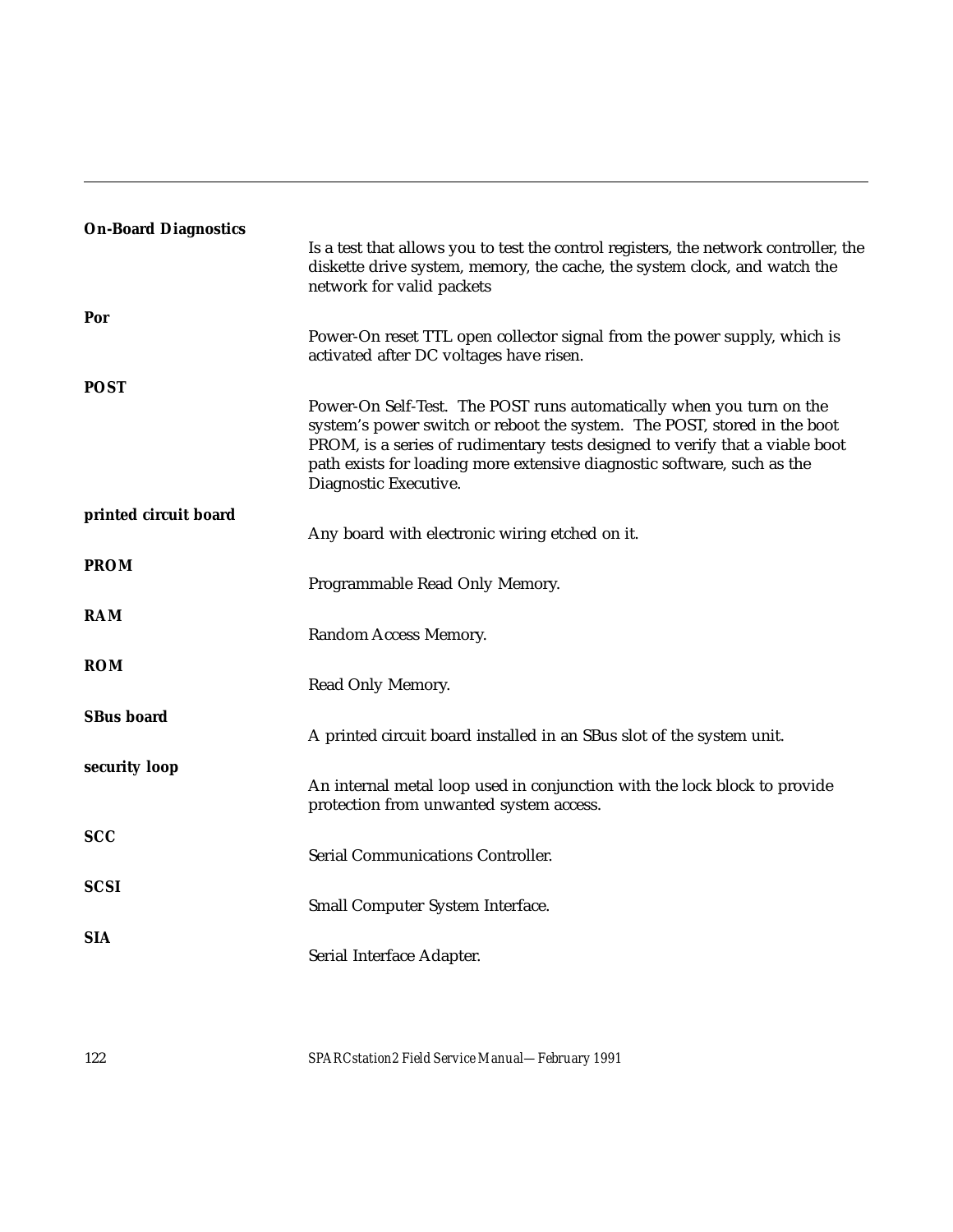**On-Board Diagnostics**

Is a test that allows you to test the control registers, the network controller, the diskette drive system, memory, the cache, the system clock, and watch the network for valid packets

**Por**

Power-On reset TTL open collector signal from the power supply, which is activated after DC voltages have risen.

**POST**

Power-On Self-Test. The POST runs automatically when you turn on the system's power switch or reboot the system. The POST, stored in the boot PROM, is a series of rudimentary tests designed to verify that a viable boot path exists for loading more extensive diagnostic software, such as the Diagnostic Executive.

**printed circuit board**

Any board with electronic wiring etched on it.

**PROM**

Programmable Read Only Memory.

**RAM**

Random Access Memory.

**ROM**

Read Only Memory.

**SBus board**

A printed circuit board installed in an SBus slot of the system unit.

**security loop**

An internal metal loop used in conjunction with the lock block to provide protection from unwanted system access.

**SCC**

Serial Communications Controller.

**SCSI**

Small Computer System Interface.

**SIA**

Serial Interface Adapter.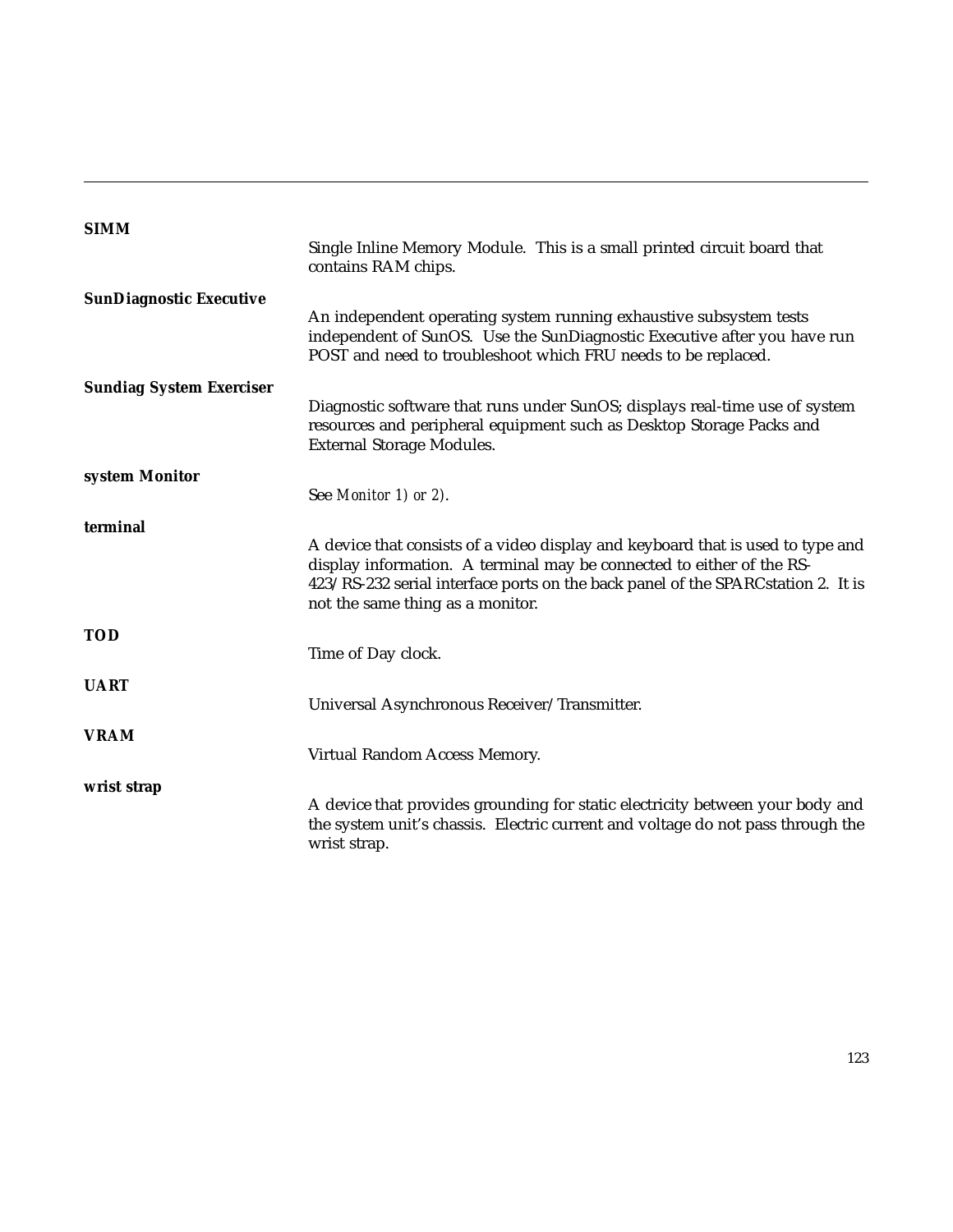**SIMM**

Single Inline Memory Module. This is a small printed circuit board that contains RAM chips.

**SunDiagnostic Executive**

An independent operating system running exhaustive subsystem tests independent of SunOS. Use the SunDiagnostic Executive after you have run POST and need to troubleshoot which FRU needs to be replaced.

**Sundiag System Exerciser**

Diagnostic software that runs under SunOS; displays real-time use of system resources and peripheral equipment such as Desktop Storage Packs and External Storage Modules.

**system Monitor**

See *Monitor 1) or 2)*.

**terminal**

A device that consists of a video display and keyboard that is used to type and display information. A terminal may be connected to either of the RS-423/RS-232 serial interface ports on the back panel of the SPARCstation 2. It is not the same thing as a monitor.

**TOD**

Time of Day clock.

**UART**

Universal Asynchronous Receiver/Transmitter.

**VRAM**

Virtual Random Access Memory.

**wrist strap**

A device that provides grounding for static electricity between your body and the system unit's chassis. Electric current and voltage do not pass through the wrist strap.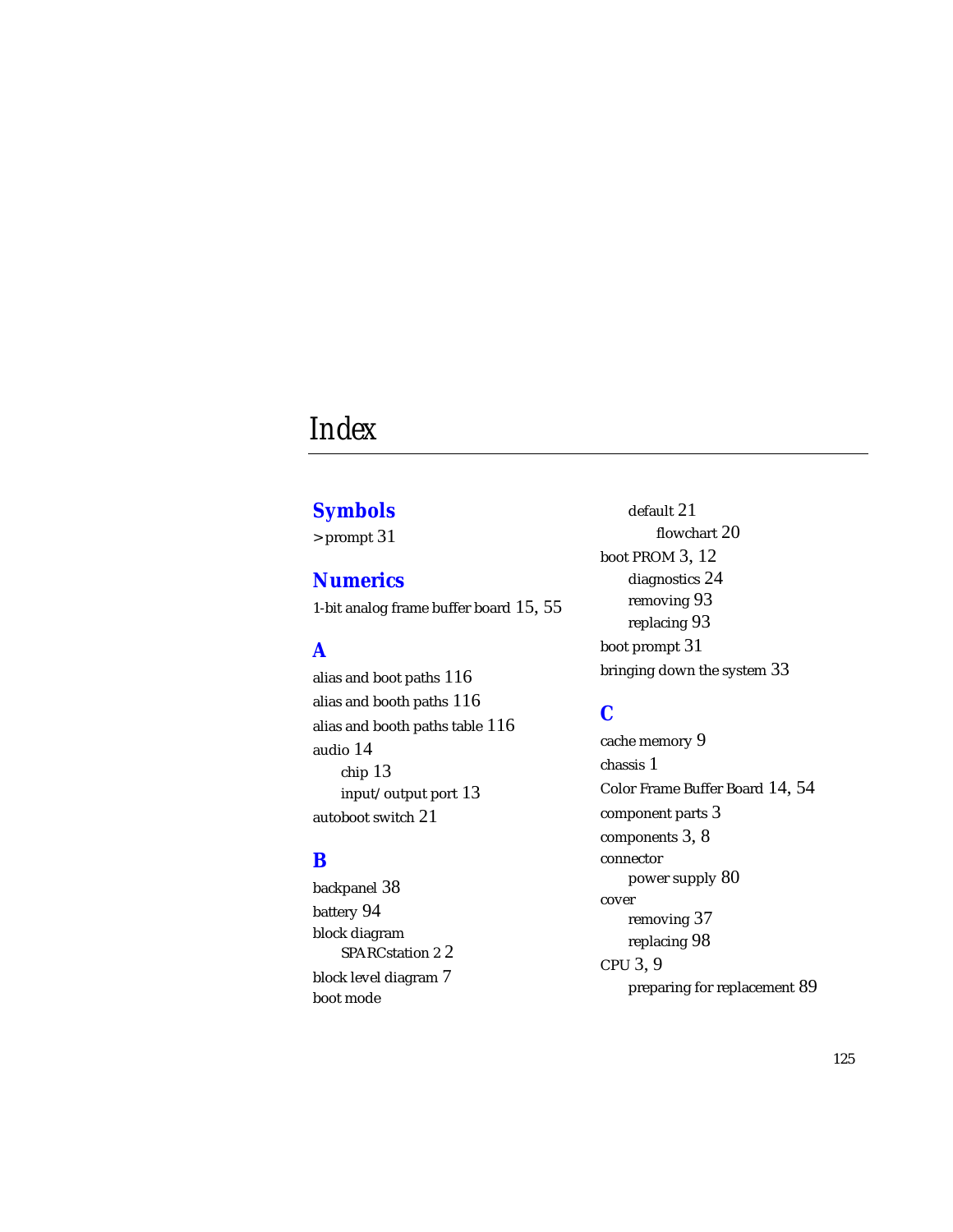# Index

## Symbols

>prompt 31

## Numerics

1-bit analog frame buffer board 15, 55

## A

alias and boot paths 116
alias and booth paths 116
alias and booth paths table 116
audio 14
    chip 13
    input/output port 13
autoboot switch 21

## B

backpanel 38
battery 94
block diagram
    SPARCstation 2 2
block level diagram 7
boot mode
    default 21
        flowchart 20
boot PROM 3, 12
    diagnostics 24
    removing 93
    replacing 93
boot prompt 31
bringing down the system 33

## C

cache memory 9
chassis 1
Color Frame Buffer Board 14, 54
component parts 3
components 3, 8
connector
    power supply 80
cover
    removing 37
    replacing 98
CPU 3, 9
    preparing for replacement 89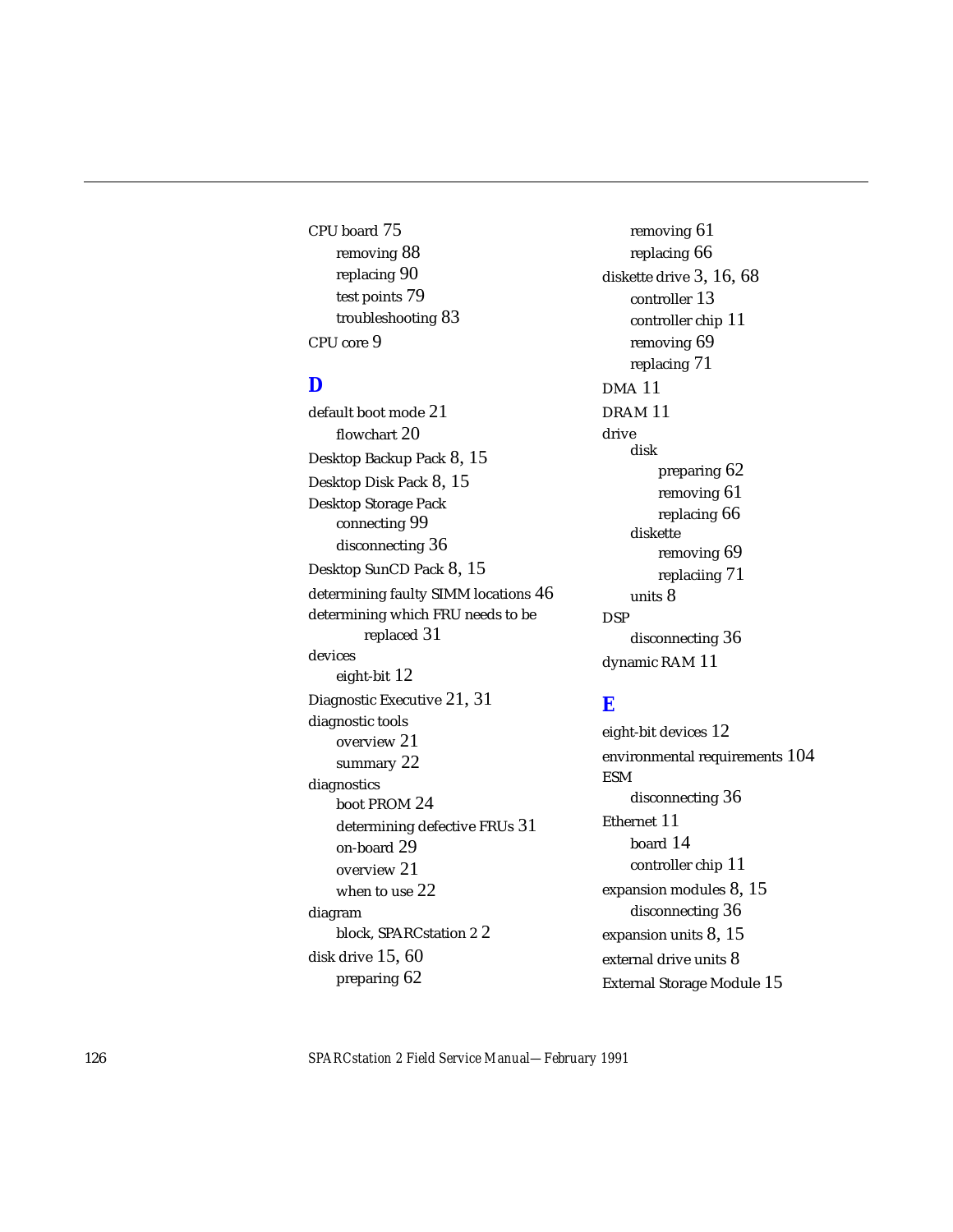CPU board 75
- removing 88
- replacing 90
- test points 79
- troubleshooting 83

CPU core 9

## D

default boot mode 21
- flowchart 20

Desktop Backup Pack 8, 15

Desktop Disk Pack 8, 15

Desktop Storage Pack
- connecting 99
- disconnecting 36

Desktop SunCD Pack 8, 15

determining faulty SIMM locations 46

determining which FRU needs to be replaced 31

devices
- eight-bit 12

Diagnostic Executive 21, 31

diagnostic tools
- overview 21
- summary 22

diagnostics
- boot PROM 24
- determining defective FRUs 31
- on-board 29
- overview 21
- when to use 22

diagram
- block, SPARCstation 2 2

disk drive 15, 60
- preparing 62
- removing 61
- replacing 66

diskette drive 3, 16, 68
- controller 13
- controller chip 11
- removing 69
- replacing 71

DMA 11

DRAM 11

drive
- disk
  - preparing 62
  - removing 61
  - replacing 66
- diskette
  - removing 69
  - replaciing 71
- units 8

DSP
- disconnecting 36

dynamic RAM 11

## E

eight-bit devices 12

environmental requirements 104

ESM
- disconnecting 36

Ethernet 11
- board 14
- controller chip 11

expansion modules 8, 15
- disconnecting 36

expansion units 8, 15

external drive units 8

External Storage Module 15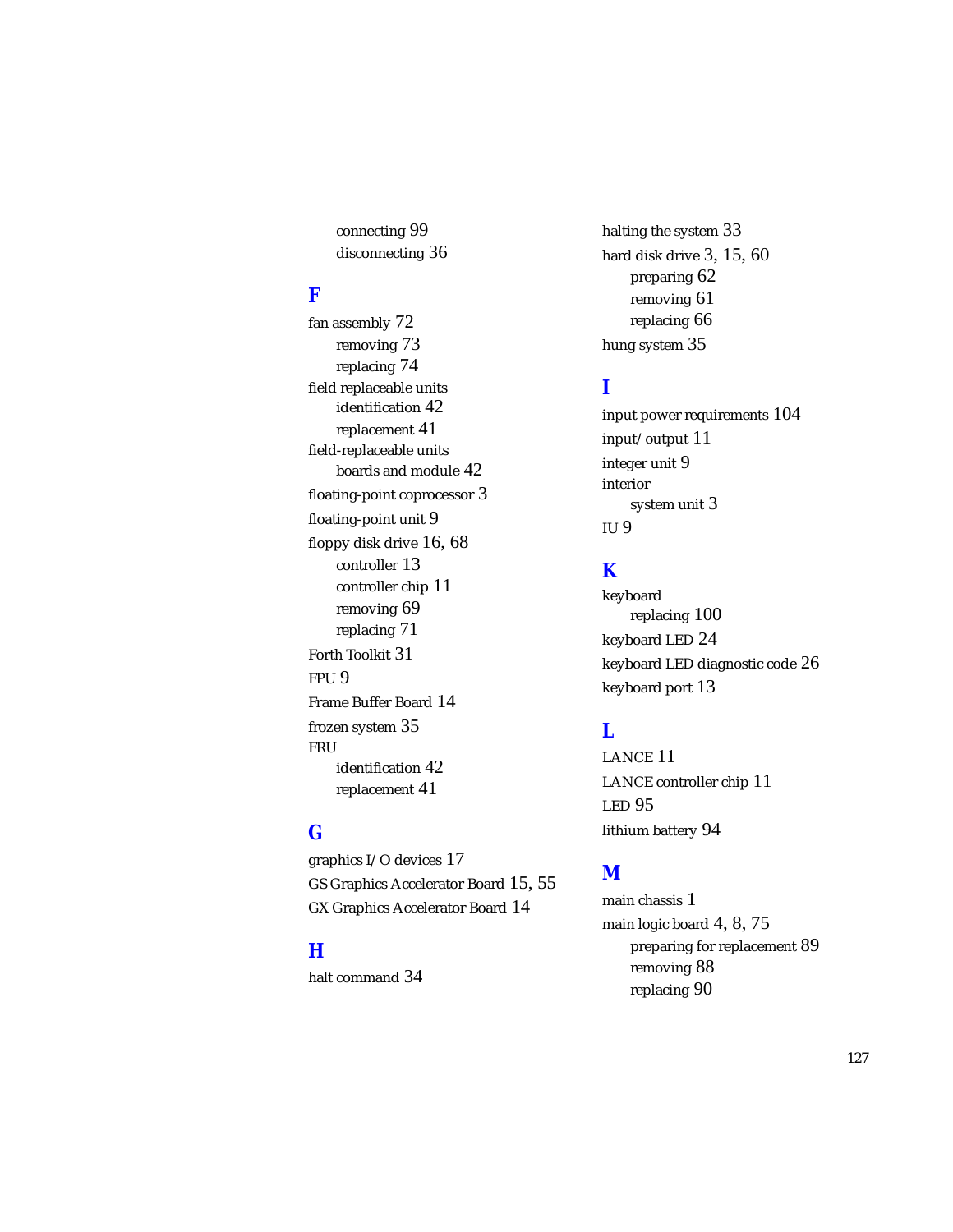connecting 99
disconnecting 36

## F

fan assembly 72
- removing 73
- replacing 74

field replaceable units
- identification 42
- replacement 41

field-replaceable units
- boards and module 42

floating-point coprocessor 3

floating-point unit 9

floppy disk drive 16, 68
- controller 13
- controller chip 11
- removing 69
- replacing 71

Forth Toolkit 31

FPU 9

Frame Buffer Board 14

frozen system 35

FRU
- identification 42
- replacement 41

## G

graphics I/O devices 17

GS Graphics Accelerator Board 15, 55

GX Graphics Accelerator Board 14

## H

halt command 34

halting the system 33

hard disk drive 3, 15, 60
- preparing 62
- removing 61
- replacing 66

hung system 35

## I

input power requirements 104

input/output 11

integer unit 9

interior
- system unit 3

IU 9

## K

keyboard
- replacing 100

keyboard LED 24

keyboard LED diagnostic code 26

keyboard port 13

## L

LANCE 11

LANCE controller chip 11

LED 95

lithium battery 94

## M

main chassis 1

main logic board 4, 8, 75
- preparing for replacement 89
- removing 88
- replacing 90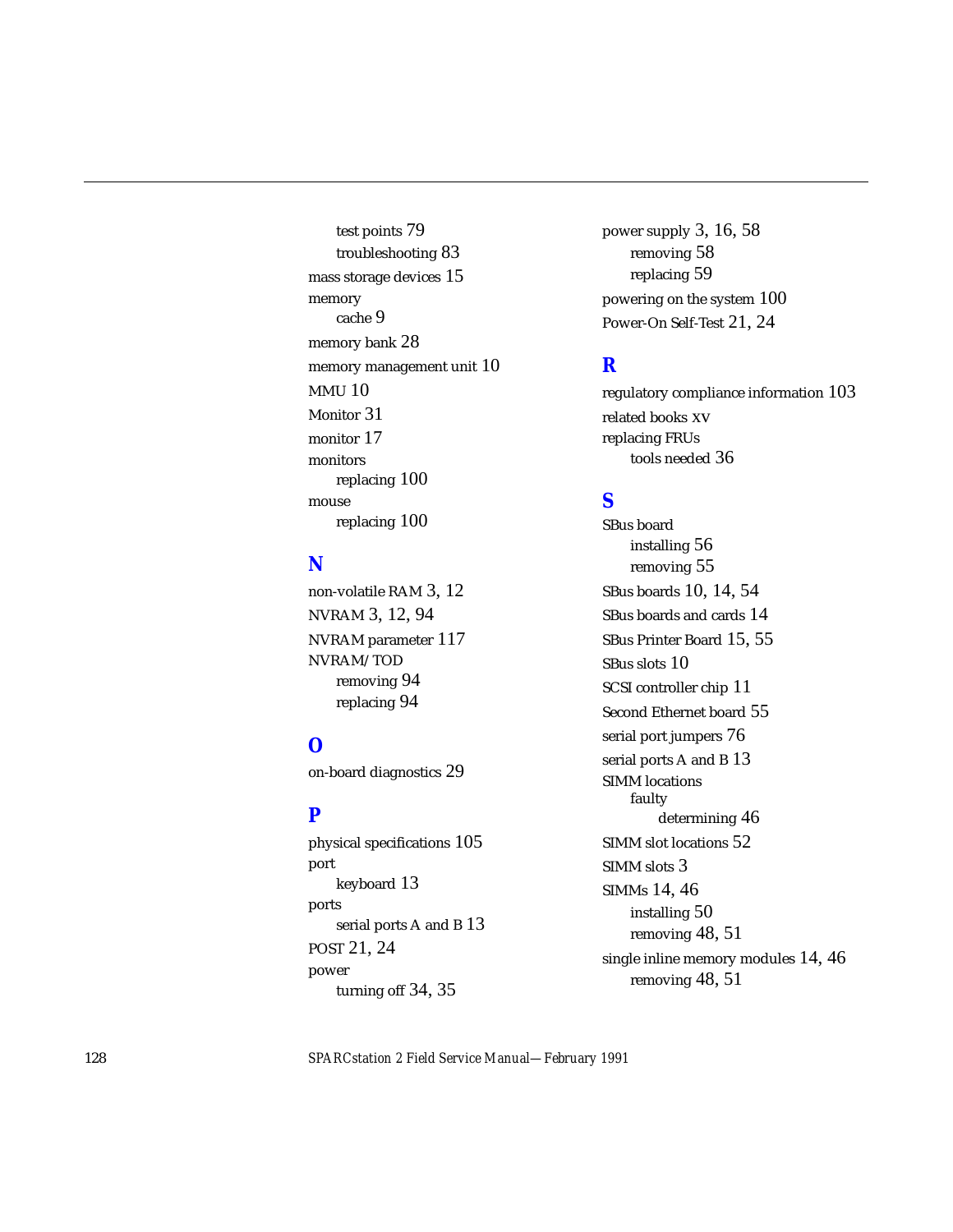test points 79
    troubleshooting 83
mass storage devices 15
memory
    cache 9
memory bank 28
memory management unit 10
MMU 10
Monitor 31
monitor 17
monitors
    replacing 100
mouse
    replacing 100

## N

non-volatile RAM 3, 12
NVRAM 3, 12, 94
NVRAM parameter 117
NVRAM/TOD
    removing 94
    replacing 94

## O

on-board diagnostics 29

## P

physical specifications 105
port
    keyboard 13
ports
    serial ports A and B 13
POST 21, 24
power
    turning off 34, 35
power supply 3, 16, 58
    removing 58
    replacing 59
powering on the system 100
Power-On Self-Test 21, 24

## R

regulatory compliance information 103
related books xv
replacing FRUs
    tools needed 36

## S

SBus board
    installing 56
    removing 55
SBus boards 10, 14, 54
SBus boards and cards 14
SBus Printer Board 15, 55
SBus slots 10
SCSI controller chip 11
Second Ethernet board 55
serial port jumpers 76
serial ports A and B 13
SIMM locations
    faulty
        determining 46
SIMM slot locations 52
SIMM slots 3
SIMMs 14, 46
    installing 50
    removing 48, 51
single inline memory modules 14, 46
    removing 48, 51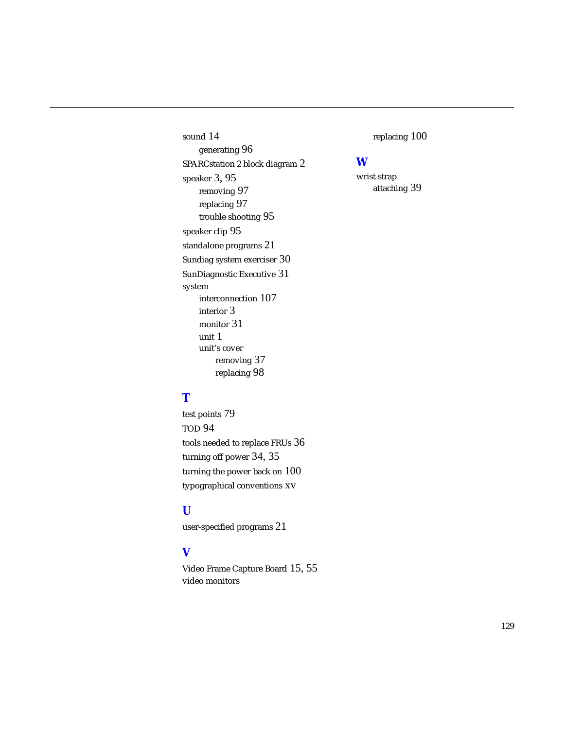sound 14
    generating 96

SPARCstation 2 block diagram 2

speaker 3, 95
    removing 97
    replacing 97
    trouble shooting 95

speaker clip 95

standalone programs 21

Sundiag system exerciser 30

SunDiagnostic Executive 31

system
    interconnection 107
    interior 3
    monitor 31
    unit 1
    unit's cover
        removing 37
        replacing 98

## T

test points 79

TOD 94

tools needed to replace FRUs 36

turning off power 34, 35

turning the power back on 100

typographical conventions xv

## U

user-specified programs 21

## V

Video Frame Capture Board 15, 55

video monitors
    replacing 100

## W

wrist strap
    attaching 39